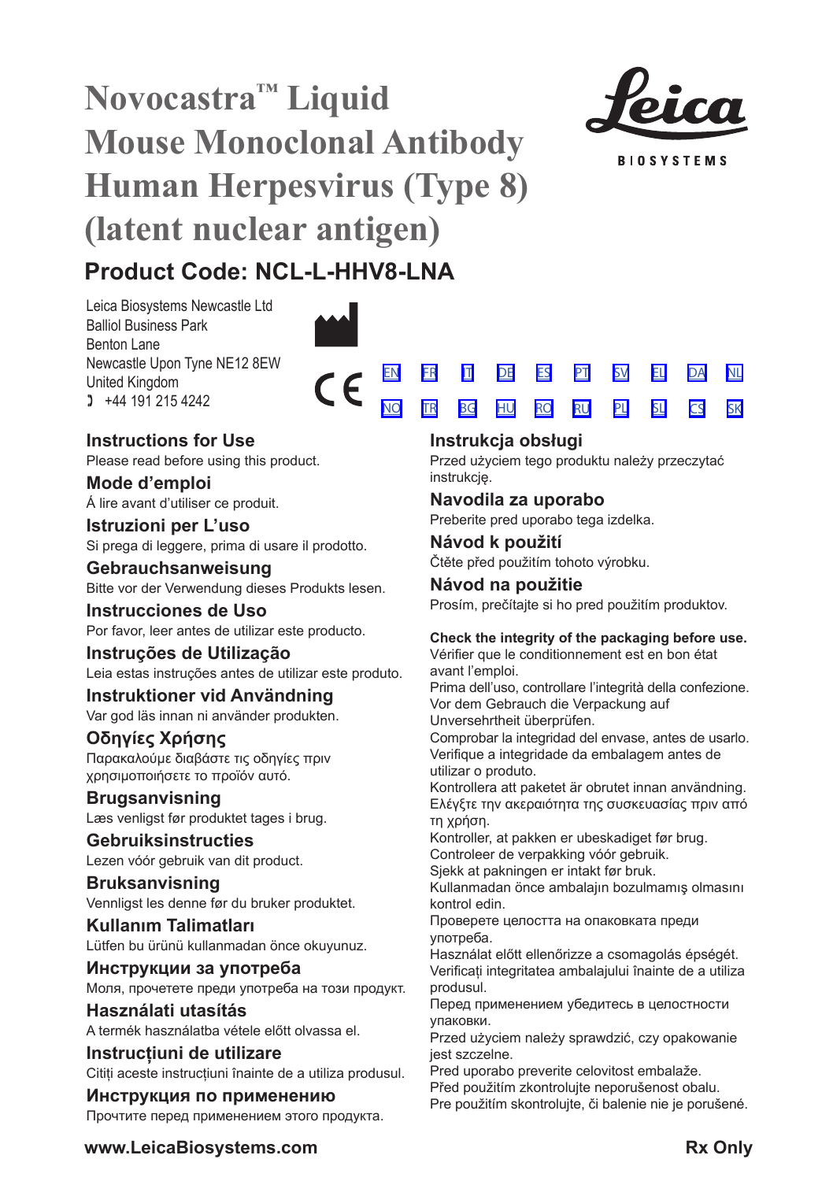# Novocastra™ Liquid Mouse Monoclonal Antibody Human Herpesvirus (Type 8) (latent nuclear antigen)

## Product Code: NCL-L-HHV8-LNA

Leica Biosystems Newcastle Ltd
Balliol Business Park
Benton Lane
Newcastle Upon Tyne NE12 8EW
United Kingdom
+44 191 215 4242

EN FR IT DE ES PT SV EL DA NL
NO TR BG HU RO RU PL SL CS SK

### Instructions for Use
Please read before using this product.

### Mode d'emploi
À lire avant d'utiliser ce produit.

### Istruzioni per L'uso
Si prega di leggere, prima di usare il prodotto.

### Gebrauchsanweisung
Bitte vor der Verwendung dieses Produkts lesen.

### Instrucciones de Uso
Por favor, leer antes de utilizar este producto.

### Instruções de Utilização
Leia estas instruções antes de utilizar este produto.

### Instruktioner vid Användning
Var god läs innan ni använder produkten.

### Οδηγίες Χρήσης
Παρακαλούμε διαβάστε τις οδηγίες πριν χρησιμοποιήσετε το προϊόν αυτό.

### Brugsanvisning
Læs venligst før produktet tages i brug.

### Gebruiksinstructies
Lezen vóór gebruik van dit product.

### Bruksanvisning
Vennligst les denne før du bruker produktet.

### Kullanım Talimatları
Lütfen bu ürünü kullanmadan önce okuyunuz.

### Инструкции за употреба
Моля, прочетете преди употреба на този продукт.

### Használati utasítás
A termék használatba vétele előtt olvassa el.

### Instrucțiuni de utilizare
Citiți aceste instrucțiuni înainte de a utiliza produsul.

### Инструкция по применению
Прочтите перед применением этого продукта.

### Instrukcja obsługi
Przed użyciem tego produktu należy przeczytać instrukcję.

### Navodila za uporabo
Preberite pred uporabo tega izdelka.

### Návod k použití
Čtěte před použitím tohoto výrobku.

### Návod na použitie
Prosím, prečítajte si ho pred použitím produktov.

**Check the integrity of the packaging before use.**
Vérifier que le conditionnement est en bon état avant l'emploi.
Prima dell'uso, controllare l'integrità della confezione.
Vor dem Gebrauch die Verpackung auf Unversehrtheit überprüfen.
Comprobar la integridad del envase, antes de usarlo.
Verifique a integridade da embalagem antes de utilizar o produto.
Kontrollera att paketet är obrutet innan användning.
Ελέγξτε την ακεραιότητα της συσκευασίας πριν από τη χρήση.
Kontroller, at pakken er ubeskadiget før brug.
Controleer de verpakking vóór gebruik.
Sjekk at pakningen er intakt før bruk.
Kullanmadan önce ambalajın bozulmamış olmasını kontrol edin.
Проверете целостта на опаковката преди употреба.
Használat előtt ellenőrizze a csomagolás épségét.
Verificați integritatea ambalajului înainte de a utiliza produsul.
Перед применением убедитесь в целостности упаковки.
Przed użyciem należy sprawdzić, czy opakowanie jest szczelne.
Pred uporabo preverite celovitost embalaže.
Před použitím zkontrolujte neporušenost obalu.
Pre použitím skontrolujte, či balenie nie je porušené.

**www.LeicaBiosystems.com** **Rx Only**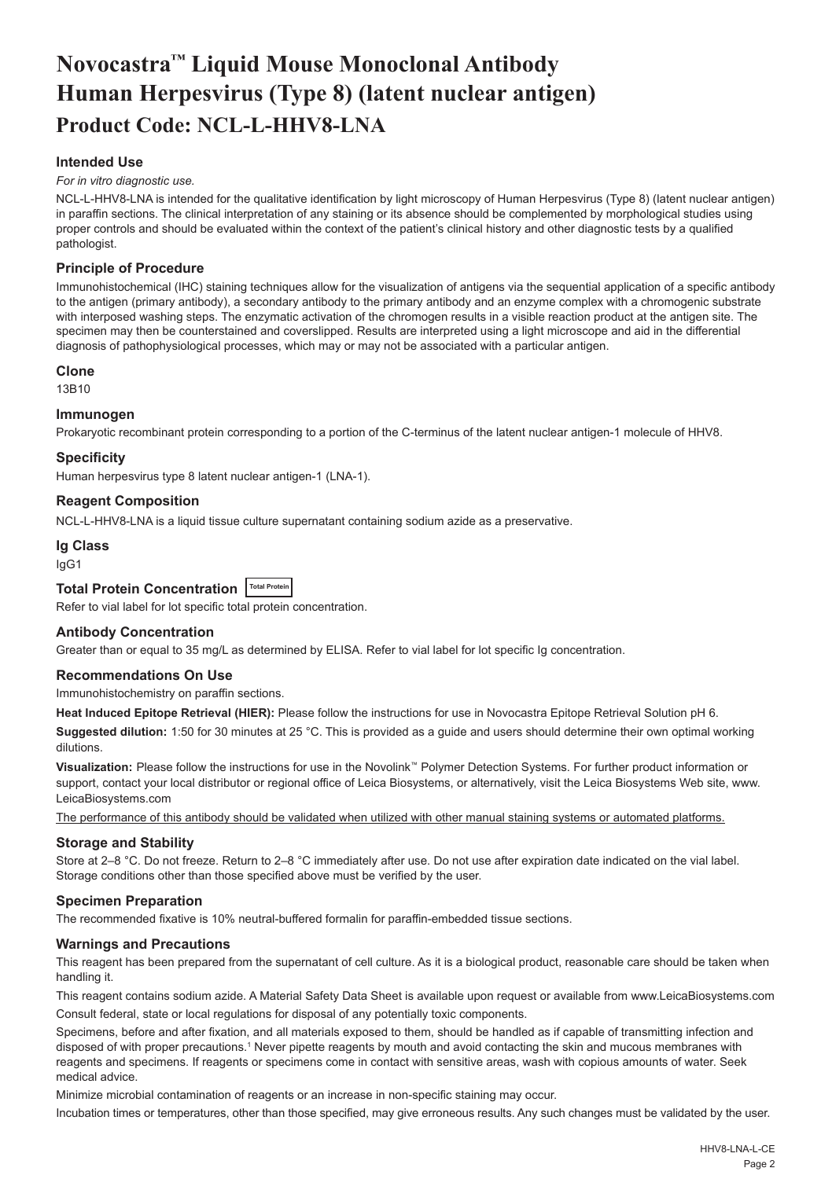# Novocastra™ Liquid Mouse Monoclonal Antibody Human Herpesvirus (Type 8) (latent nuclear antigen)

## Product Code: NCL-L-HHV8-LNA

### Intended Use

*For in vitro diagnostic use.*

NCL-L-HHV8-LNA is intended for the qualitative identification by light microscopy of Human Herpesvirus (Type 8) (latent nuclear antigen) in paraffin sections. The clinical interpretation of any staining or its absence should be complemented by morphological studies using proper controls and should be evaluated within the context of the patient's clinical history and other diagnostic tests by a qualified pathologist.

### Principle of Procedure

Immunohistochemical (IHC) staining techniques allow for the visualization of antigens via the sequential application of a specific antibody to the antigen (primary antibody), a secondary antibody to the primary antibody and an enzyme complex with a chromogenic substrate with interposed washing steps. The enzymatic activation of the chromogen results in a visible reaction product at the antigen site. The specimen may then be counterstained and coverslipped. Results are interpreted using a light microscope and aid in the differential diagnosis of pathophysiological processes, which may or may not be associated with a particular antigen.

### Clone

13B10

### Immunogen

Prokaryotic recombinant protein corresponding to a portion of the C-terminus of the latent nuclear antigen-1 molecule of HHV8.

### Specificity

Human herpesvirus type 8 latent nuclear antigen-1 (LNA-1).

### Reagent Composition

NCL-L-HHV8-LNA is a liquid tissue culture supernatant containing sodium azide as a preservative.

### Ig Class

IgG1

### Total Protein Concentration Total Protein

Refer to vial label for lot specific total protein concentration.

### Antibody Concentration

Greater than or equal to 35 mg/L as determined by ELISA. Refer to vial label for lot specific Ig concentration.

### Recommendations On Use

Immunohistochemistry on paraffin sections.

**Heat Induced Epitope Retrieval (HIER):** Please follow the instructions for use in Novocastra Epitope Retrieval Solution pH 6.

**Suggested dilution:** 1:50 for 30 minutes at 25 °C. This is provided as a guide and users should determine their own optimal working dilutions.

**Visualization:** Please follow the instructions for use in the Novolink™ Polymer Detection Systems. For further product information or support, contact your local distributor or regional office of Leica Biosystems, or alternatively, visit the Leica Biosystems Web site, www.LeicaBiosystems.com

The performance of this antibody should be validated when utilized with other manual staining systems or automated platforms.

### Storage and Stability

Store at 2–8 °C. Do not freeze. Return to 2–8 °C immediately after use. Do not use after expiration date indicated on the vial label. Storage conditions other than those specified above must be verified by the user.

### Specimen Preparation

The recommended fixative is 10% neutral-buffered formalin for paraffin-embedded tissue sections.

### Warnings and Precautions

This reagent has been prepared from the supernatant of cell culture. As it is a biological product, reasonable care should be taken when handling it.

This reagent contains sodium azide. A Material Safety Data Sheet is available upon request or available from www.LeicaBiosystems.com

Consult federal, state or local regulations for disposal of any potentially toxic components.

Specimens, before and after fixation, and all materials exposed to them, should be handled as if capable of transmitting infection and disposed of with proper precautions.[1] Never pipette reagents by mouth and avoid contacting the skin and mucous membranes with reagents and specimens. If reagents or specimens come in contact with sensitive areas, wash with copious amounts of water. Seek medical advice.

Minimize microbial contamination of reagents or an increase in non-specific staining may occur.

Incubation times or temperatures, other than those specified, may give erroneous results. Any such changes must be validated by the user.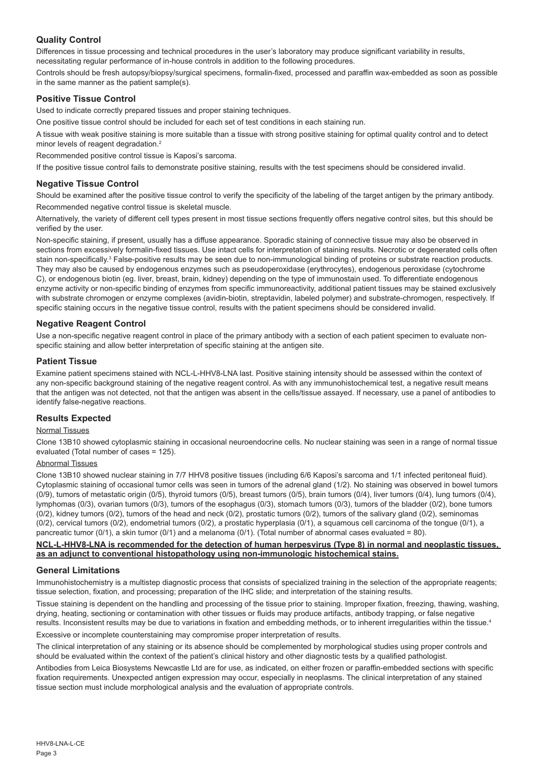## Quality Control

Differences in tissue processing and technical procedures in the user's laboratory may produce significant variability in results, necessitating regular performance of in-house controls in addition to the following procedures.

Controls should be fresh autopsy/biopsy/surgical specimens, formalin-fixed, processed and paraffin wax-embedded as soon as possible in the same manner as the patient sample(s).

## Positive Tissue Control

Used to indicate correctly prepared tissues and proper staining techniques.

One positive tissue control should be included for each set of test conditions in each staining run.

A tissue with weak positive staining is more suitable than a tissue with strong positive staining for optimal quality control and to detect minor levels of reagent degradation.[2]

Recommended positive control tissue is Kaposi's sarcoma.

If the positive tissue control fails to demonstrate positive staining, results with the test specimens should be considered invalid.

## Negative Tissue Control

Should be examined after the positive tissue control to verify the specificity of the labeling of the target antigen by the primary antibody.

Recommended negative control tissue is skeletal muscle.

Alternatively, the variety of different cell types present in most tissue sections frequently offers negative control sites, but this should be verified by the user.

Non-specific staining, if present, usually has a diffuse appearance. Sporadic staining of connective tissue may also be observed in sections from excessively formalin-fixed tissues. Use intact cells for interpretation of staining results. Necrotic or degenerated cells often stain non-specifically.[3] False-positive results may be seen due to non-immunological binding of proteins or substrate reaction products. They may also be caused by endogenous enzymes such as pseudoperoxidase (erythrocytes), endogenous peroxidase (cytochrome C), or endogenous biotin (eg. liver, breast, brain, kidney) depending on the type of immunostain used. To differentiate endogenous enzyme activity or non-specific binding of enzymes from specific immunoreactivity, additional patient tissues may be stained exclusively with substrate chromogen or enzyme complexes (avidin-biotin, streptavidin, labeled polymer) and substrate-chromogen, respectively. If specific staining occurs in the negative tissue control, results with the patient specimens should be considered invalid.

## Negative Reagent Control

Use a non-specific negative reagent control in place of the primary antibody with a section of each patient specimen to evaluate non-specific staining and allow better interpretation of specific staining at the antigen site.

## Patient Tissue

Examine patient specimens stained with NCL-L-HHV8-LNA last. Positive staining intensity should be assessed within the context of any non-specific background staining of the negative reagent control. As with any immunohistochemical test, a negative result means that the antigen was not detected, not that the antigen was absent in the cells/tissue assayed. If necessary, use a panel of antibodies to identify false-negative reactions.

## Results Expected

Normal Tissues

Clone 13B10 showed cytoplasmic staining in occasional neuroendocrine cells. No nuclear staining was seen in a range of normal tissue evaluated (Total number of cases = 125).

Abnormal Tissues

Clone 13B10 showed nuclear staining in 7/7 HHV8 positive tissues (including 6/6 Kaposi's sarcoma and 1/1 infected peritoneal fluid). Cytoplasmic staining of occasional tumor cells was seen in tumors of the adrenal gland (1/2). No staining was observed in bowel tumors (0/9), tumors of metastatic origin (0/5), thyroid tumors (0/5), breast tumors (0/5), brain tumors (0/4), liver tumors (0/4), lung tumors (0/4), lymphomas (0/3), ovarian tumors (0/3), tumors of the esophagus (0/3), stomach tumors (0/3), tumors of the bladder (0/2), bone tumors (0/2), kidney tumors (0/2), tumors of the head and neck (0/2), prostatic tumors (0/2), tumors of the salivary gland (0/2), seminomas (0/2), cervical tumors (0/2), endometrial tumors (0/2), a prostatic hyperplasia (0/1), a squamous cell carcinoma of the tongue (0/1), a pancreatic tumor (0/1), a skin tumor (0/1) and a melanoma (0/1). (Total number of abnormal cases evaluated = 80).

**NCL-L-HHV8-LNA is recommended for the detection of human herpesvirus (Type 8) in normal and neoplastic tissues, as an adjunct to conventional histopathology using non-immunologic histochemical stains.**

## General Limitations

Immunohistochemistry is a multistep diagnostic process that consists of specialized training in the selection of the appropriate reagents; tissue selection, fixation, and processing; preparation of the IHC slide; and interpretation of the staining results.

Tissue staining is dependent on the handling and processing of the tissue prior to staining. Improper fixation, freezing, thawing, washing, drying, heating, sectioning or contamination with other tissues or fluids may produce artifacts, antibody trapping, or false negative results. Inconsistent results may be due to variations in fixation and embedding methods, or to inherent irregularities within the tissue.[4]

Excessive or incomplete counterstaining may compromise proper interpretation of results.

The clinical interpretation of any staining or its absence should be complemented by morphological studies using proper controls and should be evaluated within the context of the patient's clinical history and other diagnostic tests by a qualified pathologist.

Antibodies from Leica Biosystems Newcastle Ltd are for use, as indicated, on either frozen or paraffin-embedded sections with specific fixation requirements. Unexpected antigen expression may occur, especially in neoplasms. The clinical interpretation of any stained tissue section must include morphological analysis and the evaluation of appropriate controls.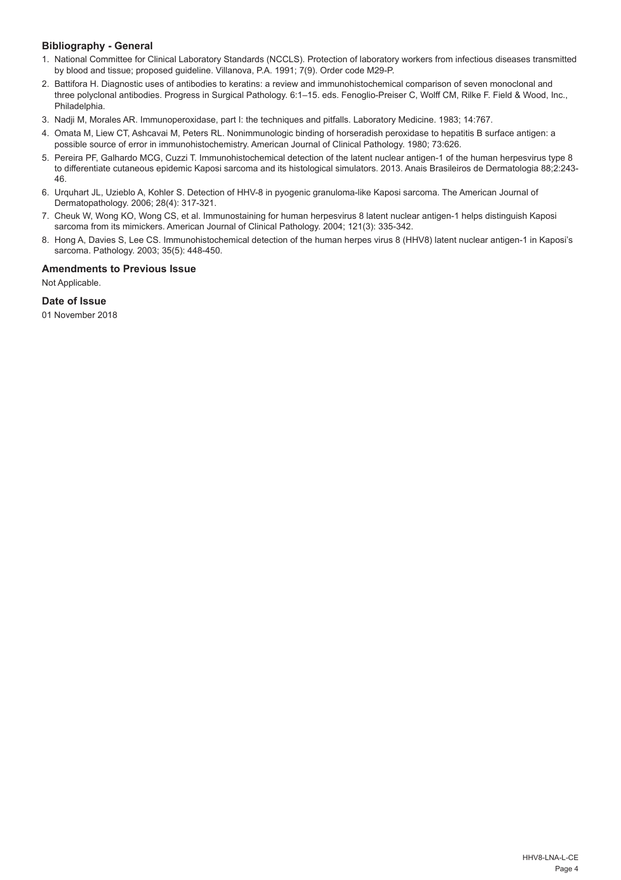### Bibliography - General

1. National Committee for Clinical Laboratory Standards (NCCLS). Protection of laboratory workers from infectious diseases transmitted by blood and tissue; proposed guideline. Villanova, P.A. 1991; 7(9). Order code M29-P.
2. Battifora H. Diagnostic uses of antibodies to keratins: a review and immunohistochemical comparison of seven monoclonal and three polyclonal antibodies. Progress in Surgical Pathology. 6:1–15. eds. Fenoglio-Preiser C, Wolff CM, Rilke F. Field & Wood, Inc., Philadelphia.
3. Nadji M, Morales AR. Immunoperoxidase, part I: the techniques and pitfalls. Laboratory Medicine. 1983; 14:767.
4. Omata M, Liew CT, Ashcavai M, Peters RL. Nonimmunologic binding of horseradish peroxidase to hepatitis B surface antigen: a possible source of error in immunohistochemistry. American Journal of Clinical Pathology. 1980; 73:626.
5. Pereira PF, Galhardo MCG, Cuzzi T. Immunohistochemical detection of the latent nuclear antigen-1 of the human herpesvirus type 8 to differentiate cutaneous epidemic Kaposi sarcoma and its histological simulators. 2013. Anais Brasileiros de Dermatologia 88;2:243-46.
6. Urquhart JL, Uzieblo A, Kohler S. Detection of HHV-8 in pyogenic granuloma-like Kaposi sarcoma. The American Journal of Dermatopathology. 2006; 28(4): 317-321.
7. Cheuk W, Wong KO, Wong CS, et al. Immunostaining for human herpesvirus 8 latent nuclear antigen-1 helps distinguish Kaposi sarcoma from its mimickers. American Journal of Clinical Pathology. 2004; 121(3): 335-342.
8. Hong A, Davies S, Lee CS. Immunohistochemical detection of the human herpes virus 8 (HHV8) latent nuclear antigen-1 in Kaposi's sarcoma. Pathology. 2003; 35(5): 448-450.

### Amendments to Previous Issue

Not Applicable.

### Date of Issue

01 November 2018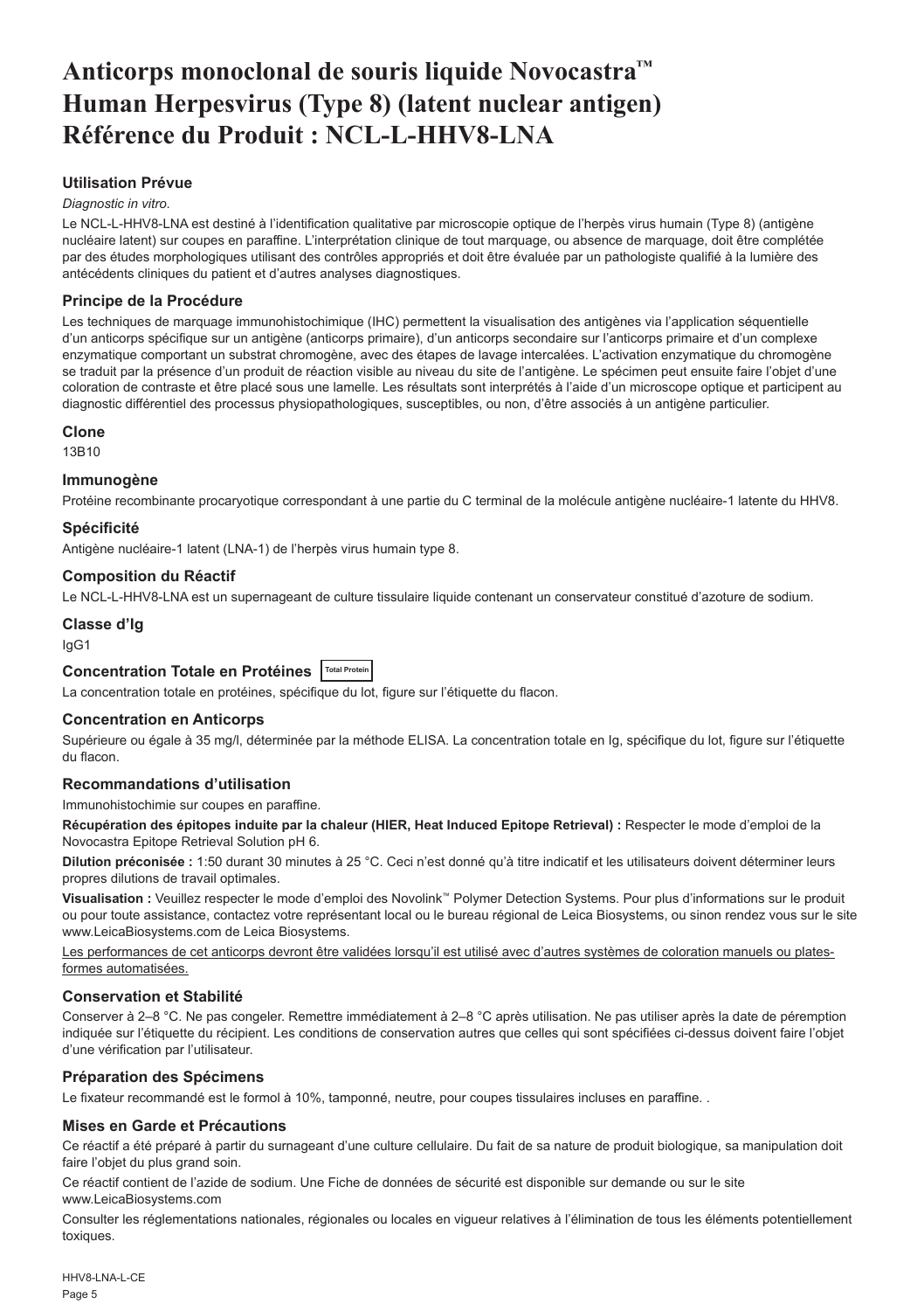# Anticorps monoclonal de souris liquide Novocastra™ Human Herpesvirus (Type 8) (latent nuclear antigen) Référence du Produit : NCL-L-HHV8-LNA

### Utilisation Prévue

*Diagnostic in vitro*.

Le NCL-L-HHV8-LNA est destiné à l'identification qualitative par microscopie optique de l'herpès virus humain (Type 8) (antigène nucléaire latent) sur coupes en paraffine. L'interprétation clinique de tout marquage, ou absence de marquage, doit être complétée par des études morphologiques utilisant des contrôles appropriés et doit être évaluée par un pathologiste qualifié à la lumière des antécédents cliniques du patient et d'autres analyses diagnostiques.

### Principe de la Procédure

Les techniques de marquage immunohistochimique (IHC) permettent la visualisation des antigènes via l'application séquentielle d'un anticorps spécifique sur un antigène (anticorps primaire), d'un anticorps secondaire sur l'anticorps primaire et d'un complexe enzymatique comportant un substrat chromogène, avec des étapes de lavage intercalées. L'activation enzymatique du chromogène se traduit par la présence d'un produit de réaction visible au niveau du site de l'antigène. Le spécimen peut ensuite faire l'objet d'une coloration de contraste et être placé sous une lamelle. Les résultats sont interprétés à l'aide d'un microscope optique et participent au diagnostic différentiel des processus physiopathologiques, susceptibles, ou non, d'être associés à un antigène particulier.

### Clone

13B10

### Immunogène

Protéine recombinante procaryotique correspondant à une partie du C terminal de la molécule antigène nucléaire-1 latente du HHV8.

### Spécificité

Antigène nucléaire-1 latent (LNA-1) de l'herpès virus humain type 8.

### Composition du Réactif

Le NCL-L-HHV8-LNA est un supernageant de culture tissulaire liquide contenant un conservateur constitué d'azoture de sodium.

### Classe d'Ig

IgG1

### Concentration Totale en Protéines Total Protein

La concentration totale en protéines, spécifique du lot, figure sur l'étiquette du flacon.

### Concentration en Anticorps

Supérieure ou égale à 35 mg/l, déterminée par la méthode ELISA. La concentration totale en Ig, spécifique du lot, figure sur l'étiquette du flacon.

### Recommandations d'utilisation

Immunohistochimie sur coupes en paraffine.

**Récupération des épitopes induite par la chaleur (HIER, Heat Induced Epitope Retrieval) :** Respecter le mode d'emploi de la Novocastra Epitope Retrieval Solution pH 6.

**Dilution préconisée :** 1:50 durant 30 minutes à 25 °C. Ceci n'est donné qu'à titre indicatif et les utilisateurs doivent déterminer leurs propres dilutions de travail optimales.

**Visualisation :** Veuillez respecter le mode d'emploi des Novolink™ Polymer Detection Systems. Pour plus d'informations sur le produit ou pour toute assistance, contactez votre représentant local ou le bureau régional de Leica Biosystems, ou sinon rendez vous sur le site www.LeicaBiosystems.com de Leica Biosystems.

<u>Les performances de cet anticorps devront être validées lorsqu'il est utilisé avec d'autres systèmes de coloration manuels ou plates-formes automatisées.</u>

### Conservation et Stabilité

Conserver à 2–8 °C. Ne pas congeler. Remettre immédiatement à 2–8 °C après utilisation. Ne pas utiliser après la date de péremption indiquée sur l'étiquette du récipient. Les conditions de conservation autres que celles qui sont spécifiées ci-dessus doivent faire l'objet d'une vérification par l'utilisateur.

### Préparation des Spécimens

Le fixateur recommandé est le formol à 10%, tamponné, neutre, pour coupes tissulaires incluses en paraffine. .

### Mises en Garde et Précautions

Ce réactif a été préparé à partir du surnageant d'une culture cellulaire. Du fait de sa nature de produit biologique, sa manipulation doit faire l'objet du plus grand soin.

Ce réactif contient de l'azide de sodium. Une Fiche de données de sécurité est disponible sur demande ou sur le site www.LeicaBiosystems.com

Consulter les réglementations nationales, régionales ou locales en vigueur relatives à l'élimination de tous les éléments potentiellement toxiques.

HHV8-LNA-L-CE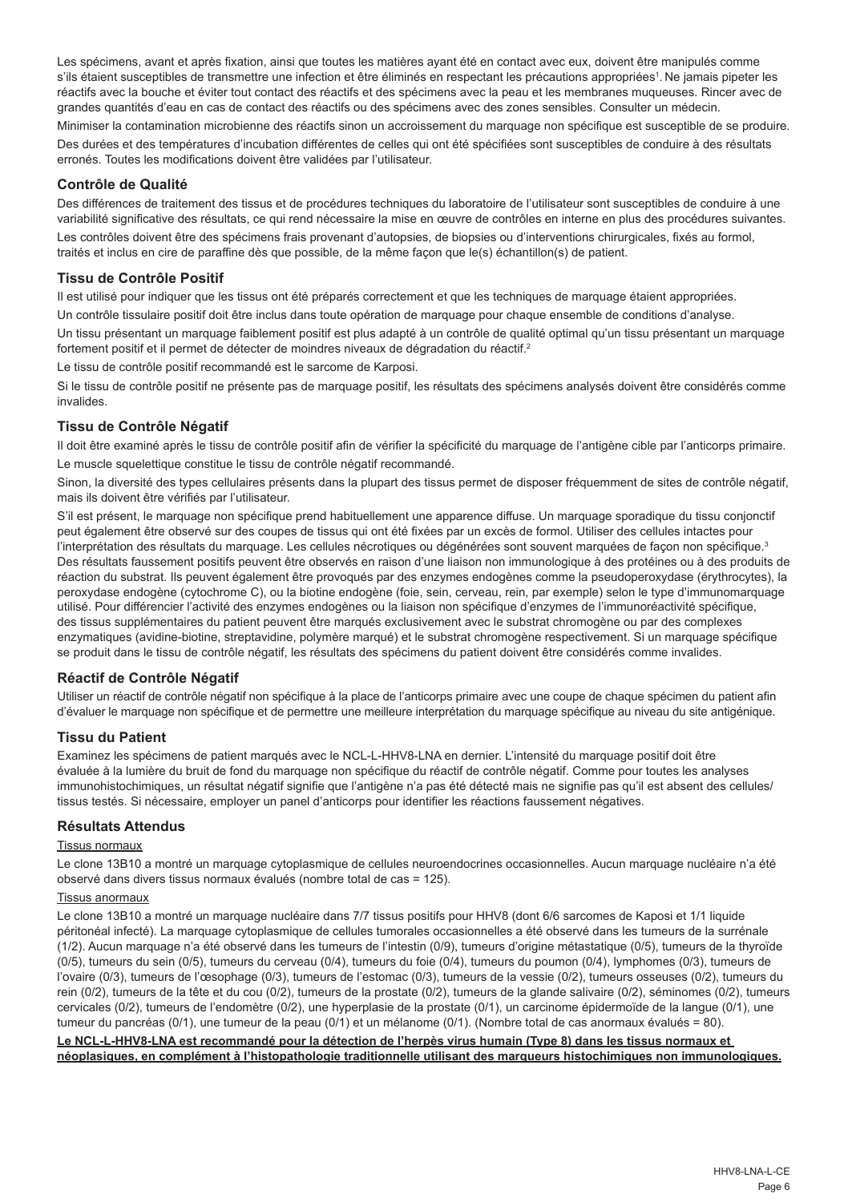Les spécimens, avant et après fixation, ainsi que toutes les matières ayant été en contact avec eux, doivent être manipulés comme s'ils étaient susceptibles de transmettre une infection et être éliminés en respectant les précautions appropriées[1]. Ne jamais pipeter les réactifs avec la bouche et éviter tout contact des réactifs et des spécimens avec la peau et les membranes muqueuses. Rincer avec de grandes quantités d'eau en cas de contact des réactifs ou des spécimens avec des zones sensibles. Consulter un médecin.

Minimiser la contamination microbienne des réactifs sinon un accroissement du marquage non spécifique est susceptible de se produire.

Des durées et des températures d'incubation différentes de celles qui ont été spécifiées sont susceptibles de conduire à des résultats erronés. Toutes les modifications doivent être validées par l'utilisateur.

## Contrôle de Qualité

Des différences de traitement des tissus et de procédures techniques du laboratoire de l'utilisateur sont susceptibles de conduire à une variabilité significative des résultats, ce qui rend nécessaire la mise en œuvre de contrôles en interne en plus des procédures suivantes.

Les contrôles doivent être des spécimens frais provenant d'autopsies, de biopsies ou d'interventions chirurgicales, fixés au formol, traités et inclus en cire de paraffine dès que possible, de la même façon que le(s) échantillon(s) de patient.

## Tissu de Contrôle Positif

Il est utilisé pour indiquer que les tissus ont été préparés correctement et que les techniques de marquage étaient appropriées.

Un contrôle tissulaire positif doit être inclus dans toute opération de marquage pour chaque ensemble de conditions d'analyse.

Un tissu présentant un marquage faiblement positif est plus adapté à un contrôle de qualité optimal qu'un tissu présentant un marquage fortement positif et il permet de détecter de moindres niveaux de dégradation du réactif.[2]

Le tissu de contrôle positif recommandé est le sarcome de Karposi.

Si le tissu de contrôle positif ne présente pas de marquage positif, les résultats des spécimens analysés doivent être considérés comme invalides.

## Tissu de Contrôle Négatif

Il doit être examiné après le tissu de contrôle positif afin de vérifier la spécificité du marquage de l'antigène cible par l'anticorps primaire.

Le muscle squelettique constitue le tissu de contrôle négatif recommandé.

Sinon, la diversité des types cellulaires présents dans la plupart des tissus permet de disposer fréquemment de sites de contrôle négatif, mais ils doivent être vérifiés par l'utilisateur.

S'il est présent, le marquage non spécifique prend habituellement une apparence diffuse. Un marquage sporadique du tissu conjonctif peut également être observé sur des coupes de tissus qui ont été fixées par un excès de formol. Utiliser des cellules intactes pour l'interprétation des résultats du marquage. Les cellules nécrotiques ou dégénérées sont souvent marquées de façon non spécifique.[3] Des résultats faussement positifs peuvent être observés en raison d'une liaison non immunologique à des protéines ou à des produits de réaction du substrat. Ils peuvent également être provoqués par des enzymes endogènes comme la pseudoperoxydase (érythrocytes), la peroxydase endogène (cytochrome C), ou la biotine endogène (foie, sein, cerveau, rein, par exemple) selon le type d'immunomarquage utilisé. Pour différencier l'activité des enzymes endogènes ou la liaison non spécifique d'enzymes de l'immunoréactivité spécifique, des tissus supplémentaires du patient peuvent être marqués exclusivement avec le substrat chromogène ou par des complexes enzymatiques (avidine-biotine, streptavidine, polymère marqué) et le substrat chromogène respectivement. Si un marquage spécifique se produit dans le tissu de contrôle négatif, les résultats des spécimens du patient doivent être considérés comme invalides.

## Réactif de Contrôle Négatif

Utiliser un réactif de contrôle négatif non spécifique à la place de l'anticorps primaire avec une coupe de chaque spécimen du patient afin d'évaluer le marquage non spécifique et de permettre une meilleure interprétation du marquage spécifique au niveau du site antigénique.

## Tissu du Patient

Examinez les spécimens de patient marqués avec le NCL-L-HHV8-LNA en dernier. L'intensité du marquage positif doit être évaluée à la lumière du bruit de fond du marquage non spécifique du réactif de contrôle négatif. Comme pour toutes les analyses immunohistochimiques, un résultat négatif signifie que l'antigène n'a pas été détecté mais ne signifie pas qu'il est absent des cellules/tissus testés. Si nécessaire, employer un panel d'anticorps pour identifier les réactions faussement négatives.

## Résultats Attendus

Tissus normaux

Le clone 13B10 a montré un marquage cytoplasmique de cellules neuroendocrines occasionnelles. Aucun marquage nucléaire n'a été observé dans divers tissus normaux évalués (nombre total de cas = 125).

Tissus anormaux

Le clone 13B10 a montré un marquage nucléaire dans 7/7 tissus positifs pour HHV8 (dont 6/6 sarcomes de Kaposi et 1/1 liquide péritonéal infecté). La marquage cytoplasmique de cellules tumorales occasionnelles a été observé dans les tumeurs de la surrénale (1/2). Aucun marquage n'a été observé dans les tumeurs de l'intestin (0/9), tumeurs d'origine métastatique (0/5), tumeurs de la thyroïde (0/5), tumeurs du sein (0/5), tumeurs du cerveau (0/4), tumeurs du foie (0/4), tumeurs du poumon (0/4), lymphomes (0/3), tumeurs de l'ovaire (0/3), tumeurs de l'œsophage (0/3), tumeurs de l'estomac (0/3), tumeurs de la vessie (0/2), tumeurs osseuses (0/2), tumeurs du rein (0/2), tumeurs de la tête et du cou (0/2), tumeurs de la prostate (0/2), tumeurs de la glande salivaire (0/2), séminomes (0/2), tumeurs cervicales (0/2), tumeurs de l'endomètre (0/2), une hyperplasie de la prostate (0/1), un carcinome épidermoïde de la langue (0/1), une tumeur du pancréas (0/1), une tumeur de la peau (0/1) et un mélanome (0/1). (Nombre total de cas anormaux évalués = 80).

**Le NCL-L-HHV8-LNA est recommandé pour la détection de l'herpès virus humain (Type 8) dans les tissus normaux et néoplasiques, en complément à l'histopathologie traditionnelle utilisant des marqueurs histochimiques non immunologiques.**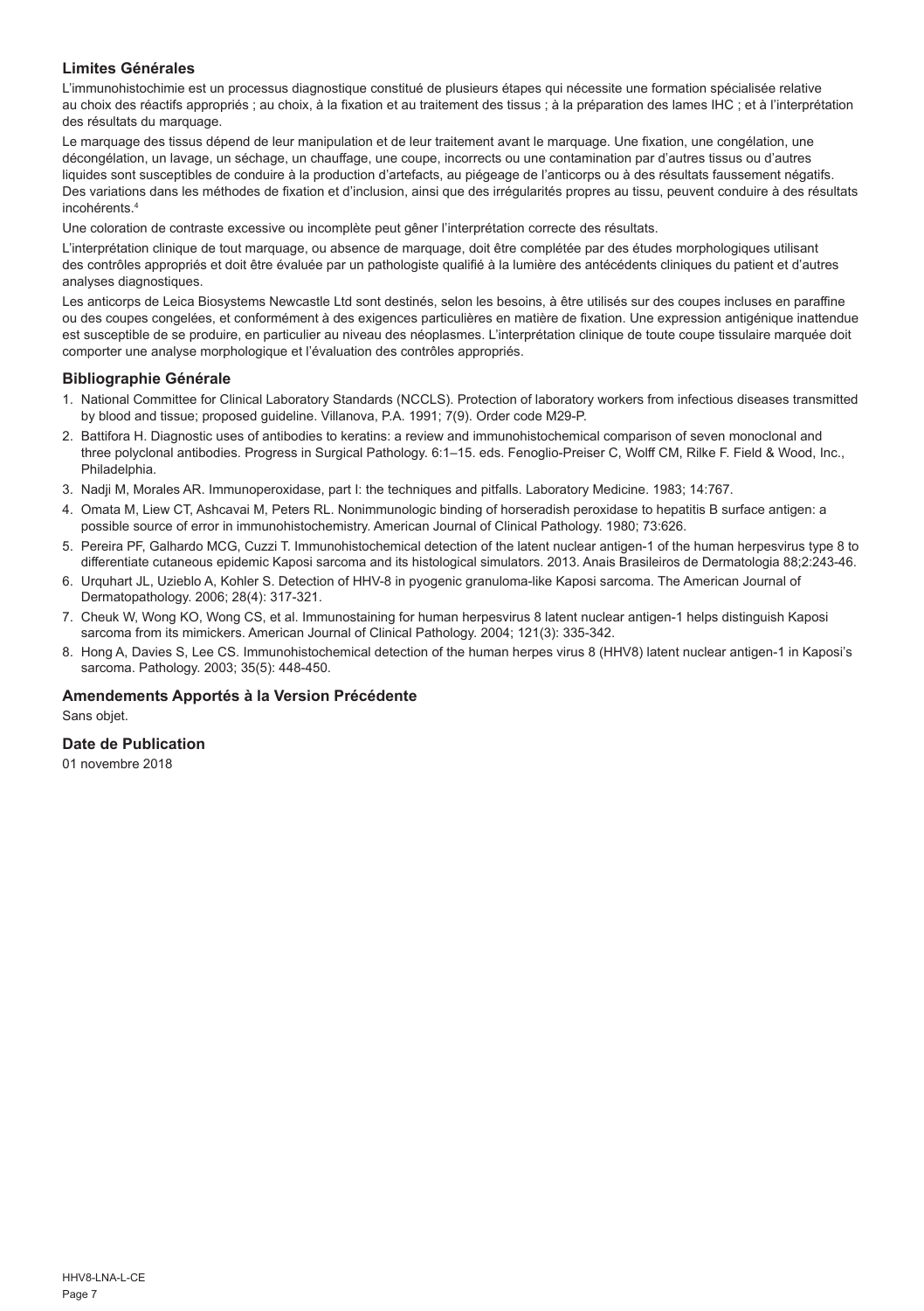## Limites Générales

L'immunohistochimie est un processus diagnostique constitué de plusieurs étapes qui nécessite une formation spécialisée relative au choix des réactifs appropriés ; au choix, à la fixation et au traitement des tissus ; à la préparation des lames IHC ; et à l'interprétation des résultats du marquage.

Le marquage des tissus dépend de leur manipulation et de leur traitement avant le marquage. Une fixation, une congélation, une décongélation, un lavage, un séchage, un chauffage, une coupe, incorrects ou une contamination par d'autres tissus ou d'autres liquides sont susceptibles de conduire à la production d'artefacts, au piégeage de l'anticorps ou à des résultats faussement négatifs. Des variations dans les méthodes de fixation et d'inclusion, ainsi que des irrégularités propres au tissu, peuvent conduire à des résultats incohérents.[4]

Une coloration de contraste excessive ou incomplète peut gêner l'interprétation correcte des résultats.

L'interprétation clinique de tout marquage, ou absence de marquage, doit être complétée par des études morphologiques utilisant des contrôles appropriés et doit être évaluée par un pathologiste qualifié à la lumière des antécédents cliniques du patient et d'autres analyses diagnostiques.

Les anticorps de Leica Biosystems Newcastle Ltd sont destinés, selon les besoins, à être utilisés sur des coupes incluses en paraffine ou des coupes congelées, et conformément à des exigences particulières en matière de fixation. Une expression antigénique inattendue est susceptible de se produire, en particulier au niveau des néoplasmes. L'interprétation clinique de toute coupe tissulaire marquée doit comporter une analyse morphologique et l'évaluation des contrôles appropriés.

## Bibliographie Générale

1. National Committee for Clinical Laboratory Standards (NCCLS). Protection of laboratory workers from infectious diseases transmitted by blood and tissue; proposed guideline. Villanova, P.A. 1991; 7(9). Order code M29-P.
2. Battifora H. Diagnostic uses of antibodies to keratins: a review and immunohistochemical comparison of seven monoclonal and three polyclonal antibodies. Progress in Surgical Pathology. 6:1–15. eds. Fenoglio-Preiser C, Wolff CM, Rilke F. Field & Wood, Inc., Philadelphia.
3. Nadji M, Morales AR. Immunoperoxidase, part I: the techniques and pitfalls. Laboratory Medicine. 1983; 14:767.
4. Omata M, Liew CT, Ashcavai M, Peters RL. Nonimmunologic binding of horseradish peroxidase to hepatitis B surface antigen: a possible source of error in immunohistochemistry. American Journal of Clinical Pathology. 1980; 73:626.
5. Pereira PF, Galhardo MCG, Cuzzi T. Immunohistochemical detection of the latent nuclear antigen-1 of the human herpesvirus type 8 to differentiate cutaneous epidemic Kaposi sarcoma and its histological simulators. 2013. Anais Brasileiros de Dermatologia 88;2:243-46.
6. Urquhart JL, Uzieblo A, Kohler S. Detection of HHV-8 in pyogenic granuloma-like Kaposi sarcoma. The American Journal of Dermatopathology. 2006; 28(4): 317-321.
7. Cheuk W, Wong KO, Wong CS, et al. Immunostaining for human herpesvirus 8 latent nuclear antigen-1 helps distinguish Kaposi sarcoma from its mimickers. American Journal of Clinical Pathology. 2004; 121(3): 335-342.
8. Hong A, Davies S, Lee CS. Immunohistochemical detection of the human herpes virus 8 (HHV8) latent nuclear antigen-1 in Kaposi's sarcoma. Pathology. 2003; 35(5): 448-450.

## Amendements Apportés à la Version Précédente

Sans objet.

## Date de Publication

01 novembre 2018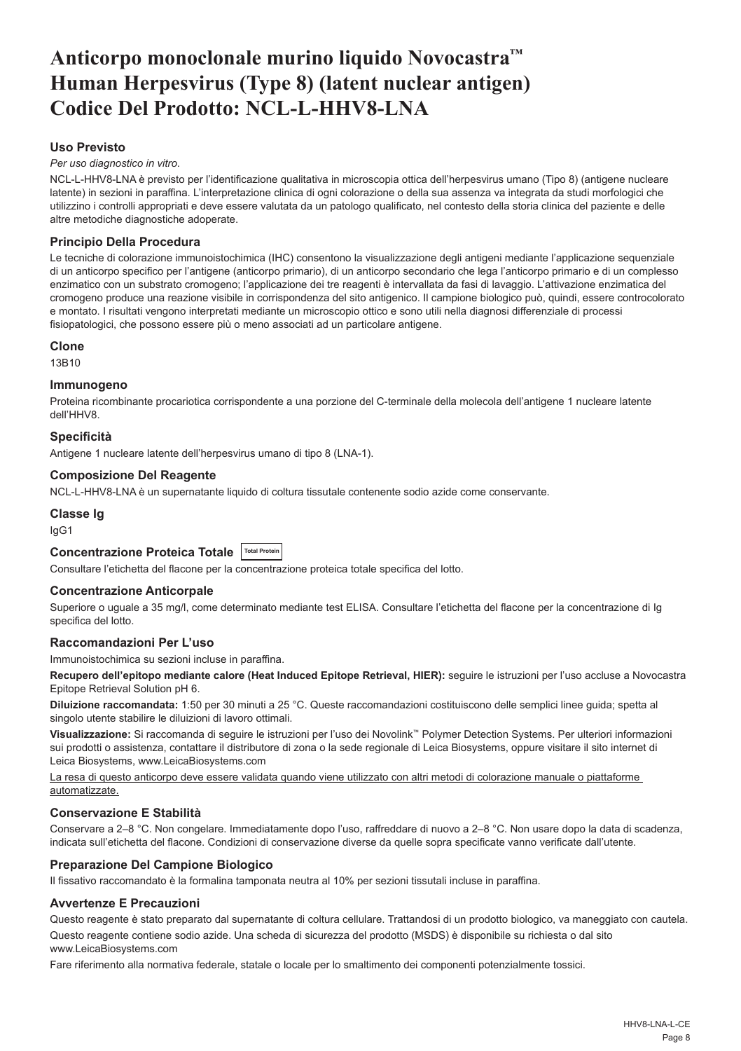# Anticorpo monoclonale murino liquido Novocastra™ Human Herpesvirus (Type 8) (latent nuclear antigen) Codice Del Prodotto: NCL-L-HHV8-LNA

## Uso Previsto

*Per uso diagnostico in vitro*.

NCL-L-HHV8-LNA è previsto per l'identificazione qualitativa in microscopia ottica dell'herpesvirus umano (Tipo 8) (antigene nucleare latente) in sezioni in paraffina. L'interpretazione clinica di ogni colorazione o della sua assenza va integrata da studi morfologici che utilizzino i controlli appropriati e deve essere valutata da un patologo qualificato, nel contesto della storia clinica del paziente e delle altre metodiche diagnostiche adoperate.

## Principio Della Procedura

Le tecniche di colorazione immunoistochimica (IHC) consentono la visualizzazione degli antigeni mediante l'applicazione sequenziale di un anticorpo specifico per l'antigene (anticorpo primario), di un anticorpo secondario che lega l'anticorpo primario e di un complesso enzimatico con un substrato cromogeno; l'applicazione dei tre reagenti è intervallata da fasi di lavaggio. L'attivazione enzimatica del cromogeno produce una reazione visibile in corrispondenza del sito antigenico. Il campione biologico può, quindi, essere controcolorato e montato. I risultati vengono interpretati mediante un microscopio ottico e sono utili nella diagnosi differenziale di processi fisiopatologici, che possono essere più o meno associati ad un particolare antigene.

## Clone

13B10

## Immunogeno

Proteina ricombinante procariotica corrispondente a una porzione del C-terminale della molecola dell'antigene 1 nucleare latente dell'HHV8.

## Specificità

Antigene 1 nucleare latente dell'herpesvirus umano di tipo 8 (LNA-1).

## Composizione Del Reagente

NCL-L-HHV8-LNA è un supernatante liquido di coltura tissutale contenente sodio azide come conservante.

## Classe Ig

IgG1

## Concentrazione Proteica Totale Total Protein

Consultare l'etichetta del flacone per la concentrazione proteica totale specifica del lotto.

## Concentrazione Anticorpale

Superiore o uguale a 35 mg/l, come determinato mediante test ELISA. Consultare l'etichetta del flacone per la concentrazione di Ig specifica del lotto.

## Raccomandazioni Per L'uso

Immunoistochimica su sezioni incluse in paraffina.

**Recupero dell'epitopo mediante calore (Heat Induced Epitope Retrieval, HIER):** seguire le istruzioni per l'uso accluse a Novocastra Epitope Retrieval Solution pH 6.

**Diluizione raccomandata:** 1:50 per 30 minuti a 25 °C. Queste raccomandazioni costituiscono delle semplici linee guida; spetta al singolo utente stabilire le diluizioni di lavoro ottimali.

**Visualizzazione:** Si raccomanda di seguire le istruzioni per l'uso dei Novolink™ Polymer Detection Systems. Per ulteriori informazioni sui prodotti o assistenza, contattare il distributore di zona o la sede regionale di Leica Biosystems, oppure visitare il sito internet di Leica Biosystems, www.LeicaBiosystems.com

La resa di questo anticorpo deve essere validata quando viene utilizzato con altri metodi di colorazione manuale o piattaforme automatizzate.

## Conservazione E Stabilità

Conservare a 2–8 °C. Non congelare. Immediatamente dopo l'uso, raffreddare di nuovo a 2–8 °C. Non usare dopo la data di scadenza, indicata sull'etichetta del flacone. Condizioni di conservazione diverse da quelle sopra specificate vanno verificate dall'utente.

## Preparazione Del Campione Biologico

Il fissativo raccomandato è la formalina tamponata neutra al 10% per sezioni tissutali incluse in paraffina.

## Avvertenze E Precauzioni

Questo reagente è stato preparato dal supernatante di coltura cellulare. Trattandosi di un prodotto biologico, va maneggiato con cautela.

Questo reagente contiene sodio azide. Una scheda di sicurezza del prodotto (MSDS) è disponibile su richiesta o dal sito www.LeicaBiosystems.com

Fare riferimento alla normativa federale, statale o locale per lo smaltimento dei componenti potenzialmente tossici.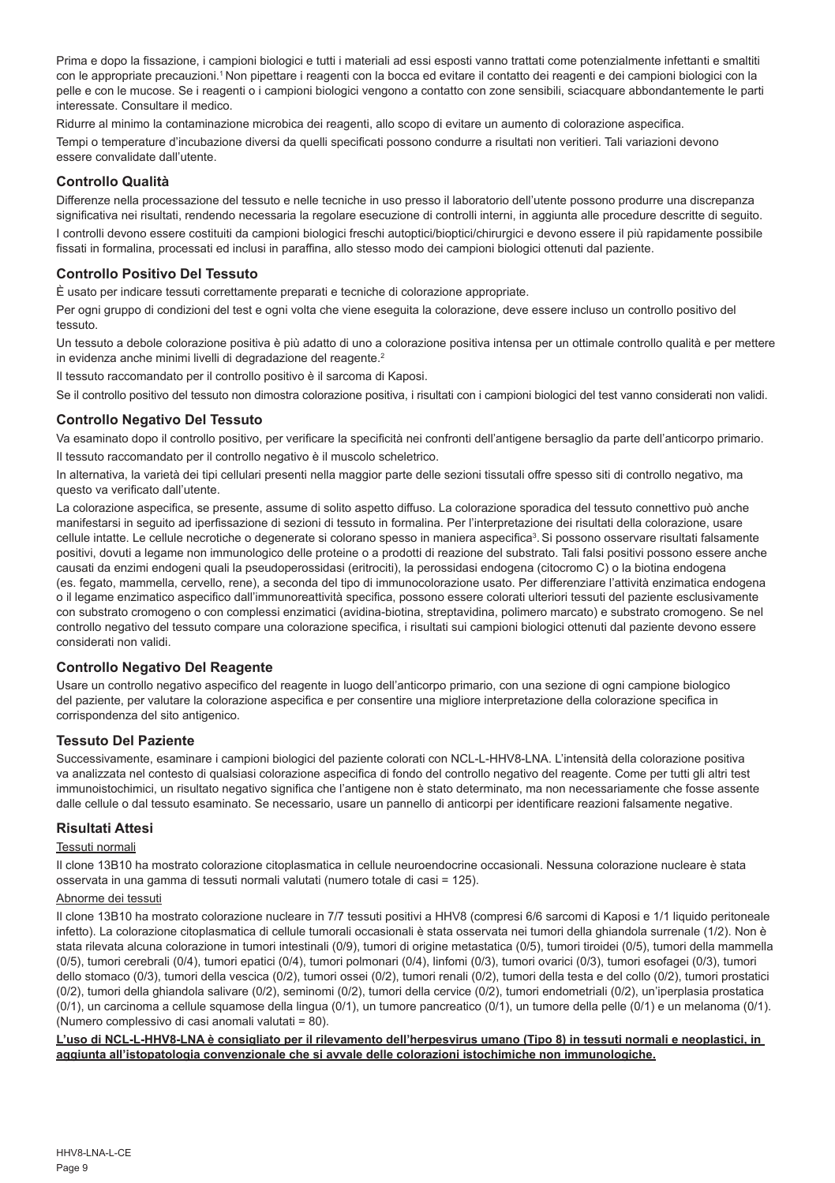Prima e dopo la fissazione, i campioni biologici e tutti i materiali ad essi esposti vanno trattati come potenzialmente infettanti e smaltiti con le appropriate precauzioni.[1] Non pipettare i reagenti con la bocca ed evitare il contatto dei reagenti e dei campioni biologici con la pelle e con le mucose. Se i reagenti o i campioni biologici vengono a contatto con zone sensibili, sciacquare abbondantemente le parti interessate. Consultare il medico.

Ridurre al minimo la contaminazione microbica dei reagenti, allo scopo di evitare un aumento di colorazione aspecifica.

Tempi o temperature d'incubazione diversi da quelli specificati possono condurre a risultati non veritieri. Tali variazioni devono essere convalidate dall'utente.

## Controllo Qualità

Differenze nella processazione del tessuto e nelle tecniche in uso presso il laboratorio dell'utente possono produrre una discrepanza significativa nei risultati, rendendo necessaria la regolare esecuzione di controlli interni, in aggiunta alle procedure descritte di seguito.

I controlli devono essere costituiti da campioni biologici freschi autoptici/bioptici/chirurgici e devono essere il più rapidamente possibile fissati in formalina, processati ed inclusi in paraffina, allo stesso modo dei campioni biologici ottenuti dal paziente.

## Controllo Positivo Del Tessuto

È usato per indicare tessuti correttamente preparati e tecniche di colorazione appropriate.

Per ogni gruppo di condizioni del test e ogni volta che viene eseguita la colorazione, deve essere incluso un controllo positivo del tessuto.

Un tessuto a debole colorazione positiva è più adatto di uno a colorazione positiva intensa per un ottimale controllo qualità e per mettere in evidenza anche minimi livelli di degradazione del reagente.[2]

Il tessuto raccomandato per il controllo positivo è il sarcoma di Kaposi.

Se il controllo positivo del tessuto non dimostra colorazione positiva, i risultati con i campioni biologici del test vanno considerati non validi.

## Controllo Negativo Del Tessuto

Va esaminato dopo il controllo positivo, per verificare la specificità nei confronti dell'antigene bersaglio da parte dell'anticorpo primario.

Il tessuto raccomandato per il controllo negativo è il muscolo scheletrico.

In alternativa, la varietà dei tipi cellulari presenti nella maggior parte delle sezioni tissutali offre spesso siti di controllo negativo, ma questo va verificato dall'utente.

La colorazione aspecifica, se presente, assume di solito aspetto diffuso. La colorazione sporadica del tessuto connettivo può anche manifestarsi in seguito ad iperfissazione di sezioni di tessuto in formalina. Per l'interpretazione dei risultati della colorazione, usare cellule intatte. Le cellule necrotiche o degenerate si colorano spesso in maniera aspecifica[3]. Si possono osservare risultati falsamente positivi, dovuti a legame non immunologico delle proteine o a prodotti di reazione del substrato. Tali falsi positivi possono essere anche causati da enzimi endogeni quali la pseudoperossidasi (eritrociti), la perossidasi endogena (citocromo C) o la biotina endogena (es. fegato, mammella, cervello, rene), a seconda del tipo di immunocolorazione usato. Per differenziare l'attività enzimatica endogena o il legame enzimatico aspecifico dall'immunoreattività specifica, possono essere colorati ulteriori tessuti del paziente esclusivamente con substrato cromogeno o con complessi enzimatici (avidina-biotina, streptavidina, polimero marcato) e substrato cromogeno. Se nel controllo negativo del tessuto compare una colorazione specifica, i risultati sui campioni biologici ottenuti dal paziente devono essere considerati non validi.

## Controllo Negativo Del Reagente

Usare un controllo negativo aspecifico del reagente in luogo dell'anticorpo primario, con una sezione di ogni campione biologico del paziente, per valutare la colorazione aspecifica e per consentire una migliore interpretazione della colorazione specifica in corrispondenza del sito antigenico.

## Tessuto Del Paziente

Successivamente, esaminare i campioni biologici del paziente colorati con NCL-L-HHV8-LNA. L'intensità della colorazione positiva va analizzata nel contesto di qualsiasi colorazione aspecifica di fondo del controllo negativo del reagente. Come per tutti gli altri test immunoistochimici, un risultato negativo significa che l'antigene non è stato determinato, ma non necessariamente che fosse assente dalle cellule o dal tessuto esaminato. Se necessario, usare un pannello di anticorpi per identificare reazioni falsamente negative.

## Risultati Attesi

Tessuti normali

Il clone 13B10 ha mostrato colorazione citoplasmatica in cellule neuroendocrine occasionali. Nessuna colorazione nucleare è stata osservata in una gamma di tessuti normali valutati (numero totale di casi = 125).

Abnorme dei tessuti

Il clone 13B10 ha mostrato colorazione nucleare in 7/7 tessuti positivi a HHV8 (compresi 6/6 sarcomi di Kaposi e 1/1 liquido peritoneale infetto). La colorazione citoplasmatica di cellule tumorali occasionali è stata osservata nei tumori della ghiandola surrenale (1/2). Non è stata rilevata alcuna colorazione in tumori intestinali (0/9), tumori di origine metastatica (0/5), tumori tiroidei (0/5), tumori della mammella (0/5), tumori cerebrali (0/4), tumori epatici (0/4), tumori polmonari (0/4), linfomi (0/3), tumori ovarici (0/3), tumori esofagei (0/3), tumori dello stomaco (0/3), tumori della vescica (0/2), tumori ossei (0/2), tumori renali (0/2), tumori della testa e del collo (0/2), tumori prostatici (0/2), tumori della ghiandola salivare (0/2), seminomi (0/2), tumori della cervice (0/2), tumori endometriali (0/2), un'iperplasia prostatica (0/1), un carcinoma a cellule squamose della lingua (0/1), un tumore pancreatico (0/1), un tumore della pelle (0/1) e un melanoma (0/1). (Numero complessivo di casi anomali valutati = 80).

**L'uso di NCL-L-HHV8-LNA è consigliato per il rilevamento dell'herpesvirus umano (Tipo 8) in tessuti normali e neoplastici, in aggiunta all'istopatologia convenzionale che si avvale delle colorazioni istochimiche non immunologiche.**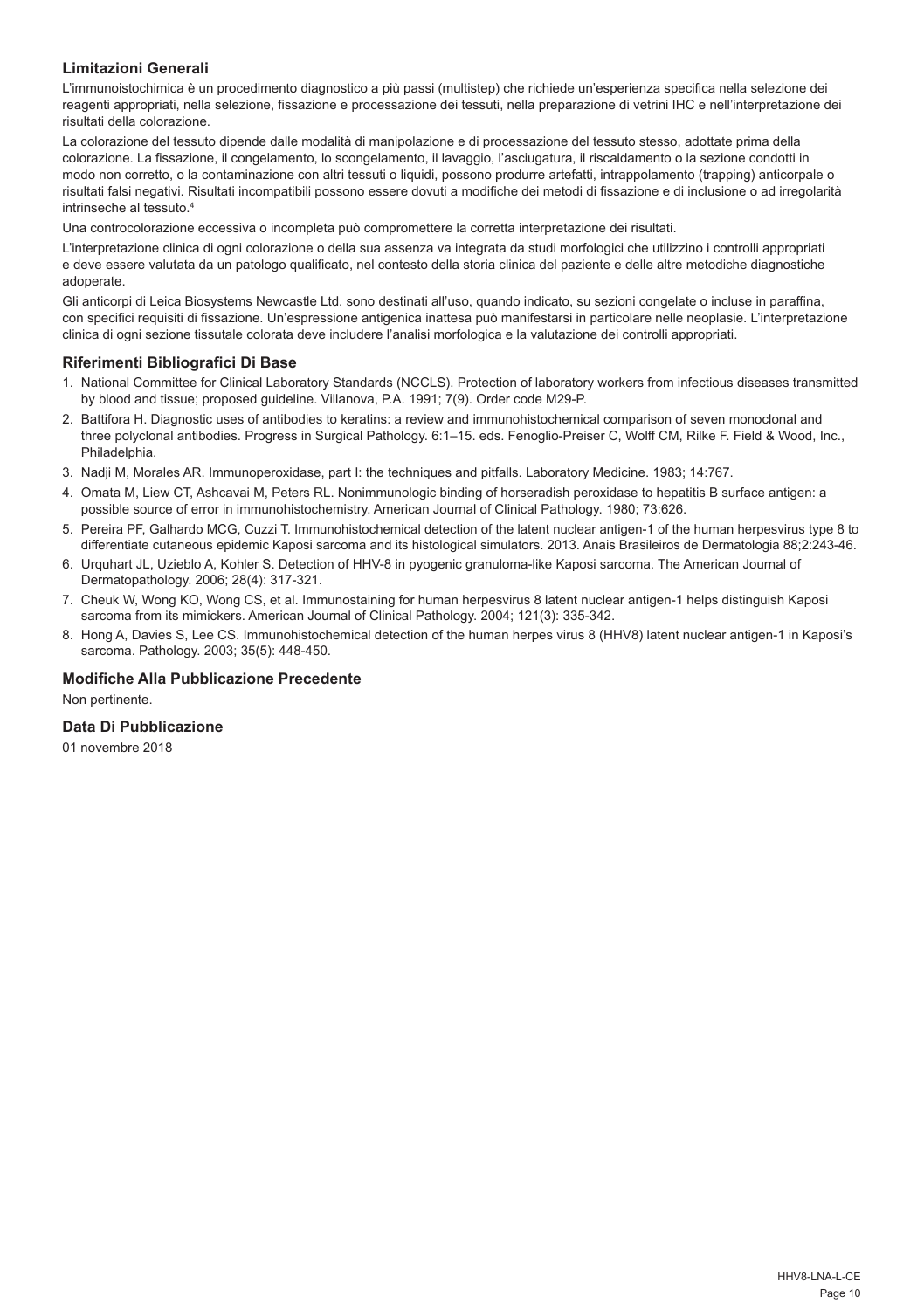## Limitazioni Generali

L'immunoistochimica è un procedimento diagnostico a più passi (multistep) che richiede un'esperienza specifica nella selezione dei reagenti appropriati, nella selezione, fissazione e processazione dei tessuti, nella preparazione di vetrini IHC e nell'interpretazione dei risultati della colorazione.

La colorazione del tessuto dipende dalle modalità di manipolazione e di processazione del tessuto stesso, adottate prima della colorazione. La fissazione, il congelamento, lo scongelamento, il lavaggio, l'asciugatura, il riscaldamento o la sezione condotti in modo non corretto, o la contaminazione con altri tessuti o liquidi, possono produrre artefatti, intrappolamento (trapping) anticorpale o risultati falsi negativi. Risultati incompatibili possono essere dovuti a modifiche dei metodi di fissazione e di inclusione o ad irregolarità intrinseche al tessuto.[4]

Una controcolorazione eccessiva o incompleta può compromettere la corretta interpretazione dei risultati.

L'interpretazione clinica di ogni colorazione o della sua assenza va integrata da studi morfologici che utilizzino i controlli appropriati e deve essere valutata da un patologo qualificato, nel contesto della storia clinica del paziente e delle altre metodiche diagnostiche adoperate.

Gli anticorpi di Leica Biosystems Newcastle Ltd. sono destinati all'uso, quando indicato, su sezioni congelate o incluse in paraffina, con specifici requisiti di fissazione. Un'espressione antigenica inattesa può manifestarsi in particolare nelle neoplasie. L'interpretazione clinica di ogni sezione tissutale colorata deve includere l'analisi morfologica e la valutazione dei controlli appropriati.

## Riferimenti Bibliografici Di Base

1. National Committee for Clinical Laboratory Standards (NCCLS). Protection of laboratory workers from infectious diseases transmitted by blood and tissue; proposed guideline. Villanova, P.A. 1991; 7(9). Order code M29-P.
2. Battifora H. Diagnostic uses of antibodies to keratins: a review and immunohistochemical comparison of seven monoclonal and three polyclonal antibodies. Progress in Surgical Pathology. 6:1–15. eds. Fenoglio-Preiser C, Wolff CM, Rilke F. Field & Wood, Inc., Philadelphia.
3. Nadji M, Morales AR. Immunoperoxidase, part I: the techniques and pitfalls. Laboratory Medicine. 1983; 14:767.
4. Omata M, Liew CT, Ashcavai M, Peters RL. Nonimmunologic binding of horseradish peroxidase to hepatitis B surface antigen: a possible source of error in immunohistochemistry. American Journal of Clinical Pathology. 1980; 73:626.
5. Pereira PF, Galhardo MCG, Cuzzi T. Immunohistochemical detection of the latent nuclear antigen-1 of the human herpesvirus type 8 to differentiate cutaneous epidemic Kaposi sarcoma and its histological simulators. 2013. Anais Brasileiros de Dermatologia 88;2:243-46.
6. Urquhart JL, Uzieblo A, Kohler S. Detection of HHV-8 in pyogenic granuloma-like Kaposi sarcoma. The American Journal of Dermatopathology. 2006; 28(4): 317-321.
7. Cheuk W, Wong KO, Wong CS, et al. Immunostaining for human herpesvirus 8 latent nuclear antigen-1 helps distinguish Kaposi sarcoma from its mimickers. American Journal of Clinical Pathology. 2004; 121(3): 335-342.
8. Hong A, Davies S, Lee CS. Immunohistochemical detection of the human herpes virus 8 (HHV8) latent nuclear antigen-1 in Kaposi's sarcoma. Pathology. 2003; 35(5): 448-450.

## Modifiche Alla Pubblicazione Precedente

Non pertinente.

## Data Di Pubblicazione

01 novembre 2018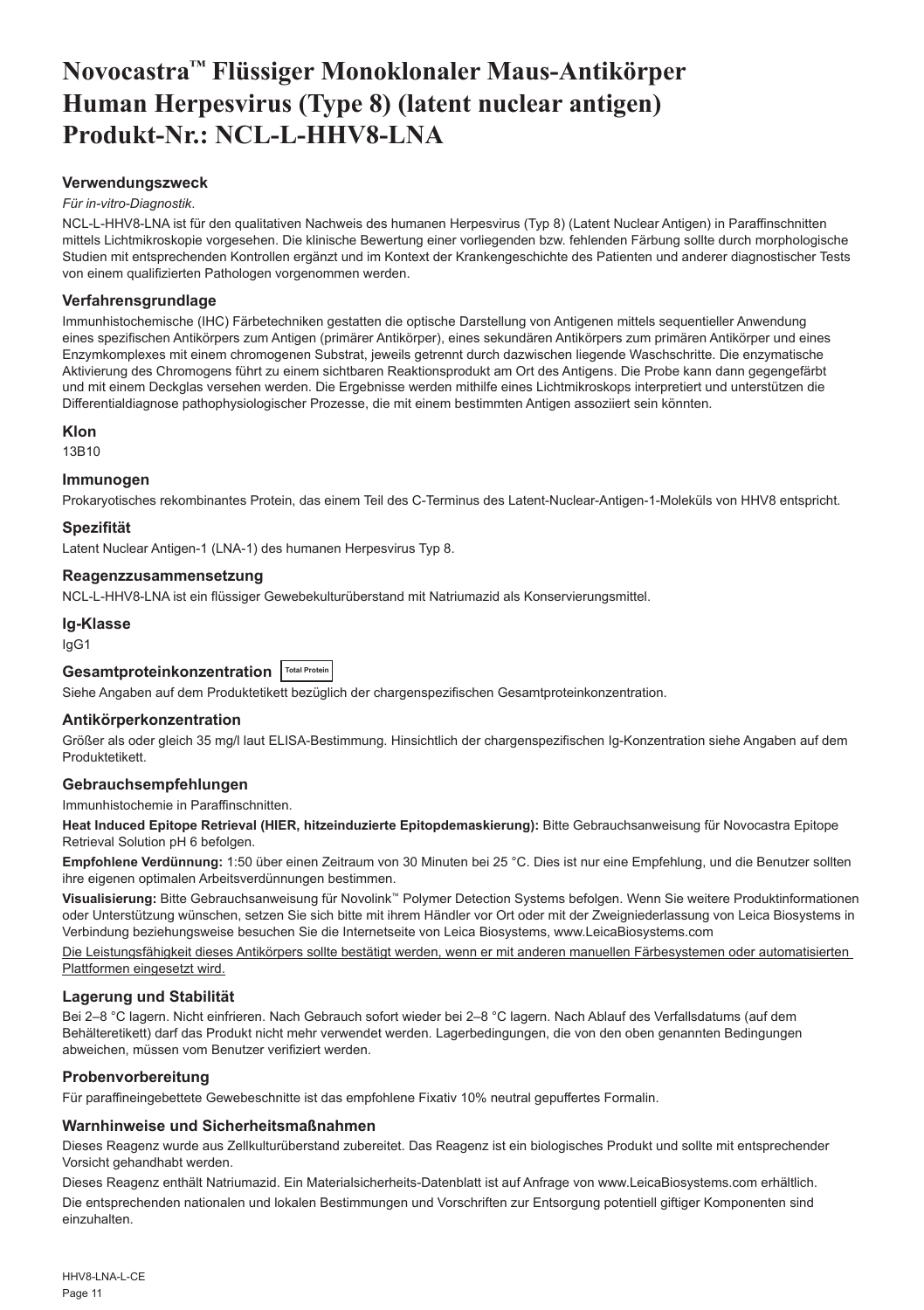# Novocastra™ Flüssiger Monoklonaler Maus-Antikörper Human Herpesvirus (Type 8) (latent nuclear antigen) Produkt-Nr.: NCL-L-HHV8-LNA

## Verwendungszweck

*Für in-vitro-Diagnostik*.

NCL-L-HHV8-LNA ist für den qualitativen Nachweis des humanen Herpesvirus (Typ 8) (Latent Nuclear Antigen) in Paraffinschnitten mittels Lichtmikroskopie vorgesehen. Die klinische Bewertung einer vorliegenden bzw. fehlenden Färbung sollte durch morphologische Studien mit entsprechenden Kontrollen ergänzt und im Kontext der Krankengeschichte des Patienten und anderer diagnostischer Tests von einem qualifizierten Pathologen vorgenommen werden.

## Verfahrensgrundlage

Immunhistochemische (IHC) Färbetechniken gestatten die optische Darstellung von Antigenen mittels sequentieller Anwendung eines spezifischen Antikörpers zum Antigen (primärer Antikörper), eines sekundären Antikörpers zum primären Antikörper und eines Enzymkomplexes mit einem chromogenen Substrat, jeweils getrennt durch dazwischen liegende Waschschritte. Die enzymatische Aktivierung des Chromogens führt zu einem sichtbaren Reaktionsprodukt am Ort des Antigens. Die Probe kann dann gegengefärbt und mit einem Deckglas versehen werden. Die Ergebnisse werden mithilfe eines Lichtmikroskops interpretiert und unterstützen die Differentialdiagnose pathophysiologischer Prozesse, die mit einem bestimmten Antigen assoziiert sein könnten.

## Klon

13B10

## Immunogen

Prokaryotisches rekombinantes Protein, das einem Teil des C-Terminus des Latent-Nuclear-Antigen-1-Moleküls von HHV8 entspricht.

## Spezifität

Latent Nuclear Antigen-1 (LNA-1) des humanen Herpesvirus Typ 8.

## Reagenzzusammensetzung

NCL-L-HHV8-LNA ist ein flüssiger Gewebekulturüberstand mit Natriumazid als Konservierungsmittel.

## Ig-Klasse

IgG1

## Gesamtproteinkonzentration Total Protein

Siehe Angaben auf dem Produktetikett bezüglich der chargenspezifischen Gesamtproteinkonzentration.

## Antikörperkonzentration

Größer als oder gleich 35 mg/l laut ELISA-Bestimmung. Hinsichtlich der chargenspezifischen Ig-Konzentration siehe Angaben auf dem Produktetikett.

## Gebrauchsempfehlungen

Immunhistochemie in Paraffinschnitten.

**Heat Induced Epitope Retrieval (HIER, hitzeinduzierte Epitopdemaskierung):** Bitte Gebrauchsanweisung für Novocastra Epitope Retrieval Solution pH 6 befolgen.

**Empfohlene Verdünnung:** 1:50 über einen Zeitraum von 30 Minuten bei 25 °C. Dies ist nur eine Empfehlung, und die Benutzer sollten ihre eigenen optimalen Arbeitsverdünnungen bestimmen.

**Visualisierung:** Bitte Gebrauchsanweisung für Novolink™ Polymer Detection Systems befolgen. Wenn Sie weitere Produktinformationen oder Unterstützung wünschen, setzen Sie sich bitte mit ihrem Händler vor Ort oder mit der Zweigniederlassung von Leica Biosystems in Verbindung beziehungsweise besuchen Sie die Internetseite von Leica Biosystems, www.LeicaBiosystems.com

Die Leistungsfähigkeit dieses Antikörpers sollte bestätigt werden, wenn er mit anderen manuellen Färbesystemen oder automatisierten Plattformen eingesetzt wird.

## Lagerung und Stabilität

Bei 2–8 °C lagern. Nicht einfrieren. Nach Gebrauch sofort wieder bei 2–8 °C lagern. Nach Ablauf des Verfallsdatums (auf dem Behälteretikett) darf das Produkt nicht mehr verwendet werden. Lagerbedingungen, die von den oben genannten Bedingungen abweichen, müssen vom Benutzer verifiziert werden.

## Probenvorbereitung

Für paraffineingebettete Gewebeschnitte ist das empfohlene Fixativ 10% neutral gepuffertes Formalin.

## Warnhinweise und Sicherheitsmaßnahmen

Dieses Reagenz wurde aus Zellkulturüberstand zubereitet. Das Reagenz ist ein biologisches Produkt und sollte mit entsprechender Vorsicht gehandhabt werden.

Dieses Reagenz enthält Natriumazid. Ein Materialsicherheits-Datenblatt ist auf Anfrage von www.LeicaBiosystems.com erhältlich.

Die entsprechenden nationalen und lokalen Bestimmungen und Vorschriften zur Entsorgung potentiell giftiger Komponenten sind einzuhalten.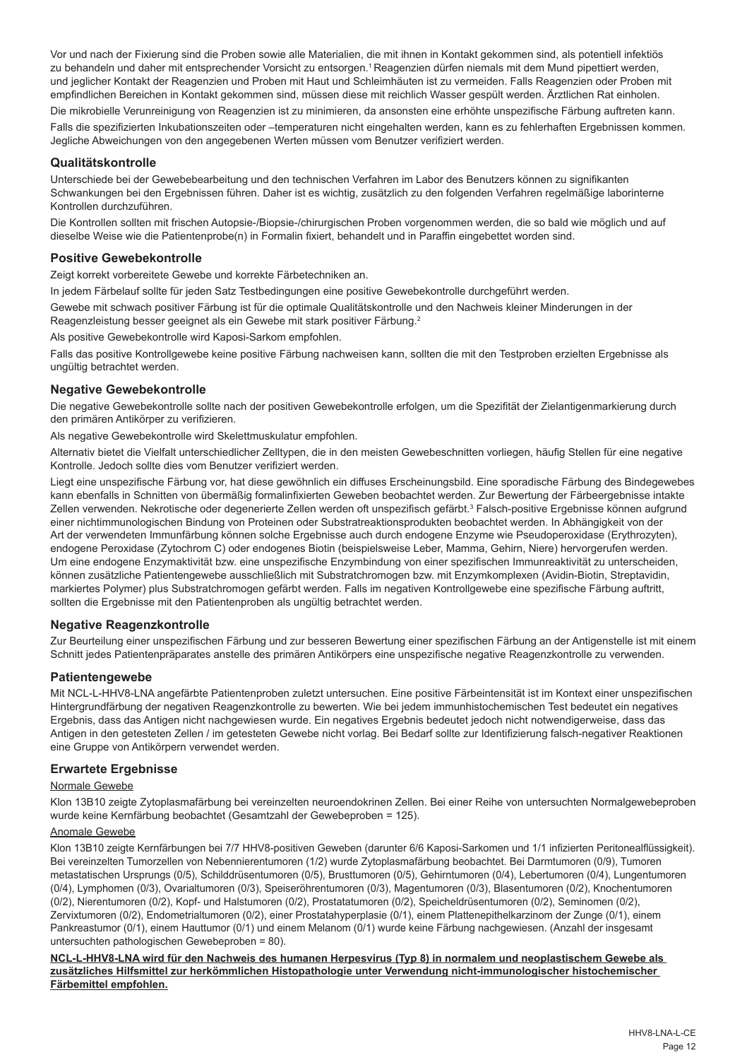Vor und nach der Fixierung sind die Proben sowie alle Materialien, die mit ihnen in Kontakt gekommen sind, als potentiell infektiös zu behandeln und daher mit entsprechender Vorsicht zu entsorgen.[1] Reagenzien dürfen niemals mit dem Mund pipettiert werden, und jeglicher Kontakt der Reagenzien und Proben mit Haut und Schleimhäuten ist zu vermeiden. Falls Reagenzien oder Proben mit empfindlichen Bereichen in Kontakt gekommen sind, müssen diese mit reichlich Wasser gespült werden. Ärztlichen Rat einholen.

Die mikrobielle Verunreinigung von Reagenzien ist zu minimieren, da ansonsten eine erhöhte unspezifische Färbung auftreten kann.

Falls die spezifizierten Inkubationszeiten oder –temperaturen nicht eingehalten werden, kann es zu fehlerhaften Ergebnissen kommen. Jegliche Abweichungen von den angegebenen Werten müssen vom Benutzer verifiziert werden.

## Qualitätskontrolle

Unterschiede bei der Gewebebearbeitung und den technischen Verfahren im Labor des Benutzers können zu signifikanten Schwankungen bei den Ergebnissen führen. Daher ist es wichtig, zusätzlich zu den folgenden Verfahren regelmäßige laborinterne Kontrollen durchzuführen.

Die Kontrollen sollten mit frischen Autopsie-/Biopsie-/chirurgischen Proben vorgenommen werden, die so bald wie möglich und auf dieselbe Weise wie die Patientenprobe(n) in Formalin fixiert, behandelt und in Paraffin eingebettet worden sind.

## Positive Gewebekontrolle

Zeigt korrekt vorbereitete Gewebe und korrekte Färbetechniken an.

In jedem Färbelauf sollte für jeden Satz Testbedingungen eine positive Gewebekontrolle durchgeführt werden.

Gewebe mit schwach positiver Färbung ist für die optimale Qualitätskontrolle und den Nachweis kleiner Minderungen in der Reagenzleistung besser geeignet als ein Gewebe mit stark positiver Färbung.[2]

Als positive Gewebekontrolle wird Kaposi-Sarkom empfohlen.

Falls das positive Kontrollgewebe keine positive Färbung nachweisen kann, sollten die mit den Testproben erzielten Ergebnisse als ungültig betrachtet werden.

## Negative Gewebekontrolle

Die negative Gewebekontrolle sollte nach der positiven Gewebekontrolle erfolgen, um die Spezifität der Zielantigenmarkierung durch den primären Antikörper zu verifizieren.

Als negative Gewebekontrolle wird Skelettmuskulatur empfohlen.

Alternativ bietet die Vielfalt unterschiedlicher Zelltypen, die in den meisten Gewebeschnitten vorliegen, häufig Stellen für eine negative Kontrolle. Jedoch sollte dies vom Benutzer verifiziert werden.

Liegt eine unspezifische Färbung vor, hat diese gewöhnlich ein diffuses Erscheinungsbild. Eine sporadische Färbung des Bindegewebes kann ebenfalls in Schnitten von übermäßig formalinfixierten Geweben beobachtet werden. Zur Bewertung der Färbeergebnisse intakte Zellen verwenden. Nekrotische oder degenerierte Zellen werden oft unspezifisch gefärbt.[3] Falsch-positive Ergebnisse können aufgrund einer nichtimmunologischen Bindung von Proteinen oder Substratreaktionsprodukten beobachtet werden. In Abhängigkeit von der Art der verwendeten Immunfärbung können solche Ergebnisse auch durch endogene Enzyme wie Pseudoperoxidase (Erythrozyten), endogene Peroxidase (Zytochrom C) oder endogenes Biotin (beispielsweise Leber, Mamma, Gehirn, Niere) hervorgerufen werden. Um eine endogene Enzymaktivität bzw. eine unspezifische Enzymbindung von einer spezifischen Immunreaktivität zu unterscheiden, können zusätzliche Patientengewebe ausschließlich mit Substratchromogen bzw. mit Enzymkomplexen (Avidin-Biotin, Streptavidin, markiertes Polymer) plus Substratchromogen gefärbt werden. Falls im negativen Kontrollgewebe eine spezifische Färbung auftritt, sollten die Ergebnisse mit den Patientenproben als ungültig betrachtet werden.

## Negative Reagenzkontrolle

Zur Beurteilung einer unspezifischen Färbung und zur besseren Bewertung einer spezifischen Färbung an der Antigenstelle ist mit einem Schnitt jedes Patientenpräparates anstelle des primären Antikörpers eine unspezifische negative Reagenzkontrolle zu verwenden.

## Patientengewebe

Mit NCL-L-HHV8-LNA angefärbte Patientenproben zuletzt untersuchen. Eine positive Färbeintensität ist im Kontext einer unspezifischen Hintergrundfärbung der negativen Reagenzkontrolle zu bewerten. Wie bei jedem immunhistochemischen Test bedeutet ein negatives Ergebnis, dass das Antigen nicht nachgewiesen wurde. Ein negatives Ergebnis bedeutet jedoch nicht notwendigerweise, dass das Antigen in den getesteten Zellen / im getesteten Gewebe nicht vorlag. Bei Bedarf sollte zur Identifizierung falsch-negativer Reaktionen eine Gruppe von Antikörpern verwendet werden.

## Erwartete Ergebnisse

Normale Gewebe

Klon 13B10 zeigte Zytoplasmafärbung bei vereinzelten neuroendokrinen Zellen. Bei einer Reihe von untersuchten Normalgewebeproben wurde keine Kernfärbung beobachtet (Gesamtzahl der Gewebeproben = 125).

Anomale Gewebe

Klon 13B10 zeigte Kernfärbungen bei 7/7 HHV8-positiven Geweben (darunter 6/6 Kaposi-Sarkomen und 1/1 infizierten Peritonealflüssigkeit). Bei vereinzelten Tumorzellen von Nebennierentumoren (1/2) wurde Zytoplasmafärbung beobachtet. Bei Darmtumoren (0/9), Tumoren metastatischen Ursprungs (0/5), Schilddrüsentumoren (0/5), Brusttumoren (0/5), Gehirntumoren (0/4), Lebertumoren (0/4), Lungentumoren (0/4), Lymphomen (0/3), Ovarialtumoren (0/3), Speiseröhrentumoren (0/3), Magentumoren (0/3), Blasentumoren (0/2), Knochentumoren (0/2), Nierentumoren (0/2), Kopf- und Halstumoren (0/2), Prostatatumoren (0/2), Speicheldrüsentumoren (0/2), Seminomen (0/2), Zervixtumoren (0/2), Endometrialtumoren (0/2), einer Prostatahyperplasie (0/1), einem Plattenepithelkarzinom der Zunge (0/1), einem Pankreastumor (0/1), einem Hauttumor (0/1) und einem Melanom (0/1) wurde keine Färbung nachgewiesen. (Anzahl der insgesamt untersuchten pathologischen Gewebeproben = 80).

**NCL-L-HHV8-LNA wird für den Nachweis des humanen Herpesvirus (Typ 8) in normalem und neoplastischem Gewebe als zusätzliches Hilfsmittel zur herkömmlichen Histopathologie unter Verwendung nicht-immunologischer histochemischer Färbemittel empfohlen.**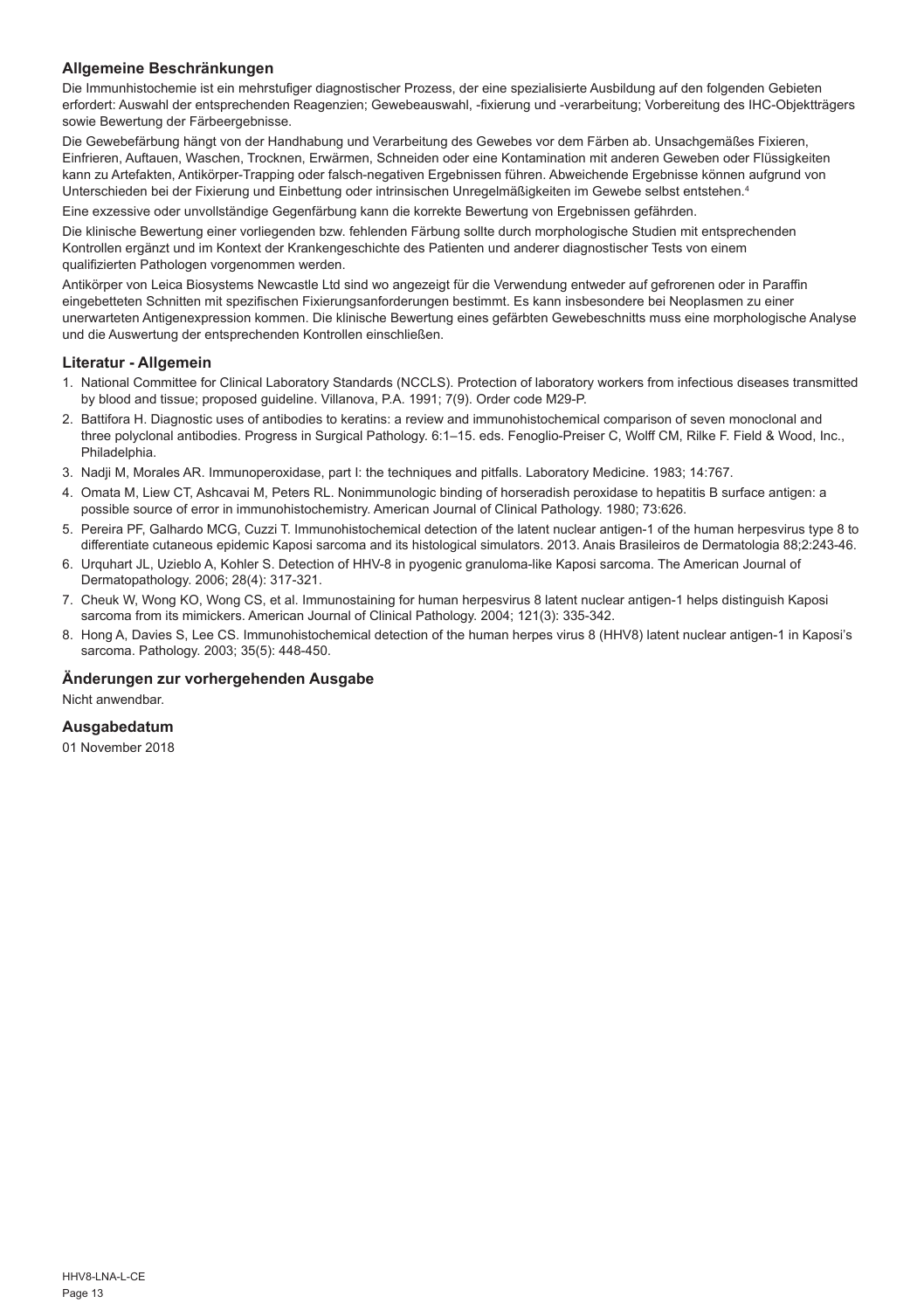## Allgemeine Beschränkungen

Die Immunhistochemie ist ein mehrstufiger diagnostischer Prozess, der eine spezialisierte Ausbildung auf den folgenden Gebieten erfordert: Auswahl der entsprechenden Reagenzien; Gewebeauswahl, -fixierung und -verarbeitung; Vorbereitung des IHC-Objektträgers sowie Bewertung der Färbeergebnisse.

Die Gewebefärbung hängt von der Handhabung und Verarbeitung des Gewebes vor dem Färben ab. Unsachgemäßes Fixieren, Einfrieren, Auftauen, Waschen, Trocknen, Erwärmen, Schneiden oder eine Kontamination mit anderen Geweben oder Flüssigkeiten kann zu Artefakten, Antikörper-Trapping oder falsch-negativen Ergebnissen führen. Abweichende Ergebnisse können aufgrund von Unterschieden bei der Fixierung und Einbettung oder intrinsischen Unregelmäßigkeiten im Gewebe selbst entstehen.[4]

Eine exzessive oder unvollständige Gegenfärbung kann die korrekte Bewertung von Ergebnissen gefährden.

Die klinische Bewertung einer vorliegenden bzw. fehlenden Färbung sollte durch morphologische Studien mit entsprechenden Kontrollen ergänzt und im Kontext der Krankengeschichte des Patienten und anderer diagnostischer Tests von einem qualifizierten Pathologen vorgenommen werden.

Antikörper von Leica Biosystems Newcastle Ltd sind wo angezeigt für die Verwendung entweder auf gefrorenen oder in Paraffin eingebetteten Schnitten mit spezifischen Fixierungsanforderungen bestimmt. Es kann insbesondere bei Neoplasmen zu einer unerwarteten Antigenexpression kommen. Die klinische Bewertung eines gefärbten Gewebeschnitts muss eine morphologische Analyse und die Auswertung der entsprechenden Kontrollen einschließen.

## Literatur - Allgemein

1. National Committee for Clinical Laboratory Standards (NCCLS). Protection of laboratory workers from infectious diseases transmitted by blood and tissue; proposed guideline. Villanova, P.A. 1991; 7(9). Order code M29-P.
2. Battifora H. Diagnostic uses of antibodies to keratins: a review and immunohistochemical comparison of seven monoclonal and three polyclonal antibodies. Progress in Surgical Pathology. 6:1–15. eds. Fenoglio-Preiser C, Wolff CM, Rilke F. Field & Wood, Inc., Philadelphia.
3. Nadji M, Morales AR. Immunoperoxidase, part I: the techniques and pitfalls. Laboratory Medicine. 1983; 14:767.
4. Omata M, Liew CT, Ashcavai M, Peters RL. Nonimmunologic binding of horseradish peroxidase to hepatitis B surface antigen: a possible source of error in immunohistochemistry. American Journal of Clinical Pathology. 1980; 73:626.
5. Pereira PF, Galhardo MCG, Cuzzi T. Immunohistochemical detection of the latent nuclear antigen-1 of the human herpesvirus type 8 to differentiate cutaneous epidemic Kaposi sarcoma and its histological simulators. 2013. Anais Brasileiros de Dermatologia 88;2:243-46.
6. Urquhart JL, Uzieblo A, Kohler S. Detection of HHV-8 in pyogenic granuloma-like Kaposi sarcoma. The American Journal of Dermatopathology. 2006; 28(4): 317-321.
7. Cheuk W, Wong KO, Wong CS, et al. Immunostaining for human herpesvirus 8 latent nuclear antigen-1 helps distinguish Kaposi sarcoma from its mimickers. American Journal of Clinical Pathology. 2004; 121(3): 335-342.
8. Hong A, Davies S, Lee CS. Immunohistochemical detection of the human herpes virus 8 (HHV8) latent nuclear antigen-1 in Kaposi's sarcoma. Pathology. 2003; 35(5): 448-450.

## Änderungen zur vorhergehenden Ausgabe

Nicht anwendbar.

## Ausgabedatum

01 November 2018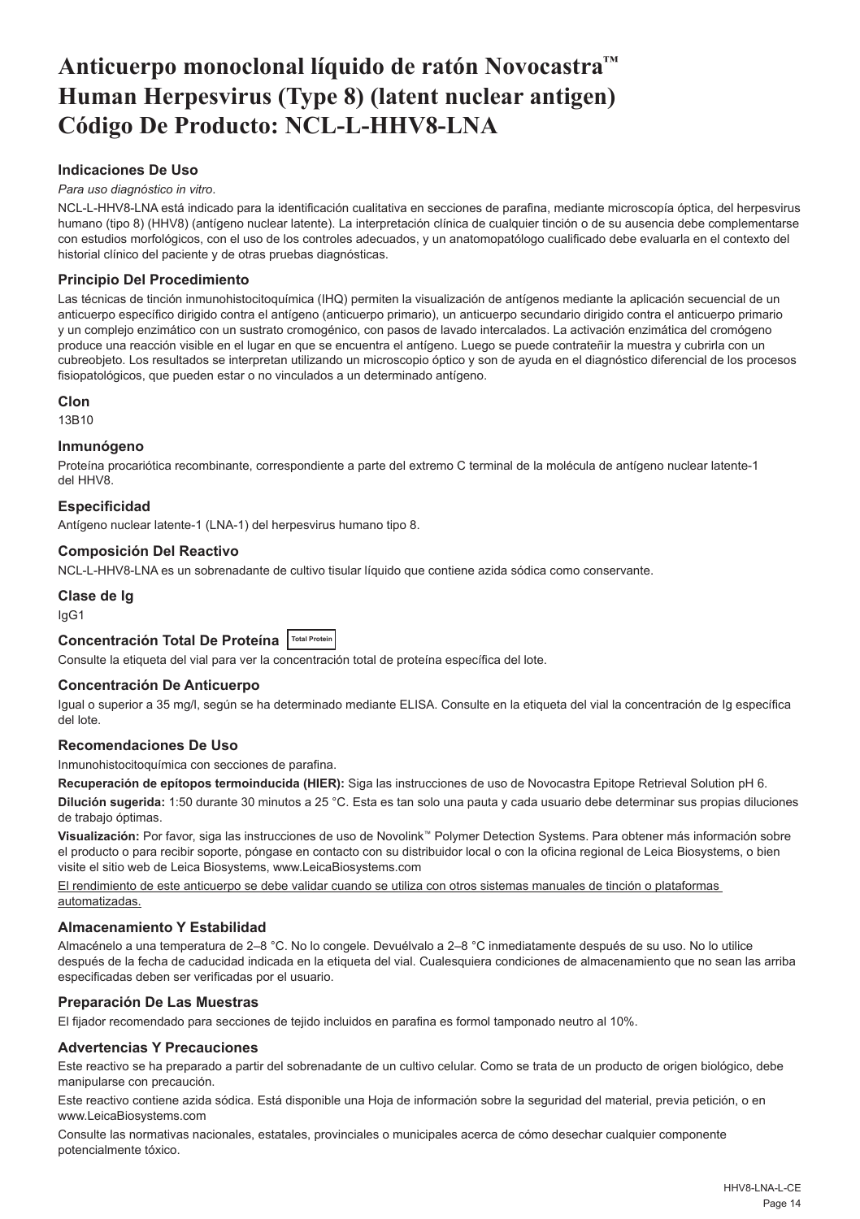# Anticuerpo monoclonal líquido de ratón Novocastra™ Human Herpesvirus (Type 8) (latent nuclear antigen) Código De Producto: NCL-L-HHV8-LNA

## Indicaciones De Uso

*Para uso diagnóstico in vitro*.

NCL-L-HHV8-LNA está indicado para la identificación cualitativa en secciones de parafina, mediante microscopía óptica, del herpesvirus humano (tipo 8) (HHV8) (antígeno nuclear latente). La interpretación clínica de cualquier tinción o de su ausencia debe complementarse con estudios morfológicos, con el uso de los controles adecuados, y un anatomopatólogo cualificado debe evaluarla en el contexto del historial clínico del paciente y de otras pruebas diagnósticas.

## Principio Del Procedimiento

Las técnicas de tinción inmunohistocitoquímica (IHQ) permiten la visualización de antígenos mediante la aplicación secuencial de un anticuerpo específico dirigido contra el antígeno (anticuerpo primario), un anticuerpo secundario dirigido contra el anticuerpo primario y un complejo enzimático con un sustrato cromogénico, con pasos de lavado intercalados. La activación enzimática del cromógeno produce una reacción visible en el lugar en que se encuentra el antígeno. Luego se puede contrateñir la muestra y cubrirla con un cubreobjeto. Los resultados se interpretan utilizando un microscopio óptico y son de ayuda en el diagnóstico diferencial de los procesos fisiopatológicos, que pueden estar o no vinculados a un determinado antígeno.

## Clon

13B10

## Inmunógeno

Proteína procariótica recombinante, correspondiente a parte del extremo C terminal de la molécula de antígeno nuclear latente-1 del HHV8.

## Especificidad

Antígeno nuclear latente-1 (LNA-1) del herpesvirus humano tipo 8.

## Composición Del Reactivo

NCL-L-HHV8-LNA es un sobrenadante de cultivo tisular líquido que contiene azida sódica como conservante.

## Clase de Ig

IgG1

## Concentración Total De Proteína Total Protein

Consulte la etiqueta del vial para ver la concentración total de proteína específica del lote.

## Concentración De Anticuerpo

Igual o superior a 35 mg/l, según se ha determinado mediante ELISA. Consulte en la etiqueta del vial la concentración de Ig específica del lote.

## Recomendaciones De Uso

Inmunohistocitoquímica con secciones de parafina.

**Recuperación de epítopos termoinducida (HIER):** Siga las instrucciones de uso de Novocastra Epitope Retrieval Solution pH 6.

**Dilución sugerida:** 1:50 durante 30 minutos a 25 °C. Esta es tan solo una pauta y cada usuario debe determinar sus propias diluciones de trabajo óptimas.

**Visualización:** Por favor, siga las instrucciones de uso de Novolink™ Polymer Detection Systems. Para obtener más información sobre el producto o para recibir soporte, póngase en contacto con su distribuidor local o con la oficina regional de Leica Biosystems, o bien visite el sitio web de Leica Biosystems, www.LeicaBiosystems.com

El rendimiento de este anticuerpo se debe validar cuando se utiliza con otros sistemas manuales de tinción o plataformas automatizadas.

## Almacenamiento Y Estabilidad

Almacénelo a una temperatura de 2–8 °C. No lo congele. Devuélvalo a 2–8 °C inmediatamente después de su uso. No lo utilice después de la fecha de caducidad indicada en la etiqueta del vial. Cualesquiera condiciones de almacenamiento que no sean las arriba especificadas deben ser verificadas por el usuario.

## Preparación De Las Muestras

El fijador recomendado para secciones de tejido incluidos en parafina es formol tamponado neutro al 10%.

## Advertencias Y Precauciones

Este reactivo se ha preparado a partir del sobrenadante de un cultivo celular. Como se trata de un producto de origen biológico, debe manipularse con precaución.

Este reactivo contiene azida sódica. Está disponible una Hoja de información sobre la seguridad del material, previa petición, o en www.LeicaBiosystems.com

Consulte las normativas nacionales, estatales, provinciales o municipales acerca de cómo desechar cualquier componente potencialmente tóxico.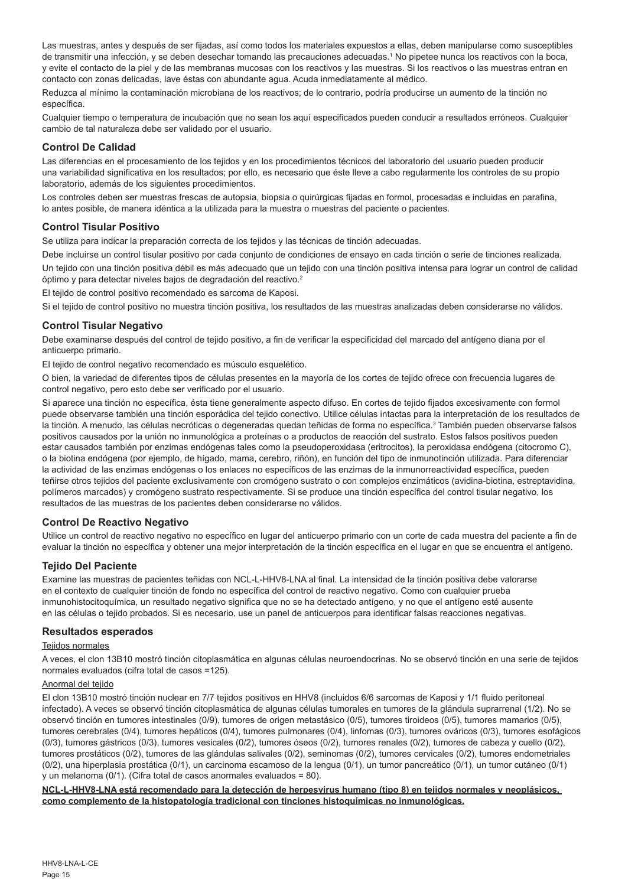Las muestras, antes y después de ser fijadas, así como todos los materiales expuestos a ellas, deben manipularse como susceptibles de transmitir una infección, y se deben desechar tomando las precauciones adecuadas.[1] No pipetee nunca los reactivos con la boca, y evite el contacto de la piel y de las membranas mucosas con los reactivos y las muestras. Si los reactivos o las muestras entran en contacto con zonas delicadas, lave éstas con abundante agua. Acuda inmediatamente al médico.

Reduzca al mínimo la contaminación microbiana de los reactivos; de lo contrario, podría producirse un aumento de la tinción no específica.

Cualquier tiempo o temperatura de incubación que no sean los aquí especificados pueden conducir a resultados erróneos. Cualquier cambio de tal naturaleza debe ser validado por el usuario.

## Control De Calidad

Las diferencias en el procesamiento de los tejidos y en los procedimientos técnicos del laboratorio del usuario pueden producir una variabilidad significativa en los resultados; por ello, es necesario que éste lleve a cabo regularmente los controles de su propio laboratorio, además de los siguientes procedimientos.

Los controles deben ser muestras frescas de autopsia, biopsia o quirúrgicas fijadas en formol, procesadas e incluidas en parafina, lo antes posible, de manera idéntica a la utilizada para la muestra o muestras del paciente o pacientes.

## Control Tisular Positivo

Se utiliza para indicar la preparación correcta de los tejidos y las técnicas de tinción adecuadas.

Debe incluirse un control tisular positivo por cada conjunto de condiciones de ensayo en cada tinción o serie de tinciones realizada.

Un tejido con una tinción positiva débil es más adecuado que un tejido con una tinción positiva intensa para lograr un control de calidad óptimo y para detectar niveles bajos de degradación del reactivo.[2]

El tejido de control positivo recomendado es sarcoma de Kaposi.

Si el tejido de control positivo no muestra tinción positiva, los resultados de las muestras analizadas deben considerarse no válidos.

## Control Tisular Negativo

Debe examinarse después del control de tejido positivo, a fin de verificar la especificidad del marcado del antígeno diana por el anticuerpo primario.

El tejido de control negativo recomendado es músculo esquelético.

O bien, la variedad de diferentes tipos de células presentes en la mayoría de los cortes de tejido ofrece con frecuencia lugares de control negativo, pero esto debe ser verificado por el usuario.

Si aparece una tinción no específica, ésta tiene generalmente aspecto difuso. En cortes de tejido fijados excesivamente con formol puede observarse también una tinción esporádica del tejido conectivo. Utilice células intactas para la interpretación de los resultados de la tinción. A menudo, las células necróticas o degeneradas quedan teñidas de forma no específica.[3] También pueden observarse falsos positivos causados por la unión no inmunológica a proteínas o a productos de reacción del sustrato. Estos falsos positivos pueden estar causados también por enzimas endógenas tales como la pseudoperoxidasa (eritrocitos), la peroxidasa endógena (citocromo C), o la biotina endógena (por ejemplo, de hígado, mama, cerebro, riñón), en función del tipo de inmunotinción utilizada. Para diferenciar la actividad de las enzimas endógenas o los enlaces no específicos de las enzimas de la inmunorreactividad específica, pueden teñirse otros tejidos del paciente exclusivamente con cromógeno sustrato o con complejos enzimáticos (avidina-biotina, estreptavidina, polímeros marcados) y cromógeno sustrato respectivamente. Si se produce una tinción específica del control tisular negativo, los resultados de las muestras de los pacientes deben considerarse no válidos.

## Control De Reactivo Negativo

Utilice un control de reactivo negativo no específico en lugar del anticuerpo primario con un corte de cada muestra del paciente a fin de evaluar la tinción no específica y obtener una mejor interpretación de la tinción específica en el lugar en que se encuentra el antígeno.

## Tejido Del Paciente

Examine las muestras de pacientes teñidas con NCL-L-HHV8-LNA al final. La intensidad de la tinción positiva debe valorarse en el contexto de cualquier tinción de fondo no específica del control de reactivo negativo. Como con cualquier prueba inmunohistocitoquímica, un resultado negativo significa que no se ha detectado antígeno, y no que el antígeno esté ausente en las células o tejido probados. Si es necesario, use un panel de anticuerpos para identificar falsas reacciones negativas.

## Resultados esperados

Tejidos normales

A veces, el clon 13B10 mostró tinción citoplasmática en algunas células neuroendocrinas. No se observó tinción en una serie de tejidos normales evaluados (cifra total de casos =125).

Anormal del tejido

El clon 13B10 mostró tinción nuclear en 7/7 tejidos positivos en HHV8 (incluidos 6/6 sarcomas de Kaposi y 1/1 fluido peritoneal infectado). A veces se observó tinción citoplasmática de algunas células tumorales en tumores de la glándula suprarrenal (1/2). No se observó tinción en tumores intestinales (0/9), tumores de origen metastásico (0/5), tumores tiroideos (0/5), tumores mamarios (0/5), tumores cerebrales (0/4), tumores hepáticos (0/4), tumores pulmonares (0/4), linfomas (0/3), tumores ováricos (0/3), tumores esofágicos (0/3), tumores gástricos (0/3), tumores vesicales (0/2), tumores óseos (0/2), tumores renales (0/2), tumores de cabeza y cuello (0/2), tumores prostáticos (0/2), tumores de las glándulas salivales (0/2), seminomas (0/2), tumores cervicales (0/2), tumores endometriales (0/2), una hiperplasia prostática (0/1), un carcinoma escamoso de la lengua (0/1), un tumor pancreático (0/1), un tumor cutáneo (0/1) y un melanoma (0/1). (Cifra total de casos anormales evaluados = 80).

**NCL-L-HHV8-LNA está recomendado para la detección de herpesvirus humano (tipo 8) en tejidos normales y neoplásicos, como complemento de la histopatología tradicional con tinciones histoquímicas no inmunológicas.**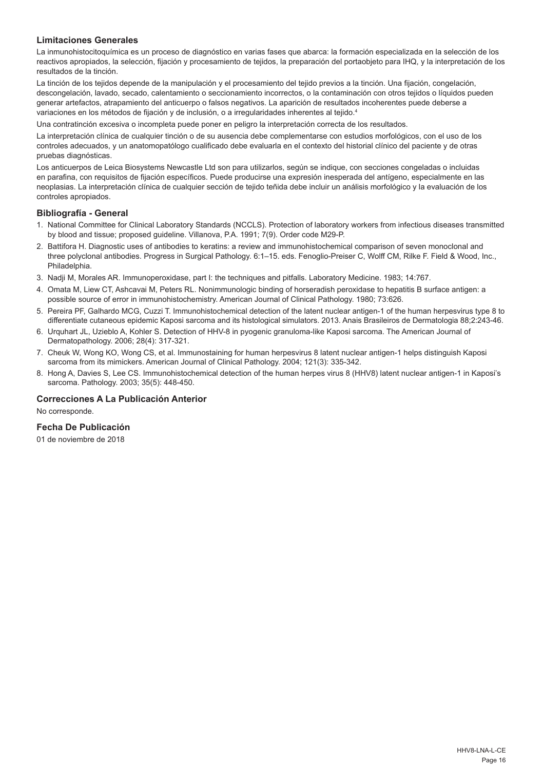## Limitaciones Generales

La inmunohistocitoquímica es un proceso de diagnóstico en varias fases que abarca: la formación especializada en la selección de los reactivos apropiados, la selección, fijación y procesamiento de tejidos, la preparación del portaobjeto para IHQ, y la interpretación de los resultados de la tinción.

La tinción de los tejidos depende de la manipulación y el procesamiento del tejido previos a la tinción. Una fijación, congelación, descongelación, lavado, secado, calentamiento o seccionamiento incorrectos, o la contaminación con otros tejidos o líquidos pueden generar artefactos, atrapamiento del anticuerpo o falsos negativos. La aparición de resultados incoherentes puede deberse a variaciones en los métodos de fijación y de inclusión, o a irregularidades inherentes al tejido.[4]

Una contratinción excesiva o incompleta puede poner en peligro la interpretación correcta de los resultados.

La interpretación clínica de cualquier tinción o de su ausencia debe complementarse con estudios morfológicos, con el uso de los controles adecuados, y un anatomopatólogo cualificado debe evaluarla en el contexto del historial clínico del paciente y de otras pruebas diagnósticas.

Los anticuerpos de Leica Biosystems Newcastle Ltd son para utilizarlos, según se indique, con secciones congeladas o incluidas en parafina, con requisitos de fijación específicos. Puede producirse una expresión inesperada del antígeno, especialmente en las neoplasias. La interpretación clínica de cualquier sección de tejido teñida debe incluir un análisis morfológico y la evaluación de los controles apropiados.

## Bibliografía - General

1. National Committee for Clinical Laboratory Standards (NCCLS). Protection of laboratory workers from infectious diseases transmitted by blood and tissue; proposed guideline. Villanova, P.A. 1991; 7(9). Order code M29-P.
2. Battifora H. Diagnostic uses of antibodies to keratins: a review and immunohistochemical comparison of seven monoclonal and three polyclonal antibodies. Progress in Surgical Pathology. 6:1–15. eds. Fenoglio-Preiser C, Wolff CM, Rilke F. Field & Wood, Inc., Philadelphia.
3. Nadji M, Morales AR. Immunoperoxidase, part I: the techniques and pitfalls. Laboratory Medicine. 1983; 14:767.
4. Omata M, Liew CT, Ashcavai M, Peters RL. Nonimmunologic binding of horseradish peroxidase to hepatitis B surface antigen: a possible source of error in immunohistochemistry. American Journal of Clinical Pathology. 1980; 73:626.
5. Pereira PF, Galhardo MCG, Cuzzi T. Immunohistochemical detection of the latent nuclear antigen-1 of the human herpesvirus type 8 to differentiate cutaneous epidemic Kaposi sarcoma and its histological simulators. 2013. Anais Brasileiros de Dermatologia 88;2:243-46.
6. Urquhart JL, Uzieblo A, Kohler S. Detection of HHV-8 in pyogenic granuloma-like Kaposi sarcoma. The American Journal of Dermatopathology. 2006; 28(4): 317-321.
7. Cheuk W, Wong KO, Wong CS, et al. Immunostaining for human herpesvirus 8 latent nuclear antigen-1 helps distinguish Kaposi sarcoma from its mimickers. American Journal of Clinical Pathology. 2004; 121(3): 335-342.
8. Hong A, Davies S, Lee CS. Immunohistochemical detection of the human herpes virus 8 (HHV8) latent nuclear antigen-1 in Kaposi's sarcoma. Pathology. 2003; 35(5): 448-450.

## Correcciones A La Publicación Anterior

No corresponde.

## Fecha De Publicación

01 de noviembre de 2018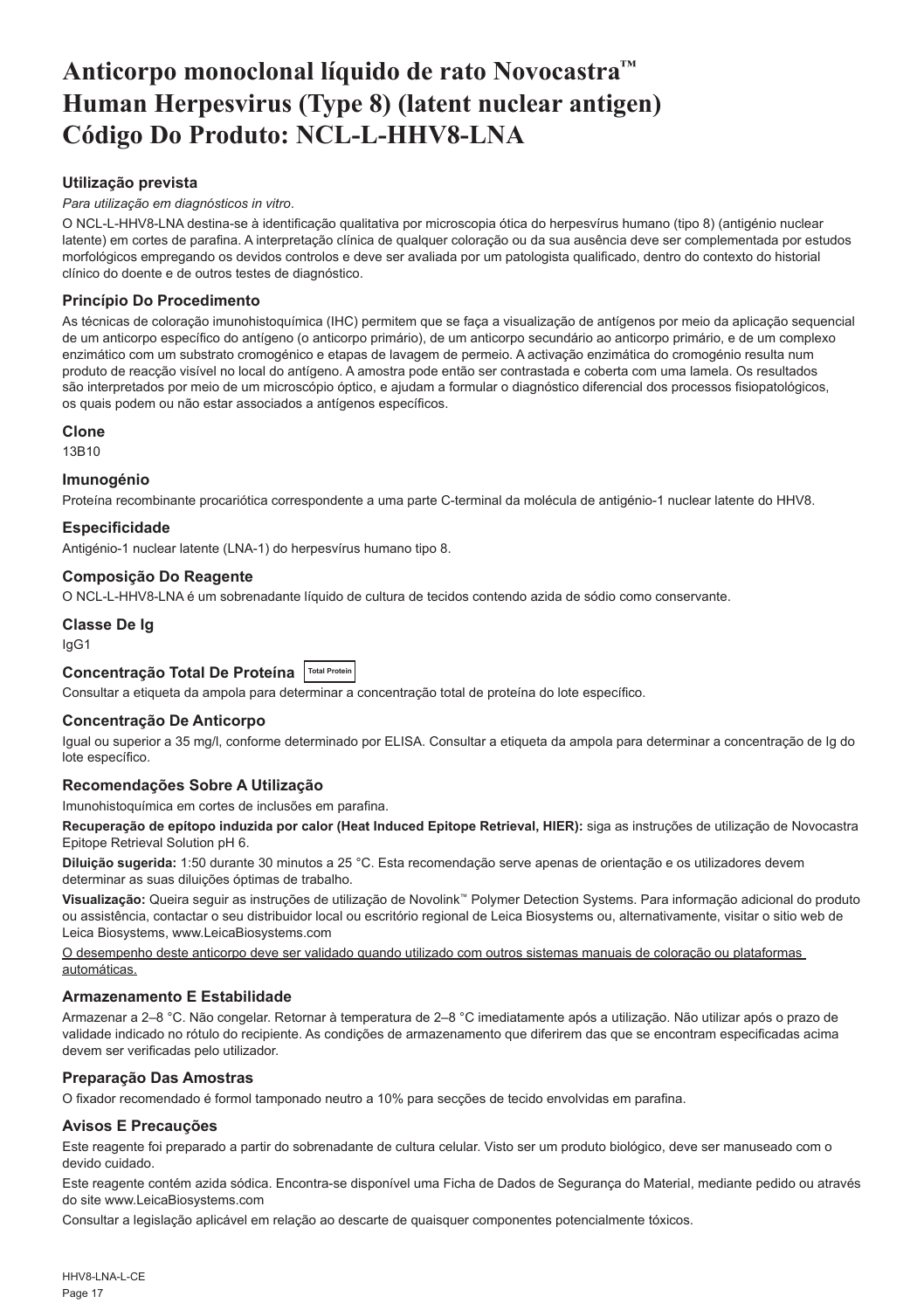# Anticorpo monoclonal líquido de rato Novocastra™ Human Herpesvirus (Type 8) (latent nuclear antigen) Código Do Produto: NCL-L-HHV8-LNA

## Utilização prevista

*Para utilização em diagnósticos in vitro.*

O NCL-L-HHV8-LNA destina-se à identificação qualitativa por microscopia ótica do herpesvírus humano (tipo 8) (antigénio nuclear latente) em cortes de parafina. A interpretação clínica de qualquer coloração ou da sua ausência deve ser complementada por estudos morfológicos empregando os devidos controlos e deve ser avaliada por um patologista qualificado, dentro do contexto do historial clínico do doente e de outros testes de diagnóstico.

## Princípio Do Procedimento

As técnicas de coloração imunohistoquímica (IHC) permitem que se faça a visualização de antígenos por meio da aplicação sequencial de um anticorpo específico do antígeno (o anticorpo primário), de um anticorpo secundário ao anticorpo primário, e de um complexo enzimático com um substrato cromogénico e etapas de lavagem de permeio. A activação enzimática do cromogénio resulta num produto de reacção visível no local do antígeno. A amostra pode então ser contrastada e coberta com uma lamela. Os resultados são interpretados por meio de um microscópio óptico, e ajudam a formular o diagnóstico diferencial dos processos fisiopatológicos, os quais podem ou não estar associados a antígenos específicos.

## Clone

13B10

## Imunogénio

Proteína recombinante procariótica correspondente a uma parte C-terminal da molécula de antigénio-1 nuclear latente do HHV8.

## Especificidade

Antigénio-1 nuclear latente (LNA-1) do herpesvírus humano tipo 8.

## Composição Do Reagente

O NCL-L-HHV8-LNA é um sobrenadante líquido de cultura de tecidos contendo azida de sódio como conservante.

## Classe De Ig

IgG1

## Concentração Total De Proteína Total Protein

Consultar a etiqueta da ampola para determinar a concentração total de proteína do lote específico.

## Concentração De Anticorpo

Igual ou superior a 35 mg/l, conforme determinado por ELISA. Consultar a etiqueta da ampola para determinar a concentração de Ig do lote específico.

## Recomendações Sobre A Utilização

Imunohistoquímica em cortes de inclusões em parafina.

**Recuperação de epítopo induzida por calor (Heat Induced Epitope Retrieval, HIER):** siga as instruções de utilização de Novocastra Epitope Retrieval Solution pH 6.

**Diluição sugerida:** 1:50 durante 30 minutos a 25 °C. Esta recomendação serve apenas de orientação e os utilizadores devem determinar as suas diluições óptimas de trabalho.

**Visualização:** Queira seguir as instruções de utilização de Novolink™ Polymer Detection Systems. Para informação adicional do produto ou assistência, contactar o seu distribuidor local ou escritório regional de Leica Biosystems ou, alternativamente, visitar o sitio web de Leica Biosystems, www.LeicaBiosystems.com

O desempenho deste anticorpo deve ser validado quando utilizado com outros sistemas manuais de coloração ou plataformas automáticas.

## Armazenamento E Estabilidade

Armazenar a 2–8 °C. Não congelar. Retornar à temperatura de 2–8 °C imediatamente após a utilização. Não utilizar após o prazo de validade indicado no rótulo do recipiente. As condições de armazenamento que diferirem das que se encontram especificadas acima devem ser verificadas pelo utilizador.

## Preparação Das Amostras

O fixador recomendado é formol tamponado neutro a 10% para secções de tecido envolvidas em parafina.

## Avisos E Precauções

Este reagente foi preparado a partir do sobrenadante de cultura celular. Visto ser um produto biológico, deve ser manuseado com o devido cuidado.

Este reagente contém azida sódica. Encontra-se disponível uma Ficha de Dados de Segurança do Material, mediante pedido ou através do site www.LeicaBiosystems.com

Consultar a legislação aplicável em relação ao descarte de quaisquer componentes potencialmente tóxicos.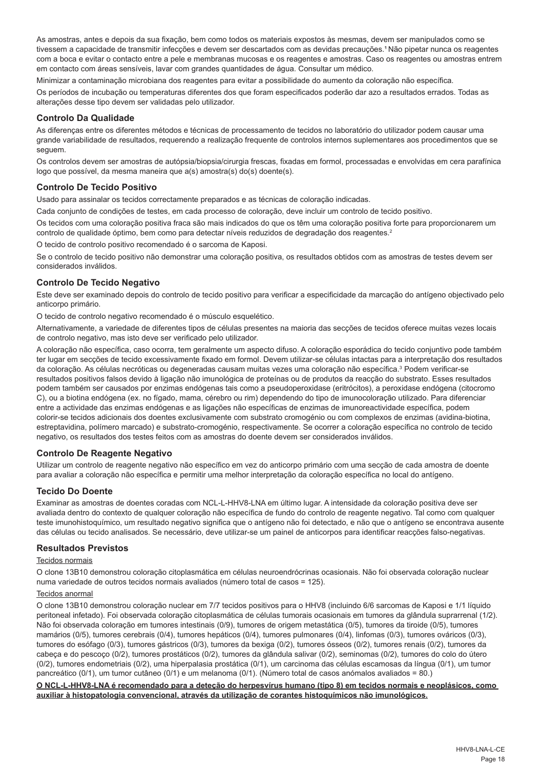As amostras, antes e depois da sua fixação, bem como todos os materiais expostos às mesmas, devem ser manipulados como se tivessem a capacidade de transmitir infecções e devem ser descartados com as devidas precauções.[1] Não pipetar nunca os reagentes com a boca e evitar o contacto entre a pele e membranas mucosas e os reagentes e amostras. Caso os reagentes ou amostras entrem em contacto com áreas sensíveis, lavar com grandes quantidades de água. Consultar um médico.

Minimizar a contaminação microbiana dos reagentes para evitar a possibilidade do aumento da coloração não específica.

Os períodos de incubação ou temperaturas diferentes dos que foram especificados poderão dar azo a resultados errados. Todas as alterações desse tipo devem ser validadas pelo utilizador.

## Controlo Da Qualidade

As diferenças entre os diferentes métodos e técnicas de processamento de tecidos no laboratório do utilizador podem causar uma grande variabilidade de resultados, requerendo a realização frequente de controlos internos suplementares aos procedimentos que se seguem.

Os controlos devem ser amostras de autópsia/biopsia/cirurgia frescas, fixadas em formol, processadas e envolvidas em cera parafínica logo que possível, da mesma maneira que a(s) amostra(s) do(s) doente(s).

## Controlo De Tecido Positivo

Usado para assinalar os tecidos correctamente preparados e as técnicas de coloração indicadas.

Cada conjunto de condições de testes, em cada processo de coloração, deve incluir um controlo de tecido positivo.

Os tecidos com uma coloração positiva fraca são mais indicados do que os têm uma coloração positiva forte para proporcionarem um controlo de qualidade óptimo, bem como para detectar níveis reduzidos de degradação dos reagentes.[2]

O tecido de controlo positivo recomendado é o sarcoma de Kaposi.

Se o controlo de tecido positivo não demonstrar uma coloração positiva, os resultados obtidos com as amostras de testes devem ser considerados inválidos.

## Controlo De Tecido Negativo

Este deve ser examinado depois do controlo de tecido positivo para verificar a especificidade da marcação do antígeno objectivado pelo anticorpo primário.

O tecido de controlo negativo recomendado é o músculo esquelético.

Alternativamente, a variedade de diferentes tipos de células presentes na maioria das secções de tecidos oferece muitas vezes locais de controlo negativo, mas isto deve ser verificado pelo utilizador.

A coloração não específica, caso ocorra, tem geralmente um aspecto difuso. A coloração esporádica do tecido conjuntivo pode também ter lugar em secções de tecido excessivamente fixado em formol. Devem utilizar-se células intactas para a interpretação dos resultados da coloração. As células necróticas ou degeneradas causam muitas vezes uma coloração não específica.[3] Podem verificar-se resultados positivos falsos devido à ligação não imunológica de proteínas ou de produtos da reacção do substrato. Esses resultados podem também ser causados por enzimas endógenas tais como a pseudoperoxidase (eritrócitos), a peroxidase endógena (citocromo C), ou a biotina endógena (ex. no fígado, mama, cérebro ou rim) dependendo do tipo de imunocoloração utilizado. Para diferenciar entre a actividade das enzimas endógenas e as ligações não específicas de enzimas de imunoreactividade específica, podem colorir-se tecidos adicionais dos doentes exclusivamente com substrato cromogénio ou com complexos de enzimas (avidina-biotina, estreptavidina, polímero marcado) e substrato-cromogénio, respectivamente. Se ocorrer a coloração específica no controlo de tecido negativo, os resultados dos testes feitos com as amostras do doente devem ser considerados inválidos.

## Controlo De Reagente Negativo

Utilizar um controlo de reagente negativo não específico em vez do anticorpo primário com uma secção de cada amostra de doente para avaliar a coloração não específica e permitir uma melhor interpretação da coloração específica no local do antígeno.

## Tecido Do Doente

Examinar as amostras de doentes coradas com NCL-L-HHV8-LNA em último lugar. A intensidade da coloração positiva deve ser avaliada dentro do contexto de qualquer coloração não específica de fundo do controlo de reagente negativo. Tal como com qualquer teste imunohistoquímico, um resultado negativo significa que o antígeno não foi detectado, e não que o antígeno se encontrava ausente das células ou tecido analisados. Se necessário, deve utilizar-se um painel de anticorpos para identificar reacções falso-negativas.

## Resultados Previstos

Tecidos normais

O clone 13B10 demonstrou coloração citoplasmática em células neuroendrócrinas ocasionais. Não foi observada coloração nuclear numa variedade de outros tecidos normais avaliados (número total de casos = 125).

Tecidos anormal

O clone 13B10 demonstrou coloração nuclear em 7/7 tecidos positivos para o HHV8 (incluindo 6/6 sarcomas de Kaposi e 1/1 líquido peritoneal infetado). Foi observada coloração citoplasmática de células tumorais ocasionais em tumores da glândula suprarrenal (1/2). Não foi observada coloração em tumores intestinais (0/9), tumores de origem metastática (0/5), tumores da tiroide (0/5), tumores mamários (0/5), tumores cerebrais (0/4), tumores hepáticos (0/4), tumores pulmonares (0/4), linfomas (0/3), tumores ováricos (0/3), tumores do esófago (0/3), tumores gástricos (0/3), tumores da bexiga (0/2), tumores ósseos (0/2), tumores renais (0/2), tumores da cabeça e do pescoço (0/2), tumores prostáticos (0/2), tumores da glândula salivar (0/2), seminomas (0/2), tumores do colo do útero (0/2), tumores endometriais (0/2), uma hiperplasia prostática (0/1), um carcinoma das células escamosas da língua (0/1), um tumor pancreático (0/1), um tumor cutâneo (0/1) e um melanoma (0/1). (Número total de casos anómalos avaliados = 80.)

**O NCL-L-HHV8-LNA é recomendado para a deteção do herpesvírus humano (tipo 8) em tecidos normais e neoplásicos, como auxiliar à histopatologia convencional, através da utilização de corantes histoquímicos não imunológicos.**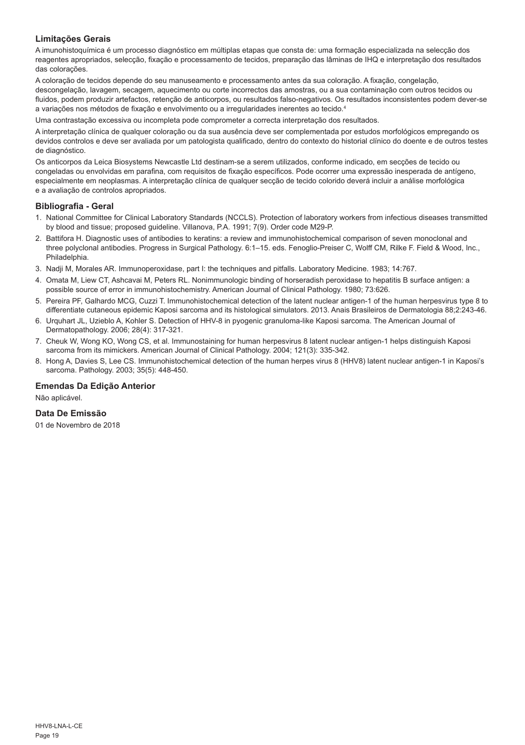### Limitações Gerais

A imunohistoquímica é um processo diagnóstico em múltiplas etapas que consta de: uma formação especializada na selecção dos reagentes apropriados, selecção, fixação e processamento de tecidos, preparação das lâminas de IHQ e interpretação dos resultados das colorações.

A coloração de tecidos depende do seu manuseamento e processamento antes da sua coloração. A fixação, congelação, descongelação, lavagem, secagem, aquecimento ou corte incorrectos das amostras, ou a sua contaminação com outros tecidos ou fluidos, podem produzir artefactos, retenção de anticorpos, ou resultados falso-negativos. Os resultados inconsistentes podem dever-se a variações nos métodos de fixação e envolvimento ou a irregularidades inerentes ao tecido.[4]

Uma contrastação excessiva ou incompleta pode comprometer a correcta interpretação dos resultados.

A interpretação clínica de qualquer coloração ou da sua ausência deve ser complementada por estudos morfológicos empregando os devidos controlos e deve ser avaliada por um patologista qualificado, dentro do contexto do historial clínico do doente e de outros testes de diagnóstico.

Os anticorpos da Leica Biosystems Newcastle Ltd destinam-se a serem utilizados, conforme indicado, em secções de tecido ou congeladas ou envolvidas em parafina, com requisitos de fixação específicos. Pode ocorrer uma expressão inesperada de antígeno, especialmente em neoplasmas. A interpretação clínica de qualquer secção de tecido colorido deverá incluir a análise morfológica e a avaliação de controlos apropriados.

### Bibliografia - Geral

1. National Committee for Clinical Laboratory Standards (NCCLS). Protection of laboratory workers from infectious diseases transmitted by blood and tissue; proposed guideline. Villanova, P.A. 1991; 7(9). Order code M29-P.
2. Battifora H. Diagnostic uses of antibodies to keratins: a review and immunohistochemical comparison of seven monoclonal and three polyclonal antibodies. Progress in Surgical Pathology. 6:1–15. eds. Fenoglio-Preiser C, Wolff CM, Rilke F. Field & Wood, Inc., Philadelphia.
3. Nadji M, Morales AR. Immunoperoxidase, part I: the techniques and pitfalls. Laboratory Medicine. 1983; 14:767.
4. Omata M, Liew CT, Ashcavai M, Peters RL. Nonimmunologic binding of horseradish peroxidase to hepatitis B surface antigen: a possible source of error in immunohistochemistry. American Journal of Clinical Pathology. 1980; 73:626.
5. Pereira PF, Galhardo MCG, Cuzzi T. Immunohistochemical detection of the latent nuclear antigen-1 of the human herpesvirus type 8 to differentiate cutaneous epidemic Kaposi sarcoma and its histological simulators. 2013. Anais Brasileiros de Dermatologia 88;2:243-46.
6. Urquhart JL, Uzieblo A, Kohler S. Detection of HHV-8 in pyogenic granuloma-like Kaposi sarcoma. The American Journal of Dermatopathology. 2006; 28(4): 317-321.
7. Cheuk W, Wong KO, Wong CS, et al. Immunostaining for human herpesvirus 8 latent nuclear antigen-1 helps distinguish Kaposi sarcoma from its mimickers. American Journal of Clinical Pathology. 2004; 121(3): 335-342.
8. Hong A, Davies S, Lee CS. Immunohistochemical detection of the human herpes virus 8 (HHV8) latent nuclear antigen-1 in Kaposi's sarcoma. Pathology. 2003; 35(5): 448-450.

### Emendas Da Edição Anterior

Não aplicável.

### Data De Emissão

01 de Novembro de 2018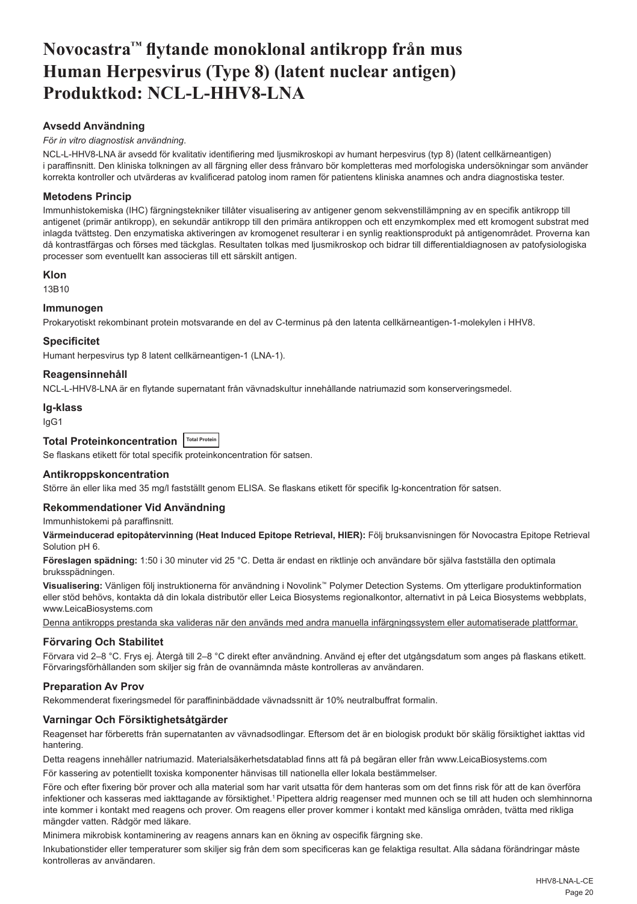# Novocastra™ flytande monoklonal antikropp från mus Human Herpesvirus (Type 8) (latent nuclear antigen) Produktkod: NCL-L-HHV8-LNA

## Avsedd Användning

*För in vitro diagnostisk användning.*

NCL-L-HHV8-LNA är avsedd för kvalitativ identifiering med ljusmikroskopi av humant herpesvirus (typ 8) (latent cellkärneantigen) i paraffinsnitt. Den kliniska tolkningen av all färgning eller dess frånvaro bör kompletteras med morfologiska undersökningar som använder korrekta kontroller och utvärderas av kvalificerad patolog inom ramen för patientens kliniska anamnes och andra diagnostiska tester.

## Metodens Princip

Immunhistokemiska (IHC) färgningstekniker tillåter visualisering av antigener genom sekvenstillämpning av en specifik antikropp till antigenet (primär antikropp), en sekundär antikropp till den primära antikroppen och ett enzymkomplex med ett kromogent substrat med inlagda tvättsteg. Den enzymatiska aktiveringen av kromogenet resulterar i en synlig reaktionsprodukt på antigenområdet. Proverna kan då kontrastfärgas och förses med täckglas. Resultaten tolkas med ljusmikroskop och bidrar till differentialdiagnosen av patofysiologiska processer som eventuellt kan associeras till ett särskilt antigen.

## Klon

13B10

## Immunogen

Prokaryotiskt rekombinant protein motsvarande en del av C-terminus på den latenta cellkärneantigen-1-molekylen i HHV8.

## Specificitet

Humant herpesvirus typ 8 latent cellkärneantigen-1 (LNA-1).

## Reagensinnehåll

NCL-L-HHV8-LNA är en flytande supernatant från vävnadskultur innehållande natriumazid som konserveringsmedel.

## Ig-klass

IgG1

## Total Proteinkoncentration Total Protein

Se flaskans etikett för total specifik proteinkoncentration för satsen.

## Antikroppskoncentration

Större än eller lika med 35 mg/l fastställt genom ELISA. Se flaskans etikett för specifik Ig-koncentration för satsen.

## Rekommendationer Vid Användning

Immunhistokemi på paraffinsnitt.

**Värmeinducerad epitopåtervinning (Heat Induced Epitope Retrieval, HIER):** Följ bruksanvisningen för Novocastra Epitope Retrieval Solution pH 6.

**Föreslagen spädning:** 1:50 i 30 minuter vid 25 °C. Detta är endast en riktlinje och användare bör själva fastställa den optimala bruksspädningen.

**Visualisering:** Vänligen följ instruktionerna för användning i Novolink™ Polymer Detection Systems. Om ytterligare produktinformation eller stöd behövs, kontakta då din lokala distributör eller Leica Biosystems regionalkontor, alternativt in på Leica Biosystems webbplats, www.LeicaBiosystems.com

Denna antikropps prestanda ska valideras när den används med andra manuella infärgningssystem eller automatiserade plattformar.

## Förvaring Och Stabilitet

Förvara vid 2–8 °C. Frys ej. Återgå till 2–8 °C direkt efter användning. Använd ej efter det utgångsdatum som anges på flaskans etikett. Förvaringsförhållanden som skiljer sig från de ovannämnda måste kontrolleras av användaren.

## Preparation Av Prov

Rekommenderat fixeringsmedel för paraffininbäddade vävnadssnitt är 10% neutralbuffrat formalin.

## Varningar Och Försiktighetsåtgärder

Reagenset har förberetts från supernatanten av vävnadsodlingar. Eftersom det är en biologisk produkt bör skälig försiktighet iakttas vid hantering.

Detta reagens innehåller natriumazid. Materialsäkerhetsdatablad finns att få på begäran eller från www.LeicaBiosystems.com

För kassering av potentiellt toxiska komponenter hänvisas till nationella eller lokala bestämmelser.

Före och efter fixering bör prover och alla material som har varit utsatta för dem hanteras som om det finns risk för att de kan överföra infektioner och kasseras med iakttagande av försiktighet.[1] Pipettera aldrig reagenser med munnen och se till att huden och slemhinnorna inte kommer i kontakt med reagens och prover. Om reagens eller prover kommer i kontakt med känsliga områden, tvätta med rikliga mängder vatten. Rådgör med läkare.

Minimera mikrobisk kontaminering av reagens annars kan en ökning av ospecifik färgning ske.

Inkubationstider eller temperaturer som skiljer sig från dem som specificeras kan ge felaktiga resultat. Alla sådana förändringar måste kontrolleras av användaren.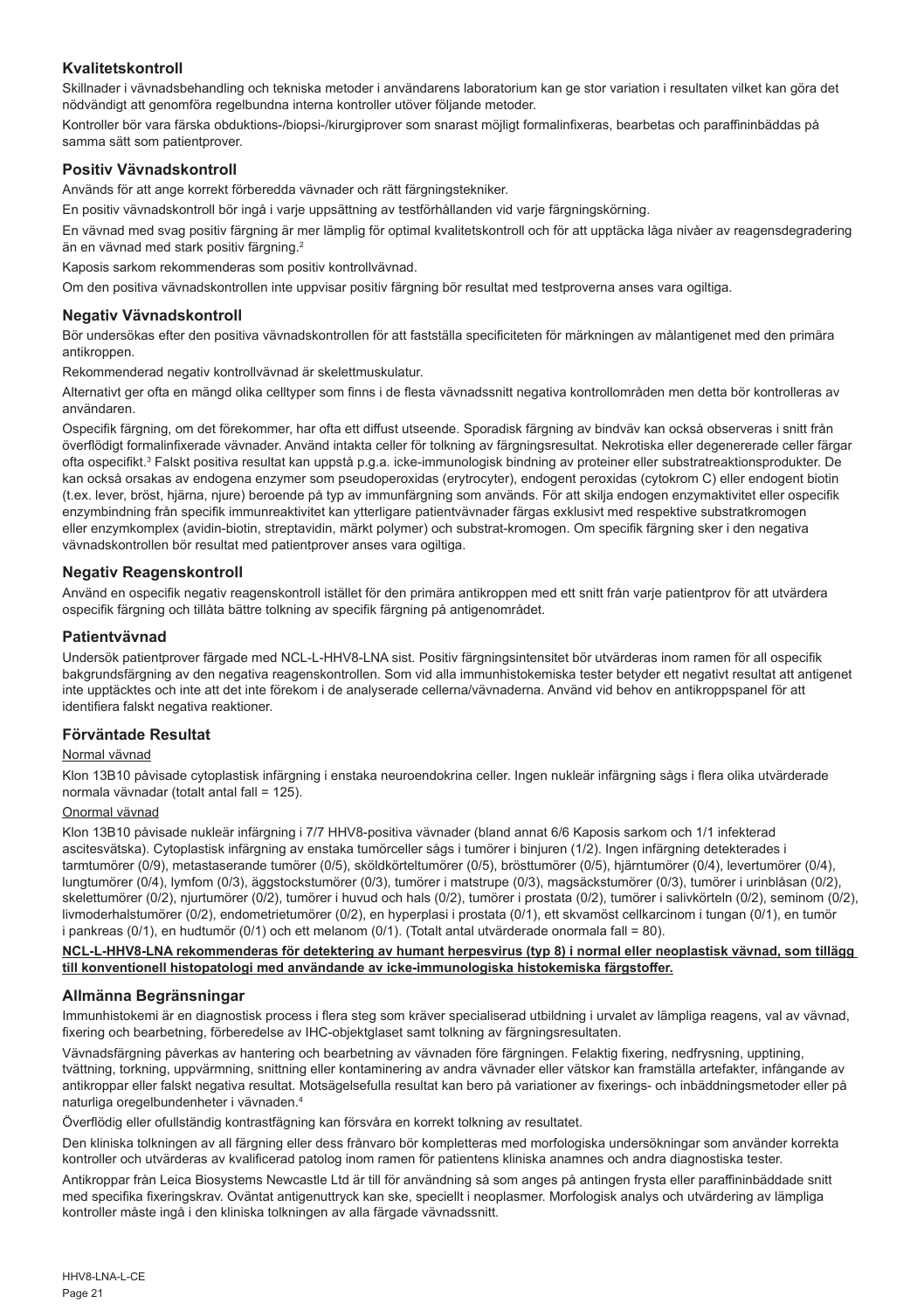## Kvalitetskontroll

Skillnader i vävnadsbehandling och tekniska metoder i användarens laboratorium kan ge stor variation i resultaten vilket kan göra det nödvändigt att genomföra regelbundna interna kontroller utöver följande metoder.

Kontroller bör vara färska obduktions-/biopsi-/kirurgiprover som snarast möjligt formalinfixeras, bearbetas och paraffininbäddas på samma sätt som patientprover.

## Positiv Vävnadskontroll

Används för att ange korrekt förberedda vävnader och rätt färgningstekniker.

En positiv vävnadskontroll bör ingå i varje uppsättning av testförhållanden vid varje färgningskörning.

En vävnad med svag positiv färgning är mer lämplig för optimal kvalitetskontroll och för att upptäcka låga nivåer av reagensdegradering än en vävnad med stark positiv färgning.[2]

Kaposis sarkom rekommenderas som positiv kontrollvävnad.

Om den positiva vävnadskontrollen inte uppvisar positiv färgning bör resultat med testproverna anses vara ogiltiga.

## Negativ Vävnadskontroll

Bör undersökas efter den positiva vävnadskontrollen för att fastställa specificiteten för märkningen av målantigenet med den primära antikroppen.

Rekommenderad negativ kontrollvävnad är skelettmuskulatur.

Alternativt ger ofta en mängd olika celltyper som finns i de flesta vävnadssnitt negativa kontrollområden men detta bör kontrolleras av användaren.

Ospecifik färgning, om det förekommer, har ofta ett diffust utseende. Sporadisk färgning av bindväv kan också observeras i snitt från överflödigt formalinfixerade vävnader. Använd intakta celler för tolkning av färgningsresultat. Nekrotiska eller degenererade celler färgar ofta ospecifikt.[3] Falskt positiva resultat kan uppstå p.g.a. icke-immunologisk bindning av proteiner eller substratreaktionsprodukter. De kan också orsakas av endogena enzymer som pseudoperoxidas (erytrocyter), endogent peroxidas (cytokrom C) eller endogent biotin (t.ex. lever, bröst, hjärna, njure) beroende på typ av immunfärgning som används. För att skilja endogen enzymaktivitet eller ospecifik enzymbindning från specifik immunreaktivitet kan ytterligare patientvävnader färgas exklusivt med respektive substratkromogen eller enzymkomplex (avidin-biotin, streptavidin, märkt polymer) och substrat-kromogen. Om specifik färgning sker i den negativa vävnadskontrollen bör resultat med patientprover anses vara ogiltiga.

## Negativ Reagenskontroll

Använd en ospecifik negativ reagenskontroll istället för den primära antikroppen med ett snitt från varje patientprov för att utvärdera ospecifik färgning och tillåta bättre tolkning av specifik färgning på antigenområdet.

## Patientvävnad

Undersök patientprover färgade med NCL-L-HHV8-LNA sist. Positiv färgningsintensitet bör utvärderas inom ramen för all ospecifik bakgrundsfärgning av den negativa reagenskontrollen. Som vid alla immunhistokemiska tester betyder ett negativt resultat att antigenet inte upptäcktes och inte att det inte förekom i de analyserade cellerna/vävnaderna. Använd vid behov en antikroppspanel för att identifiera falskt negativa reaktioner.

## Förväntade Resultat

Normal vävnad

Klon 13B10 påvisade cytoplastisk infärgning i enstaka neuroendokrina celler. Ingen nukleär infärgning sågs i flera olika utvärderade normala vävnadar (totalt antal fall = 125).

Onormal vävnad

Klon 13B10 påvisade nukleär infärgning i 7/7 HHV8-positiva vävnader (bland annat 6/6 Kaposis sarkom och 1/1 infekterad ascitesvätska). Cytoplastisk infärgning av enstaka tumörceller sågs i tumörer i binjuren (1/2). Ingen infärgning detekterades i tarmtumörer (0/9), metastaserande tumörer (0/5), sköldkörteltumörer (0/5), brösttumörer (0/5), hjärntumörer (0/4), levertumörer (0/4), lungtumörer (0/4), lymfom (0/3), äggstockstumörer (0/3), tumörer i matstrupe (0/3), magsäckstumörer (0/3), tumörer i urinblåsan (0/2), skelettumörer (0/2), njurtumörer (0/2), tumörer i huvud och hals (0/2), tumörer i prostata (0/2), tumörer i salivkörteln (0/2), seminom (0/2), livmoderhalstumörer (0/2), endometrietumörer (0/2), en hyperplasi i prostata (0/1), ett skvamöst cellkarcinom i tungan (0/1), en tumör i pankreas (0/1), en hudtumör (0/1) och ett melanom (0/1). (Totalt antal utvärderade onormala fall = 80).

**NCL-L-HHV8-LNA rekommenderas för detektering av humant herpesvirus (typ 8) i normal eller neoplastisk vävnad, som tillägg till konventionell histopatologi med användande av icke-immunologiska histokemiska färgstoffer.**

## Allmänna Begränsningar

Immunhistokemi är en diagnostisk process i flera steg som kräver specialiserad utbildning i urvalet av lämpliga reagens, val av vävnad, fixering och bearbetning, förberedelse av IHC-objektglaset samt tolkning av färgningsresultaten.

Vävnadsfärgning påverkas av hantering och bearbetning av vävnaden före färgningen. Felaktig fixering, nedfrysning, upptining, tvättning, torkning, uppvärmning, snittning eller kontaminering av andra vävnader eller vätskor kan framställa artefakter, infångande av antikroppar eller falskt negativa resultat. Motsägelsefulla resultat kan bero på variationer av fixerings- och inbäddningsmetoder eller på naturliga oregelbundenheter i vävnaden.[4]

Överflödig eller ofullständig kontrastfägning kan försvåra en korrekt tolkning av resultatet.

Den kliniska tolkningen av all färgning eller dess frånvaro bör kompletteras med morfologiska undersökningar som använder korrekta kontroller och utvärderas av kvalificerad patolog inom ramen för patientens kliniska anamnes och andra diagnostiska tester.

Antikroppar från Leica Biosystems Newcastle Ltd är till för användning så som anges på antingen frysta eller paraffininbäddade snitt med specifika fixeringskrav. Oväntat antigenuttryck kan ske, speciellt i neoplasmer. Morfologisk analys och utvärdering av lämpliga kontroller måste ingå i den kliniska tolkningen av alla färgade vävnadssnitt.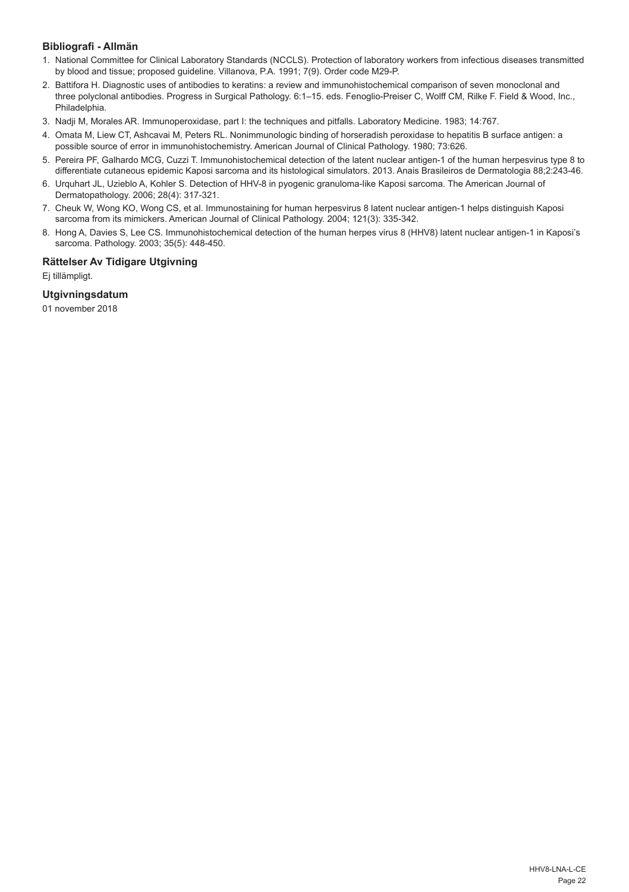## Bibliografi - Allmän

1. National Committee for Clinical Laboratory Standards (NCCLS). Protection of laboratory workers from infectious diseases transmitted by blood and tissue; proposed guideline. Villanova, P.A. 1991; 7(9). Order code M29-P.
2. Battifora H. Diagnostic uses of antibodies to keratins: a review and immunohistochemical comparison of seven monoclonal and three polyclonal antibodies. Progress in Surgical Pathology. 6:1–15. eds. Fenoglio-Preiser C, Wolff CM, Rilke F. Field & Wood, Inc., Philadelphia.
3. Nadji M, Morales AR. Immunoperoxidase, part I: the techniques and pitfalls. Laboratory Medicine. 1983; 14:767.
4. Omata M, Liew CT, Ashcavai M, Peters RL. Nonimmunologic binding of horseradish peroxidase to hepatitis B surface antigen: a possible source of error in immunohistochemistry. American Journal of Clinical Pathology. 1980; 73:626.
5. Pereira PF, Galhardo MCG, Cuzzi T. Immunohistochemical detection of the latent nuclear antigen-1 of the human herpesvirus type 8 to differentiate cutaneous epidemic Kaposi sarcoma and its histological simulators. 2013. Anais Brasileiros de Dermatologia 88;2:243-46.
6. Urquhart JL, Uzieblo A, Kohler S. Detection of HHV-8 in pyogenic granuloma-like Kaposi sarcoma. The American Journal of Dermatopathology. 2006; 28(4): 317-321.
7. Cheuk W, Wong KO, Wong CS, et al. Immunostaining for human herpesvirus 8 latent nuclear antigen-1 helps distinguish Kaposi sarcoma from its mimickers. American Journal of Clinical Pathology. 2004; 121(3): 335-342.
8. Hong A, Davies S, Lee CS. Immunohistochemical detection of the human herpes virus 8 (HHV8) latent nuclear antigen-1 in Kaposi's sarcoma. Pathology. 2003; 35(5): 448-450.

## Rättelser Av Tidigare Utgivning

Ej tillämpligt.

## Utgivningsdatum

01 november 2018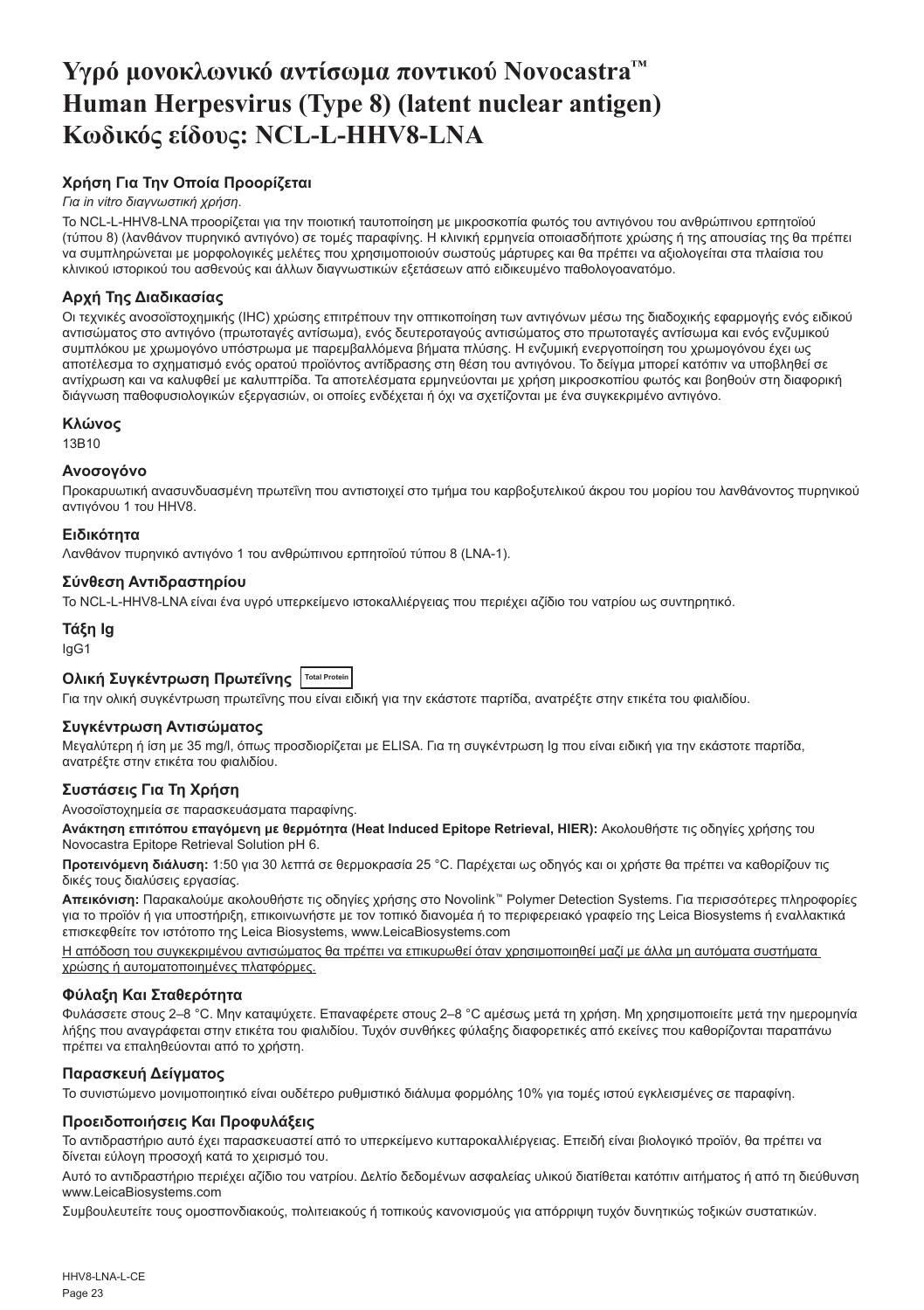# Υγρό μονοκλωνικό αντίσωμα ποντικού Novocastra™ Human Herpesvirus (Type 8) (latent nuclear antigen) Κωδικός είδους: NCL-L-HHV8-LNA

## Χρήση Για Την Οποία Προορίζεται

*Για in vitro διαγνωστική χρήση.*

Το NCL-L-HHV8-LNA προορίζεται για την ποιοτική ταυτοποίηση με μικροσκοπία φωτός του αντιγόνου του ανθρώπινου ερπητοϊού (τύπου 8) (λανθάνον πυρηνικό αντιγόνο) σε τομές παραφίνης. Η κλινική ερμηνεία οποιασδήποτε χρώσης ή της απουσίας της θα πρέπει να συμπληρώνεται με μορφολογικές μελέτες που χρησιμοποιούν σωστούς μάρτυρες και θα πρέπει να αξιολογείται στα πλαίσια του κλινικού ιστορικού του ασθενούς και άλλων διαγνωστικών εξετάσεων από ειδικευμένο παθολογοανατόμο.

## Αρχή Της Διαδικασίας

Οι τεχνικές ανοσοϊστοχημικής (IHC) χρώσης επιτρέπουν την οπτικοποίηση των αντιγόνων μέσω της διαδοχικής εφαρμογής ενός ειδικού αντισώματος στο αντιγόνο (πρωτοταγές αντίσωμα), ενός δευτεροταγούς αντισώματος στο πρωτοταγές αντίσωμα και ενός ενζυμικού συμπλόκου με χρωμογόνο υπόστρωμα με παρεμβαλλόμενα βήματα πλύσης. Η ενζυμική ενεργοποίηση του χρωμογόνου έχει ως αποτέλεσμα το σχηματισμό ενός ορατού προϊόντος αντίδρασης στη θέση του αντιγόνου. Το δείγμα μπορεί κατόπιν να υποβληθεί σε αντίχρωση και να καλυφθεί με καλυπτρίδα. Τα αποτελέσματα ερμηνεύονται με χρήση μικροσκοπίου φωτός και βοηθούν στη διαφορική διάγνωση παθοφυσιολογικών εξεργασιών, οι οποίες ενδέχεται ή όχι να σχετίζονται με ένα συγκεκριμένο αντιγόνο.

## Κλώνος

13B10

## Ανοσογόνο

Προκαρυωτική ανασυνδυασμένη πρωτεΐνη που αντιστοιχεί στο τμήμα του καρβοξυτελικού άκρου του μορίου του λανθάνοντος πυρηνικού αντιγόνου 1 του HHV8.

## Ειδικότητα

Λανθάνον πυρηνικό αντιγόνο 1 του ανθρώπινου ερπητοϊού τύπου 8 (LNA-1).

## Σύνθεση Αντιδραστηρίου

Το NCL-L-HHV8-LNA είναι ένα υγρό υπερκείμενο ιστοκαλλιέργειας που περιέχει αζίδιο του νατρίου ως συντηρητικό.

## Τάξη Ig

IgG1

## Ολική Συγκέντρωση Πρωτεΐνης Total Protein

Για την ολική συγκέντρωση πρωτεΐνης που είναι ειδική για την εκάστοτε παρτίδα, ανατρέξτε στην ετικέτα του φιαλιδίου.

## Συγκέντρωση Αντισώματος

Μεγαλύτερη ή ίση με 35 mg/l, όπως προσδιορίζεται με ELISA. Για τη συγκέντρωση Ig που είναι ειδική για την εκάστοτε παρτίδα, ανατρέξτε στην ετικέτα του φιαλιδίου.

## Συστάσεις Για Τη Χρήση

Ανοσοϊστοχημεία σε παρασκευάσματα παραφίνης.

**Ανάκτηση επιτόπου επαγόμενη με θερμότητα (Heat Induced Epitope Retrieval, HIER):** Ακολουθήστε τις οδηγίες χρήσης του Novocastra Epitope Retrieval Solution pH 6.

**Προτεινόμενη διάλυση:** 1:50 για 30 λεπτά σε θερμοκρασία 25 °C. Παρέχεται ως οδηγός και οι χρήστε θα πρέπει να καθορίζουν τις δικές τους διαλύσεις εργασίας.

**Απεικόνιση:** Παρακαλούμε ακολουθήστε τις οδηγίες χρήσης στο Novolink™ Polymer Detection Systems. Για περισσότερες πληροφορίες για το προϊόν ή για υποστήριξη, επικοινωνήστε με τον τοπικό διανομέα ή το περιφερειακό γραφείο της Leica Biosystems ή εναλλακτικά επισκεφθείτε τον ιστότοπο της Leica Biosystems, www.LeicaBiosystems.com

Η απόδοση του συγκεκριμένου αντισώματος θα πρέπει να επικυρωθεί όταν χρησιμοποιηθεί μαζί με άλλα μη αυτόματα συστήματα χρώσης ή αυτοματοποιημένες πλατφόρμες.

## Φύλαξη Και Σταθερότητα

Φυλάσσετε στους 2–8 °C. Μην καταψύχετε. Επαναφέρετε στους 2–8 °C αμέσως μετά τη χρήση. Μη χρησιμοποιείτε μετά την ημερομηνία λήξης που αναγράφεται στην ετικέτα του φιαλιδίου. Τυχόν συνθήκες φύλαξης διαφορετικές από εκείνες που καθορίζονται παραπάνω πρέπει να επαληθεύονται από το χρήστη.

## Παρασκευή Δείγματος

Το συνιστώμενο μονιμοποιητικό είναι ουδέτερο ρυθμιστικό διάλυμα φορμόλης 10% για τομές ιστού εγκλεισμένες σε παραφίνη.

## Προειδοποιήσεις Και Προφυλάξεις

Το αντιδραστήριο αυτό έχει παρασκευαστεί από το υπερκείμενο κυτταροκαλλιέργειας. Επειδή είναι βιολογικό προϊόν, θα πρέπει να δίνεται εύλογη προσοχή κατά το χειρισμό του.

Αυτό το αντιδραστήριο περιέχει αζίδιο του νατρίου. Δελτίο δεδομένων ασφαλείας υλικού διατίθεται κατόπιν αιτήματος ή από τη διεύθυνση www.LeicaBiosystems.com

Συμβουλευτείτε τους ομοσπονδιακούς, πολιτειακούς ή τοπικούς κανονισμούς για απόρριψη τυχόν δυνητικώς τοξικών συστατικών.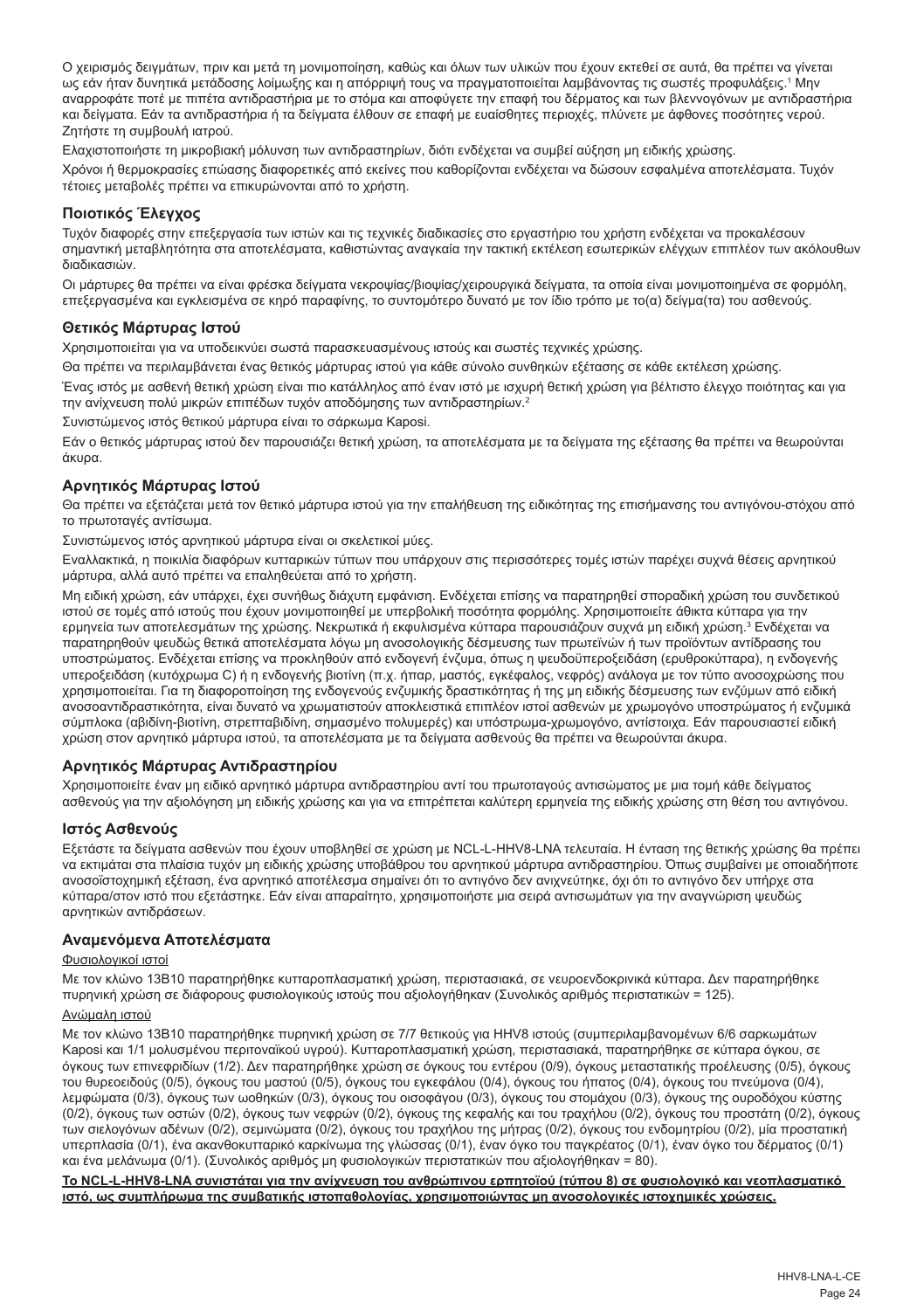Ο χειρισμός δειγμάτων, πριν και μετά τη μονιμοποίηση, καθώς και όλων των υλικών που έχουν εκτεθεί σε αυτά, θα πρέπει να γίνεται ως εάν ήταν δυνητικά μετάδοσης λοίμωξης και η απόρριψή τους να πραγματοποιείται λαμβάνοντας τις σωστές προφυλάξεις.[1] Μην αναρροφάτε ποτέ με πιπέτα αντιδραστήρια με το στόμα και αποφύγετε την επαφή του δέρματος και των βλεννογόνων με αντιδραστήρια και δείγματα. Εάν τα αντιδραστήρια ή τα δείγματα έλθουν σε επαφή με ευαίσθητες περιοχές, πλύνετε με άφθονες ποσότητες νερού. Ζητήστε τη συμβουλή ιατρού.

Ελαχιστοποιήστε τη μικροβιακή μόλυνση των αντιδραστηρίων, διότι ενδέχεται να συμβεί αύξηση μη ειδικής χρώσης.

Χρόνοι ή θερμοκρασίες επώασης διαφορετικές από εκείνες που καθορίζονται ενδέχεται να δώσουν εσφαλμένα αποτελέσματα. Τυχόν τέτοιες μεταβολές πρέπει να επικυρώνονται από το χρήστη.

### Ποιοτικός Έλεγχος

Τυχόν διαφορές στην επεξεργασία των ιστών και τις τεχνικές διαδικασίες στο εργαστήριο του χρήστη ενδέχεται να προκαλέσουν σημαντική μεταβλητότητα στα αποτελέσματα, καθιστώντας αναγκαία την τακτική εκτέλεση εσωτερικών ελέγχων επιπλέον των ακόλουθων διαδικασιών.

Οι μάρτυρες θα πρέπει να είναι φρέσκα δείγματα νεκροψίας/βιοψίας/χειρουργικά δείγματα, τα οποία είναι μονιμοποιημένα σε φορμόλη, επεξεργασμένα και εγκλεισμένα σε κηρό παραφίνης, το συντομότερο δυνατό με τον ίδιο τρόπο με το(α) δείγμα(τα) του ασθενούς.

### Θετικός Μάρτυρας Ιστού

Χρησιμοποιείται για να υποδεικνύει σωστά παρασκευασμένους ιστούς και σωστές τεχνικές χρώσης.

Θα πρέπει να περιλαμβάνεται ένας θετικός μάρτυρας ιστού για κάθε σύνολο συνθηκών εξέτασης σε κάθε εκτέλεση χρώσης.

Ένας ιστός με ασθενή θετική χρώση είναι πιο κατάλληλος από έναν ιστό με ισχυρή θετική χρώση για βέλτιστο έλεγχο ποιότητας και για την ανίχνευση πολύ μικρών επιπέδων τυχόν αποδόμησης των αντιδραστηρίων.[2]

Συνιστώμενος ιστός θετικού μάρτυρα είναι το σάρκωμα Kaposi.

Εάν ο θετικός μάρτυρας ιστού δεν παρουσιάζει θετική χρώση, τα αποτελέσματα με τα δείγματα της εξέτασης θα πρέπει να θεωρούνται άκυρα.

### Αρνητικός Μάρτυρας Ιστού

Θα πρέπει να εξετάζεται μετά τον θετικό μάρτυρα ιστού για την επαλήθευση της ειδικότητας της επισήμανσης του αντιγόνου-στόχου από το πρωτοταγές αντίσωμα.

Συνιστώμενος ιστός αρνητικού μάρτυρα είναι οι σκελετικοί μύες.

Εναλλακτικά, η ποικιλία διαφόρων κυτταρικών τύπων που υπάρχουν στις περισσότερες τομές ιστών παρέχει συχνά θέσεις αρνητικού μάρτυρα, αλλά αυτό πρέπει να επαληθεύεται από το χρήστη.

Μη ειδική χρώση, εάν υπάρχει, έχει συνήθως διάχυτη εμφάνιση. Ενδέχεται επίσης να παρατηρηθεί σποραδική χρώση του συνδετικού ιστού σε τομές από ιστούς που έχουν μονιμοποιηθεί με υπερβολική ποσότητα φορμόλης. Χρησιμοποιείτε άθικτα κύτταρα για την ερμηνεία των αποτελεσμάτων της χρώσης. Νεκρωτικά ή εκφυλισμένα κύτταρα παρουσιάζουν συχνά μη ειδική χρώση.[3] Ενδέχεται να παρατηρηθούν ψευδώς θετικά αποτελέσματα λόγω μη ανοσολογικής δέσμευσης των πρωτεϊνών ή των προϊόντων αντίδρασης του υποστρώματος. Ενδέχεται επίσης να προκληθούν από ενδογενή ένζυμα, όπως η ψευδοϋπεροξειδάση (ερυθροκύτταρα), η ενδογενής υπεροξειδάση (κυτόχρωμα C) ή η ενδογενής βιοτίνη (π.χ. ήπαρ, μαστός, εγκέφαλος, νεφρός) ανάλογα με τον τύπο ανοσοχρώσης που χρησιμοποιείται. Για τη διαφοροποίηση της ενδογενούς ενζυμικής δραστικότητας ή της μη ειδικής δέσμευσης των ενζύμων από ειδική ανοσοαντιδραστικότητα, είναι δυνατό να χρωματιστούν αποκλειστικά επιπλέον ιστοί ασθενών με χρωμογόνο υποστρώματος ή ενζυμικά σύμπλοκα (αβιδίνη-βιοτίνη, στρεπταβιδίνη, σημασμένο πολυμερές) και υπόστρωμα-χρωμογόνο, αντίστοιχα. Εάν παρουσιαστεί ειδική χρώση στον αρνητικό μάρτυρα ιστού, τα αποτελέσματα με τα δείγματα ασθενούς θα πρέπει να θεωρούνται άκυρα.

### Αρνητικός Μάρτυρας Αντιδραστηρίου

Χρησιμοποιείτε έναν μη ειδικό αρνητικό μάρτυρα αντιδραστηρίου αντί του πρωτοταγούς αντισώματος με μια τομή κάθε δείγματος ασθενούς για την αξιολόγηση μη ειδικής χρώσης και για να επιτρέπεται καλύτερη ερμηνεία της ειδικής χρώσης στη θέση του αντιγόνου.

### Ιστός Ασθενούς

Εξετάστε τα δείγματα ασθενών που έχουν υποβληθεί σε χρώση με NCL-L-HHV8-LNA τελευταία. Η ένταση της θετικής χρώσης θα πρέπει να εκτιμάται στα πλαίσια τυχόν μη ειδικής χρώσης υποβάθρου του αρνητικού μάρτυρα αντιδραστηρίου. Όπως συμβαίνει με οποιαδήποτε ανοσοϊστοχημική εξέταση, ένα αρνητικό αποτέλεσμα σημαίνει ότι το αντιγόνο δεν ανιχνεύτηκε, όχι ότι το αντιγόνο δεν υπήρχε στα κύτταρα/στον ιστό που εξετάστηκε. Εάν είναι απαραίτητο, χρησιμοποιήστε μια σειρά αντισωμάτων για την αναγνώριση ψευδώς αρνητικών αντιδράσεων.

### Αναμενόμενα Αποτελέσματα

Φυσιολογικοί ιστοί

Με τον κλώνο 13B10 παρατηρήθηκε κυτταροπλασματική χρώση, περιστασιακά, σε νευροενδοκρινικά κύτταρα. Δεν παρατηρήθηκε πυρηνική χρώση σε διάφορους φυσιολογικούς ιστούς που αξιολογήθηκαν (Συνολικός αριθμός περιστατικών = 125).

Ανώμαλη ιστού

Με τον κλώνο 13B10 παρατηρήθηκε πυρηνική χρώση σε 7/7 θετικούς για HHV8 ιστούς (συμπεριλαμβανομένων 6/6 σαρκωμάτων Kaposi και 1/1 μολυσμένου περιτοναϊκού υγρού). Κυτταροπλασματική χρώση, περιστασιακά, παρατηρήθηκε σε κύτταρα όγκου, σε όγκους του επινεφριδίων (1/2). Δεν παρατηρήθηκε χρώση σε όγκους του εντέρου (0/9), όγκους μεταστατικής προέλευσης (0/5), όγκους του θυρεοειδούς (0/5), όγκους του μαστού (0/5), όγκους του εγκεφάλου (0/4), όγκους του ήπατος (0/4), όγκους του πνεύμονα (0/4), λεμφώματα (0/3), όγκους των ωοθηκών (0/3), όγκους του οισοφάγου (0/3), όγκους του στομάχου (0/3), όγκους της ουροδόχου κύστης (0/2), όγκους των οστών (0/2), όγκους των νεφρών (0/2), όγκους της κεφαλής και του τραχήλου (0/2), όγκους του προστάτη (0/2), όγκους των σιελογόνων αδένων (0/2), σεμινώματα (0/2), όγκους του τραχήλου της μήτρας (0/2), όγκους του ενδομητρίου (0/2), μία προστατική υπερπλασία (0/1), ένα ακανθοκυτταρικό καρκίνωμα της γλώσσας (0/1), έναν όγκο του παγκρέατος (0/1), έναν όγκο του δέρματος (0/1) και ένα μελάνωμα (0/1). (Συνολικός αριθμός μη φυσιολογικών περιστατικών που αξιολογήθηκαν = 80).

**Το NCL-L-HHV8-LNA συνιστάται για την ανίχνευση του ανθρώπινου ερπητοϊού (τύπου 8) σε φυσιολογικό και νεοπλασματικό ιστό, ως συμπλήρωμα της συμβατικής ιστοπαθολογίας, χρησιμοποιώντας μη ανοσολογικές ιστοχημικές χρώσεις.**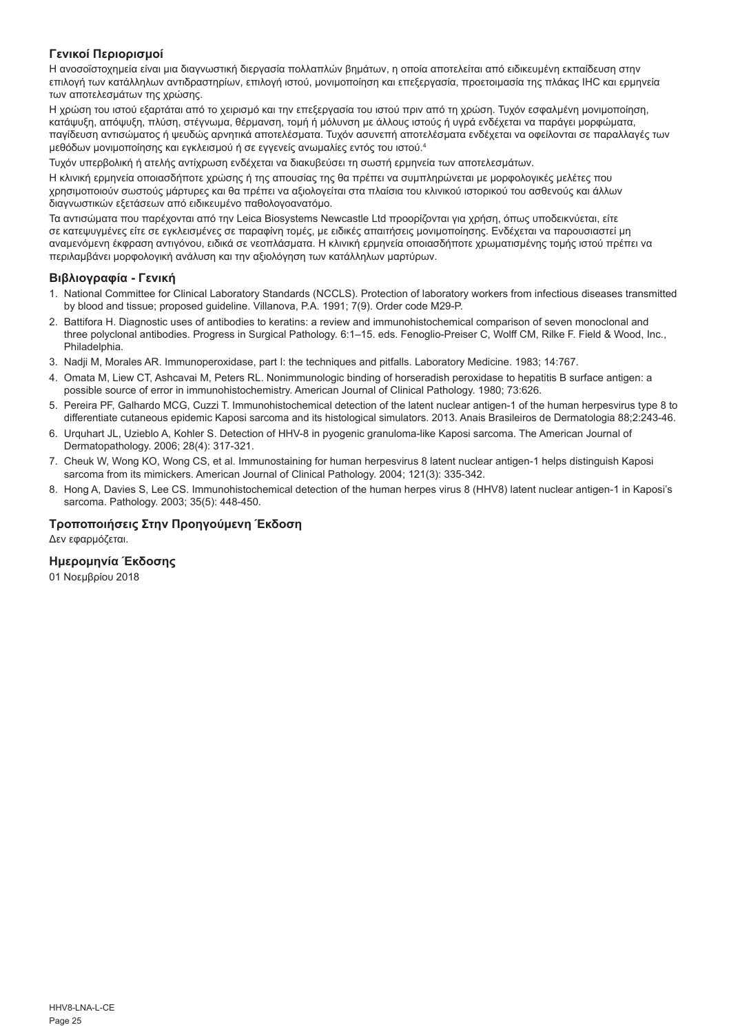### Γενικοί Περιορισμοί

Η ανοσοϊστοχημεία είναι μια διαγνωστική διεργασία πολλαπλών βημάτων, η οποία αποτελείται από ειδικευμένη εκπαίδευση στην επιλογή των κατάλληλων αντιδραστηρίων, επιλογή ιστού, μονιμοποίηση και επεξεργασία, προετοιμασία της πλάκας IHC και ερμηνεία των αποτελεσμάτων της χρώσης.

Η χρώση του ιστού εξαρτάται από το χειρισμό και την επεξεργασία του ιστού πριν από τη χρώση. Τυχόν εσφαλμένη μονιμοποίηση, κατάψυξη, απόψυξη, πλύση, στέγνωμα, θέρμανση, τομή ή μόλυνση με άλλους ιστούς ή υγρά ενδέχεται να παράγει μορφώματα, παγίδευση αντισώματος ή ψευδώς αρνητικά αποτελέσματα. Τυχόν ασυνεπή αποτελέσματα ενδέχεται να οφείλονται σε παραλλαγές των μεθόδων μονιμοποίησης και εγκλεισμού ή σε εγγενείς ανωμαλίες εντός του ιστού.[4]

Τυχόν υπερβολική ή ατελής αντίχρωση ενδέχεται να διακυβεύσει τη σωστή ερμηνεία των αποτελεσμάτων.

Η κλινική ερμηνεία οποιασδήποτε χρώσης ή της απουσίας της θα πρέπει να συμπληρώνεται με μορφολογικές μελέτες που χρησιμοποιούν σωστούς μάρτυρες και θα πρέπει να αξιολογείται στα πλαίσια του κλινικού ιστορικού του ασθενούς και άλλων διαγνωστικών εξετάσεων από ειδικευμένο παθολογοανατόμο.

Τα αντισώματα που παρέχονται από την Leica Biosystems Newcastle Ltd προορίζονται για χρήση, όπως υποδεικνύεται, είτε σε κατεψυγμένες είτε σε εγκλεισμένες σε παραφίνη τομές, με ειδικές απαιτήσεις μονιμοποίησης. Ενδέχεται να παρουσιαστεί μη αναμενόμενη έκφραση αντιγόνου, ειδικά σε νεοπλάσματα. Η κλινική ερμηνεία οποιασδήποτε χρωματισμένης τομής ιστού πρέπει να περιλαμβάνει μορφολογική ανάλυση και την αξιολόγηση των κατάλληλων μαρτύρων.

### Βιβλιογραφία - Γενική

1. National Committee for Clinical Laboratory Standards (NCCLS). Protection of laboratory workers from infectious diseases transmitted by blood and tissue; proposed guideline. Villanova, P.A. 1991; 7(9). Order code M29-P.
2. Battifora H. Diagnostic uses of antibodies to keratins: a review and immunohistochemical comparison of seven monoclonal and three polyclonal antibodies. Progress in Surgical Pathology. 6:1–15. eds. Fenoglio-Preiser C, Wolff CM, Rilke F. Field & Wood, Inc., Philadelphia.
3. Nadji M, Morales AR. Immunoperoxidase, part I: the techniques and pitfalls. Laboratory Medicine. 1983; 14:767.
4. Omata M, Liew CT, Ashcavai M, Peters RL. Nonimmunologic binding of horseradish peroxidase to hepatitis B surface antigen: a possible source of error in immunohistochemistry. American Journal of Clinical Pathology. 1980; 73:626.
5. Pereira PF, Galhardo MCG, Cuzzi T. Immunohistochemical detection of the latent nuclear antigen-1 of the human herpesvirus type 8 to differentiate cutaneous epidemic Kaposi sarcoma and its histological simulators. 2013. Anais Brasileiros de Dermatologia 88;2:243-46.
6. Urquhart JL, Uzieblo A, Kohler S. Detection of HHV-8 in pyogenic granuloma-like Kaposi sarcoma. The American Journal of Dermatopathology. 2006; 28(4): 317-321.
7. Cheuk W, Wong KO, Wong CS, et al. Immunostaining for human herpesvirus 8 latent nuclear antigen-1 helps distinguish Kaposi sarcoma from its mimickers. American Journal of Clinical Pathology. 2004; 121(3): 335-342.
8. Hong A, Davies S, Lee CS. Immunohistochemical detection of the human herpes virus 8 (HHV8) latent nuclear antigen-1 in Kaposi's sarcoma. Pathology. 2003; 35(5): 448-450.

### Τροποποιήσεις Στην Προηγούμενη Έκδοση

Δεν εφαρμόζεται.

### Ημερομηνία Έκδοσης

01 Νοεμβρίου 2018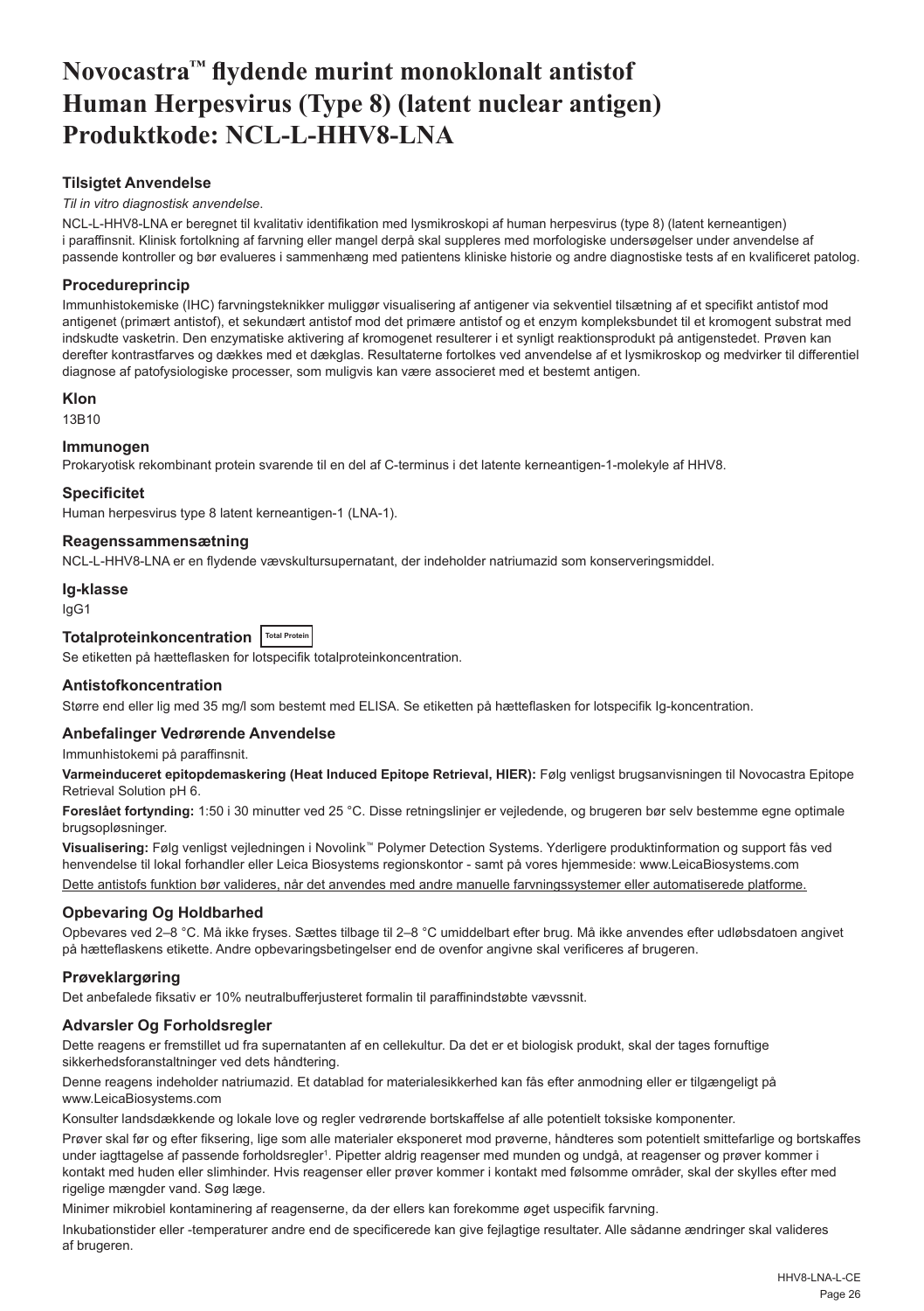# Novocastra™ flydende murint monoklonalt antistof Human Herpesvirus (Type 8) (latent nuclear antigen) Produktkode: NCL-L-HHV8-LNA

## Tilsigtet Anvendelse

*Til in vitro diagnostisk anvendelse*.

NCL-L-HHV8-LNA er beregnet til kvalitativ identifikation med lysmikroskopi af human herpesvirus (type 8) (latent kerneantigen) i paraffinsnit. Klinisk fortolkning af farvning eller mangel derpå skal suppleres med morfologiske undersøgelser under anvendelse af passende kontroller og bør evalueres i sammenhæng med patientens kliniske historie og andre diagnostiske tests af en kvalificeret patolog.

## Procedureprincip

Immunhistokemiske (IHC) farvningsteknikker muliggør visualisering af antigener via sekventiel tilsætning af et specifikt antistof mod antigenet (primært antistof), et sekundært antistof mod det primære antistof og et enzym kompleksbundet til et kromogent substrat med indskudte vasketrin. Den enzymatiske aktivering af kromogenet resulterer i et synligt reaktionsprodukt på antigenstedet. Prøven kan derefter kontrastfarves og dækkes med et dækglas. Resultaterne fortolkes ved anvendelse af et lysmikroskop og medvirker til differentiel diagnose af patofysiologiske processer, som muligvis kan være associeret med et bestemt antigen.

## Klon

13B10

## Immunogen

Prokaryotisk rekombinant protein svarende til en del af C-terminus i det latente kerneantigen-1-molekyle af HHV8.

## Specificitet

Human herpesvirus type 8 latent kerneantigen-1 (LNA-1).

## Reagenssammensætning

NCL-L-HHV8-LNA er en flydende vævskultursupernatant, der indeholder natriumazid som konserveringsmiddel.

## Ig-klasse

IgG1

## Totalproteinkoncentration Total Protein

Se etiketten på hætteflasken for lotspecifik totalproteinkoncentration.

## Antistofkoncentration

Større end eller lig med 35 mg/l som bestemt med ELISA. Se etiketten på hætteflasken for lotspecifik Ig-koncentration.

## Anbefalinger Vedrørende Anvendelse

Immunhistokemi på paraffinsnit.

**Varmeinduceret epitopdemaskering (Heat Induced Epitope Retrieval, HIER):** Følg venligst brugsanvisningen til Novocastra Epitope Retrieval Solution pH 6.

**Foreslået fortynding:** 1:50 i 30 minutter ved 25 °C. Disse retningslinjer er vejledende, og brugeren bør selv bestemme egne optimale brugsopløsninger.

**Visualisering:** Følg venligst vejledningen i Novolink™ Polymer Detection Systems. Yderligere produktinformation og support fås ved henvendelse til lokal forhandler eller Leica Biosystems regionskontor - samt på vores hjemmeside: www.LeicaBiosystems.com

Dette antistofs funktion bør valideres, når det anvendes med andre manuelle farvningssystemer eller automatiserede platforme.

## Opbevaring Og Holdbarhed

Opbevares ved 2–8 °C. Må ikke fryses. Sættes tilbage til 2–8 °C umiddelbart efter brug. Må ikke anvendes efter udløbsdatoen angivet på hætteflaskens etikette. Andre opbevaringsbetingelser end de ovenfor angivne skal verificeres af brugeren.

## Prøveklargøring

Det anbefalede fiksativ er 10% neutralbufferjusteret formalin til paraffinindstøbte vævssnit.

## Advarsler Og Forholdsregler

Dette reagens er fremstillet ud fra supernatanten af en cellekultur. Da det er et biologisk produkt, skal der tages fornuftige sikkerhedsforanstaltninger ved dets håndtering.

Denne reagens indeholder natriumazid. Et datablad for materialesikkerhed kan fås efter anmodning eller er tilgængeligt på www.LeicaBiosystems.com

Konsulter landsdækkende og lokale love og regler vedrørende bortskaffelse af alle potentielt toksiske komponenter.

Prøver skal før og efter fiksering, lige som alle materialer eksponeret mod prøverne, håndteres som potentielt smittefarlige og bortskaffes under iagttagelse af passende forholdsregler[1]. Pipetter aldrig reagenser med munden og undgå, at reagenser og prøver kommer i kontakt med huden eller slimhinder. Hvis reagenser eller prøver kommer i kontakt med følsomme områder, skal der skylles efter med rigelige mængder vand. Søg læge.

Minimer mikrobiel kontaminering af reagenserne, da der ellers kan forekomme øget uspecifik farvning.

Inkubationstider eller -temperaturer andre end de specificerede kan give fejlagtige resultater. Alle sådanne ændringer skal valideres af brugeren.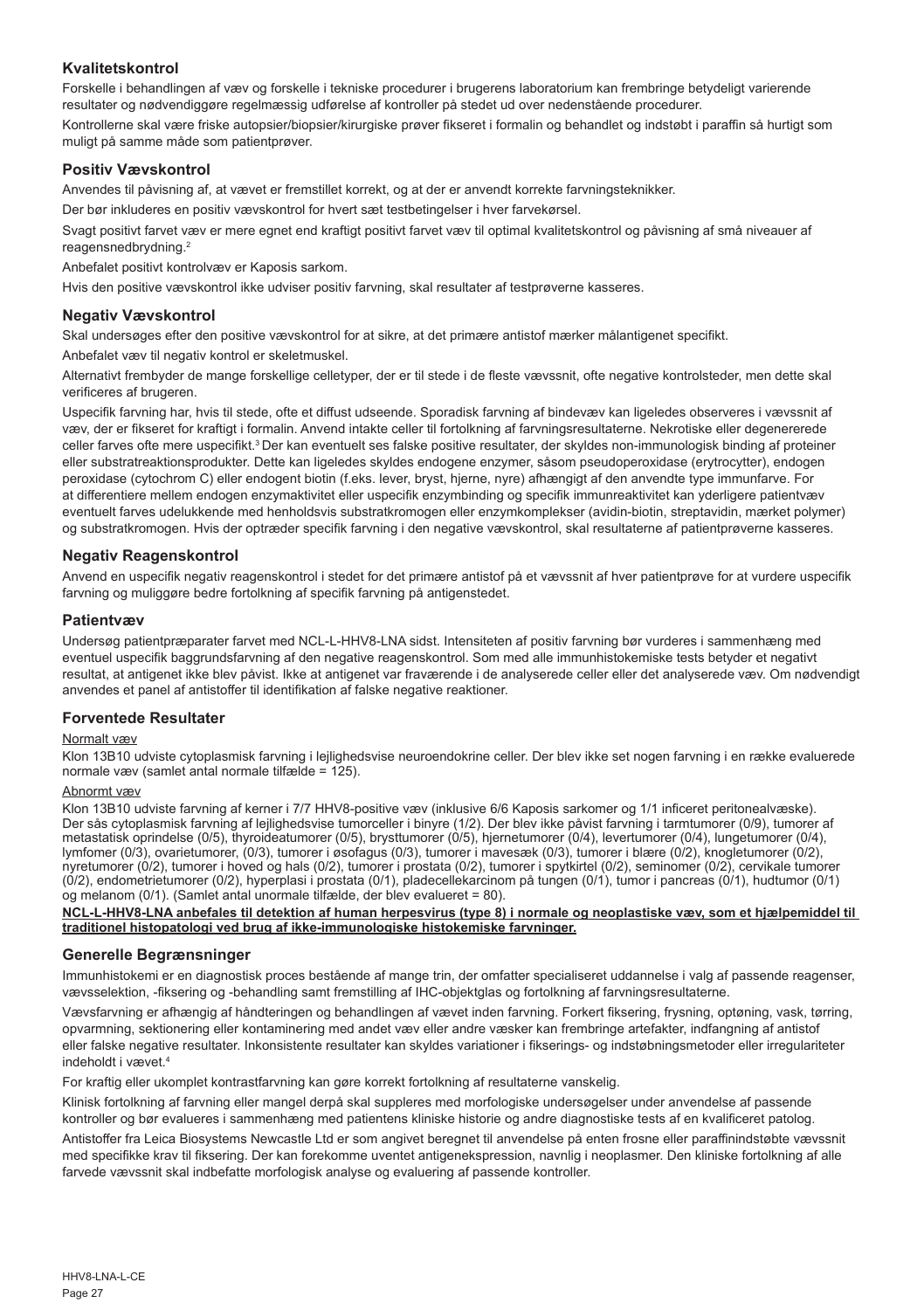## Kvalitetskontrol

Forskelle i behandlingen af væv og forskelle i tekniske procedurer i brugerens laboratorium kan frembringe betydeligt varierende resultater og nødvendiggøre regelmæssig udførelse af kontroller på stedet ud over nedenstående procedurer.

Kontrollerne skal være friske autopsier/biopsier/kirurgiske prøver fikseret i formalin og behandlet og indstøbt i paraffin så hurtigt som muligt på samme måde som patientprøver.

## Positiv Vævskontrol

Anvendes til påvisning af, at vævet er fremstillet korrekt, og at der er anvendt korrekte farvningsteknikker.

Der bør inkluderes en positiv vævskontrol for hvert sæt testbetingelser i hver farvekørsel.

Svagt positivt farvet væv er mere egnet end kraftigt positivt farvet væv til optimal kvalitetskontrol og påvisning af små niveauer af reagensnedbrydning.[2]

Anbefalet positivt kontrolvæv er Kaposis sarkom.

Hvis den positive vævskontrol ikke udviser positiv farvning, skal resultater af testprøverne kasseres.

## Negativ Vævskontrol

Skal undersøges efter den positive vævskontrol for at sikre, at det primære antistof mærker målantigenet specifikt.

Anbefalet væv til negativ kontrol er skeletmuskel.

Alternativt frembyder de mange forskellige celletyper, der er til stede i de fleste vævssnit, ofte negative kontrolsteder, men dette skal verificeres af brugeren.

Uspecifik farvning har, hvis til stede, ofte et diffust udseende. Sporadisk farvning af bindevæv kan ligeledes observeres i vævssnit af væv, der er fikseret for kraftigt i formalin. Anvend intakte celler til fortolkning af farvningsresultaterne. Nekrotiske eller degenererede celler farves ofte mere uspecifikt.[3] Der kan eventuelt ses falske positive resultater, der skyldes non-immunologisk binding af proteiner eller substratreaktionsprodukter. Dette kan ligeledes skyldes endogene enzymer, såsom pseudoperoxidase (erytrocytter), endogen peroxidase (cytochrom C) eller endogent biotin (f.eks. lever, bryst, hjerne, nyre) afhængigt af den anvendte type immunfarve. For at differentiere mellem endogen enzymaktivitet eller uspecifik enzymbinding og specifik immunreaktivitet kan yderligere patientvæv eventuelt farves udelukkende med henholdsvis substratkromogen eller enzymkomplekser (avidin-biotin, streptavidin, mærket polymer) og substratkromogen. Hvis der optræder specifik farvning i den negative vævskontrol, skal resultaterne af patientprøverne kasseres.

## Negativ Reagenskontrol

Anvend en uspecifik negativ reagenskontrol i stedet for det primære antistof på et vævssnit af hver patientprøve for at vurdere uspecifik farvning og muliggøre bedre fortolkning af specifik farvning på antigenstedet.

## Patientvæv

Undersøg patientpræparater farvet med NCL-L-HHV8-LNA sidst. Intensiteten af positiv farvning bør vurderes i sammenhæng med eventuel uspecifik baggrundsfarvning af den negative reagenskontrol. Som med alle immunhistokemiske tests betyder et negativt resultat, at antigenet ikke blev påvist. Ikke at antigenet var fraværende i de analyserede celler eller det analyserede væv. Om nødvendigt anvendes et panel af antistoffer til identifikation af falske negative reaktioner.

## Forventede Resultater

Normalt væv

Klon 13B10 udviste cytoplasmisk farvning i lejlighedsvise neuroendokrine celler. Der blev ikke set nogen farvning i en række evaluerede normale væv (samlet antal normale tilfælde = 125).

Abnormt væv

Klon 13B10 udviste farvning af kerner i 7/7 HHV8-positive væv (inklusive 6/6 Kaposis sarkomer og 1/1 inficeret peritonealvæske). Der sås cytoplasmisk farvning af lejlighedsvise tumorceller i binyre (1/2). Der blev ikke påvist farvning i tarmtumorer (0/9), tumorer af metastatisk oprindelse (0/5), thyroideatumorer (0/5), brysttumorer (0/5), hjernetumorer (0/4), levertumorer (0/4), lungetumorer (0/4), lymfomer (0/3), ovarietumorer, (0/3), tumorer i øsofagus (0/3), tumorer i mavesæk (0/3), tumorer i blære (0/2), knogletumorer (0/2), nyretumorer (0/2), tumorer i hoved og hals (0/2), tumorer i prostata (0/2), tumorer i spytkirtel (0/2), seminomer (0/2), cervikale tumorer (0/2), endometrietumorer (0/2), hyperplasi i prostata (0/1), pladecellekarcinom på tungen (0/1), tumor i pancreas (0/1), hudtumor (0/1) og melanom (0/1). (Samlet antal unormale tilfælde, der blev evalueret = 80).

**NCL-L-HHV8-LNA anbefales til detektion af human herpesvirus (type 8) i normale og neoplastiske væv, som et hjælpemiddel til traditionel histopatologi ved brug af ikke-immunologiske histokemiske farvninger.**

## Generelle Begrænsninger

Immunhistokemi er en diagnostisk proces bestående af mange trin, der omfatter specialiseret uddannelse i valg af passende reagenser, vævsselektion, -fiksering og -behandling samt fremstilling af IHC-objektglas og fortolkning af farvningsresultaterne.

Vævsfarvning er afhængig af håndteringen og behandlingen af vævet inden farvning. Forkert fiksering, frysning, optøning, vask, tørring, opvarmning, sektionering eller kontaminering med andet væv eller andre væsker kan frembringe artefakter, indfangning af antistof eller falske negative resultater. Inkonsistente resultater kan skyldes variationer i fikserings- og indstøbningsmetoder eller irregulariteter indeholdt i vævet.[4]

For kraftig eller ukomplet kontrastfarvning kan gøre korrekt fortolkning af resultaterne vanskelig.

Klinisk fortolkning af farvning eller mangel derpå skal suppleres med morfologiske undersøgelser under anvendelse af passende kontroller og bør evalueres i sammenhæng med patientens kliniske historie og andre diagnostiske tests af en kvalificeret patolog.

Antistoffer fra Leica Biosystems Newcastle Ltd er som angivet beregnet til anvendelse på enten frosne eller paraffinindstøbte vævssnit med specifikke krav til fiksering. Der kan forekomme uventet antigenekspression, navnlig i neoplasmer. Den kliniske fortolkning af alle farvede vævssnit skal indbefatte morfologisk analyse og evaluering af passende kontroller.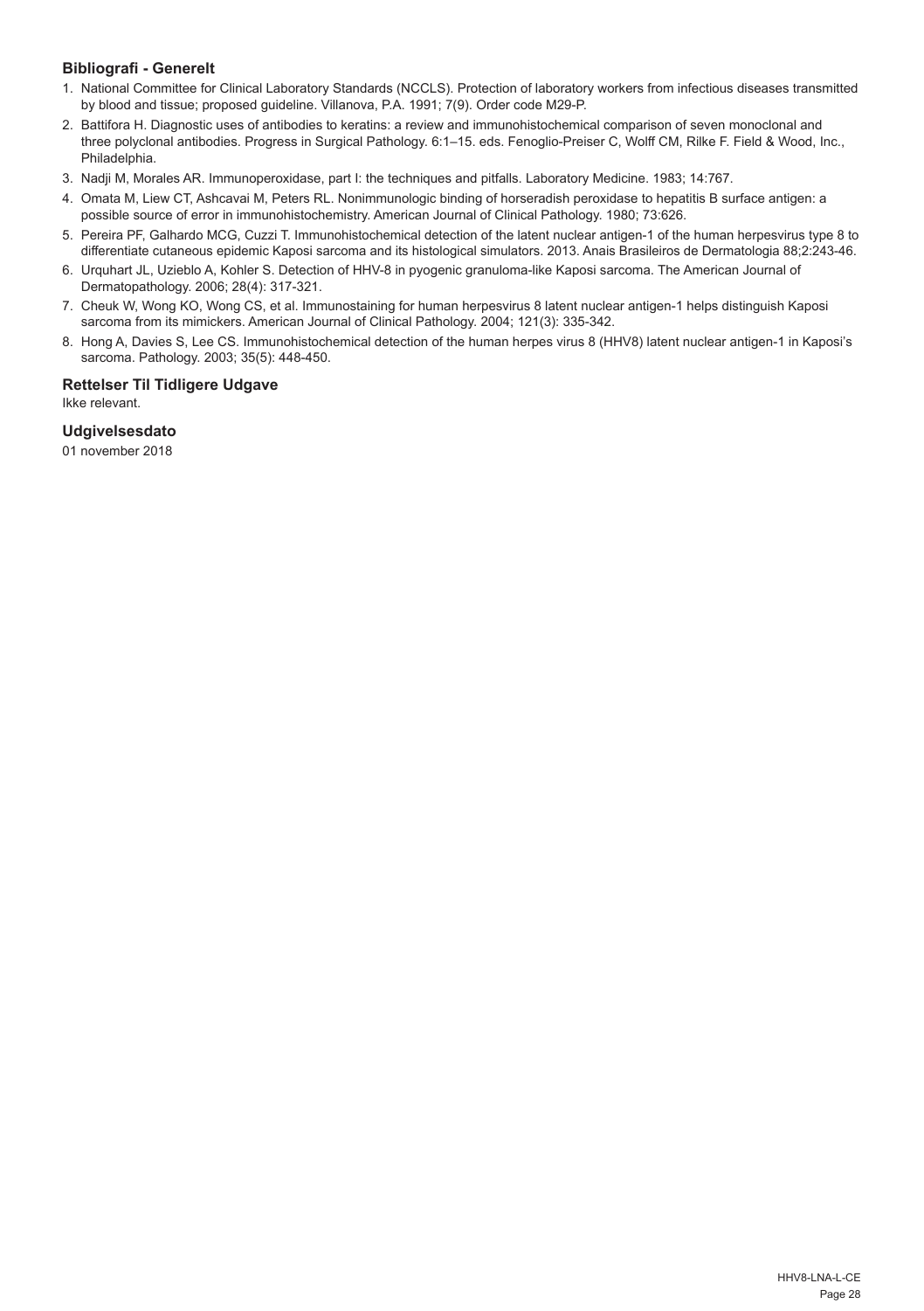### Bibliografi - Generelt

1. National Committee for Clinical Laboratory Standards (NCCLS). Protection of laboratory workers from infectious diseases transmitted by blood and tissue; proposed guideline. Villanova, P.A. 1991; 7(9). Order code M29-P.
2. Battifora H. Diagnostic uses of antibodies to keratins: a review and immunohistochemical comparison of seven monoclonal and three polyclonal antibodies. Progress in Surgical Pathology. 6:1–15. eds. Fenoglio-Preiser C, Wolff CM, Rilke F. Field & Wood, Inc., Philadelphia.
3. Nadji M, Morales AR. Immunoperoxidase, part I: the techniques and pitfalls. Laboratory Medicine. 1983; 14:767.
4. Omata M, Liew CT, Ashcavai M, Peters RL. Nonimmunologic binding of horseradish peroxidase to hepatitis B surface antigen: a possible source of error in immunohistochemistry. American Journal of Clinical Pathology. 1980; 73:626.
5. Pereira PF, Galhardo MCG, Cuzzi T. Immunohistochemical detection of the latent nuclear antigen-1 of the human herpesvirus type 8 to differentiate cutaneous epidemic Kaposi sarcoma and its histological simulators. 2013. Anais Brasileiros de Dermatologia 88;2:243-46.
6. Urquhart JL, Uzieblo A, Kohler S. Detection of HHV-8 in pyogenic granuloma-like Kaposi sarcoma. The American Journal of Dermatopathology. 2006; 28(4): 317-321.
7. Cheuk W, Wong KO, Wong CS, et al. Immunostaining for human herpesvirus 8 latent nuclear antigen-1 helps distinguish Kaposi sarcoma from its mimickers. American Journal of Clinical Pathology. 2004; 121(3): 335-342.
8. Hong A, Davies S, Lee CS. Immunohistochemical detection of the human herpes virus 8 (HHV8) latent nuclear antigen-1 in Kaposi's sarcoma. Pathology. 2003; 35(5): 448-450.

### Rettelser Til Tidligere Udgave

Ikke relevant.

### Udgivelsesdato

01 november 2018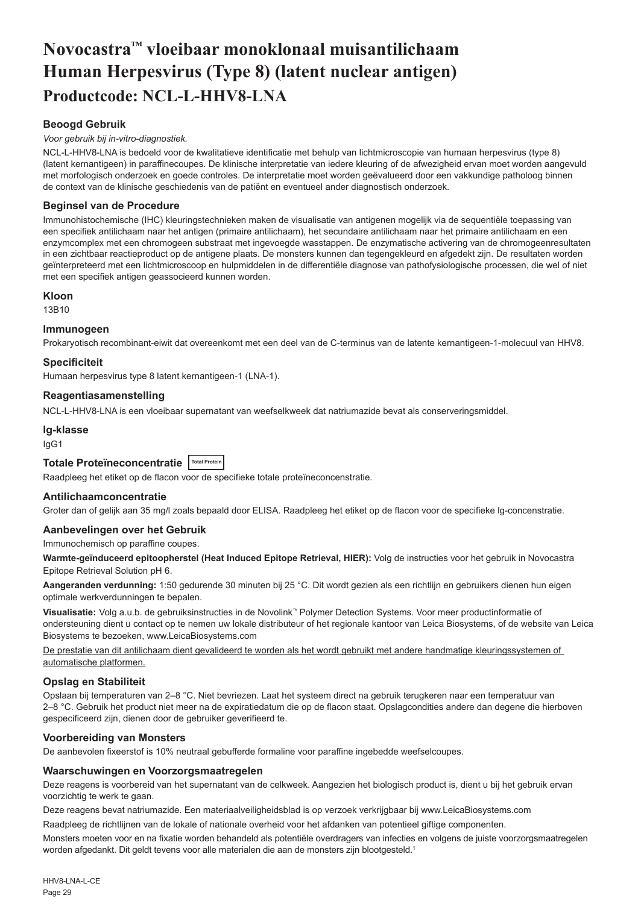# Novocastra™ vloeibaar monoklonaal muisantilichaam Human Herpesvirus (Type 8) (latent nuclear antigen)

## Productcode: NCL-L-HHV8-LNA

### Beoogd Gebruik

*Voor gebruik bij in-vitro-diagnostiek.*

NCL-L-HHV8-LNA is bedoeld voor de kwalitatieve identificatie met behulp van lichtmicroscopie van humaan herpesvirus (type 8) (latent kernantigeen) in paraffinecoupes. De klinische interpretatie van iedere kleuring of de afwezigheid ervan moet worden aangevuld met morfologisch onderzoek en goede controles. De interpretatie moet worden geëvalueerd door een vakkundige patholoog binnen de context van de klinische geschiedenis van de patiënt en eventueel ander diagnostisch onderzoek.

### Beginsel van de Procedure

Immunohistochemische (IHC) kleuringstechnieken maken de visualisatie van antigenen mogelijk via de sequentiële toepassing van een specifiek antilichaam naar het antigen (primaire antilichaam), het secundaire antilichaam naar het primaire antilichaam en een enzymcomplex met een chromogeen substraat met ingevoegde wasstappen. De enzymatische activering van de chromogeenresultaten in een zichtbaar reactieproduct op de antigene plaats. De monsters kunnen dan tegengekleurd en afgedekt zijn. De resultaten worden geïnterpreteerd met een lichtmicroscoop en hulpmiddelen in de differentiële diagnose van pathofysiologische processen, die wel of niet met een specifiek antigen geassocieerd kunnen worden.

### Kloon

13B10

### Immunogeen

Prokaryotisch recombinant-eiwit dat overeenkomt met een deel van de C-terminus van de latente kernantigeen-1-molecuul van HHV8.

### Specificiteit

Humaan herpesvirus type 8 latent kernantigeen-1 (LNA-1).

### Reagentiasamenstelling

NCL-L-HHV8-LNA is een vloeibaar supernatant van weefselkweek dat natriumazide bevat als conserveringsmiddel.

### Ig-klasse

IgG1

### Totale Proteïneconcentratie Total Protein

Raadpleeg het etiket op de flacon voor de specifieke totale proteïneconcentratie.

### Antilichaamconcentratie

Groter dan of gelijk aan 35 mg/l zoals bepaald door ELISA. Raadpleeg het etiket op de flacon voor de specifieke lg-concentratie.

### Aanbevelingen over het Gebruik

Immunochemisch op paraffine coupes.

**Warmte-geïnduceerd epitoopherstel (Heat Induced Epitope Retrieval, HIER):** Volg de instructies voor het gebruik in Novocastra Epitope Retrieval Solution pH 6.

**Aangeranden verdunning:** 1:50 gedurende 30 minuten bij 25 °C. Dit wordt gezien als een richtlijn en gebruikers dienen hun eigen optimale werkverdunningen te bepalen.

**Visualisatie:** Volg a.u.b. de gebruiksinstructies in de Novolink™ Polymer Detection Systems. Voor meer productinformatie of ondersteuning dient u contact op te nemen uw lokale distributeur of het regionale kantoor van Leica Biosystems, of de website van Leica Biosystems te bezoeken, www.LeicaBiosystems.com

De prestatie van dit antilichaam dient gevalideerd te worden als het wordt gebruikt met andere handmatige kleuringssystemen of automatische platformen.

### Opslag en Stabiliteit

Opslaan bij temperaturen van 2–8 °C. Niet bevriezen. Laat het systeem direct na gebruik terugkeren naar een temperatuur van 2–8 °C. Gebruik het product niet meer na de expiratiedatum die op de flacon staat. Opslagcondities andere dan degene die hierboven gespecificeerd zijn, dienen door de gebruiker geverifieerd te.

### Voorbereiding van Monsters

De aanbevolen fixeerstof is 10% neutraal gebufferde formaline voor paraffine ingebedde weefselcoupes.

### Waarschuwingen en Voorzorgsmaatregelen

Deze reagens is voorbereid van het supernatant van de celkweek. Aangezien het biologisch product is, dient u bij het gebruik ervan voorzichtig te werk te gaan.

Deze reagens bevat natriumazide. Een materiaalveiligheidsblad is op verzoek verkrijgbaar bij www.LeicaBiosystems.com

Raadpleeg de richtlijnen van de lokale of nationale overheid voor het afdanken van potentieel giftige componenten.

Monsters moeten voor en na fixatie worden behandeld als potentiële overdragers van infecties en volgens de juiste voorzorgsmaatregelen worden afgedankt. Dit geldt tevens voor alle materialen die aan de monsters zijn blootgesteld.[1]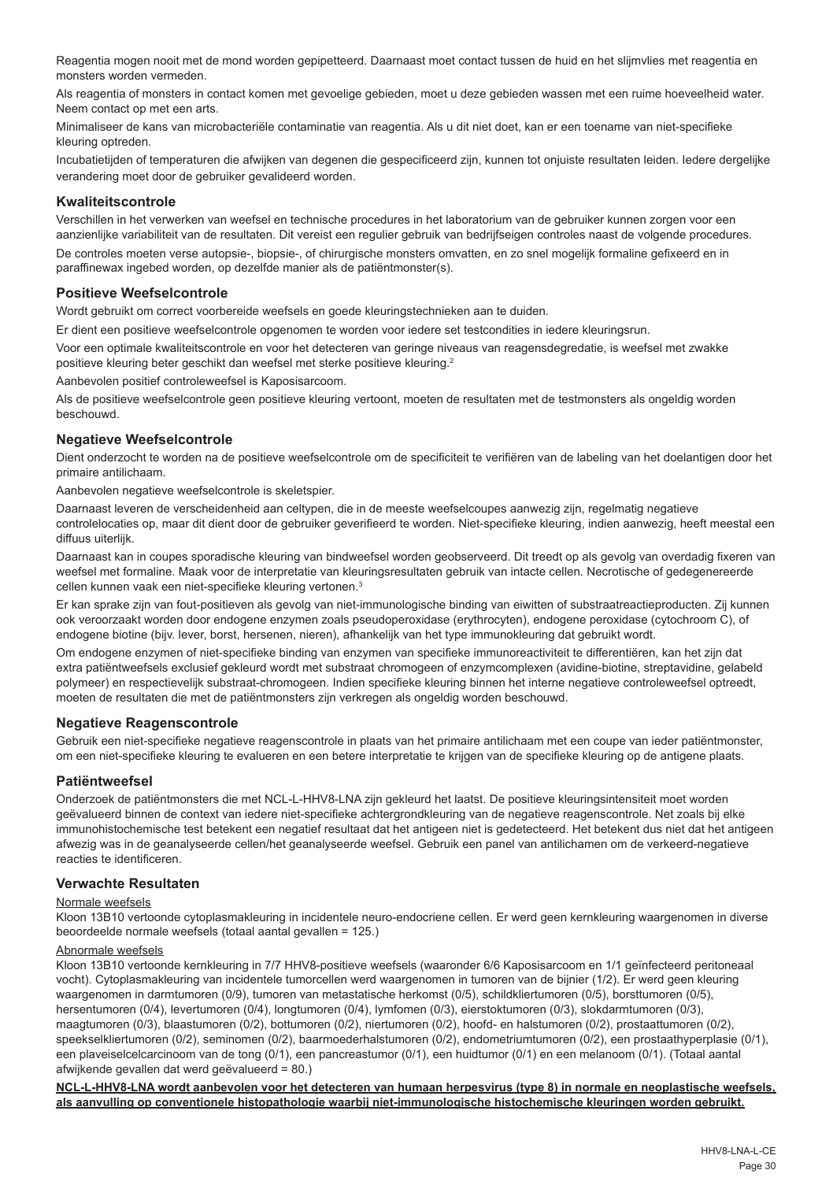Reagentia mogen nooit met de mond worden gepipetteerd. Daarnaast moet contact tussen de huid en het slijmvlies met reagentia en monsters worden vermeden.

Als reagentia of monsters in contact komen met gevoelige gebieden, moet u deze gebieden wassen met een ruime hoeveelheid water. Neem contact op met een arts.

Minimaliseer de kans van microbacteriële contaminatie van reagentia. Als u dit niet doet, kan er een toename van niet-specifieke kleuring optreden.

Incubatietijden of temperaturen die afwijken van degenen die gespecificeerd zijn, kunnen tot onjuiste resultaten leiden. Iedere dergelijke verandering moet door de gebruiker gevalideerd worden.

## Kwaliteitscontrole

Verschillen in het verwerken van weefsel en technische procedures in het laboratorium van de gebruiker kunnen zorgen voor een aanzienlijke variabiliteit van de resultaten. Dit vereist een regulier gebruik van bedrijfseigen controles naast de volgende procedures.

De controles moeten verse autopsie-, biopsie-, of chirurgische monsters omvatten, en zo snel mogelijk formaline gefixeerd en in paraffinewax ingebed worden, op dezelfde manier als de patiëntmonster(s).

## Positieve Weefselcontrole

Wordt gebruikt om correct voorbereide weefsels en goede kleuringstechnieken aan te duiden.

Er dient een positieve weefselcontrole opgenomen te worden voor iedere set testcondities in iedere kleuringsrun.

Voor een optimale kwaliteitscontrole en voor het detecteren van geringe niveaus van reagensdegradatie, is weefsel met zwakke positieve kleuring beter geschikt dan weefsel met sterke positieve kleuring.[2]

Aanbevolen positief controleweefsel is Kaposisarcoom.

Als de positieve weefselcontrole geen positieve kleuring vertoont, moeten de resultaten met de testmonsters als ongeldig worden beschouwd.

## Negatieve Weefselcontrole

Dient onderzocht te worden na de positieve weefselcontrole om de specificiteit te verifiëren van de labeling van het doelantigen door het primaire antilichaam.

Aanbevolen negatieve weefselcontrole is skeletspier.

Daarnaast leveren de verscheidenheid aan celtypen, die in de meeste weefselcoupes aanwezig zijn, regelmatig negatieve controlelocaties op, maar dit dient door de gebruiker geverifieerd te worden. Niet-specifieke kleuring, indien aanwezig, heeft meestal een diffuus uiterlijk.

Daarnaast kan in coupes sporadische kleuring van bindweefsel worden geobserveerd. Dit treedt op als gevolg van overdadig fixeren van weefsel met formaline. Maak voor de interpretatie van kleuringsresultaten gebruik van intacte cellen. Necrotische of gedegenereerde cellen kunnen vaak een niet-specifieke kleuring vertonen.[3]

Er kan sprake zijn van fout-positieven als gevolg van niet-immunologische binding van eiwitten of substraatreactieproducten. Zij kunnen ook veroorzaakt worden door endogene enzymen zoals pseudoperoxidase (erythrocyten), endogene peroxidase (cytochroom C), of endogene biotine (bijv. lever, borst, hersenen, nieren), afhankelijk van het type immunokleuring dat gebruikt wordt.

Om endogene enzymen of niet-specifieke binding van enzymen van specifieke immunoreactiviteit te differentiëren, kan het zijn dat extra patiëntweefsels exclusief gekleurd wordt met substraat chromogeen of enzymcomplexen (avidine-biotine, streptavidine, gelabeld polymeer) en respectievelijk substraat-chromogeen. Indien specifieke kleuring binnen het interne negatieve controleweefsel optreedt, moeten de resultaten die met de patiëntmonsters zijn verkregen als ongeldig worden beschouwd.

## Negatieve Reagenscontrole

Gebruik een niet-specifieke negatieve reagenscontrole in plaats van het primaire antilichaam met een coupe van ieder patiëntmonster, om een niet-specifieke kleuring te evalueren en een betere interpretatie te krijgen van de specifieke kleuring op de antigene plaats.

## Patiëntweefsel

Onderzoek de patiëntmonsters die met NCL-L-HHV8-LNA zijn gekleurd het laatst. De positieve kleuringsintensiteit moet worden geëvalueerd binnen de context van iedere niet-specifieke achtergrondkleuring van de negatieve reagenscontrole. Net zoals bij elke immunohistochemische test betekent een negatief resultaat dat het antigeen niet is gedetecteerd. Het betekent dus niet dat het antigeen afwezig was in de geanalyseerde cellen/het geanalyseerde weefsel. Gebruik een panel van antilichamen om de verkeerd-negatieve reacties te identificeren.

## Verwachte Resultaten

Normale weefsels

Kloon 13B10 vertoonde cytoplasmakleuring in incidentele neuro-endocriene cellen. Er werd geen kernkleuring waargenomen in diverse beoordeelde normale weefsels (totaal aantal gevallen = 125.)

Abnormale weefsels

Kloon 13B10 vertoonde kernkleuring in 7/7 HHV8-positieve weefsels (waaronder 6/6 Kaposisarcoom en 1/1 geïnfecteerd peritoneaal vocht). Cytoplasmakleuring van incidentele tumorcellen werd waargenomen in tumoren van de bijnier (1/2). Er werd geen kleuring waargenomen in darmtumoren (0/9), tumoren van metastatische herkomst (0/5), schildkliertumoren (0/5), borsttumoren (0/5), hersentumoren (0/4), levertumoren (0/4), longtumoren (0/4), lymfomen (0/3), eierstoktumoren (0/3), slokdarmtumoren (0/3), maagtumoren (0/3), blaastumoren (0/2), bottumoren (0/2), niertumoren (0/2), hoofd- en halstumoren (0/2), prostaattumoren (0/2), speekselkliertumoren (0/2), seminomen (0/2), baarmoederhalstumoren (0/2), endometriumtumoren (0/2), een prostaathyperplasie (0/1), een plaveiselcelcarcinoom van de tong (0/1), een pancreastumor (0/1), een huidtumor (0/1) en een melanoom (0/1). (Totaal aantal afwijkende gevallen dat werd geëvalueerd = 80.)

**NCL-L-HHV8-LNA wordt aanbevolen voor het detecteren van humaan herpesvirus (type 8) in normale en neoplastische weefsels, als aanvulling op conventionele histopathologie waarbij niet-immunologische histochemische kleuringen worden gebruikt.**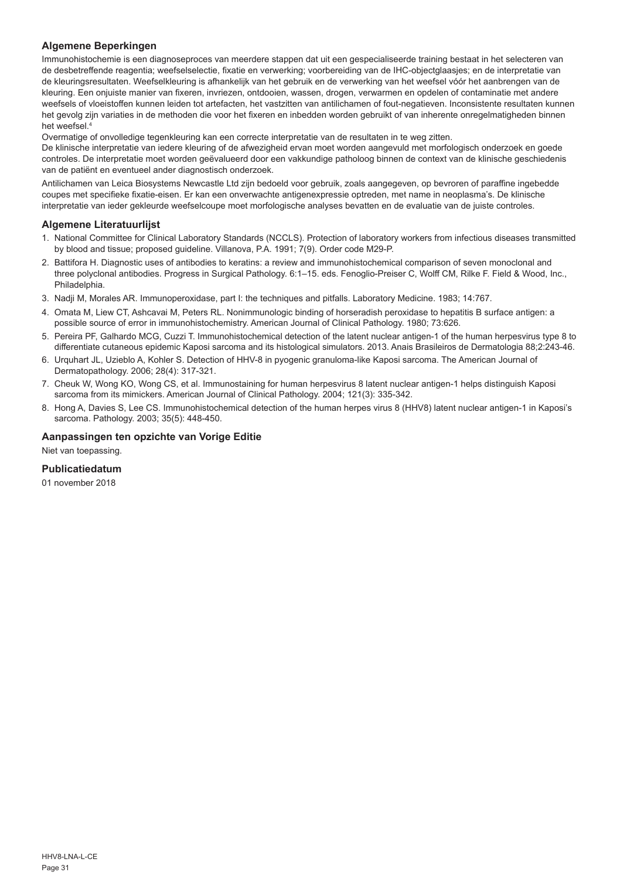## Algemene Beperkingen

Immunohistochemie is een diagnoseproces van meerdere stappen dat uit een gespecialiseerde training bestaat in het selecteren van de desbetreffende reagentia; weefselselectie, fixatie en verwerking; voorbereiding van de IHC-objectglaasjes; en de interpretatie van de kleuringsresultaten. Weefselkleuring is afhankelijk van het gebruik en de verwerking van het weefsel vóór het aanbrengen van de kleuring. Een onjuiste manier van fixeren, invriezen, ontdooien, wassen, drogen, verwarmen en opdelen of contaminatie met andere weefsels of vloeistoffen kunnen leiden tot artefacten, het vastzitten van antilichamen of fout-negatieven. Inconsistente resultaten kunnen het gevolg zijn variaties in de methoden die voor het fixeren en inbedden worden gebruikt of van inherente onregelmatigheden binnen het weefsel.[4]

Overmatige of onvolledige tegenkleuring kan een correcte interpretatie van de resultaten in te weg zitten.

De klinische interpretatie van iedere kleuring of de afwezigheid ervan moet worden aangevuld met morfologisch onderzoek en goede controles. De interpretatie moet worden geëvalueerd door een vakkundige patholoog binnen de context van de klinische geschiedenis van de patiënt en eventueel ander diagnostisch onderzoek.

Antilichamen van Leica Biosystems Newcastle Ltd zijn bedoeld voor gebruik, zoals aangegeven, op bevroren of paraffine ingebedde coupes met specifieke fixatie-eisen. Er kan een onverwachte antigenexpressie optreden, met name in neoplasma's. De klinische interpretatie van ieder gekleurde weefselcoupe moet morfologische analyses bevatten en de evaluatie van de juiste controles.

## Algemene Literatuurlijst

1. National Committee for Clinical Laboratory Standards (NCCLS). Protection of laboratory workers from infectious diseases transmitted by blood and tissue; proposed guideline. Villanova, P.A. 1991; 7(9). Order code M29-P.
2. Battifora H. Diagnostic uses of antibodies to keratins: a review and immunohistochemical comparison of seven monoclonal and three polyclonal antibodies. Progress in Surgical Pathology. 6:1–15. eds. Fenoglio-Preiser C, Wolff CM, Rilke F. Field & Wood, Inc., Philadelphia.
3. Nadji M, Morales AR. Immunoperoxidase, part I: the techniques and pitfalls. Laboratory Medicine. 1983; 14:767.
4. Omata M, Liew CT, Ashcavai M, Peters RL. Nonimmunologic binding of horseradish peroxidase to hepatitis B surface antigen: a possible source of error in immunohistochemistry. American Journal of Clinical Pathology. 1980; 73:626.
5. Pereira PF, Galhardo MCG, Cuzzi T. Immunohistochemical detection of the latent nuclear antigen-1 of the human herpesvirus type 8 to differentiate cutaneous epidemic Kaposi sarcoma and its histological simulators. 2013. Anais Brasileiros de Dermatologia 88;2:243-46.
6. Urquhart JL, Uzieblo A, Kohler S. Detection of HHV-8 in pyogenic granuloma-like Kaposi sarcoma. The American Journal of Dermatopathology. 2006; 28(4): 317-321.
7. Cheuk W, Wong KO, Wong CS, et al. Immunostaining for human herpesvirus 8 latent nuclear antigen-1 helps distinguish Kaposi sarcoma from its mimickers. American Journal of Clinical Pathology. 2004; 121(3): 335-342.
8. Hong A, Davies S, Lee CS. Immunohistochemical detection of the human herpes virus 8 (HHV8) latent nuclear antigen-1 in Kaposi's sarcoma. Pathology. 2003; 35(5): 448-450.

## Aanpassingen ten opzichte van Vorige Editie

Niet van toepassing.

## Publicatiedatum

01 november 2018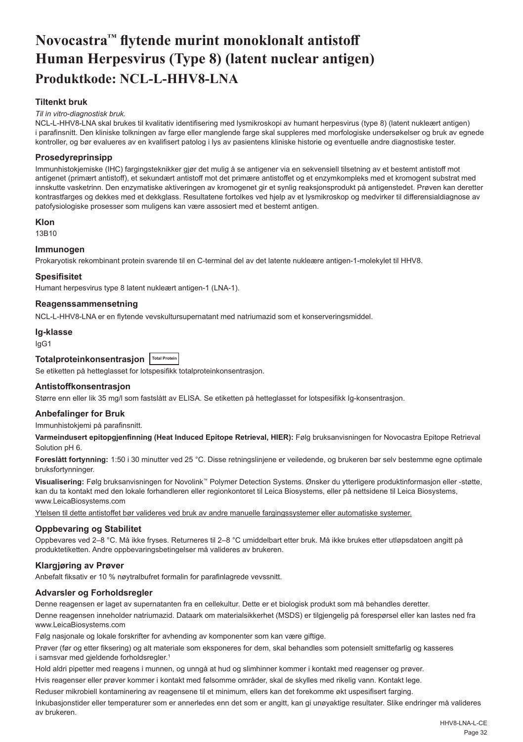# Novocastra™ flytende murint monoklonalt antistoff Human Herpesvirus (Type 8) (latent nuclear antigen)

## Produktkode: NCL-L-HHV8-LNA

### Tiltenkt bruk

*Til in vitro-diagnostisk bruk.*

NCL-L-HHV8-LNA skal brukes til kvalitativ identifisering med lysmikroskopi av humant herpesvirus (type 8) (latent nukleært antigen) i parafinsnitt. Den kliniske tolkningen av farge eller manglende farge skal suppleres med morfologiske undersøkelser og bruk av egnede kontroller, og bør evalueres av en kvalifisert patolog i lys av pasientens kliniske historie og eventuelle andre diagnostiske tester.

### Prosedyreprinsipp

Immunhistokjemiske (IHC) fargingsteknikker gjør det mulig å se antigener via en sekvensiell tilsetning av et bestemt antistoff mot antigenet (primært antistoff), et sekundært antistoff mot det primære antistoffet og et enzymkompleks med et kromogent substrat med innskutte vasketrinn. Den enzymatiske aktiveringen av kromogenet gir et synlig reaksjonsprodukt på antigenstedet. Prøven kan deretter kontrastfarges og dekkes med et dekkglass. Resultatene fortolkes ved hjelp av et lysmikroskop og medvirker til differensialdiagnose av patofysiologiske prosesser som muligens kan være assosiert med et bestemt antigen.

### Klon

13B10

### Immunogen

Prokaryotisk rekombinant protein svarende til en C-terminal del av det latente nukleære antigen-1-molekylet til HHV8.

### Spesifisitet

Humant herpesvirus type 8 latent nukleært antigen-1 (LNA-1).

### Reagenssammensetning

NCL-L-HHV8-LNA er en flytende vevskultursupernatant med natriumazid som et konserveringsmiddel.

### Ig-klasse

IgG1

### Totalproteinkonsentrasjon Total Protein

Se etiketten på hetteglasset for lotspesifikk totalproteinkonsentrasjon.

### Antistoffkonsentrasjon

Større enn eller lik 35 mg/l som fastslått av ELISA. Se etiketten på hetteglasset for lotspesifikk Ig-konsentrasjon.

### Anbefalinger for Bruk

Immunhistokjemi på parafinsnitt.

**Varmeindusert epitopgjenfinning (Heat Induced Epitope Retrieval, HIER):** Følg bruksanvisningen for Novocastra Epitope Retrieval Solution pH 6.

**Foreslått fortynning:** 1:50 i 30 minutter ved 25 °C. Disse retningslinjene er veiledende, og brukeren bør selv bestemme egne optimale bruksfortynninger.

**Visualisering:** Følg bruksanvisningen for Novolink™ Polymer Detection Systems. Ønsker du ytterligere produktinformasjon eller -støtte, kan du ta kontakt med den lokale forhandleren eller regionkontoret til Leica Biosystems, eller på nettsidene til Leica Biosystems, www.LeicaBiosystems.com

Ytelsen til dette antistoffet bør valideres ved bruk av andre manuelle fargingssystemer eller automatiske systemer.

### Oppbevaring og Stabilitet

Oppbevares ved 2–8 °C. Må ikke fryses. Returneres til 2–8 °C umiddelbart etter bruk. Må ikke brukes etter utløpsdatoen angitt på produktetiketten. Andre oppbevaringsbetingelser må valideres av brukeren.

### Klargjøring av Prøver

Anbefalt fiksativ er 10 % nøytralbufret formalin for parafinlagrede vevssnitt.

### Advarsler og Forholdsregler

Denne reagensen er laget av supernatanten fra en cellekultur. Dette er et biologisk produkt som må behandles deretter.

Denne reagensen inneholder natriumazid. Dataark om materialsikkerhet (MSDS) er tilgjengelig på forespørsel eller kan lastes ned fra www.LeicaBiosystems.com

Følg nasjonale og lokale forskrifter for avhending av komponenter som kan være giftige.

Prøver (før og etter fiksering) og alt materiale som eksponeres for dem, skal behandles som potensielt smittefarlig og kasseres i samsvar med gjeldende forholdsregler.[1]

Hold aldri pipetter med reagens i munnen, og unngå at hud og slimhinner kommer i kontakt med reagenser og prøver.

Hvis reagenser eller prøver kommer i kontakt med følsomme områder, skal de skylles med rikelig vann. Kontakt lege.

Reduser mikrobiell kontaminering av reagensene til et minimum, ellers kan det forekomme økt uspesifisert farging.

Inkubasjonstider eller temperaturer som er annerledes enn det som er angitt, kan gi unøyaktige resultater. Slike endringer må valideres av brukeren.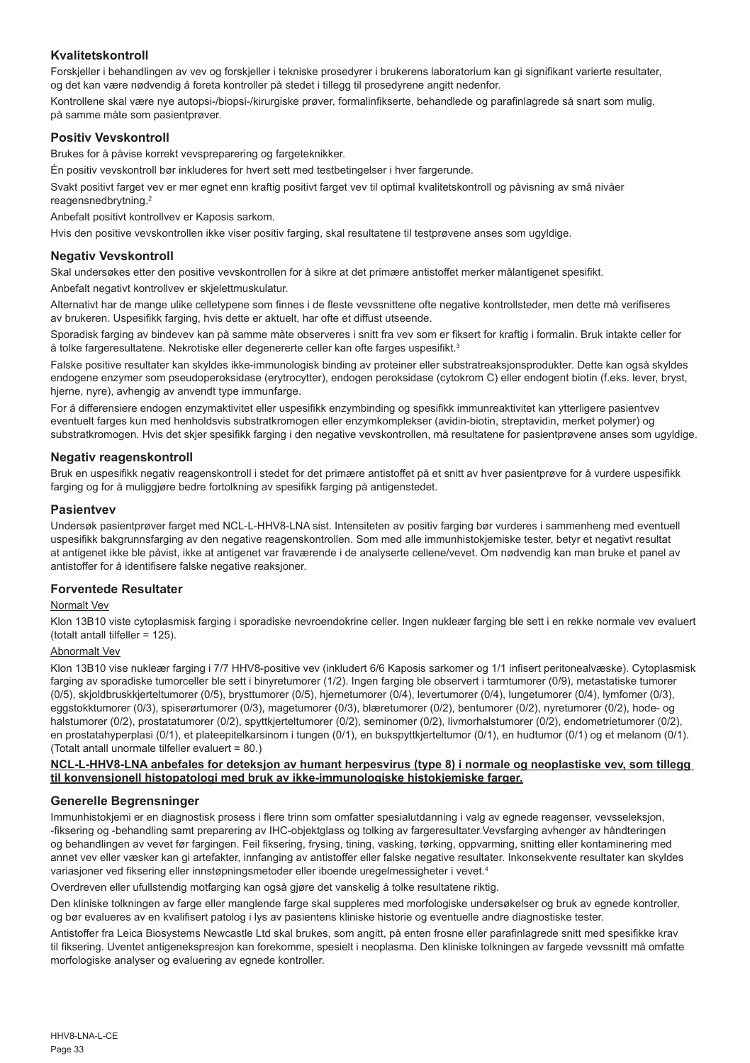### Kvalitetskontroll

Forskjeller i behandlingen av vev og forskjeller i tekniske prosedyrer i brukerens laboratorium kan gi signifikant varierte resultater, og det kan være nødvendig å foreta kontroller på stedet i tillegg til prosedyrene angitt nedenfor.

Kontrollene skal være nye autopsi-/biopsi-/kirurgiske prøver, formalinfikserte, behandlede og parafinlagrede så snart som mulig, på samme måte som pasientprøver.

### Positiv Vevskontroll

Brukes for å påvise korrekt vevspreparering og fargeteknikker.

Én positiv vevskontroll bør inkluderes for hvert sett med testbetingelser i hver fargerunde.

Svakt positivt farget vev er mer egnet enn kraftig positivt farget vev til optimal kvalitetskontroll og påvisning av små nivåer reagensnedbrytning.[2]

Anbefalt positivt kontrollvev er Kaposis sarkom.

Hvis den positive vevskontrollen ikke viser positiv farging, skal resultatene til testprøvene anses som ugyldige.

### Negativ Vevskontroll

Skal undersøkes etter den positive vevskontrollen for å sikre at det primære antistoffet merker målantigenet spesifikt.

Anbefalt negativt kontrollvev er skjelettmuskulatur.

Alternativt har de mange ulike celletypene som finnes i de fleste vevssnittene ofte negative kontrollsteder, men dette må verifiseres av brukeren. Uspesifikk farging, hvis dette er aktuelt, har ofte et diffust utseende.

Sporadisk farging av bindevev kan på samme måte observeres i snitt fra vev som er fiksert for kraftig i formalin. Bruk intakte celler for å tolke fargeresultatene. Nekrotiske eller degenererte celler kan ofte farges uspesifikt.[3]

Falske positive resultater kan skyldes ikke-immunologisk binding av proteiner eller substratreaksjonsprodukter. Dette kan også skyldes endogene enzymer som pseudoperoksidase (erytrocytter), endogen peroksidase (cytokrom C) eller endogent biotin (f.eks. lever, bryst, hjerne, nyre), avhengig av anvendt type immunfarge.

For å differensiere endogen enzymaktivitet eller uspesifikk enzymbinding og spesifikk immunreaktivitet kan ytterligere pasientvev eventuelt farges kun med henholdsvis substratkromogen eller enzymkomplekser (avidin-biotin, streptavidin, merket polymer) og substratkromogen. Hvis det skjer spesifikk farging i den negative vevskontrollen, må resultatene for pasientprøvene anses som ugyldige.

### Negativ reagenskontroll

Bruk en uspesifikk negativ reagenskontroll i stedet for det primære antistoffet på et snitt av hver pasientprøve for å vurdere uspesifikk farging og for å muliggjøre bedre fortolkning av spesifikk farging på antigenstedet.

### Pasientvev

Undersøk pasientprøver farget med NCL-L-HHV8-LNA sist. Intensiteten av positiv farging bør vurderes i sammenheng med eventuell uspesifikk bakgrunnsfarging av den negative reagenskontrollen. Som med alle immunhistokjemiske tester, betyr et negativt resultat at antigenet ikke ble påvist, ikke at antigenet var fraværende i de analyserte cellene/vevet. Om nødvendig kan man bruke et panel av antistoffer for å identifisere falske negative reaksjoner.

### Forventede Resultater

Normalt Vev

Klon 13B10 viste cytoplasmisk farging i sporadiske nevroendokrine celler. Ingen nukleær farging ble sett i en rekke normale vev evaluert (totalt antall tilfeller = 125).

Abnormalt Vev

Klon 13B10 vise nukleær farging i 7/7 HHV8-positive vev (inkludert 6/6 Kaposis sarkomer og 1/1 infisert peritonealvæske). Cytoplasmisk farging av sporadiske tumorceller ble sett i binyretumorer (1/2). Ingen farging ble observert i tarmtumorer (0/9), metastatiske tumorer (0/5), skjoldbruskkjerteltumorer (0/5), brysttumorer (0/5), hjernetumorer (0/4), levertumorer (0/4), lungetumorer (0/4), lymfomer (0/3), eggstokktumorer (0/3), spiserørtumorer (0/3), magetumorer (0/3), blæretumorer (0/2), bentumorer (0/2), nyretumorer (0/2), hode- og halstumorer (0/2), prostatatumorer (0/2), spyttkjerteltumorer (0/2), seminomer (0/2), livmorhalstumorer (0/2), endometrietumorer (0/2), en prostatahyperplasi (0/1), et plateepitelkarsinom i tungen (0/1), en bukspyttkjerteltumor (0/1), en hudtumor (0/1) og et melanom (0/1). (Totalt antall unormale tilfeller evaluert = 80.)

**NCL-L-HHV8-LNA anbefales for deteksjon av humant herpesvirus (type 8) i normale og neoplastiske vev, som tillegg til konvensjonell histopatologi med bruk av ikke-immunologiske histokjemiske farger.**

### Generelle Begrensninger

Immunhistokjemi er en diagnostisk prosess i flere trinn som omfatter spesialutdanning i valg av egnede reagenser, vevsseleksjon, -fiksering og -behandling samt preparering av IHC-objektglass og tolking av fargeresultater.Vevsfarging avhenger av håndteringen og behandlingen av vevet før fargingen. Feil fiksering, frysing, tining, vasking, tørking, oppvarming, snitting eller kontaminering med annet vev eller væsker kan gi artefakter, innfanging av antistoffer eller falske negative resultater. Inkonsekvente resultater kan skyldes variasjoner ved fiksering eller innstøpningsmetoder eller iboende uregelmessigheter i vevet.[4]

Overdreven eller ufullstendig motfarging kan også gjøre det vanskelig å tolke resultatene riktig.

Den kliniske tolkningen av farge eller manglende farge skal suppleres med morfologiske undersøkelser og bruk av egnede kontroller, og bør evalueres av en kvalifisert patolog i lys av pasientens kliniske historie og eventuelle andre diagnostiske tester.

Antistoffer fra Leica Biosystems Newcastle Ltd skal brukes, som angitt, på enten frosne eller parafinlagrede snitt med spesifikke krav til fiksering. Uventet antigenekspresjon kan forekomme, spesielt i neoplasma. Den kliniske tolkningen av fargede vevssnitt må omfatte morfologiske analyser og evaluering av egnede kontroller.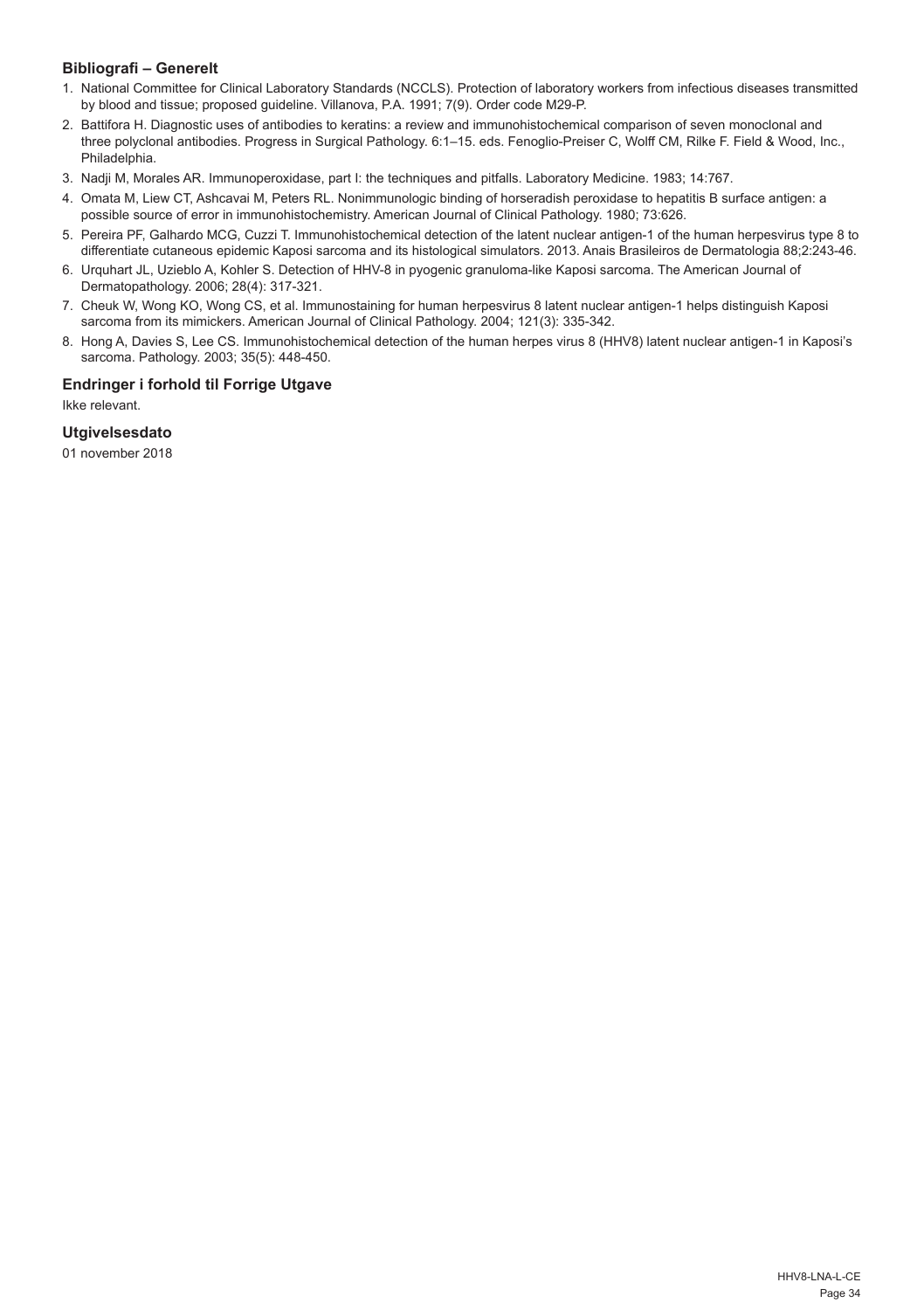### Bibliografi – Generelt

1. National Committee for Clinical Laboratory Standards (NCCLS). Protection of laboratory workers from infectious diseases transmitted by blood and tissue; proposed guideline. Villanova, P.A. 1991; 7(9). Order code M29-P.
2. Battifora H. Diagnostic uses of antibodies to keratins: a review and immunohistochemical comparison of seven monoclonal and three polyclonal antibodies. Progress in Surgical Pathology. 6:1–15. eds. Fenoglio-Preiser C, Wolff CM, Rilke F. Field & Wood, Inc., Philadelphia.
3. Nadji M, Morales AR. Immunoperoxidase, part I: the techniques and pitfalls. Laboratory Medicine. 1983; 14:767.
4. Omata M, Liew CT, Ashcavai M, Peters RL. Nonimmunologic binding of horseradish peroxidase to hepatitis B surface antigen: a possible source of error in immunohistochemistry. American Journal of Clinical Pathology. 1980; 73:626.
5. Pereira PF, Galhardo MCG, Cuzzi T. Immunohistochemical detection of the latent nuclear antigen-1 of the human herpesvirus type 8 to differentiate cutaneous epidemic Kaposi sarcoma and its histological simulators. 2013. Anais Brasileiros de Dermatologia 88;2:243-46.
6. Urquhart JL, Uzieblo A, Kohler S. Detection of HHV-8 in pyogenic granuloma-like Kaposi sarcoma. The American Journal of Dermatopathology. 2006; 28(4): 317-321.
7. Cheuk W, Wong KO, Wong CS, et al. Immunostaining for human herpesvirus 8 latent nuclear antigen-1 helps distinguish Kaposi sarcoma from its mimickers. American Journal of Clinical Pathology. 2004; 121(3): 335-342.
8. Hong A, Davies S, Lee CS. Immunohistochemical detection of the human herpes virus 8 (HHV8) latent nuclear antigen-1 in Kaposi's sarcoma. Pathology. 2003; 35(5): 448-450.

### Endringer i forhold til Forrige Utgave

Ikke relevant.

### Utgivelsesdato

01 november 2018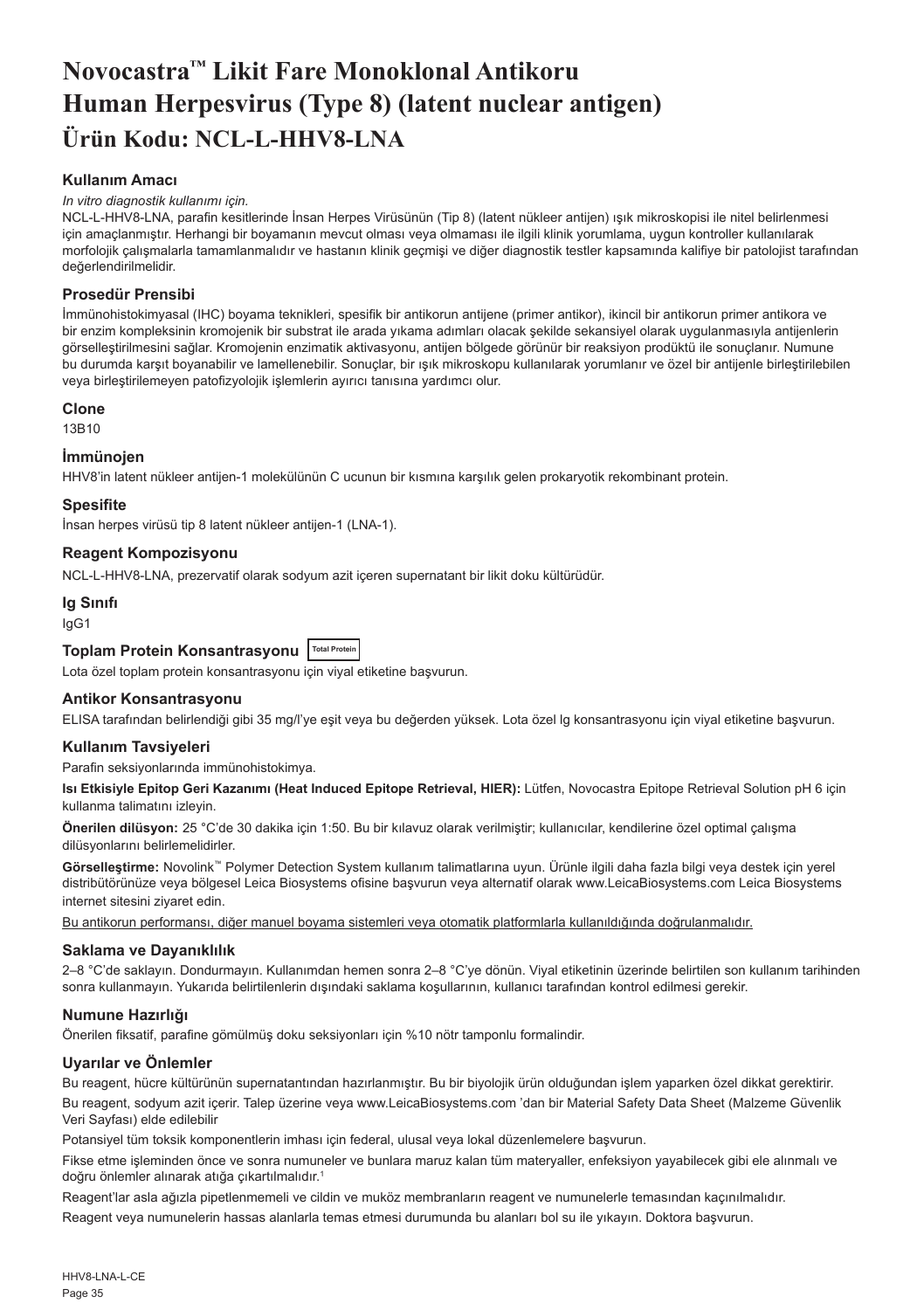# Novocastra™ Likit Fare Monoklonal Antikoru Human Herpesvirus (Type 8) (latent nuclear antigen) Ürün Kodu: NCL-L-HHV8-LNA

### Kullanım Amacı

*In vitro diagnostik kullanımı için.*

NCL-L-HHV8-LNA, parafin kesitlerinde İnsan Herpes Virüsünün (Tip 8) (latent nükleer antijen) ışık mikroskopisi ile nitel belirlenmesi için amaçlanmıştır. Herhangi bir boyamanın mevcut olması veya olmaması ile ilgili klinik yorumlama, uygun kontroller kullanılarak morfolojik çalışmalarla tamamlanmalıdır ve hastanın klinik geçmişi ve diğer diagnostik testler kapsamında kalifiye bir patolojist tarafından değerlendirilmelidir.

### Prosedür Prensibi

İmmünohistokimyasal (IHC) boyama teknikleri, spesifik bir antikorun antijene (primer antikor), ikincil bir antikorun primer antikora ve bir enzim kompleksinin kromojenik bir substrat ile arada yıkama adımları olacak şekilde sekansiyel olarak uygulanmasıyla antijenlerin görselleştirilmesini sağlar. Kromojenin enzimatik aktivasyonu, antijen bölgede görünür bir reaksiyon prodüktü ile sonuçlanır. Numune bu durumda karşıt boyanabilir ve lamellenebilir. Sonuçlar, bir ışık mikroskopu kullanılarak yorumlanır ve özel bir antijenle birleştirilebilen veya birleştirilemeyen patofizyolojik işlemlerin ayırıcı tanısına yardımcı olur.

### Clone

13B10

### İmmünojen

HHV8'in latent nükleer antijen-1 molekülünün C ucunun bir kısmına karşılık gelen prokaryotik rekombinant protein.

### Spesifite

İnsan herpes virüsü tip 8 latent nükleer antijen-1 (LNA-1).

### Reagent Kompozisyonu

NCL-L-HHV8-LNA, prezervatif olarak sodyum azit içeren supernatant bir likit doku kültürüdür.

### Ig Sınıfı

IgG1

### Toplam Protein Konsantrasyonu Total Protein

Lota özel toplam protein konsantrasyonu için viyal etiketine başvurun.

### Antikor Konsantrasyonu

ELISA tarafından belirlendiği gibi 35 mg/l'ye eşit veya bu değerden yüksek. Lota özel lg konsantrasyonu için viyal etiketine başvurun.

### Kullanım Tavsiyeleri

Parafin seksiyonlarında immünohistokimya.

**Isı Etkisiyle Epitop Geri Kazanımı (Heat Induced Epitope Retrieval, HIER):** Lütfen, Novocastra Epitope Retrieval Solution pH 6 için kullanma talimatını izleyin.

**Önerilen dilüsyon:** 25 °C'de 30 dakika için 1:50. Bu bir kılavuz olarak verilmiştir; kullanıcılar, kendilerine özel optimal çalışma dilüsyonlarını belirlemelidirler.

**Görselleştirme:** Novolink™ Polymer Detection System kullanım talimatlarına uyun. Ürünle ilgili daha fazla bilgi veya destek için yerel distribütörünüze veya bölgesel Leica Biosystems ofisine başvurun veya alternatif olarak www.LeicaBiosystems.com Leica Biosystems internet sitesini ziyaret edin.

Bu antikorun performansı, diğer manuel boyama sistemleri veya otomatik platformlarla kullanıldığında doğrulanmalıdır.

### Saklama ve Dayanıklılık

2–8 °C'de saklayın. Dondurmayın. Kullanımdan hemen sonra 2–8 °C'ye dönün. Viyal etiketinin üzerinde belirtilen son kullanım tarihinden sonra kullanmayın. Yukarıda belirtilenlerin dışındaki saklama koşullarının, kullanıcı tarafından kontrol edilmesi gerekir.

### Numune Hazırlığı

Önerilen fiksatif, parafine gömülmüş doku seksiyonları için %10 nötr tamponlu formalindir.

### Uyarılar ve Önlemler

Bu reagent, hücre kültürünün supernatantından hazırlanmıştır. Bu bir biyolojik ürün olduğundan işlem yaparken özel dikkat gerektirir.

Bu reagent, sodyum azit içerir. Talep üzerine veya www.LeicaBiosystems.com 'dan bir Material Safety Data Sheet (Malzeme Güvenlik Veri Sayfası) elde edilebilir

Potansiyel tüm toksik komponentlerin imhası için federal, ulusal veya lokal düzenlemelere başvurun.

Fikse etme işleminden önce ve sonra numuneler ve bunlara maruz kalan tüm materyaller, enfeksiyon yayabilecek gibi ele alınmalı ve doğru önlemler alınarak atığa çıkartılmalıdır.[1]

Reagent'lar asla ağızla pipetlenmemeli ve cildin ve muköz membranların reagent ve numunelerle temasından kaçınılmalıdır.

Reagent veya numunelerin hassas alanlarla temas etmesi durumunda bu alanları bol su ile yıkayın. Doktora başvurun.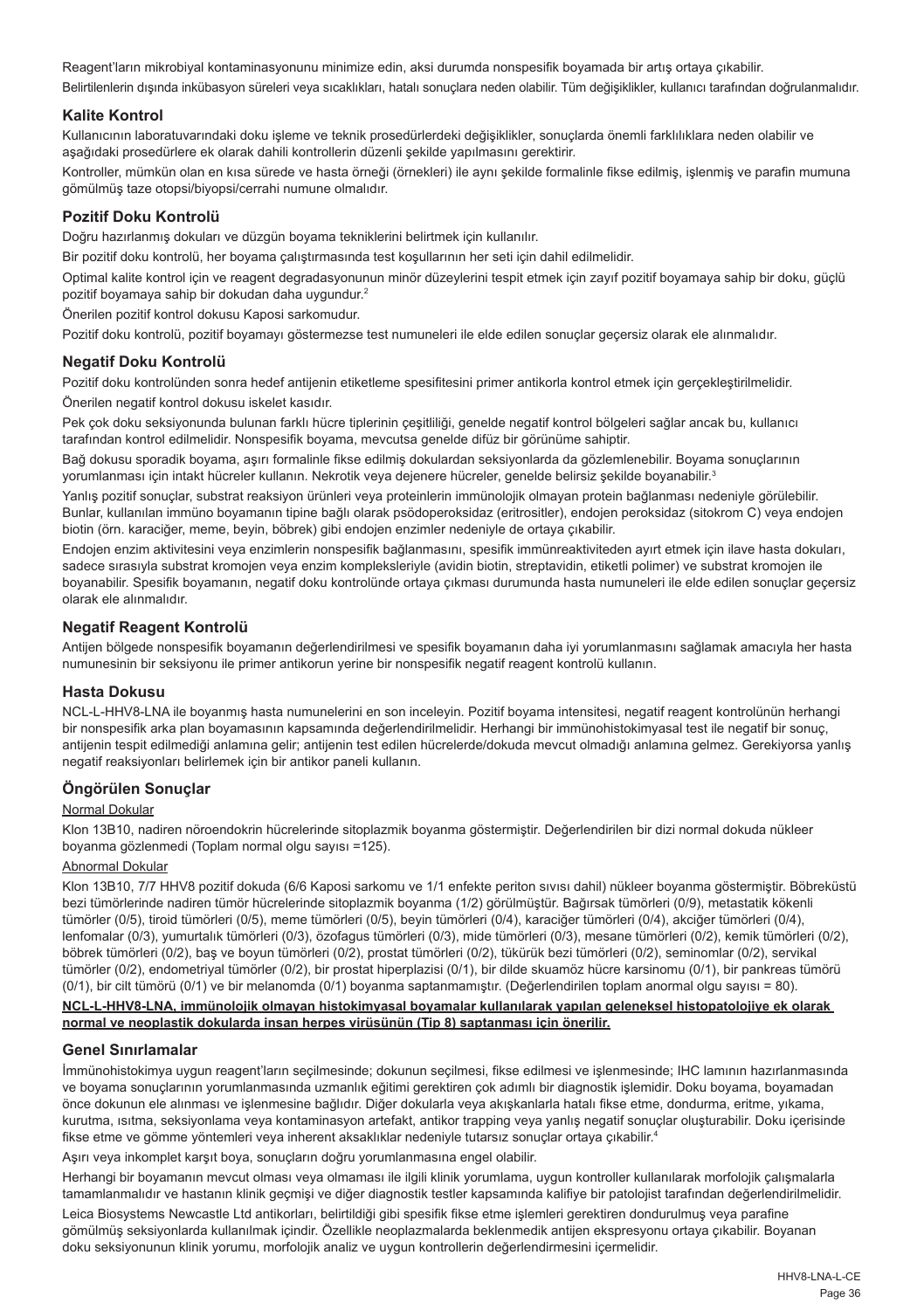Reagent'ların mikrobiyal kontaminasyonunu minimize edin, aksi durumda nonspesifik boyamada bir artış ortaya çıkabilir.

Belirtilenlerin dışında inkübasyon süreleri veya sıcaklıkları, hatalı sonuçlara neden olabilir. Tüm değişiklikler, kullanıcı tarafından doğrulanmalıdır.

## Kalite Kontrol

Kullanıcının laboratuvarındaki doku işleme ve teknik prosedürlerdeki değişiklikler, sonuçlarda önemli farklılıklara neden olabilir ve aşağıdaki prosedürlere ek olarak dahili kontrollerin düzenli şekilde yapılmasını gerektirir.

Kontroller, mümkün olan en kısa sürede ve hasta örneği (örnekleri) ile aynı şekilde formalinle fikse edilmiş, işlenmiş ve parafin mumuna gömülmüş taze otopsi/biyopsi/cerrahi numune olmalıdır.

## Pozitif Doku Kontrolü

Doğru hazırlanmış dokuları ve düzgün boyama tekniklerini belirtmek için kullanılır.

Bir pozitif doku kontrolü, her boyama çalıştırmasında test koşullarının her seti için dahil edilmelidir.

Optimal kalite kontrol için ve reagent degradasyonunun minör düzeylerini tespit etmek için zayıf pozitif boyamaya sahip bir doku, güçlü pozitif boyamaya sahip bir dokudan daha uygundur.[2]

Önerilen pozitif kontrol dokusu Kaposi sarkomudur.

Pozitif doku kontrolü, pozitif boyamayı göstermezse test numuneleri ile elde edilen sonuçlar geçersiz olarak ele alınmalıdır.

## Negatif Doku Kontrolü

Pozitif doku kontrolünden sonra hedef antijenin etiketleme spesifitesini primer antikorla kontrol etmek için gerçekleştirilmelidir.

Önerilen negatif kontrol dokusu iskelet kasıdır.

Pek çok doku seksiyonunda bulunan farklı hücre tiplerinin çeşitliliği, genelde negatif kontrol bölgeleri sağlar ancak bu, kullanıcı tarafından kontrol edilmelidir. Nonspesifik boyama, mevcutsa genelde difüz bir görünüme sahiptir.

Bağ dokusu sporadik boyama, aşırı formalinle fikse edilmiş dokulardan seksiyonlarda da gözlemlenebilir. Boyama sonuçlarının yorumlanması için intakt hücreler kullanın. Nekrotik veya dejenere hücreler, genelde belirsiz şekilde boyanabilir.[3]

Yanlış pozitif sonuçlar, substrat reaksiyon ürünleri veya proteinlerin immünolojik olmayan protein bağlanması nedeniyle görülebilir. Bunlar, kullanılan immüno boyamanın tipine bağlı olarak psödoperoksidaz (eritrositler), endojen peroksidaz (sitokrom C) veya endojen biotin (örn. karaciğer, meme, beyin, böbrek) gibi endojen enzimler nedeniyle de ortaya çıkabilir.

Endojen enzim aktivitesini veya enzimlerin nonspesifik bağlanmasını, spesifik immünreaktiviteden ayırt etmek için ilave hasta dokuları, sadece sırasıyla substrat kromojen veya enzim kompleksleriyle (avidin biotin, streptavidin, etiketli polimer) ve substrat kromojen ile boyanabilir. Spesifik boyamanın, negatif doku kontrolünde ortaya çıkması durumunda hasta numuneleri ile elde edilen sonuçlar geçersiz olarak ele alınmalıdır.

## Negatif Reagent Kontrolü

Antijen bölgede nonspesifik boyamanın değerlendirilmesi ve spesifik boyamanın daha iyi yorumlanmasını sağlamak amacıyla her hasta numunesinin bir seksiyonu ile primer antikorun yerine bir nonspesifik negatif reagent kontrolü kullanın.

## Hasta Dokusu

NCL-L-HHV8-LNA ile boyanmış hasta numunelerini en son inceleyin. Pozitif boyama intensitesi, negatif reagent kontrolünün herhangi bir nonspesifik arka plan boyamasının kapsamında değerlendirilmelidir. Herhangi bir immünohistokimyasal test ile negatif bir sonuç, antijenin tespit edilmediği anlamına gelir; antijenin test edilen hücrelerde/dokuda mevcut olmadığı anlamına gelmez. Gerekiyorsa yanlış negatif reaksiyonları belirlemek için bir antikor paneli kullanın.

## Öngörülen Sonuçlar

Normal Dokular

Klon 13B10, nadiren nöroendokrin hücrelerinde sitoplazmik boyanma göstermiştir. Değerlendirilen bir dizi normal dokuda nükleer boyanma gözlenmedi (Toplam normal olgu sayısı =125).

Abnormal Dokular

Klon 13B10, 7/7 HHV8 pozitif dokuda (6/6 Kaposi sarkomu ve 1/1 enfekte periton sıvısı dahil) nükleer boyanma göstermiştir. Böbreküstü bezi tümörlerinde nadiren tümör hücrelerinde sitoplazmik boyanma (1/2) görülmüştür. Bağırsak tümörleri (0/9), metastatik kökenli tümörler (0/5), tiroid tümörleri (0/5), meme tümörleri (0/5), beyin tümörleri (0/4), karaciğer tümörleri (0/4), akciğer tümörleri (0/4), lenfomalar (0/3), yumurtalık tümörleri (0/3), özofagus tümörleri (0/3), mide tümörleri (0/3), mesane tümörleri (0/2), kemik tümörleri (0/2), böbrek tümörleri (0/2), baş ve boyun tümörleri (0/2), prostat tümörleri (0/2), tükürük bezi tümörleri (0/2), seminomlar (0/2), servikal tümörler (0/2), endometriyal tümörler (0/2), bir prostat hiperplazisi (0/1), bir dilde skuamöz hücre karsinomu (0/1), bir pankreas tümörü (0/1), bir cilt tümörü (0/1) ve bir melanomda (0/1) boyanma saptanmamıştır. (Değerlendirilen toplam anormal olgu sayısı = 80).

**NCL-L-HHV8-LNA, immünolojik olmayan histokimyasal boyamalar kullanılarak yapılan geleneksel histopatolojiye ek olarak normal ve neoplastik dokularda insan herpes virüsünün (Tip 8) saptanması için önerilir.**

## Genel Sınırlamalar

İmmünohistokimya uygun reagent'ların seçilmesinde; dokunun seçilmesi, fikse edilmesi ve işlenmesinde; IHC lamının hazırlanmasında ve boyama sonuçlarının yorumlanmasında uzmanlık eğitimi gerektiren çok adımlı bir diagnostik işlemidir. Doku boyama, boyamadan önce dokunun ele alınması ve işlenmesine bağlıdır. Diğer dokularla veya akışkanlarla hatalı fikse etme, dondurma, eritme, yıkama, kurutma, ısıtma, seksiyonlama veya kontaminasyon artefakt, antikor trapping veya yanlış negatif sonuçlar oluşturabilir. Doku içerisinde fikse etme ve gömme yöntemleri veya inherent aksaklıklar nedeniyle tutarsız sonuçlar ortaya çıkabilir.[4]

Aşırı veya inkomplet karşıt boya, sonuçların doğru yorumlanmasına engel olabilir.

Herhangi bir boyamanın mevcut olması veya olmaması ile ilgili klinik yorumlama, uygun kontroller kullanılarak morfolojik çalışmalarla tamamlanmalıdır ve hastanın klinik geçmişi ve diğer diagnostik testler kapsamında kalifiye bir patolojist tarafından değerlendirilmelidir.

Leica Biosystems Newcastle Ltd antikorları, belirtildiği gibi spesifik fikse etme işlemleri gerektiren dondurulmuş veya parafine gömülmüş seksiyonlarda kullanılmak içindir. Özellikle neoplazmalarda beklenmedik antijen ekspresyonu ortaya çıkabilir. Boyanan doku seksiyonunun klinik yorumu, morfolojik analiz ve uygun kontrollerin değerlendirmesini içermelidir.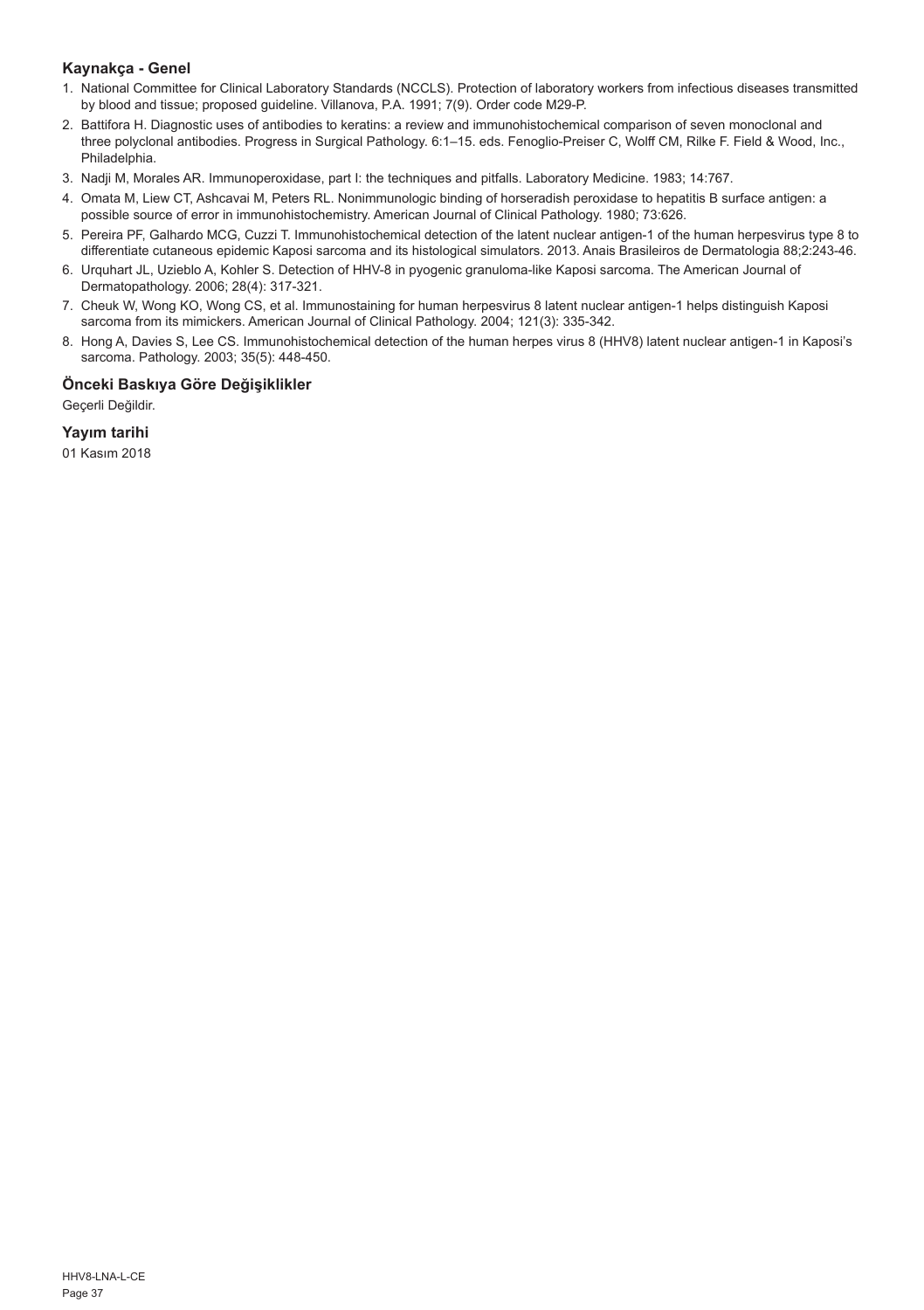### Kaynakça - Genel

1. National Committee for Clinical Laboratory Standards (NCCLS). Protection of laboratory workers from infectious diseases transmitted by blood and tissue; proposed guideline. Villanova, P.A. 1991; 7(9). Order code M29-P.
2. Battifora H. Diagnostic uses of antibodies to keratins: a review and immunohistochemical comparison of seven monoclonal and three polyclonal antibodies. Progress in Surgical Pathology. 6:1–15. eds. Fenoglio-Preiser C, Wolff CM, Rilke F. Field & Wood, Inc., Philadelphia.
3. Nadji M, Morales AR. Immunoperoxidase, part I: the techniques and pitfalls. Laboratory Medicine. 1983; 14:767.
4. Omata M, Liew CT, Ashcavai M, Peters RL. Nonimmunologic binding of horseradish peroxidase to hepatitis B surface antigen: a possible source of error in immunohistochemistry. American Journal of Clinical Pathology. 1980; 73:626.
5. Pereira PF, Galhardo MCG, Cuzzi T. Immunohistochemical detection of the latent nuclear antigen-1 of the human herpesvirus type 8 to differentiate cutaneous epidemic Kaposi sarcoma and its histological simulators. 2013. Anais Brasileiros de Dermatologia 88;2:243-46.
6. Urquhart JL, Uzieblo A, Kohler S. Detection of HHV-8 in pyogenic granuloma-like Kaposi sarcoma. The American Journal of Dermatopathology. 2006; 28(4): 317-321.
7. Cheuk W, Wong KO, Wong CS, et al. Immunostaining for human herpesvirus 8 latent nuclear antigen-1 helps distinguish Kaposi sarcoma from its mimickers. American Journal of Clinical Pathology. 2004; 121(3): 335-342.
8. Hong A, Davies S, Lee CS. Immunohistochemical detection of the human herpes virus 8 (HHV8) latent nuclear antigen-1 in Kaposi's sarcoma. Pathology. 2003; 35(5): 448-450.

### Önceki Baskıya Göre Değişiklikler

Geçerli Değildir.

### Yayım tarihi

01 Kasım 2018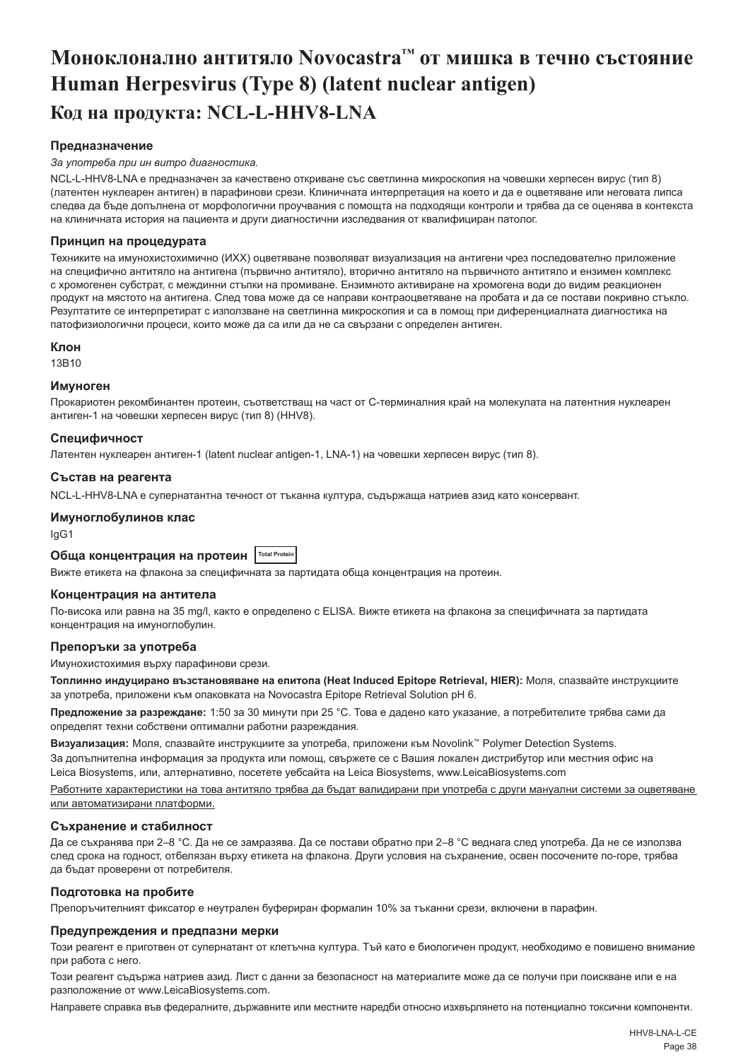# Моноклонално антитяло Novocastra™ от мишка в течно състояние Human Herpesvirus (Type 8) (latent nuclear antigen)

## Код на продукта: NCL-L-HHV8-LNA

### Предназначение

*За употреба при ин витро диагностика.*

NCL-L-HHV8-LNA е предназначен за качествено откриване със светлинна микроскопия на човешки херпесен вирус (тип 8) (латентен нуклеарен антиген) в парафинови срези. Клиничната интерпретация на което и да е оцветяване или неговата липса следва да бъде допълнена от морфологични проучвания с помощта на подходящи контроли и трябва да се оценява в контекста на клиничната история на пациента и други диагностични изследвания от квалифициран патолог.

### Принцип на процедурата

Техниките на имунохистохимично (ИХХ) оцветяване позволяват визуализация на антигени чрез последователно приложение на специфично антитяло на антигена (първично антитяло), вторично антитяло на първичното антитяло и ензимен комплекс с хромогенен субстрат, с междинни стъпки на промиване. Ензимното активиране на хромогена води до видим реакционен продукт на мястото на антигена. След това може да се направи контраоцветяване на пробата и да се постави покривно стъкло. Резултатите се интерпретират с използване на светлинна микроскопия и са в помощ при диференциалната диагностика на патофизиологични процеси, които може да са или да не са свързани с определен антиген.

### Клон

13B10

### Имуноген

Прокариотен рекомбинантен протеин, съответстващ на част от С-терминалния край на молекулата на латентния нуклеарен антиген-1 на човешки херпесен вирус (тип 8) (HHV8).

### Специфичност

Латентен нуклеарен антиген-1 (latent nuclear antigen-1, LNA-1) на човешки херпесен вирус (тип 8).

### Състав на реагента

NCL-L-HHV8-LNA е супернатантна течност от тъканна култура, съдържаща натриев азид като консервант.

### Имуноглобулинов клас

IgG1

### Обща концентрация на протеин Total Protein

Вижте етикета на флакона за специфичната за партидата обща концентрация на протеин.

### Концентрация на антитела

По-висока или равна на 35 mg/l, както е определено с ELISA. Вижте етикета на флакона за специфичната за партидата концентрация на имуноглобулин.

### Препоръки за употреба

Имунохистохимия върху парафинови срези.

**Топлинно индуцирано възстановяване на епитопа (Heat Induced Epitope Retrieval, HIER):** Моля, спазвайте инструкциите за употреба, приложени към опаковката на Novocastra Epitope Retrieval Solution pH 6.

**Предложение за разреждане:** 1:50 за 30 минути при 25 °C. Това е дадено като указание, потребителите трябва сами да определят техни собствени оптимални работни разреждания.

**Визуализация:** Моля, спазвайте инструкциите за употреба, приложени към Novolink™ Polymer Detection Systems. За допълнителна информация за продукта или помощ, свържете се с Вашия локален дистрибутор или местния офис на Leica Biosystems, или, алтернативно, посетете уебсайта на Leica Biosystems, www.LeicaBiosystems.com

<u>Работните характеристики на това антитяло трябва да бъдат валидирани при употреба с други мануални системи за оцветяване или автоматизирани платформи.</u>

### Съхранение и стабилност

Да се съхранява при 2–8 °C. Да не се замразява. Да се постави обратно при 2–8 °C веднага след употреба. Да не се използва след срока на годност, отбелязан върху етикета на флакона. Други условия на съхранение, освен посочените по-горе, трябва да бъдат проверени от потребителя.

### Подготовка на пробите

Препоръчителният фиксатор е неутрален буфериран формалин 10% за тъканни срези, включени в парафин.

### Предупреждения и предпазни мерки

Този реагент е приготвен от супернатант от клетъчна култура. Тъй като е биологичен продукт, необходимо е повишено внимание при работа с него.

Този реагент съдържа натриев азид. Лист с данни за безопасност на материалите може да се получи при поискване или е на разположение от www.LeicaBiosystems.com.

Направете справка във федералните, държавните или местните наредби относно изхвърлянето на потенциално токсични компоненти.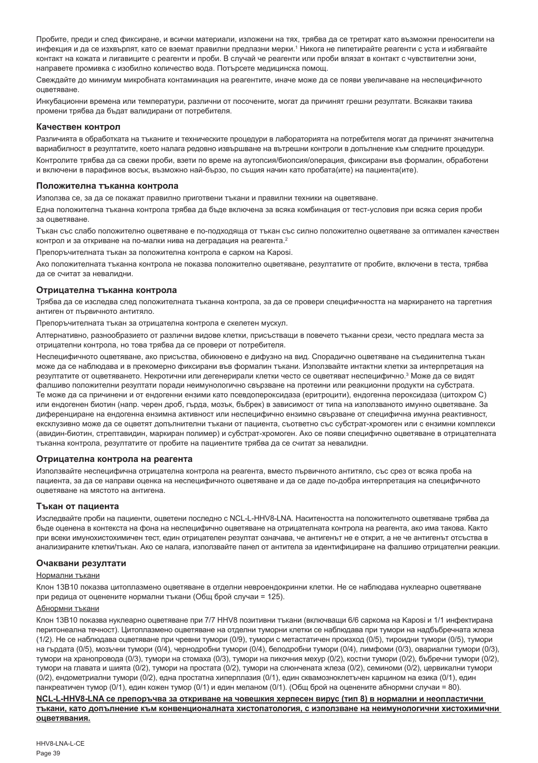Пробите, преди и след фиксиране, и всички материали, изложени на тях, трябва да се третират като възможни преносители на инфекция и да се изхвърлят, като се вземат правилни предпазни мерки.[1] Никога не пипетирайте реагенти с уста и избягвайте контакт на кожата и лигавиците с реагенти и проби. В случай че реагенти или проби влязат в контакт с чувствителни зони, направете промивка с изобилно количество вода. Потърсете медицинска помощ.

Свеждайте до минимум микробната контаминация на реагентите, иначе може да се появи увеличаване на неспецифичното оцветяване.

Инкубационни времена или температури, различни от посочените, могат да причинят грешни резултати. Всякакви такива промени трябва да бъдат валидирани от потребителя.

### Качествен контрол

Различията в обработката на тъканите и техническите процедури в лабораторията на потребителя могат да причинят значителна вариабилност в резултатите, което налага редовно извършване на вътрешни контроли в допълнение към следните процедури.

Контролите трябва да са свежи проби, взети по време на аутопсия/биопсия/операция, фиксирани във формалин, обработени и включени в парафинов восък, възможно най-бързо, по същия начин като пробата(ите) на пациента(ите).

### Положителна тъканна контрола

Използва се, за да се покажат правилно приготвени тъкани и правилни техники на оцветяване.

Една положителна тъканна контрола трябва да бъде включена за всяка комбинация от тест-условия при всяка серия проби за оцветяване.

Тъкан със слабо положително оцветяване е по-подходяща от тъкан със силно положително оцветяване за оптимален качествен контрол и за откриване на по-малки нива на деградация на реагента.[2]

Препоръчителната тъкан за положителна контрола е сарком на Kaposi.

Ако положителната тъканна контрола не показва положително оцветяване, резултатите от пробите, включени в теста, трябва да се считат за невалидни.

### Отрицателна тъканна контрола

Трябва да се изследва след положителната тъканна контрола, за да се провери специфичността на маркирането на таргетния антиген от първичното антитяло.

Препоръчителната тъкан за отрицателна контрола е скелетен мускул.

Алтернативно, разнообразието от различни видове клетки, присъстващи в повечето тъканни срези, често предлага места за отрицателни контроли, но това трябва да се провери от потребителя.

Неспецифичното оцветяване, ако присъства, обикновено е дифузно на вид. Спорадично оцветяване на съединителна тъкан може да се наблюдава и в прекомерно фиксирани във формалин тъкани. Използвайте интактни клетки за интерпретация на резултатите от оцветяването. Некротични или дегенерирали клетки често се оцветяват неспецифично.[3] Може да се видят фалшиво положителни резултати поради неимунологично свързване на протеини или реакционни продукти на субстрата. Те може да са причинени и от ендогенни ензими като псевдопероксидаза (еритроцити), ендогенна пероксидаза (цитохром C) или ендогенен биотин (напр. черен дроб, гърда, мозък, бъбрек) в зависимост от типа на използваното имунно оцветяване. За диференциране на ендогенна ензимна активност или неспецифично ензимно свързване от специфична имунна реактивност, ексклузивно може да се оцветят допълнителни тъкани от пациента, съответно със субстрат-хромоген или с ензимни комплекси (авидин-биотин, стрептавидин, маркиран полимер) и субстрат-хромоген. Ако се появи специфично оцветяване в отрицателната тъканна контрола, резултатите от пробите на пациентите трябва да се считат за невалидни.

### Отрицателна контрола на реагента

Използвайте неспецифична отрицателна контрола на реагента, вместо първичното антитяло, със срез от всяка проба на пациента, за да се направи оценка на неспецифичното оцветяване и да се даде по-добра интерпретация на специфичното оцветяване на мястото на антигена.

### Тъкан от пациента

Изследвайте проби на пациенти, оцветени последно с NCL-L-HHV8-LNA. Наситеността на положителното оцветяване трябва да бъде оценена в контекста на фона на неспецифично оцветяване на отрицателната контрола на реагента, ако има такова. Както при всеки имунохистохимичен тест, един отрицателен резултат означава, че антигенът не е открит, а не че антигенът отсъства в анализираните клетки/тъкан. Ако се налага, използвайте панел от антитела за идентифициране на фалшиво отрицателни реакции.

### Очаквани резултати

Нормални тъкани

Клон 13B10 показва цитоплазмено оцветяване в отделни невроендокринни клетки. Не се наблюдава нуклеарно оцветяване при редица от оценените нормални тъкани (Общ брой случаи = 125).

Абнормни тъкани

Клон 13B10 показва нуклеарно оцветяване при 7/7 HHV8 позитивни тъкани (включващи 6/6 саркома на Kaposi и 1/1 инфектирана перитонеална течност). Цитоплазмено оцветяване на отделни туморни клетки се наблюдава при тумори на надбъбречната жлеза (1/2). Не се наблюдава оцветяване при чревни тумори (0/9), тумори с метастатичен произход (0/5), тироидни тумори (0/5), тумори на гърдата (0/5), мозъчни тумори (0/4), чернодробни тумори (0/4), белодробни тумори (0/4), лимфоми (0/3), овариални тумори (0/3), тумори на хранопровода (0/3), тумори на стомаха (0/3), тумори на пикочния мехур (0/2), костни тумори (0/2), бъбречни тумори (0/2), тумори на главата и шията (0/2), тумори на простата (0/2), тумори на слюнчената жлеза (0/2), семиноми (0/2), цервикални тумори (0/2), ендометриални тумори (0/2), една простатна хиперплазия (0/1), един сквамозноклетъчен карцином на езика (0/1), един панкреатичен тумор (0/1), един кожен тумор (0/1) и един меланом (0/1). (Общ брой на оценените абнормни случаи = 80).

**NCL-L-HHV8-LNA се препоръчва за откриване на човешкия херпесен вирус (тип 8) в нормални и неопластични тъкани, като допълнение към конвенционалната хистопатология, с използване на неимунологични хистохимични оцветявания.**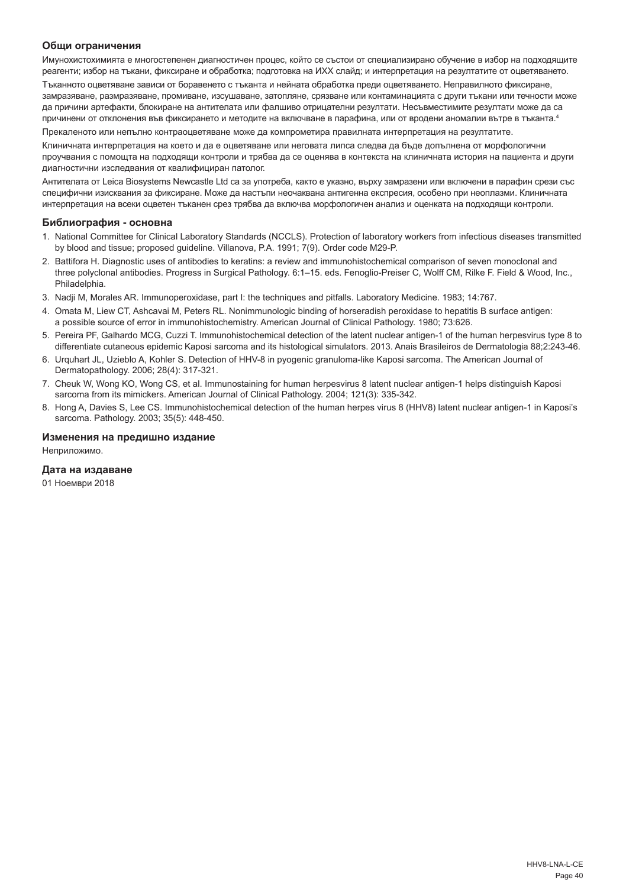### Общи ограничения

Имунохистохимията е многостепенен диагностичен процес, който се състои от специализирано обучение в избор на подходящите реагенти; избор на тъкани, фиксиране и обработка; подготовка на ИХХ слайд; и интерпретация на резултатите от оцветяването.

Тъканното оцветяване зависи от боравенето с тъканта и нейната обработка преди оцветяването. Неправилното фиксиране, замразяване, размразяване, промиване, изсушаване, затопляне, срязване или контаминацията с други тъкани или течности може да причини артефакти, блокиране на антителата или фалшиво отрицателни резултати. Несъвместимите резултати може да са причинени от отклонения във фиксирането и методите на включване в парафина, или от вродени аномалии вътре в тъканта.[4]

Прекаленото или непълно контраоцветяване може да компрометира правилната интерпретация на резултатите.

Клиничната интерпретация на което и да е оцветяване или неговата липса следва да бъде допълнена от морфологични проучвания с помощта на подходящи контроли и трябва да се оценява в контекста на клиничната история на пациента и други диагностични изследвания от квалифициран патолог.

Антителата от Leica Biosystems Newcastle Ltd са за употреба, както е указно, върху замразени или включени в парафин срези със специфични изисквания за фиксиране. Може да настъпи неочаквана антигенна експресия, особено при неоплазми. Клиничната интерпретация на всеки оцветен тъканен срез трябва да включва морфологичен анализ и оценката на подходящи контроли.

### Библиография - основна

1. National Committee for Clinical Laboratory Standards (NCCLS). Protection of laboratory workers from infectious diseases transmitted by blood and tissue; proposed guideline. Villanova, P.A. 1991; 7(9). Order code M29-P.
2. Battifora H. Diagnostic uses of antibodies to keratins: a review and immunohistochemical comparison of seven monoclonal and three polyclonal antibodies. Progress in Surgical Pathology. 6:1–15. eds. Fenoglio-Preiser C, Wolff CM, Rilke F. Field & Wood, Inc., Philadelphia.
3. Nadji M, Morales AR. Immunoperoxidase, part I: the techniques and pitfalls. Laboratory Medicine. 1983; 14:767.
4. Omata M, Liew CT, Ashcavai M, Peters RL. Nonimmunologic binding of horseradish peroxidase to hepatitis B surface antigen: a possible source of error in immunohistochemistry. American Journal of Clinical Pathology. 1980; 73:626.
5. Pereira PF, Galhardo MCG, Cuzzi T. Immunohistochemical detection of the latent nuclear antigen-1 of the human herpesvirus type 8 to differentiate cutaneous epidemic Kaposi sarcoma and its histological simulators. 2013. Anais Brasileiros de Dermatologia 88;2:243-46.
6. Urquhart JL, Uzieblo A, Kohler S. Detection of HHV-8 in pyogenic granuloma-like Kaposi sarcoma. The American Journal of Dermatopathology. 2006; 28(4): 317-321.
7. Cheuk W, Wong KO, Wong CS, et al. Immunostaining for human herpesvirus 8 latent nuclear antigen-1 helps distinguish Kaposi sarcoma from its mimickers. American Journal of Clinical Pathology. 2004; 121(3): 335-342.
8. Hong A, Davies S, Lee CS. Immunohistochemical detection of the human herpes virus 8 (HHV8) latent nuclear antigen-1 in Kaposi's sarcoma. Pathology. 2003; 35(5): 448-450.

### Изменения на предишно издание

Неприложимо.

### Дата на издаване

01 Ноември 2018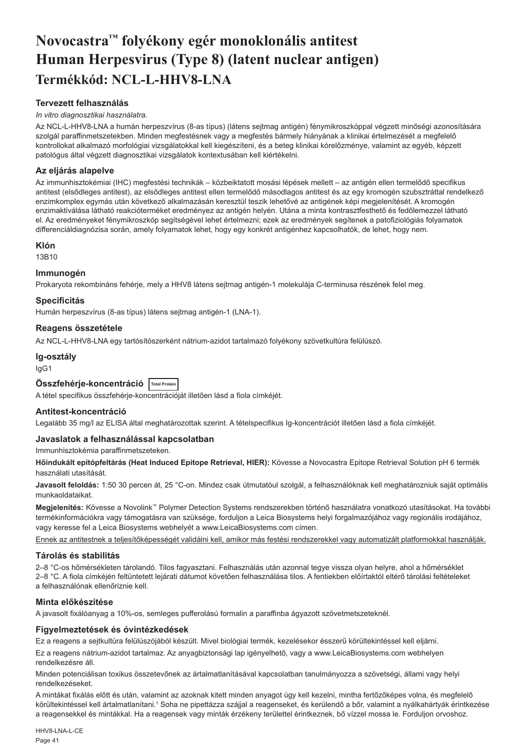# Novocastra™ folyékony egér monoklonális antitest Human Herpesvirus (Type 8) (latent nuclear antigen)

## Termékkód: NCL-L-HHV8-LNA

### Tervezett felhasználás

*In vitro diagnosztikai használatra.*

Az NCL-L-HHV8-LNA a humán herpeszvírus (8-as típus) (látens sejtmag antigén) fénymikroszkóppal végzett minőségi azonosítására szolgál paraffinmetszetekben. Minden megfestésnek vagy a megfestés bármely hiányának a klinikai értelmezését a megfelelő kontrollokat alkalmazó morfológiai vizsgálatokkal kell kiegészíteni, és a beteg klinikai kórelőzménye, valamint az egyéb, képzett patológus által végzett diagnosztikai vizsgálatok kontextusában kell kiértékelni.

### Az eljárás alapelve

Az immunhisztokémiai (IHC) megfestési technikák – közbeiktatott mosási lépések mellett – az antigén ellen termelődő specifikus antitest (elsődleges antitest), az elsődleges antitest ellen termelődő másodlagos antitest és az egy kromogén szubsztráttal rendelkező enzimkomplex egymás után következő alkalmazásán keresztül teszik lehetővé az antigének képi megjelenítését. A kromogén enzimaktiválása látható reakcióterméket eredményez az antigén helyén. Utána a minta kontrasztfesthető és fedőlemezzel látható el. Az eredményeket fénymikroszkóp segítségével lehet értelmezni; ezek az eredmények segítenek a patofiziológiás folyamatok differenciáldiagnózisa során, amely folyamatok lehet, hogy egy konkrét antigénhez kapcsolhatók, de lehet, hogy nem.

### Klón

13B10

### Immunogén

Prokaryota rekombináns fehérje, mely a HHV8 látens sejtmag antigén-1 molekulája C-terminusa részének felel meg.

### Specificitás

Humán herpeszvírus (8-as típus) látens sejtmag antigén-1 (LNA-1).

### Reagens összetétele

Az NCL-L-HHV8-LNA egy tartósítószerként nátrium-azidot tartalmazó folyékony szövetkultúra felülúszó.

### Ig-osztály

IgG1

### Összfehérje-koncentráció Total Protein

A tétel specifikus összfehérje-koncentrációját illetően lásd a fiola címkéjét.

### Antitest-koncentráció

Legalább 35 mg/l az ELISA által meghatározottak szerint. A tételspecifikus Ig-koncentrációt illetően lásd a fiola címkéjét.

### Javaslatok a felhasználással kapcsolatban

Immunhisztokémia paraffinmetszeteken.

**Hőindukált epitópfeltárás (Heat Induced Epitope Retrieval, HIER):** Kövesse a Novocastra Epitope Retrieval Solution pH 6 termék használati utasítását.

**Javasolt feloldás:** 1:50 30 percen át, 25 °C-on. Mindez csak útmutatóul szolgál, a felhasználóknak kell meghatározniuk saját optimális munkaoldataikat.

**Megjelenítés:** Kövesse a Novolink™ Polymer Detection Systems rendszerekben történő használatra vonatkozó utasításokat. Ha további termékinformációkra vagy támogatásra van szüksége, forduljon a Leica Biosystems helyi forgalmazójához vagy regionális irodájához, vagy keresse fel a Leica Biosystems webhelyét a www.LeicaBiosystems.com címen.

Ennek az antitestnek a teljesítőképességét validálni kell, amikor más festési rendszerekkel vagy automatizált platformokkal használják.

### Tárolás és stabilitás

2–8 °C-os hőmérsékleten tárolandó. Tilos fagyasztani. Felhasználás után azonnal tegye vissza olyan helyre, ahol a hőmérséklet 2–8 °C. A fiola címkéjén feltüntetett lejárati dátumot követően felhasználása tilos. A fentiekben előírtaktól eltérő tárolási feltételeket a felhasználónak ellenőriznie kell.

### Minta előkészítése

A javasolt fixálóanyag a 10%-os, semleges pufferolású formalin a paraffinba ágyazott szövetmetszeteknél.

### Figyelmeztetések és óvintézkedések

Ez a reagens a sejtkultúra felülúszójából készült. Mivel biológiai termék, kezelésekor ésszerű körültekintéssel kell eljárni.

Ez a reagens nátrium-azidot tartalmaz. Az anyagbiztonsági lap igényelhető, vagy a www.LeicaBiosystems.com webhelyen rendelkezésre áll.

Minden potenciálisan toxikus összetevőnek az ártalmatlanításával kapcsolatban tanulmányozza a szövetségi, állami vagy helyi rendelkezéseket.

A mintákat fixálás előtt és után, valamint az azoknak kitett minden anyagot úgy kell kezelni, mintha fertőzőképes volna, és megfelelő körültekintéssel kell ártalmatlanítani.[1] Soha ne pipettázza szájjal a reagenseket, és kerülendő a bőr, valamint a nyálkahártyák érintkezése a reagensekkel és mintákkal. Ha a reagensek vagy minták érzékeny területtel érintkeznek, bő vízzel mossa le. Forduljon orvoshoz.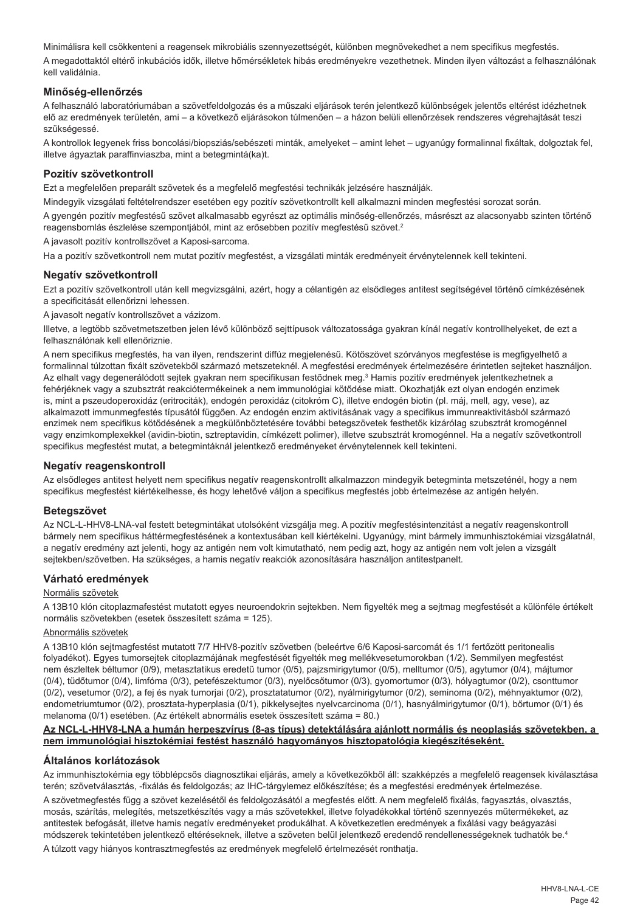Minimálisra kell csökkenteni a reagensek mikrobiális szennyezettségét, különben megnövekedhet a nem specifikus megfestés.

A megadottaktól eltérő inkubációs idők, illetve hőmérsékletek hibás eredményekre vezethetnek. Minden ilyen változást a felhasználónak kell validálnia.

### Minőség-ellenőrzés

A felhasználó laboratóriumában a szövetfeldolgozás és a műszaki eljárások terén jelentkező különbségek jelentős eltérést idézhetnek elő az eredmények területén, ami – a következő eljárásokon túlmenően – a házon belüli ellenőrzések rendszeres végrehajtását teszi szükségessé.

A kontrollok legyenek friss boncolási/biopsziás/sebészeti minták, amelyeket – amint lehet – ugyanúgy formalinnal fixáltak, dolgoztak fel, illetve ágyaztak paraffinviaszba, mint a betegmintá(ka)t.

### Pozitív szövetkontroll

Ezt a megfelelően preparált szövetek és a megfelelő megfestési technikák jelzésére használják.

Mindegyik vizsgálati feltételrendszer esetében egy pozitív szövetkontrollt kell alkalmazni minden megfestési sorozat során.

A gyengén pozitív megfestésű szövet alkalmasabb egyrészt az optimális minőség-ellenőrzés, másrészt az alacsonyabb szinten történő reagensbomlás észlelése szempontjából, mint az erősebben pozitív megfestésű szövet.[2]

A javasolt pozitív kontrollszövet a Kaposi-sarcoma.

Ha a pozitív szövetkontroll nem mutat pozitív megfestést, a vizsgálati minták eredményeit érvénytelennek kell tekinteni.

### Negatív szövetkontroll

Ezt a pozitív szövetkontroll után kell megvizsgálni, azért, hogy a célantigén az elsődleges antitest segítségével történő címkézésének a specificitását ellenőrizni lehessen.

A javasolt negatív kontrollszövet a vázizom.

Illetve, a legtöbb szövetmetszetben jelen lévő különböző sejttípusok változatossága gyakran kínál negatív kontrollhelyeket, de ezt a felhasználónak kell ellenőriznie.

A nem specifikus megfestés, ha van ilyen, rendszerint diffúz megjelenésű. Kötőszövet szórványos megfestése is megfigyelhető a formalinnal túlzottan fixált szövetekből származó metszeteknél. A megfestési eredmények értelmezésére érintetlen sejteket használjon. Az elhalt vagy degenerálódott sejtek gyakran nem specifikusan festődnek meg.[3] Hamis pozitív eredmények jelentkezhetnek a fehérjéknek vagy a szubsztrát reakciótermékeinek a nem immunológiai kötődése miatt. Okozhatják ezt olyan endogén enzimek is, mint a pszeudoperoxidáz (eritrociták), endogén peroxidáz (citokróm C), illetve endogén biotin (pl. máj, mell, agy, vese), az alkalmazott immunmegfestés típusától függően. Az endogén enzim aktivitásának vagy a specifikus immunreaktivitásból származó enzimek nem specifikus kötődésének a megkülönböztetésére további betegszövetek festhetők kizárólag szubsztrát kromogénnel vagy enzimkomplexekkel (avidin-biotin, sztreptavidin, címkézett polimer), illetve szubsztrát kromogénnel. Ha a negatív szövetkontroll specifikus megfestést mutat, a betegmintáknál jelentkező eredményeket érvénytelennek kell tekinteni.

### Negatív reagenskontroll

Az elsődleges antitest helyett nem specifikus negatív reagenskontrollt alkalmazzon mindegyik betegminta metszeténél, hogy a nem specifikus megfestést kiértékelhesse, és hogy lehetővé váljon a specifikus megfestés jobb értelmezése az antigén helyén.

### Betegszövet

Az NCL-L-HHV8-LNA-val festett betegmintákat utolsóként vizsgálja meg. A pozitív megfestésintenzitást a negatív reagenskontroll bármely nem specifikus háttérmegfestésének a kontextusában kell kiértékelni. Ugyanúgy, mint bármely immunhisztokémiai vizsgálatnál, a negatív eredmény azt jelenti, hogy az antigén nem volt kimutatható, nem pedig azt, hogy az antigén nem volt jelen a vizsgált sejtekben/szövetben. Ha szükséges, a hamis negatív reakciók azonosítására használjon antitestpanelt.

### Várható eredmények

Normális szövetek

A 13B10 klón citoplazmafestést mutatott egyes neuroendokrin sejtekben. Nem figyelték meg a sejtmag megfestését a különféle értékelt normális szövetekben (esetek összesített száma = 125).

Abnormális szövetek

A 13B10 klón sejtmagfestést mutatott 7/7 HHV8-pozitív szövetben (beleértve 6/6 Kaposi-sarcomát és 1/1 fertőzött peritonealis folyadékot). Egyes tumorsejtek citoplazmájának megfestését figyelték meg mellékvesetumorokban (1/2). Semmilyen megfestést nem észleltek béltumor (0/9), metasztatikus eredetű tumor (0/5), pajzsmirigytumor (0/5), melltumor (0/5), agytumor (0/4), májtumor (0/4), tüdőtumor (0/4), limfóma (0/3), petefészektumor (0/3), nyelőcsőtumor (0/3), gyomortumor (0/3), hólyagtumor (0/2), csonttumor (0/2), vesetumor (0/2), a fej és nyak tumorjai (0/2), prosztatatumor (0/2), nyálmirigytumor (0/2), seminoma (0/2), méhnyaktumor (0/2), endometriumtumor (0/2), prosztata-hyperplasia (0/1), pikkelysejtes nyelvcarcinoma (0/1), hasnyálmirigytumor (0/1), bőrtumor (0/1) és melanoma (0/1) esetében. (Az értékelt abnormális esetek összesített száma = 80.)

**<u>Az NCL-L-HHV8-LNA a humán herpeszvírus (8-as típus) detektálására ajánlott normális és neoplasiás szövetekben, a nem immunológiai hisztokémiai festést használó hagyományos hisztopatológia kiegészítéseként.</u>**

### Általános korlátozások

Az immunhisztokémia egy többlépcsős diagnosztikai eljárás, amely a következőkből áll: szakképzés a megfelelő reagensek kiválasztása terén; szövetválasztás, -fixálás és feldolgozás; az IHC-tárgylemez előkészítése; és a megfestési eredmények értelmezése.

A szövetmegfestés függ a szövet kezelésétől és feldolgozásától a megfestés előtt. A nem megfelelő fixálás, fagyasztás, olvasztás, mosás, szárítás, melegítés, metszetkészítés vagy a más szövetekkel, illetve folyadékokkal történő szennyezés műtermékeket, az antitestek befogását, illetve hamis negatív eredményeket produkálhat. A következetlen eredmények a fixálási vagy beágyazási módszerek tekintetében jelentkező eltéréseknek, illetve a szöveten belül jelentkező eredendő rendellenességeknek tudhatók be.[4]

A túlzott vagy hiányos kontrasztmegfestés az eredmények megfelelő értelmezését ronthatja.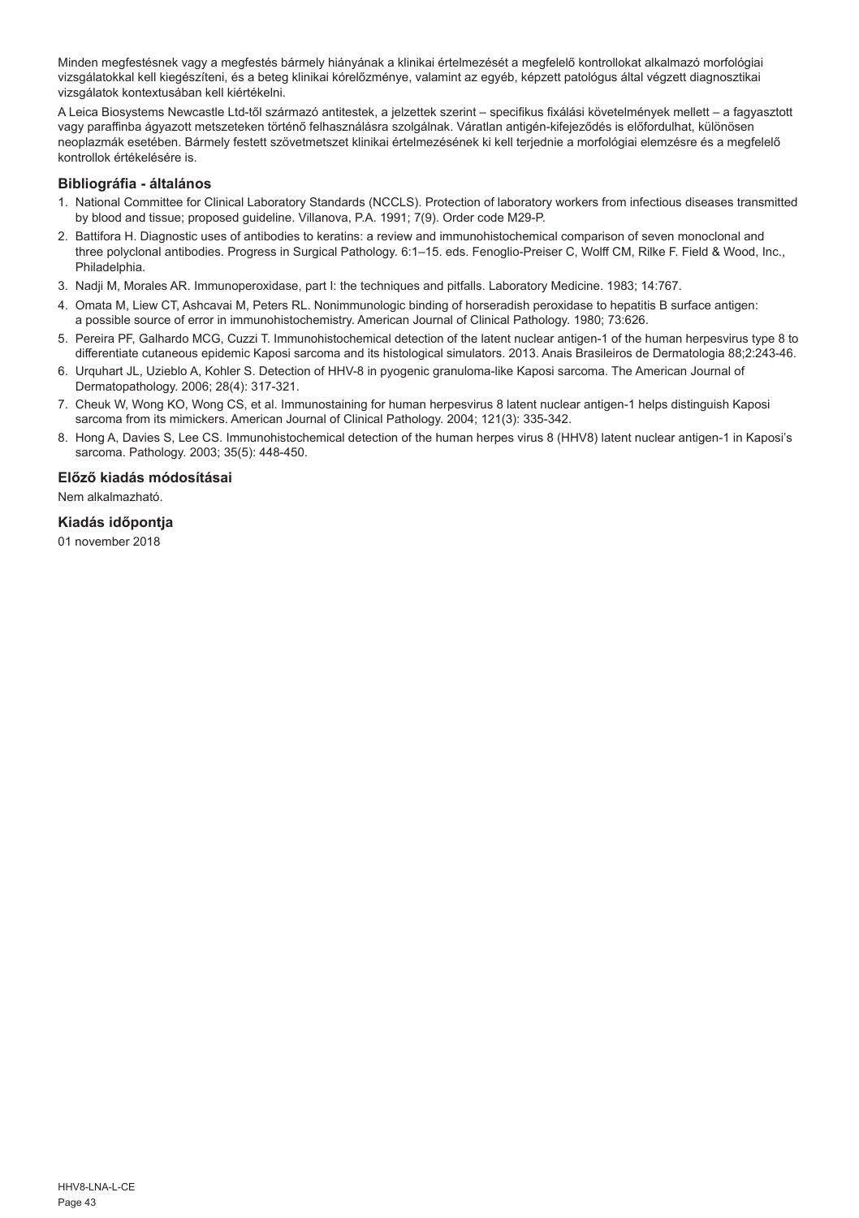Minden megfestésnek vagy a megfestés bármely hiányának a klinikai értelmezését a megfelelő kontrollokat alkalmazó morfológiai vizsgálatokkal kell kiegészíteni, és a beteg klinikai kórelőzménye, valamint az egyéb, képzett patológus által végzett diagnosztikai vizsgálatok kontextusában kell kiértékelni.

A Leica Biosystems Newcastle Ltd-től származó antitestek, a jelzettek szerint – specifikus fixálási követelmények mellett – a fagyasztott vagy paraffinba ágyazott metszeteken történő felhasználásra szolgálnak. Váratlan antigén-kifejeződés is előfordulhat, különösen neoplazmák esetében. Bármely festett szövetmetszet klinikai értelmezésének ki kell terjednie a morfológiai elemzésre és a megfelelő kontrollok értékelésére is.

## Bibliográfia - általános

1. National Committee for Clinical Laboratory Standards (NCCLS). Protection of laboratory workers from infectious diseases transmitted by blood and tissue; proposed guideline. Villanova, P.A. 1991; 7(9). Order code M29-P.
2. Battifora H. Diagnostic uses of antibodies to keratins: a review and immunohistochemical comparison of seven monoclonal and three polyclonal antibodies. Progress in Surgical Pathology. 6:1–15. eds. Fenoglio-Preiser C, Wolff CM, Rilke F. Field & Wood, Inc., Philadelphia.
3. Nadji M, Morales AR. Immunoperoxidase, part I: the techniques and pitfalls. Laboratory Medicine. 1983; 14:767.
4. Omata M, Liew CT, Ashcavai M, Peters RL. Nonimmunologic binding of horseradish peroxidase to hepatitis B surface antigen: a possible source of error in immunohistochemistry. American Journal of Clinical Pathology. 1980; 73:626.
5. Pereira PF, Galhardo MCG, Cuzzi T. Immunohistochemical detection of the latent nuclear antigen-1 of the human herpesvirus type 8 to differentiate cutaneous epidemic Kaposi sarcoma and its histological simulators. 2013. Anais Brasileiros de Dermatologia 88;2:243-46.
6. Urquhart JL, Uzieblo A, Kohler S. Detection of HHV-8 in pyogenic granuloma-like Kaposi sarcoma. The American Journal of Dermatopathology. 2006; 28(4): 317-321.
7. Cheuk W, Wong KO, Wong CS, et al. Immunostaining for human herpesvirus 8 latent nuclear antigen-1 helps distinguish Kaposi sarcoma from its mimickers. American Journal of Clinical Pathology. 2004; 121(3): 335-342.
8. Hong A, Davies S, Lee CS. Immunohistochemical detection of the human herpes virus 8 (HHV8) latent nuclear antigen-1 in Kaposi's sarcoma. Pathology. 2003; 35(5): 448-450.

## Előző kiadás módosításai

Nem alkalmazható.

## Kiadás időpontja

01 november 2018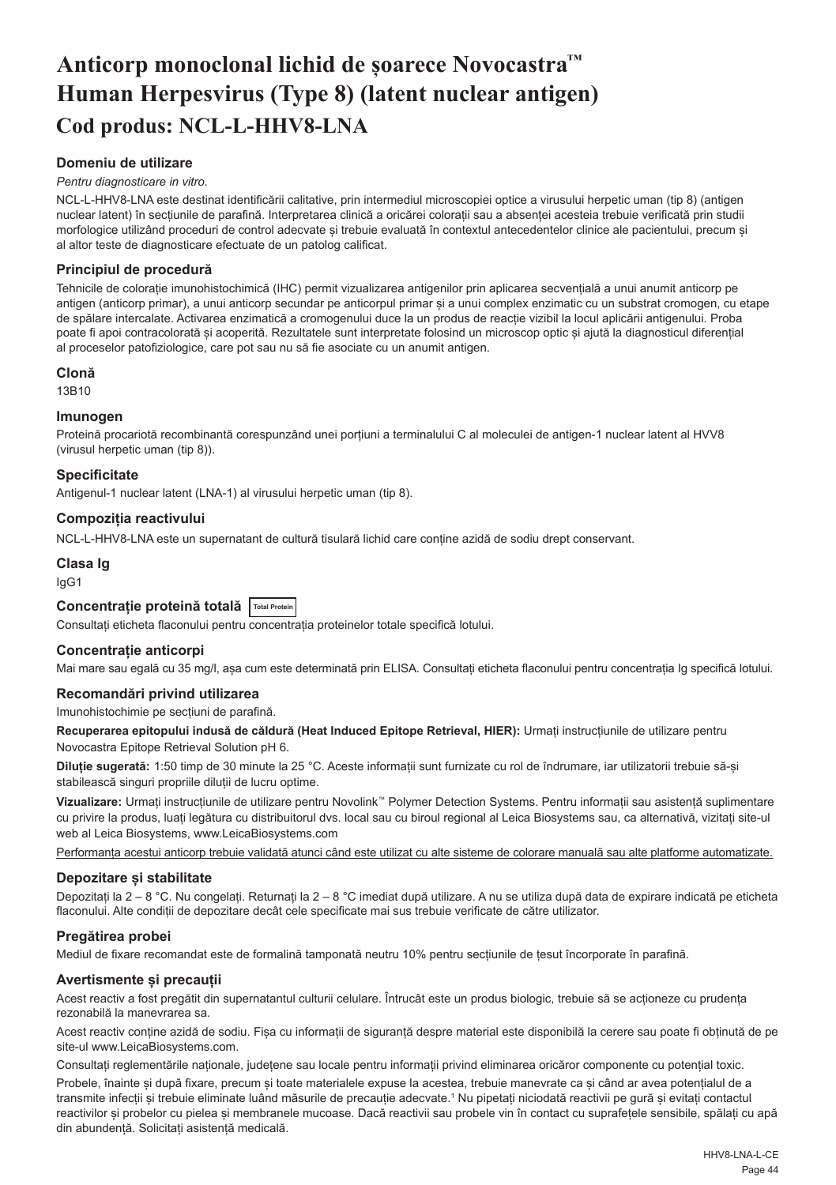# Anticorp monoclonal lichid de șoarece Novocastra™ Human Herpesvirus (Type 8) (latent nuclear antigen)

## Cod produs: NCL-L-HHV8-LNA

### Domeniu de utilizare

*Pentru diagnosticare in vitro.*

NCL-L-HHV8-LNA este destinat identificării calitative, prin intermediul microscopiei optice a virusului herpetic uman (tip 8) (antigen nuclear latent) în secțiunile de parafină. Interpretarea clinică a oricărei colorații sau a absenței acesteia trebuie verificată prin studii morfologice utilizând proceduri de control adecvate și trebuie evaluată în contextul antecedentelor clinice ale pacientului, precum și al altor teste de diagnosticare efectuate de un patolog calificat.

### Principiul de procedură

Tehnicile de colorație imunohistochimică (IHC) permit vizualizarea antigenilor prin aplicarea secvențială a unui anumit anticorp pe antigen (anticorp primar), a unui anticorp secundar pe anticorpul primar și a unui complex enzimatic cu un substrat cromogen, cu etape de spălare intercalate. Activarea enzimatică a cromogenului duce la un produs de reacție vizibil la locul aplicării antigenului. Proba poate fi apoi contracolorată și acoperită. Rezultatele sunt interpretate folosind un microscop optic și ajută la diagnosticul diferențial al proceselor patofiziologice, care pot sau nu să fie asociate cu un anumit antigen.

### Clonă

13B10

### Imunogen

Proteină procariotă recombinantă corespunzând unei porțiuni a terminalului C al moleculei de antigen-1 nuclear latent al HVV8 (virusul herpetic uman (tip 8)).

### Specificitate

Antigenul-1 nuclear latent (LNA-1) al virusului herpetic uman (tip 8).

### Compoziția reactivului

NCL-L-HHV8-LNA este un supernatant de cultură tisulară lichid care conține azidă de sodiu drept conservant.

### Clasa Ig

IgG1

### Concentrație proteină totală Total Protein

Consultați eticheta flaconului pentru concentrația proteinelor totale specifică lotului.

### Concentrație anticorpi

Mai mare sau egală cu 35 mg/l, așa cum este determinată prin ELISA. Consultați eticheta flaconului pentru concentrația Ig specifică lotului.

### Recomandări privind utilizarea

Imunohistochimie pe secțiuni de parafină.

**Recuperarea epitopului indusă de căldură (Heat Induced Epitope Retrieval, HIER):** Urmați instrucțiunile de utilizare pentru Novocastra Epitope Retrieval Solution pH 6.

**Diluție sugerată:** 1:50 timp de 30 minute la 25 °C. Aceste informații sunt furnizate cu rol de îndrumare, iar utilizatorii trebuie să-și stabilească singuri propriile diluții de lucru optime.

**Vizualizare:** Urmați instrucțiunile de utilizare pentru Novolink™ Polymer Detection Systems. Pentru informații sau asistență suplimentare cu privire la produs, luați legătura cu distribuitorul dvs. local sau cu biroul regional al Leica Biosystems sau, ca alternativă, vizitați site-ul web al Leica Biosystems, www.LeicaBiosystems.com

Performanța acestui anticorp trebuie validată atunci când este utilizat cu alte sisteme de colorare manuală sau alte platforme automatizate.

### Depozitare și stabilitate

Depozitați la 2 – 8 °C. Nu congelați. Returnați la 2 – 8 °C imediat după utilizare. A nu se utiliza după data de expirare indicată pe eticheta flaconului. Alte condiții de depozitare decât cele specificate mai sus trebuie verificate de către utilizator.

### Pregătirea probei

Mediul de fixare recomandat este de formalină tamponată neutru 10% pentru secțiunile de țesut încorporate în parafină.

### Avertismente și precauții

Acest reactiv a fost pregătit din supernatantul culturii celulare. Întrucât este un produs biologic, trebuie să se acționeze cu prudența rezonabilă la manevrarea sa.

Acest reactiv conține azidă de sodiu. Fișa cu informații de siguranță despre material este disponibilă la cerere sau poate fi obținută de pe site-ul www.LeicaBiosystems.com.

Consultați reglementările naționale, județene sau locale pentru informații privind eliminarea oricăror componente cu potențial toxic.

Probele, înainte și după fixare, precum și toate materialele expuse la acestea, trebuie manevrate ca și când ar avea potențialul de a transmite infecții și trebuie eliminate luând măsurile de precauție adecvate.[1] Nu pipetați niciodată reactivii pe gură și evitați contactul reactivilor și probelor cu pielea și membranele mucoase. Dacă reactivii sau probele vin în contact cu suprafețele sensibile, spălați cu apă din abundență. Solicitați asistență medicală.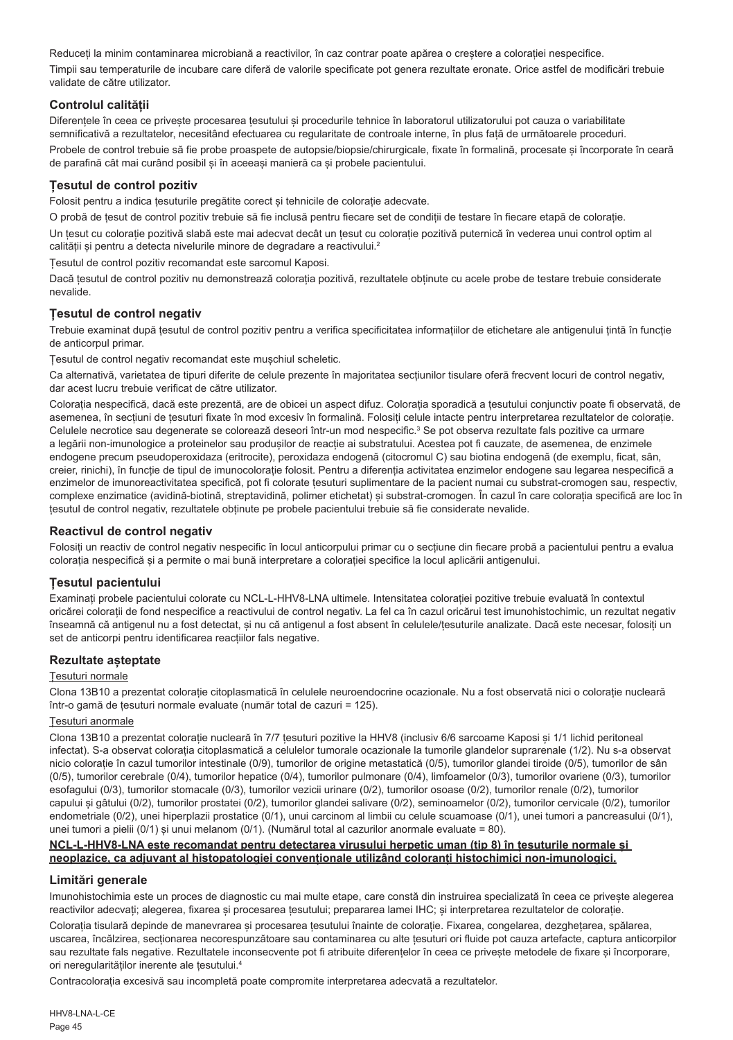Reduceți la minim contaminarea microbiană a reactivilor, în caz contrar poate apărea o creștere a colorației nespecifice.

Timpii sau temperaturile de incubare care diferă de valorile specificate pot genera rezultate eronate. Orice astfel de modificări trebuie validate de către utilizator.

### Controlul calității

Diferențele în ceea ce privește procesarea țesutului și procedurile tehnice în laboratorul utilizatorului pot cauza o variabilitate semnificativă a rezultatelor, necesitând efectuarea cu regularitate de controale interne, în plus față de următoarele proceduri.

Probele de control trebuie să fie probe proaspete de autopsie/biopsie/chirurgicale, fixate în formalină, procesate și încorporate în ceară de parafină cât mai curând posibil și în aceeași manieră ca și probele pacientului.

### Țesutul de control pozitiv

Folosit pentru a indica țesuturile pregătite corect și tehnicile de colorație adecvate.

O probă de țesut de control pozitiv trebuie să fie inclusă pentru fiecare set de condiții de testare în fiecare etapă de colorație.

Un țesut cu colorație pozitivă slabă este mai adecvat decât un țesut cu colorație pozitivă puternică în vederea unui control optim al calității și pentru a detecta nivelurile minore de degradare a reactivului.[2]

Țesutul de control pozitiv recomandat este sarcomul Kaposi.

Dacă țesutul de control pozitiv nu demonstrează colorația pozitivă, rezultatele obținute cu acele probe de testare trebuie considerate nevalide.

### Țesutul de control negativ

Trebuie examinat după țesutul de control pozitiv pentru a verifica specificitatea informațiilor de etichetare ale antigenului țintă în funcție de anticorpul primar.

Țesutul de control negativ recomandat este mușchiul scheletic.

Ca alternativă, varietatea de tipuri diferite de celule prezente în majoritatea secțiunilor tisulare oferă frecvent locuri de control negativ, dar acest lucru trebuie verificat de către utilizator.

Colorația nespecifică, dacă este prezentă, are de obicei un aspect difuz. Colorația sporadică a țesutului conjunctiv poate fi observată, de asemenea, în secțiuni de țesuturi fixate în mod excesiv în formalină. Folosiți celule intacte pentru interpretarea rezultatelor de colorație. Celulele necrotice sau degenerate se colorează deseori într-un mod nespecific.[3] Se pot observa rezultate fals pozitive ca urmare a legării non-imunologice a proteinelor sau produșilor de reacție ai substratului. Acestea pot fi cauzate, de asemenea, de enzimele endogene precum pseudoperoxidaza (eritrocite), peroxidaza endogenă (citocromul C) sau biotina endogenă (de exemplu, ficat, sân, creier, rinichi), în funcție de tipul de imunocolorație folosit. Pentru a diferenția activitatea enzimelor endogene sau legarea nespecifică a enzimelor de imunoreactivitatea specifică, pot fi colorate țesuturi suplimentare de la pacient numai cu substrat-cromogen sau, respectiv, complexe enzimatice (avidină-biotină, streptavidină, polimer etichetat) și substrat-cromogen. În cazul în care colorația specifică are loc în țesutul de control negativ, rezultatele obținute pe probele pacientului trebuie să fie considerate nevalide.

### Reactivul de control negativ

Folosiți un reactiv de control negativ nespecific în locul anticorpului primar cu o secțiune din fiecare probă a pacientului pentru a evalua colorația nespecifică și a permite o mai bună interpretare a colorației specifice la locul aplicării antigenului.

### Țesutul pacientului

Examinați probele pacientului colorate cu NCL-L-HHV8-LNA ultimele. Intensitatea colorației pozitive trebuie evaluată în contextul oricărei colorații de fond nespecifice a reactivului de control negativ. La fel ca în cazul oricărui test imunohistochimic, un rezultat negativ înseamnă că antigenul nu a fost detectat, și nu că antigenul a fost absent în celulele/țesuturile analizate. Dacă este necesar, folosiți un set de anticorpi pentru identificarea reacțiilor fals negative.

### Rezultate așteptate

Țesuturi normale

Clona 13B10 a prezentat colorație citoplasmatică în celulele neuroendocrine ocazionale. Nu a fost observată nici o colorație nucleară într-o gamă de țesuturi normale evaluate (număr total de cazuri = 125).

Țesuturi anormale

Clona 13B10 a prezentat colorație nucleară în 7/7 țesuturi pozitive la HHV8 (inclusiv 6/6 sarcoame Kaposi și 1/1 lichid peritoneal infectat). S-a observat colorația citoplasmatică a celulelor tumorale ocazionale la tumorile glandelor suprarenale (1/2). Nu s-a observat nicio colorație în cazul tumorilor intestinale (0/9), tumorilor de origine metastatică (0/5), tumorilor glandei tiroide (0/5), tumorilor de sân (0/5), tumorilor cerebrale (0/4), tumorilor hepatice (0/4), tumorilor pulmonare (0/4), limfoamelor (0/3), tumorilor ovariene (0/3), tumorilor esofagului (0/3), tumorilor stomacale (0/3), tumorilor vezicii urinare (0/2), tumorilor osoase (0/2), tumorilor renale (0/2), tumorilor capului și gâtului (0/2), tumorilor prostatei (0/2), tumorilor glandei salivare (0/2), seminoamelor (0/2), tumorilor cervicale (0/2), tumorilor endometriale (0/2), unei hiperplazii prostatice (0/1), unui carcinom al limbii cu celule scuamoase (0/1), unei tumori a pancreasului (0/1), unei tumori a pielii (0/1) și unui melanom (0/1). (Numărul total al cazurilor anormale evaluate = 80).

**NCL-L-HHV8-LNA este recomandat pentru detectarea virusului herpetic uman (tip 8) în țesuturile normale și neoplazice, ca adjuvant al histopatologiei convenționale utilizând coloranți histochimici non-imunologici.**

### Limitări generale

Imunohistochimia este un proces de diagnostic cu mai multe etape, care constă din instruirea specializată în ceea ce privește alegerea reactivilor adecvați; alegerea, fixarea și procesarea țesutului; prepararea lamei IHC; și interpretarea rezultatelor de colorație.

Colorația tisulară depinde de manevrarea și procesarea țesutului înainte de colorație. Fixarea, congelarea, dezghețarea, spălarea, uscarea, încălzirea, secționarea necorespunzătoare sau contaminarea cu alte țesuturi ori fluide pot cauza artefacte, captura anticorpilor sau rezultate fals negative. Rezultatele inconsecvente pot fi atribuite diferențelor în ceea ce privește metodele de fixare și încorporare, ori neregularităților inerente ale țesutului.[4]

Contracolorația excesivă sau incompletă poate compromite interpretarea adecvată a rezultatelor.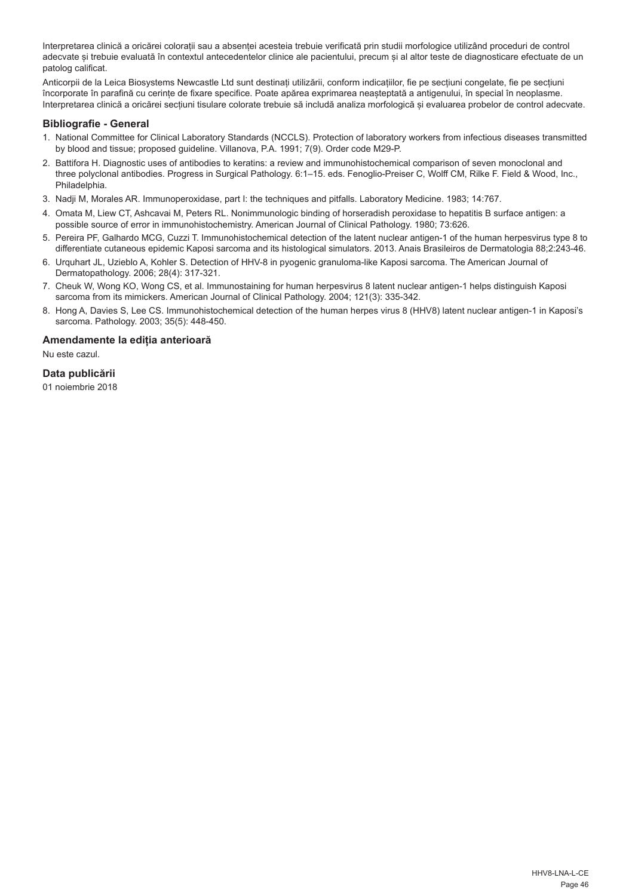Interpretarea clinică a oricărei colorații sau a absenței acesteia trebuie verificată prin studii morfologice utilizând proceduri de control adecvate și trebuie evaluată în contextul antecedentelor clinice ale pacientului, precum și al altor teste de diagnosticare efectuate de un patolog calificat.

Anticorpii de la Leica Biosystems Newcastle Ltd sunt destinați utilizării, conform indicațiilor, fie pe secțiuni congelate, fie pe secțiuni încorporate în parafină cu cerințe de fixare specifice. Poate apărea exprimarea neașteptată a antigenului, în special în neoplasme. Interpretarea clinică a oricărei secțiuni tisulare colorate trebuie să includă analiza morfologică și evaluarea probelor de control adecvate.

## Bibliografie - General

1. National Committee for Clinical Laboratory Standards (NCCLS). Protection of laboratory workers from infectious diseases transmitted by blood and tissue; proposed guideline. Villanova, P.A. 1991; 7(9). Order code M29-P.
2. Battifora H. Diagnostic uses of antibodies to keratins: a review and immunohistochemical comparison of seven monoclonal and three polyclonal antibodies. Progress in Surgical Pathology. 6:1–15. eds. Fenoglio-Preiser C, Wolff CM, Rilke F. Field & Wood, Inc., Philadelphia.
3. Nadji M, Morales AR. Immunoperoxidase, part I: the techniques and pitfalls. Laboratory Medicine. 1983; 14:767.
4. Omata M, Liew CT, Ashcavai M, Peters RL. Nonimmunologic binding of horseradish peroxidase to hepatitis B surface antigen: a possible source of error in immunohistochemistry. American Journal of Clinical Pathology. 1980; 73:626.
5. Pereira PF, Galhardo MCG, Cuzzi T. Immunohistochemical detection of the latent nuclear antigen-1 of the human herpesvirus type 8 to differentiate cutaneous epidemic Kaposi sarcoma and its histological simulators. 2013. Anais Brasileiros de Dermatologia 88;2:243-46.
6. Urquhart JL, Uzieblo A, Kohler S. Detection of HHV-8 in pyogenic granuloma-like Kaposi sarcoma. The American Journal of Dermatopathology. 2006; 28(4): 317-321.
7. Cheuk W, Wong KO, Wong CS, et al. Immunostaining for human herpesvirus 8 latent nuclear antigen-1 helps distinguish Kaposi sarcoma from its mimickers. American Journal of Clinical Pathology. 2004; 121(3): 335-342.
8. Hong A, Davies S, Lee CS. Immunohistochemical detection of the human herpes virus 8 (HHV8) latent nuclear antigen-1 in Kaposi's sarcoma. Pathology. 2003; 35(5): 448-450.

## Amendamente la ediția anterioară

Nu este cazul.

## Data publicării

01 noiembrie 2018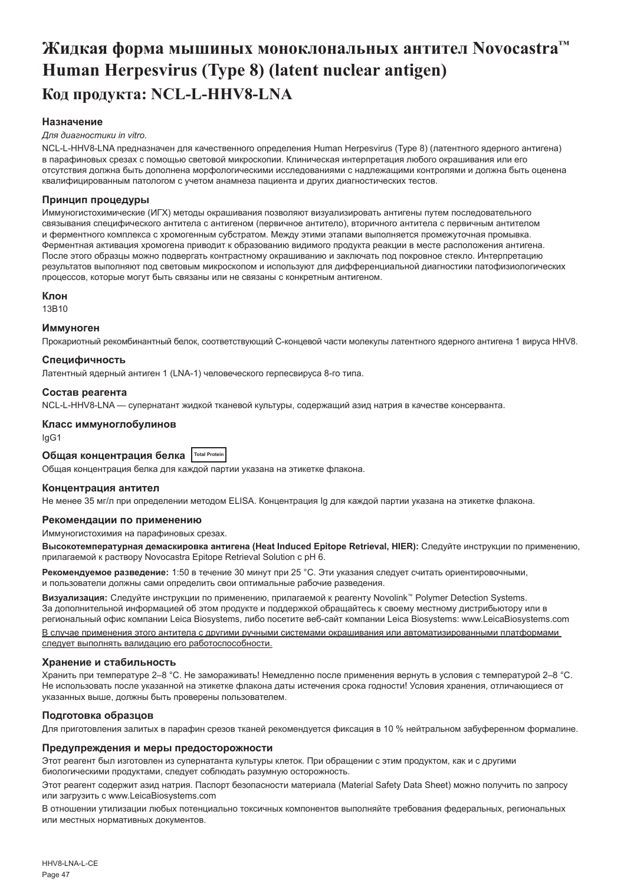# Жидкая форма мышиных моноклональных антител Novocastra™ Human Herpesvirus (Type 8) (latent nuclear antigen)

## Код продукта: NCL-L-HHV8-LNA

### Назначение

*Для диагностики in vitro.*

NCL-L-HHV8-LNA предназначен для качественного определения Human Herpesvirus (Type 8) (латентного ядерного антигена) в парафиновых срезах с помощью световой микроскопии. Клиническая интерпретация любого окрашивания или его отсутствия должна быть дополнена морфологическими исследованиями с надлежащими контролями и должна быть оценена квалифицированным патологом с учетом анамнеза пациента и других диагностических тестов.

### Принцип процедуры

Иммуногистохимические (ИГХ) методы окрашивания позволяют визуализировать антигены путем последовательного связывания специфического антитела с антигеном (первичное антитело), вторичного антитела с первичным антителом и ферментного комплекса с хромогенным субстратом. Между этими этапами выполняется промежуточная промывка. Ферментная активация хромогена приводит к образованию видимого продукта реакции в месте расположения антигена. После этого образцы можно подвергать контрастному окрашиванию и заключать под покровное стекло. Интерпретацию результатов выполняют под световым микроскопом и используют для дифференциальной диагностики патофизиологических процессов, которые могут быть связаны или не связаны с конкретным антигеном.

### Клон

13B10

### Иммуноген

Прокариотный рекомбинантный белок, соответствующий C-концевой части молекулы латентного ядерного антигена 1 вируса HHV8.

### Специфичность

Латентный ядерный антиген 1 (LNA-1) человеческого герпесвируса 8-го типа.

### Состав реагента

NCL-L-HHV8-LNA — супернатант жидкой тканевой культуры, содержащий азид натрия в качестве консерванта.

### Класс иммуноглобулинов

IgG1

### Общая концентрация белка Total Protein

Общая концентрация белка для каждой партии указана на этикетке флакона.

### Концентрация антител

Не менее 35 мг/л при определении методом ELISA. Концентрация Ig для каждой партии указана на этикетке флакона.

### Рекомендации по применению

Иммуногистохимия на парафиновых срезах.

**Высокотемпературная демаскировка антигена (Heat Induced Epitope Retrieval, HIER):** Следуйте инструкции по применению, прилагаемой к раствору Novocastra Epitope Retrieval Solution с pH 6.

**Рекомендуемое разведение:** 1:50 в течение 30 минут при 25 °C. Эти указания следует считать ориентировочными, и пользователи должны сами определить свои оптимальные рабочие разведения.

**Визуализация:** Следуйте инструкции по применению, прилагаемой к реагенту Novolink™ Polymer Detection Systems. За дополнительной информацией об этом продукте и поддержкой обращайтесь к своему местному дистрибьютору или в региональный офис компании Leica Biosystems, либо посетите веб-сайт компании Leica Biosystems: www.LeicaBiosystems.com

<u>В случае применения этого антитела с другими ручными системами окрашивания или автоматизированными платформами следует выполнять валидацию его работоспособности.</u>

### Хранение и стабильность

Хранить при температуре 2–8 °C. Не замораживать! Немедленно после применения вернуть в условия с температурой 2–8 °C. Не использовать после указанной на этикетке флакона даты истечения срока годности! Условия хранения, отличающиеся от указанных выше, должны быть проверены пользователем.

### Подготовка образцов

Для приготовления залитых в парафин срезов тканей рекомендуется фиксация в 10 % нейтральном забуференном формалине.

### Предупреждения и меры предосторожности

Этот реагент был изготовлен из супернатанта культуры клеток. При обращении с этим продуктом, как и с другими биологическими продуктами, следует соблюдать разумную осторожность.

Этот реагент содержит азид натрия. Паспорт безопасности материала (Material Safety Data Sheet) можно получить по запросу или загрузить с www.LeicaBiosystems.com

В отношении утилизации любых потенциально токсичных компонентов выполняйте требования федеральных, региональных или местных нормативных документов.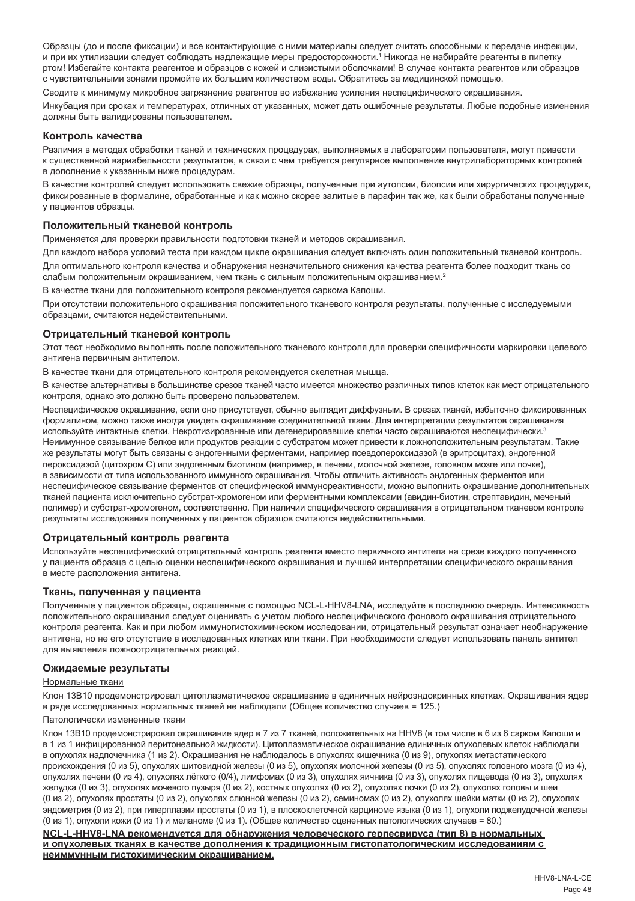Образцы (до и после фиксации) и все контактирующие с ними материалы следует считать способными к передаче инфекции, и при их утилизации следует соблюдать надлежащие меры предосторожности.[1] Никогда не набирайте реагенты в пипетку ртом! Избегайте контакта реагентов и образцов с кожей и слизистыми оболочками! В случае контакта реагентов или образцов с чувствительными зонами промойте их большим количеством воды. Обратитесь за медицинской помощью.

Сводите к минимуму микробное загрязнение реагентов во избежание усиления неспецифического окрашивания.

Инкубация при сроках и температурах, отличных от указанных, может дать ошибочные результаты. Любые подобные изменения должны быть валидированы пользователем.

### Контроль качества

Различия в методах обработки тканей и технических процедурах, выполняемых в лаборатории пользователя, могут привести к существенной вариабельности результатов, в связи с чем требуется регулярное выполнение внутрилабораторных контролей в дополнение к указанным ниже процедурам.

В качестве контролей следует использовать свежие образцы, полученные при аутопсии, биопсии или хирургических процедурах, фиксированные в формалине, обработанные и как можно скорее залитые в парафин так же, как были обработаны полученные у пациентов образцы.

### Положительный тканевой контроль

Применяется для проверки правильности подготовки тканей и методов окрашивания.

Для каждого набора условий теста при каждом цикле окрашивания следует включать один положительный тканевой контроль.

Для оптимального контроля качества и обнаружения незначительного снижения качества реагента более подходит ткань со слабым положительным окрашиванием, чем ткань с сильным положительным окрашиванием.[2]

В качестве ткани для положительного контроля рекомендуется саркома Капоши.

При отсутствии положительного окрашивания положительного тканевого контроля результаты, полученные с исследуемыми образцами, считаются недействительными.

### Отрицательный тканевой контроль

Этот тест необходимо выполнять после положительного тканевого контроля для проверки специфичности маркировки целевого антигена первичным антителом.

В качестве ткани для отрицательного контроля рекомендуется скелетная мышца.

В качестве альтернативы в большинстве срезов тканей часто имеется множество различных типов клеток как мест отрицательного контроля, однако это должно быть проверено пользователем.

Неспецифическое окрашивание, если оно присутствует, обычно выглядит диффузным. В срезах тканей, избыточно фиксированных формалином, можно также иногда увидеть окрашивание соединительной ткани. Для интерпретации результатов окрашивания используйте интактные клетки. Некротизированные или дегенерировавшие клетки часто окрашиваются неспецифически.[3] Неиммунное связывание белков или продуктов реакции с субстратом может привести к ложноположительным результатам. Такие же результаты могут быть связаны с эндогенными ферментами, например псевдопероксидазой (в эритроцитах), эндогенной пероксидазой (цитохром C) или эндогенным биотином (например, в печени, молочной железе, головном мозге или почке), в зависимости от типа использованного иммунного окрашивания. Чтобы отличить активность эндогенных ферментов или неспецифическое связывание ферментов от специфической иммунореактивности, можно выполнить окрашивание дополнительных тканей пациента исключительно субстрат-хромогеном или ферментными комплексами (авидин-биотин, стрептавидин, меченый полимер) и субстрат-хромогеном, соответственно. При наличии специфического окрашивания в отрицательном тканевом контроле результаты исследования полученных у пациентов образцов считаются недействительными.

### Отрицательный контроль реагента

Используйте неспецифический отрицательный контроль реагента вместо первичного антитела на срезе каждого полученного у пациента образца с целью оценки неспецифического окрашивания и лучшей интерпретации специфического окрашивания в месте расположения антигена.

### Ткань, полученная у пациента

Полученные у пациентов образцы, окрашенные с помощью NCL-L-HHV8-LNA, исследуйте в последнюю очередь. Интенсивность положительного окрашивания следует оценивать с учетом любого неспецифического фонового окрашивания отрицательного контроля реагента. Как и при любом иммуногистохимическом исследовании, отрицательный результат означает необнаружение антигена, но не его отсутствие в исследованных клетках или ткани. При необходимости следует использовать панель антител для выявления ложноотрицательных реакций.

### Ожидаемые результаты

Нормальные ткани

Клон 13B10 продемонстрировал цитоплазматическое окрашивание в единичных нейроэндокринных клетках. Окрашивания ядер в ряде исследованных нормальных тканей не наблюдали (Общее количество случаев = 125.)

Патологически измененные ткани

Клон 13B10 продемонстрировал окрашивание ядер в 7 из 7 тканей, положительных на HHV8 (в том числе в 6 из 6 сарком Капоши и в 1 из 1 инфицированной перитонеальной жидкости). Цитоплазматическое окрашивание единичных опухолевых клеток наблюдали в опухолях надпочечника (1 из 2). Окрашивания не наблюдалось в опухолях кишечника (0 из 9), опухолях метастатического происхождения (0 из 5), опухолях щитовидной железы (0 из 5), опухолях молочной железы (0 из 5), опухолях головного мозга (0 из 4), опухолях печени (0 из 4), опухолях лёгкого (0/4), лимфомах (0 из 3), опухолях яичника (0 из 3), опухолях пищевода (0 из 3), опухолях желудка (0 из 3), опухолях мочевого пузыря (0 из 2), костных опухолях (0 из 2), опухолях почки (0 из 2), опухолях головы и шеи (0 из 2), опухолях простаты (0 из 2), опухолях слюнной железы (0 из 2), семиномах (0 из 2), опухолях шейки матки (0 из 2), опухолях эндометрия (0 из 2), при гиперплазии простаты (0 из 1), в плоскоклеточной карциноме языка (0 из 1), опухоли поджелудочной железы (0 из 1), опухоли кожи (0 из 1) и меланоме (0 из 1). (Общее количество оцененных патологических случаев = 80.)

**NCL-L-HHV8-LNA рекомендуется для обнаружения человеческого герпесвируса (тип 8) в нормальных и опухолевых тканях в качестве дополнения к традиционным гистопатологическим исследованиям с неиммунным гистохимическим окрашиванием.**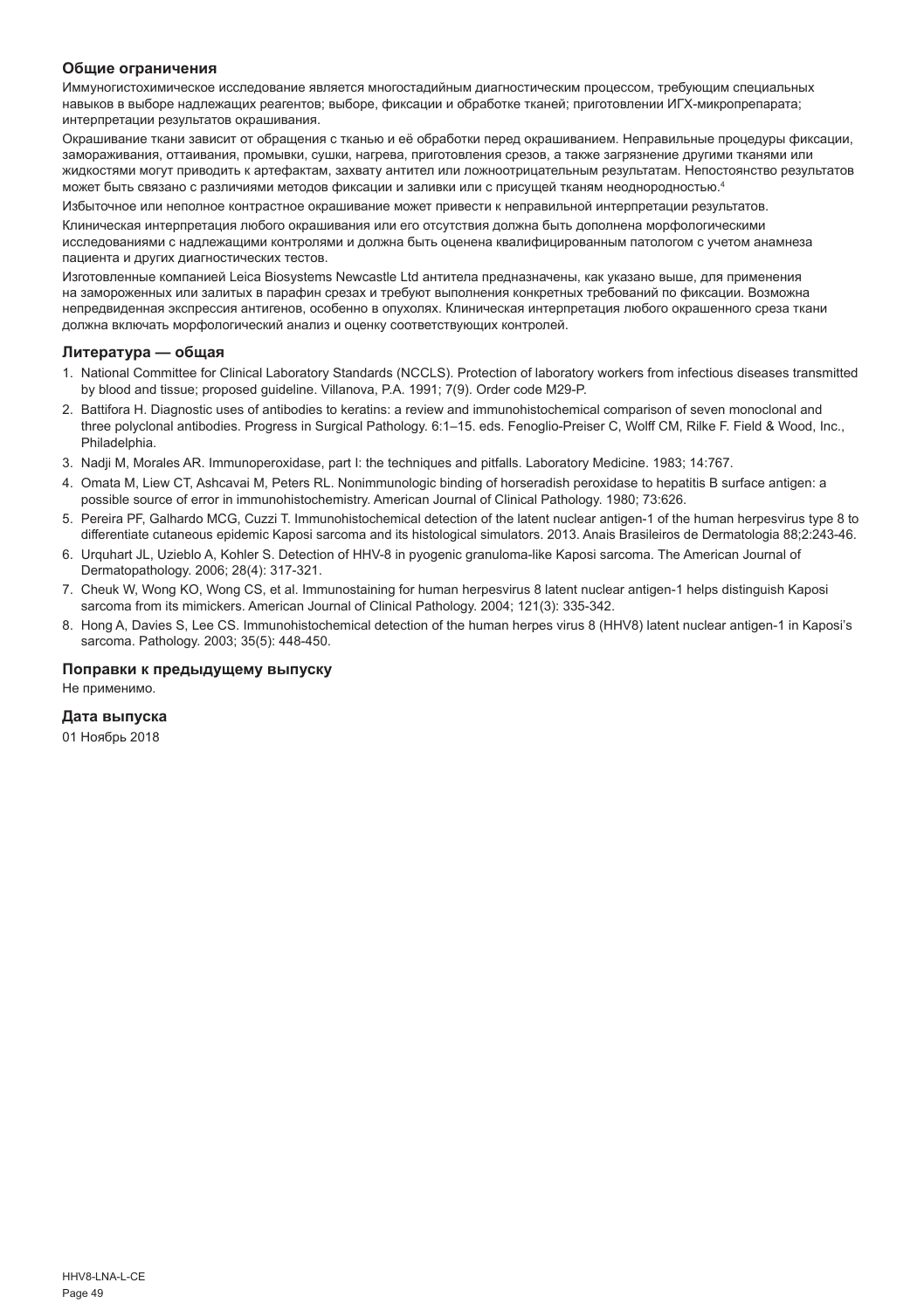### Общие ограничения

Иммуногистохимическое исследование является многостадийным диагностическим процессом, требующим специальных навыков в выборе надлежащих реагентов; выборе, фиксации и обработке тканей; приготовлении ИГХ-микропрепарата; интерпретации результатов окрашивания.

Окрашивание ткани зависит от обращения с тканью и её обработки перед окрашиванием. Неправильные процедуры фиксации, замораживания, оттаивания, промывки, сушки, нагрева, приготовления срезов, а также загрязнение другими тканями или жидкостями могут приводить к артефактам, захвату антител или ложноотрицательным результатам. Непостоянство результатов может быть связано с различиями методов фиксации и заливки или с присущей тканям неоднородностью.[4]

Избыточное или неполное контрастное окрашивание может привести к неправильной интерпретации результатов.

Клиническая интерпретация любого окрашивания или его отсутствия должна быть дополнена морфологическими исследованиями с надлежащими контролями и должна быть оценена квалифицированным патологом с учетом анамнеза пациента и других диагностических тестов.

Изготовленные компанией Leica Biosystems Newcastle Ltd антитела предназначены, как указано выше, для применения на замороженных или залитых в парафин срезах и требуют выполнения конкретных требований по фиксации. Возможна непредвиденная экспрессия антигенов, особенно в опухолях. Клиническая интерпретация любого окрашенного среза ткани должна включать морфологический анализ и оценку соответствующих контролей.

### Литература — общая

1. National Committee for Clinical Laboratory Standards (NCCLS). Protection of laboratory workers from infectious diseases transmitted by blood and tissue; proposed guideline. Villanova, P.A. 1991; 7(9). Order code M29-P.
2. Battifora H. Diagnostic uses of antibodies to keratins: a review and immunohistochemical comparison of seven monoclonal and three polyclonal antibodies. Progress in Surgical Pathology. 6:1–15. eds. Fenoglio-Preiser C, Wolff CM, Rilke F. Field & Wood, Inc., Philadelphia.
3. Nadji M, Morales AR. Immunoperoxidase, part I: the techniques and pitfalls. Laboratory Medicine. 1983; 14:767.
4. Omata M, Liew CT, Ashcavai M, Peters RL. Nonimmunologic binding of horseradish peroxidase to hepatitis B surface antigen: a possible source of error in immunohistochemistry. American Journal of Clinical Pathology. 1980; 73:626.
5. Pereira PF, Galhardo MCG, Cuzzi T. Immunohistochemical detection of the latent nuclear antigen-1 of the human herpesvirus type 8 to differentiate cutaneous epidemic Kaposi sarcoma and its histological simulators. 2013. Anais Brasileiros de Dermatologia 88;2:243-46.
6. Urquhart JL, Uzieblo A, Kohler S. Detection of HHV-8 in pyogenic granuloma-like Kaposi sarcoma. The American Journal of Dermatopathology. 2006; 28(4): 317-321.
7. Cheuk W, Wong KO, Wong CS, et al. Immunostaining for human herpesvirus 8 latent nuclear antigen-1 helps distinguish Kaposi sarcoma from its mimickers. American Journal of Clinical Pathology. 2004; 121(3): 335-342.
8. Hong A, Davies S, Lee CS. Immunohistochemical detection of the human herpes virus 8 (HHV8) latent nuclear antigen-1 in Kaposi's sarcoma. Pathology. 2003; 35(5): 448-450.

### Поправки к предыдущему выпуску

Не применимо.

### Дата выпуска

01 Ноябрь 2018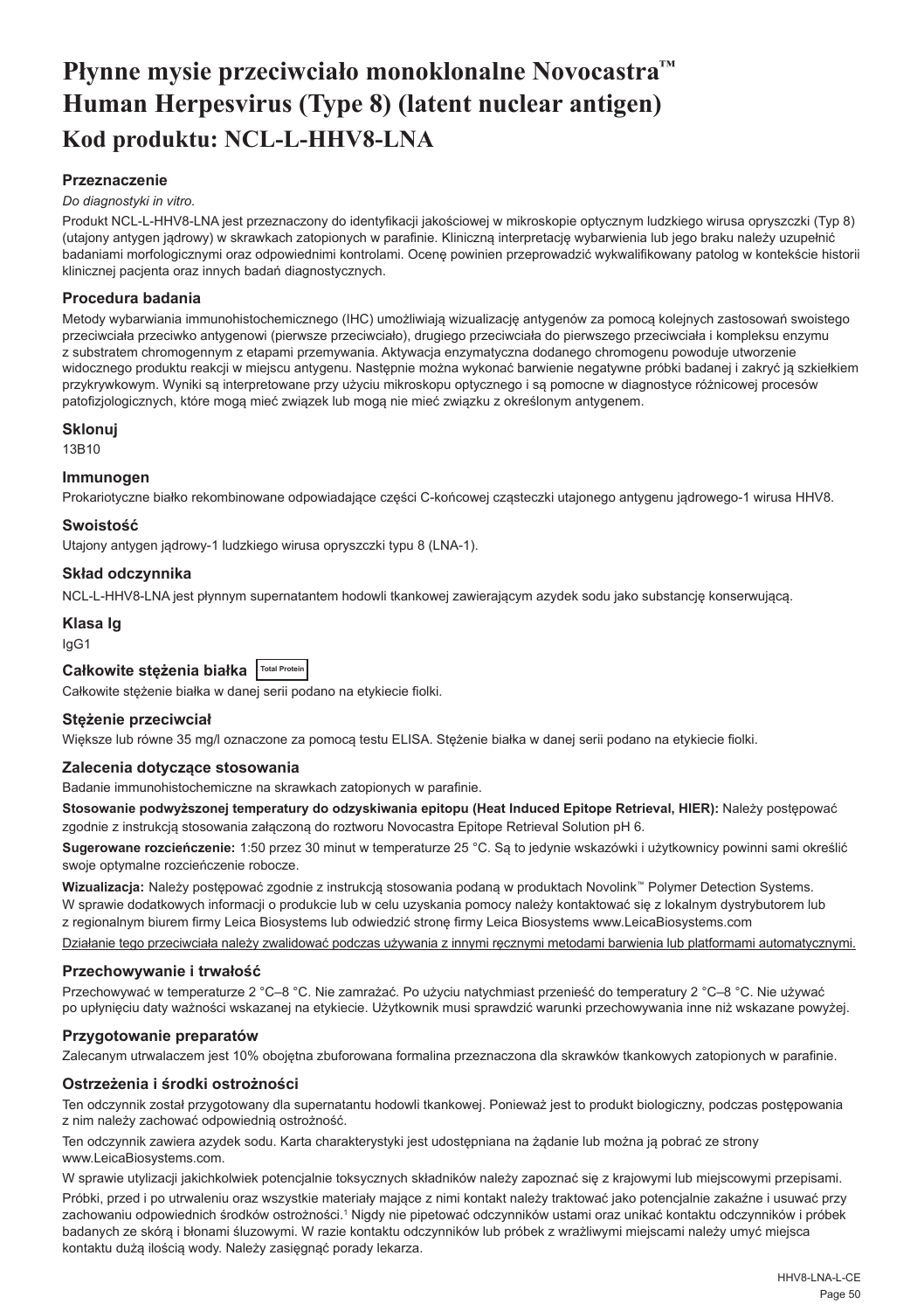# Płynne mysie przeciwciało monoklonalne Novocastra™ Human Herpesvirus (Type 8) (latent nuclear antigen)

## Kod produktu: NCL-L-HHV8-LNA

### Przeznaczenie

*Do diagnostyki in vitro.*

Produkt NCL-L-HHV8-LNA jest przeznaczony do identyfikacji jakościowej w mikroskopie optycznym ludzkiego wirusa opryszczki (Typ 8) (utajony antygen jądrowy) w skrawkach zatopionych w parafinie. Kliniczną interpretację wybarwienia lub jego braku należy uzupełnić badaniami morfologicznymi oraz odpowiednimi kontrolami. Ocenę powinien przeprowadzić wykwalifikowany patolog w kontekście historii klinicznej pacjenta oraz innych badań diagnostycznych.

### Procedura badania

Metody wybarwiania immunohistochemicznego (IHC) umożliwiają wizualizację antygenów za pomocą kolejnych zastosowań swoistego przeciwciała przeciwko antygenowi (pierwsze przeciwciało), drugiego przeciwciała do pierwszego przeciwciała i kompleksu enzymu z substratem chromogennym z etapami przemywania. Aktywacja enzymatyczna dodanego chromogenu powoduje utworzenie widocznego produktu reakcji w miejscu antygenu. Następnie można wykonać barwienie negatywne próbki badanej i zakryć ją szkiełkiem przykrywkowym. Wyniki są interpretowane przy użyciu mikroskopu optycznego i są pomocne w diagnostyce różnicowej procesów patofizjologicznych, które mogą mieć związek lub mogą nie mieć związku z określonym antygenem.

### Sklonuj

13B10

### Immunogen

Prokariotyczne białko rekombinowane odpowiadające części C-końcowej cząsteczki utajonego antygenu jądrowego-1 wirusa HHV8.

### Swoistość

Utajony antygen jądrowy-1 ludzkiego wirusa opryszczki typu 8 (LNA-1).

### Skład odczynnika

NCL-L-HHV8-LNA jest płynnym supernatantem hodowli tkankowej zawierającym azydek sodu jako substancję konserwującą.

### Klasa Ig

IgG1

### Całkowite stężenia białka Total Protein

Całkowite stężenie białka w danej serii podano na etykiecie fiolki.

### Stężenie przeciwciał

Większe lub równe 35 mg/l oznaczone za pomocą testu ELISA. Stężenie białka w danej serii podano na etykiecie fiolki.

### Zalecenia dotyczące stosowania

Badanie immunohistochemiczne na skrawkach zatopionych w parafinie.

**Stosowanie podwyższonej temperatury do odzyskiwania epitopu (Heat Induced Epitope Retrieval, HIER):** Należy postępować zgodnie z instrukcją stosowania załączoną do roztworu Novocastra Epitope Retrieval Solution pH 6.

**Sugerowane rozcieńczenie:** 1:50 przez 30 minut w temperaturze 25 °C. Są to jedynie wskazówki i użytkownicy powinni sami określić swoje optymalne rozcieńczenie robocze.

**Wizualizacja:** Należy postępować zgodnie z instrukcją stosowania podaną w produktach Novolink™ Polymer Detection Systems. W sprawie dodatkowych informacji o produkcie lub w celu uzyskania pomocy należy kontaktować się z lokalnym dystrybutorem lub z regionalnym biurem firmy Leica Biosystems lub odwiedzić stronę firmy Leica Biosystems www.LeicaBiosystems.com

Działanie tego przeciwciała należy zwalidować podczas używania z innymi ręcznymi metodami barwienia lub platformami automatycznymi.

### Przechowywanie i trwałość

Przechowywać w temperaturze 2 °C–8 °C. Nie zamrażać. Po użyciu natychmiast przenieść do temperatury 2 °C–8 °C. Nie używać po upłynięciu daty ważności wskazanej na etykiecie. Użytkownik musi sprawdzić warunki przechowywania inne niż wskazane powyżej.

### Przygotowanie preparatów

Zalecanym utrwalaczem jest 10% obojętna zbuforowana formalina przeznaczona dla skrawków tkankowych zatopionych w parafinie.

### Ostrzeżenia i środki ostrożności

Ten odczynnik został przygotowany dla supernatantu hodowli tkankowej. Ponieważ jest to produkt biologiczny, podczas postępowania z nim należy zachować odpowiednią ostrożność.

Ten odczynnik zawiera azydek sodu. Karta charakterystyki jest udostępniana na żądanie lub można ją pobrać ze strony www.LeicaBiosystems.com.

W sprawie utylizacji jakichkolwiek potencjalnie toksycznych składników należy zapoznać się z krajowymi lub miejscowymi przepisami.

Próbki, przed i po utrwaleniu oraz wszystkie materiały mające z nimi kontakt należy traktować jako potencjalnie zakaźne i usuwać przy zachowaniu odpowiednich środków ostrożności.[1] Nigdy nie pipetować odczynników ustami oraz unikać kontaktu odczynników i próbek badanych ze skórą i błonami śluzowymi. W razie kontaktu odczynników lub próbek z wrażliwymi miejscami należy umyć miejsca kontaktu dużą ilością wody. Należy zasięgnąć porady lekarza.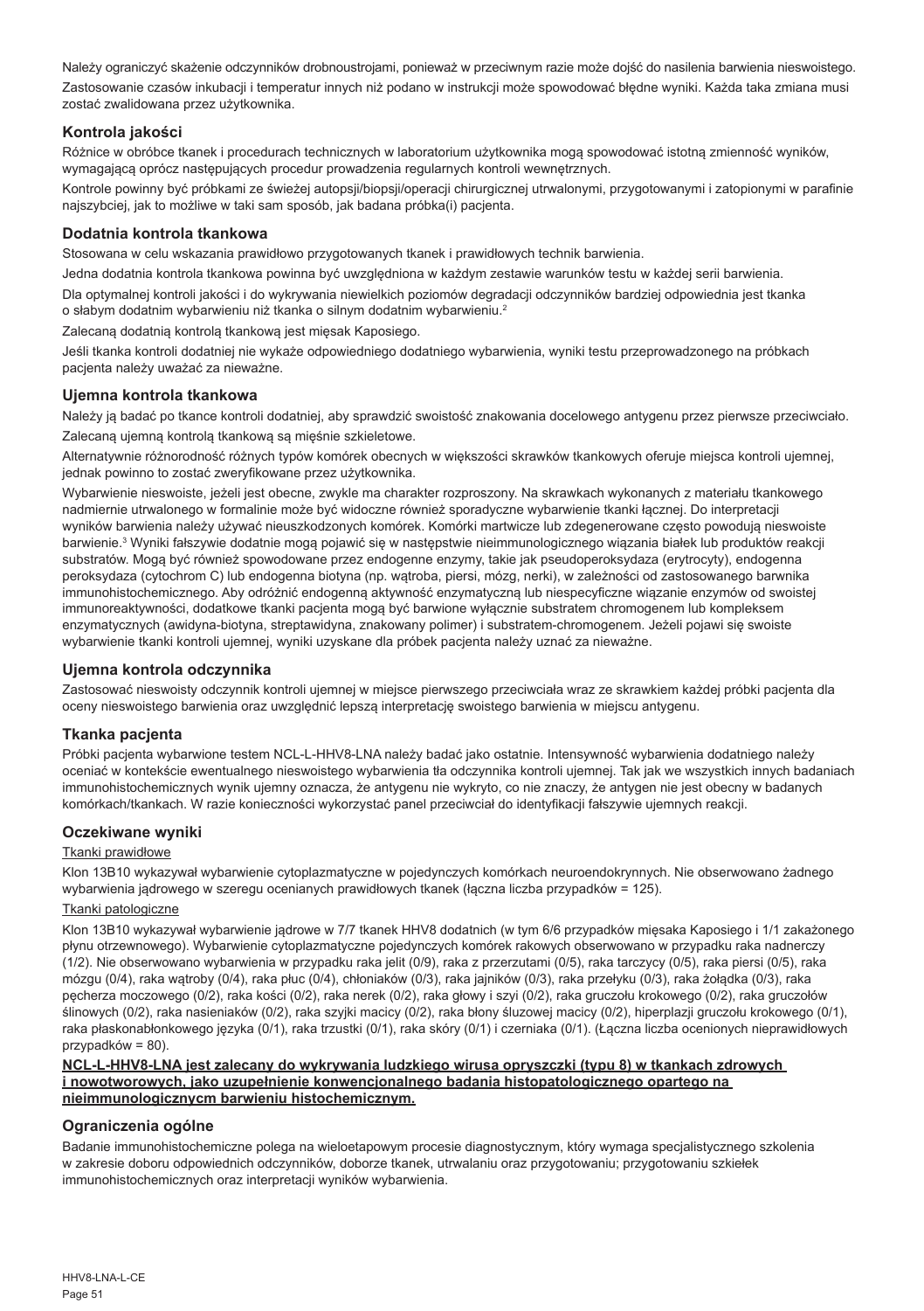Należy ograniczyć skażenie odczynników drobnoustrojami, ponieważ w przeciwnym razie może dojść do nasilenia barwienia nieswoistego.

Zastosowanie czasów inkubacji i temperatur innych niż podano w instrukcji może spowodować błędne wyniki. Każda taka zmiana musi zostać zwalidowana przez użytkownika.

## Kontrola jakości

Różnice w obróbce tkanek i procedurach technicznych w laboratorium użytkownika mogą spowodować istotną zmienność wyników, wymagającą oprócz następujących procedur prowadzenia regularnych kontroli wewnętrznych.

Kontrole powinny być próbkami ze świeżej autopsji/biopsji/operacji chirurgicznej utrwalonymi, przygotowanymi i zatopionymi w parafinie najszybciej, jak to możliwe w taki sam sposób, jak badana próbka(i) pacjenta.

## Dodatnia kontrola tkankowa

Stosowana w celu wskazania prawidłowo przygotowanych tkanek i prawidłowych technik barwienia.

Jedna dodatnia kontrola tkankowa powinna być uwzględniona w każdym zestawie warunków testu w każdej serii barwienia.

Dla optymalnej kontroli jakości i do wykrywania niewielkich poziomów degradacji odczynników bardziej odpowiednia jest tkanka o słabym dodatnim wybarwieniu niż tkanka o silnym dodatnim wybarwieniu.[2]

Zalecaną dodatnią kontrolą tkankową jest mięsak Kaposiego.

Jeśli tkanka kontroli dodatniej nie wykaże odpowiedniego dodatniego wybarwienia, wyniki testu przeprowadzonego na próbkach pacjenta należy uważać za nieważne.

## Ujemna kontrola tkankowa

Należy ją badać po tkance kontroli dodatniej, aby sprawdzić swoistość znakowania docelowego antygenu przez pierwsze przeciwciało.

Zalecaną ujemną kontrolą tkankową są mięśnie szkieletowe.

Alternatywnie różnorodność różnych typów komórek obecnych w większości skrawków tkankowych oferuje miejsca kontroli ujemnej, jednak powinno to zostać zweryfikowane przez użytkownika.

Wybarwienie nieswoiste, jeżeli jest obecne, zwykle ma charakter rozproszony. Na skrawkach wykonanych z materiału tkankowego nadmiernie utrwalonego w formalinie może być widoczne również sporadyczne wybarwienie tkanki łącznej. Do interpretacji wyników barwienia należy używać nieuszkodzonych komórek. Komórki martwicze lub zdegenerowane często powodują nieswoiste barwienie.[3] Wyniki fałszywie dodatnie mogą pojawić się w następstwie nieimmunologicznego wiązania białek lub produktów reakcji substratów. Mogą być również spowodowane przez endogenne enzymy, takie jak pseudoperoksydaza (erytrocyty), endogenna peroksydaza (cytochrom C) lub endogenna biotyna (np. wątroba, piersi, mózg, nerki), w zależności od zastosowanego barwnika immunohistochemicznego. Aby odróżnić endogenną aktywność enzymatyczną lub niespecyficzne wiązanie enzymów od swoistej immunoreaktywności, dodatkowe tkanki pacjenta mogą być barwione wyłącznie substratem chromogenem lub kompleksem enzymatycznych (awidyna-biotyna, streptawidyna, znakowany polimer) i substratem-chromogenem. Jeżeli pojawi się swoiste wybarwienie tkanki kontroli ujemnej, wyniki uzyskane dla próbek pacjenta należy uznać za nieważne.

## Ujemna kontrola odczynnika

Zastosować nieswoisty odczynnik kontroli ujemnej w miejsce pierwszego przeciwciała wraz ze skrawkiem każdej próbki pacjenta dla oceny nieswoistego barwienia oraz uwzględnić lepszą interpretację swoistego barwienia w miejscu antygenu.

## Tkanka pacjenta

Próbki pacjenta wybarwione testem NCL-L-HHV8-LNA należy badać jako ostatnie. Intensywność wybarwienia dodatniego należy oceniać w kontekście ewentualnego nieswoistego wybarwienia tła odczynnika kontroli ujemnej. Tak jak we wszystkich innych badaniach immunohistochemicznych wynik ujemny oznacza, że antygenu nie wykryto, co nie znaczy, że antygen nie jest obecny w badanych komórkach/tkankach. W razie konieczności wykorzystać panel przeciwciał do identyfikacji fałszywie ujemnych reakcji.

## Oczekiwane wyniki

Tkanki prawidłowe

Klon 13B10 wykazywał wybarwienie cytoplazmatyczne w pojedynczych komórkach neuroendokrynnych. Nie obserwowano żadnego wybarwienia jądrowego w szeregu ocenianych prawidłowych tkanek (łączna liczba przypadków = 125).

Tkanki patologiczne

Klon 13B10 wykazywał wybarwienie jądrowe w 7/7 tkanek HHV8 dodatnich (w tym 6/6 przypadków mięsaka Kaposiego i 1/1 zakażonego płynu otrzewnowego). Wybarwienie cytoplazmatyczne pojedynczych komórek rakowych obserwowano w przypadku raka nadnerczy (1/2). Nie obserwowano wybarwienia w przypadku raka jelit (0/9), raka z przerzutami (0/5), raka tarczycy (0/5), raka piersi (0/5), raka mózgu (0/4), raka wątroby (0/4), raka płuc (0/4), chłoniaków (0/3), raka jajników (0/3), raka przełyku (0/3), raka żołądka (0/3), raka pęcherza moczowego (0/2), raka kości (0/2), raka nerek (0/2), raka głowy i szyi (0/2), raka gruczołu krokowego (0/2), raka gruczołów ślinowych (0/2), raka nasieniaków (0/2), raka szyjki macicy (0/2), raka błony śluzowej macicy (0/2), hiperplazji gruczołu krokowego (0/1), raka płaskonabłonkowego języka (0/1), raka trzustki (0/1), raka skóry (0/1) i czerniaka (0/1). (Łączna liczba ocenionych nieprawidłowych przypadków = 80).

**NCL-L-HHV8-LNA jest zalecany do wykrywania ludzkiego wirusa opryszczki (typu 8) w tkankach zdrowych i nowotworowych, jako uzupełnienie konwencjonalnego badania histopatologicznego opartego na nieimmunologicznym barwieniu histochemicznym.**

## Ograniczenia ogólne

Badanie immunohistochemiczne polega na wieloetapowym procesie diagnostycznym, który wymaga specjalistycznego szkolenia w zakresie doboru odpowiednich odczynników, doborze tkanek, utrwalaniu oraz przygotowaniu; przygotowaniu szkiełek immunohistochemicznych oraz interpretacji wyników wybarwienia.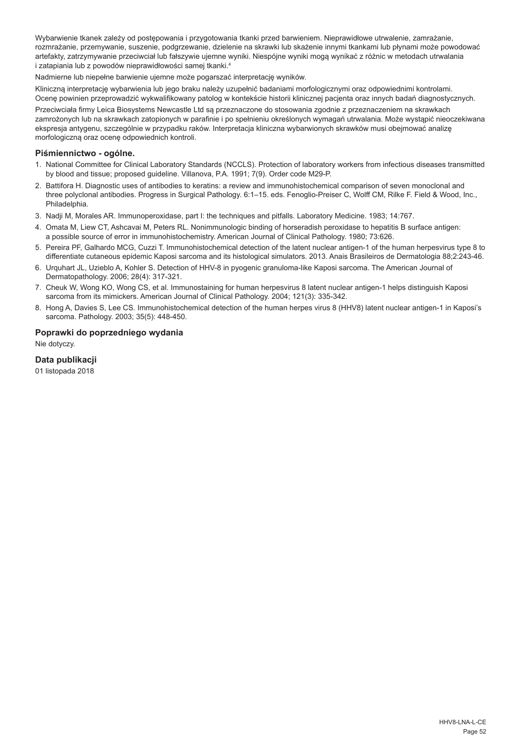Wybarwienie tkanek zależy od postępowania i przygotowania tkanki przed barwieniem. Nieprawidłowe utrwalenie, zamrażanie, rozmrażanie, przemywanie, suszenie, podgrzewanie, dzielenie na skrawki lub skażenie innymi tkankami lub płynami może powodować artefakty, zatrzymywanie przeciwciał lub fałszywie ujemne wyniki. Niespójne wyniki mogą wynikać z różnic w metodach utrwalania i zatapiania lub z powodów nieprawidłowości samej tkanki.[4]

Nadmierne lub niepełne barwienie ujemne może pogarszać interpretację wyników.

Kliniczną interpretację wybarwienia lub jego braku należy uzupełnić badaniami morfologicznymi oraz odpowiednimi kontrolami. Ocenę powinien przeprowadzić wykwalifikowany patolog w kontekście historii klinicznej pacjenta oraz innych badań diagnostycznych.

Przeciwciała firmy Leica Biosystems Newcastle Ltd są przeznaczone do stosowania zgodnie z przeznaczeniem na skrawkach zamrożonych lub na skrawkach zatopionych w parafinie i po spełnieniu określonych wymagań utrwalania. Może wystąpić nieoczekiwana ekspresja antygenu, szczególnie w przypadku raków. Interpretacja kliniczna wybarwionych skrawków musi obejmować analizę morfologiczną oraz ocenę odpowiednich kontroli.

## Piśmiennictwo - ogólne.

1. National Committee for Clinical Laboratory Standards (NCCLS). Protection of laboratory workers from infectious diseases transmitted by blood and tissue; proposed guideline. Villanova, P.A. 1991; 7(9). Order code M29-P.
2. Battifora H. Diagnostic uses of antibodies to keratins: a review and immunohistochemical comparison of seven monoclonal and three polyclonal antibodies. Progress in Surgical Pathology. 6:1–15. eds. Fenoglio-Preiser C, Wolff CM, Rilke F. Field & Wood, Inc., Philadelphia.
3. Nadji M, Morales AR. Immunoperoxidase, part I: the techniques and pitfalls. Laboratory Medicine. 1983; 14:767.
4. Omata M, Liew CT, Ashcavai M, Peters RL. Nonimmunologic binding of horseradish peroxidase to hepatitis B surface antigen: a possible source of error in immunohistochemistry. American Journal of Clinical Pathology. 1980; 73:626.
5. Pereira PF, Galhardo MCG, Cuzzi T. Immunohistochemical detection of the latent nuclear antigen-1 of the human herpesvirus type 8 to differentiate cutaneous epidemic Kaposi sarcoma and its histological simulators. 2013. Anais Brasileiros de Dermatologia 88;2:243-46.
6. Urquhart JL, Uzieblo A, Kohler S. Detection of HHV-8 in pyogenic granuloma-like Kaposi sarcoma. The American Journal of Dermatopathology. 2006; 28(4): 317-321.
7. Cheuk W, Wong KO, Wong CS, et al. Immunostaining for human herpesvirus 8 latent nuclear antigen-1 helps distinguish Kaposi sarcoma from its mimickers. American Journal of Clinical Pathology. 2004; 121(3): 335-342.
8. Hong A, Davies S, Lee CS. Immunohistochemical detection of the human herpes virus 8 (HHV8) latent nuclear antigen-1 in Kaposi's sarcoma. Pathology. 2003; 35(5): 448-450.

## Poprawki do poprzedniego wydania

Nie dotyczy.

## Data publikacji

01 listopada 2018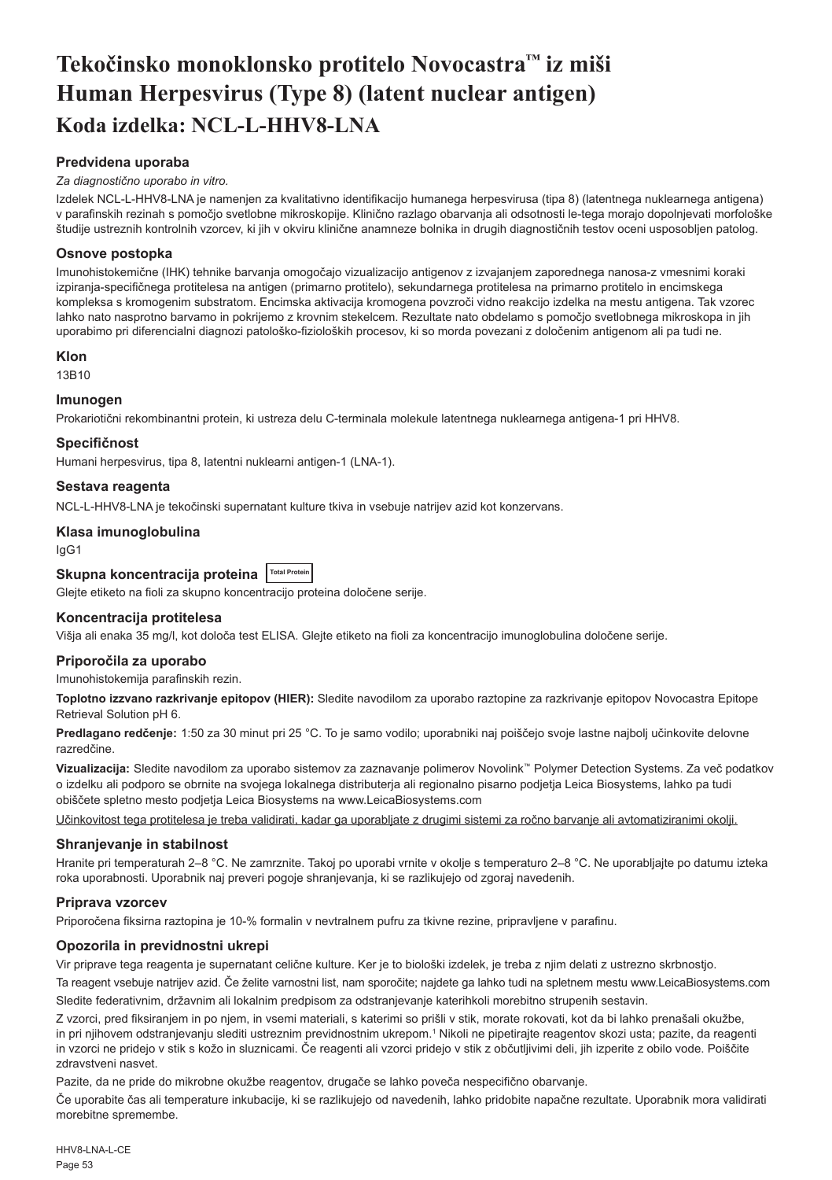# Tekočinsko monoklonsko protitelo Novocastra™ iz miši Human Herpesvirus (Type 8) (latent nuclear antigen)

## Koda izdelka: NCL-L-HHV8-LNA

### Predvidena uporaba

*Za diagnostično uporabo in vitro.*

Izdelek NCL-L-HHV8-LNA je namenjen za kvalitativno identifikacijo humanega herpesvirusa (tipa 8) (latentnega nuklearnega antigena) v parafinskih rezinah s pomočjo svetlobne mikroskopije. Klinično razlago obarvanja ali odsotnosti le-tega morajo dopolnjevati morfološke študije ustreznih kontrolnih vzorcev, ki jih v okviru klinične anamneze bolnika in drugih diagnostičnih testov oceni usposobljen patolog.

### Osnove postopka

Imunohistokemične (IHK) tehnike barvanja omogočajo vizualizacijo antigenov z izvajanjem zaporednega nanosa-z vmesnimi koraki izpiranja-specifičnega protitelesa na antigen (primarno protitelo), sekundarnega protitelesa na primarno protitelo in encimskega kompleksa s kromogenim substratom. Encimska aktivacija kromogena povzroči vidno reakcijo izdelka na mestu antigena. Tak vzorec lahko nato nasprotno barvamo in pokrijemo z krovnim stekelcem. Rezultate nato obdelamo s pomočjo svetlobnega mikroskopa in jih uporabimo pri diferencialni diagnozi patološko-fizioloških procesov, ki so morda povezani z določenim antigenom ali pa tudi ne.

### Klon

13B10

### Imunogen

Prokariotični rekombinantni protein, ki ustreza delu C-terminala molekule latentnega nuklearnega antigena-1 pri HHV8.

### Specifičnost

Humani herpesvirus, tipa 8, latentni nuklearni antigen-1 (LNA-1).

### Sestava reagenta

NCL-L-HHV8-LNA je tekočinski supernatant kulture tkiva in vsebuje natrijev azid kot konzervans.

### Klasa imunoglobulina

IgG1

### Skupna koncentracija proteina Total Protein

Glejte etiketo na fioli za skupno koncentracijo proteina določene serije.

### Koncentracija protitelesa

Višja ali enaka 35 mg/l, kot določa test ELISA. Glejte etiketo na fioli za koncentracijo imunoglobulina določene serije.

### Priporočila za uporabo

Imunohistokemija parafinskih rezin.

**Toplotno izzvano razkrivanje epitopov (HIER):** Sledite navodilom za uporabo raztopine za razkrivanje epitopov Novocastra Epitope Retrieval Solution pH 6.

**Predlagano redčenje:** 1:50 za 30 minut pri 25 °C. To je samo vodilo; uporabniki naj poiščejo svoje lastne najbolj učinkovite delovne razredčine.

**Vizualizacija:** Sledite navodilom za uporabo sistemov za zaznavanje polimerov Novolink™ Polymer Detection Systems. Za več podatkov o izdelku ali podporo se obrnite na svojega lokalnega distributerja ali regionalno pisarno podjetja Leica Biosystems, lahko pa tudi obiščete spletno mesto podjetja Leica Biosystems na www.LeicaBiosystems.com

Učinkovitost tega protitelesa je treba validirati, kadar ga uporabljate z drugimi sistemi za ročno barvanje ali avtomatiziranimi okolji.

### Shranjevanje in stabilnost

Hranite pri temperaturah 2–8 °C. Ne zamrznite. Takoj po uporabi vrnite v okolje s temperaturo 2–8 °C. Ne uporabljajte po datumu izteka roka uporabnosti. Uporabnik naj preveri pogoje shranjevanja, ki se razlikujejo od zgoraj navedenih.

### Priprava vzorcev

Priporočena fiksirna raztopina je 10-% formalin v nevtralnem pufru za tkivne rezine, pripravljene v parafinu.

### Opozorila in previdnostni ukrepi

Vir priprave tega reagenta je supernatant celične kulture. Ker je to biološki izdelek, je treba z njim delati z ustrezno skrbnostjo.

Ta reagent vsebuje natrijev azid. Če želite varnostni list, nam sporočite; najdete ga lahko tudi na spletnem mestu www.LeicaBiosystems.com

Sledite federativnim, državnim ali lokalnim predpisom za odstranjevanje katerihkoli morebitno strupenih sestavin.

Z vzorci, pred fiksiranjem in po njem, in vsemi materiali, s katerimi so prišli v stik, morate rokovati, kot da bi lahko prenašali okužbe, in pri njihovem odstranjevanju slediti ustreznim previdnostnim ukrepom.[1] Nikoli ne pipetirajte reagentov skozi usta; pazite, da reagenti in vzorci ne pridejo v stik s kožo in sluznicami. Če reagenti ali vzorci pridejo v stik z občutljivimi deli, jih izperite z obilo vode. Poiščite zdravstveni nasvet.

Pazite, da ne pride do mikrobne okužbe reagentov, drugače se lahko poveča nespecifično obarvanje.

Če uporabite čas ali temperature inkubacije, ki se razlikujejo od navedenih, lahko pridobite napačne rezultate. Uporabnik mora validirati morebitne spremembe.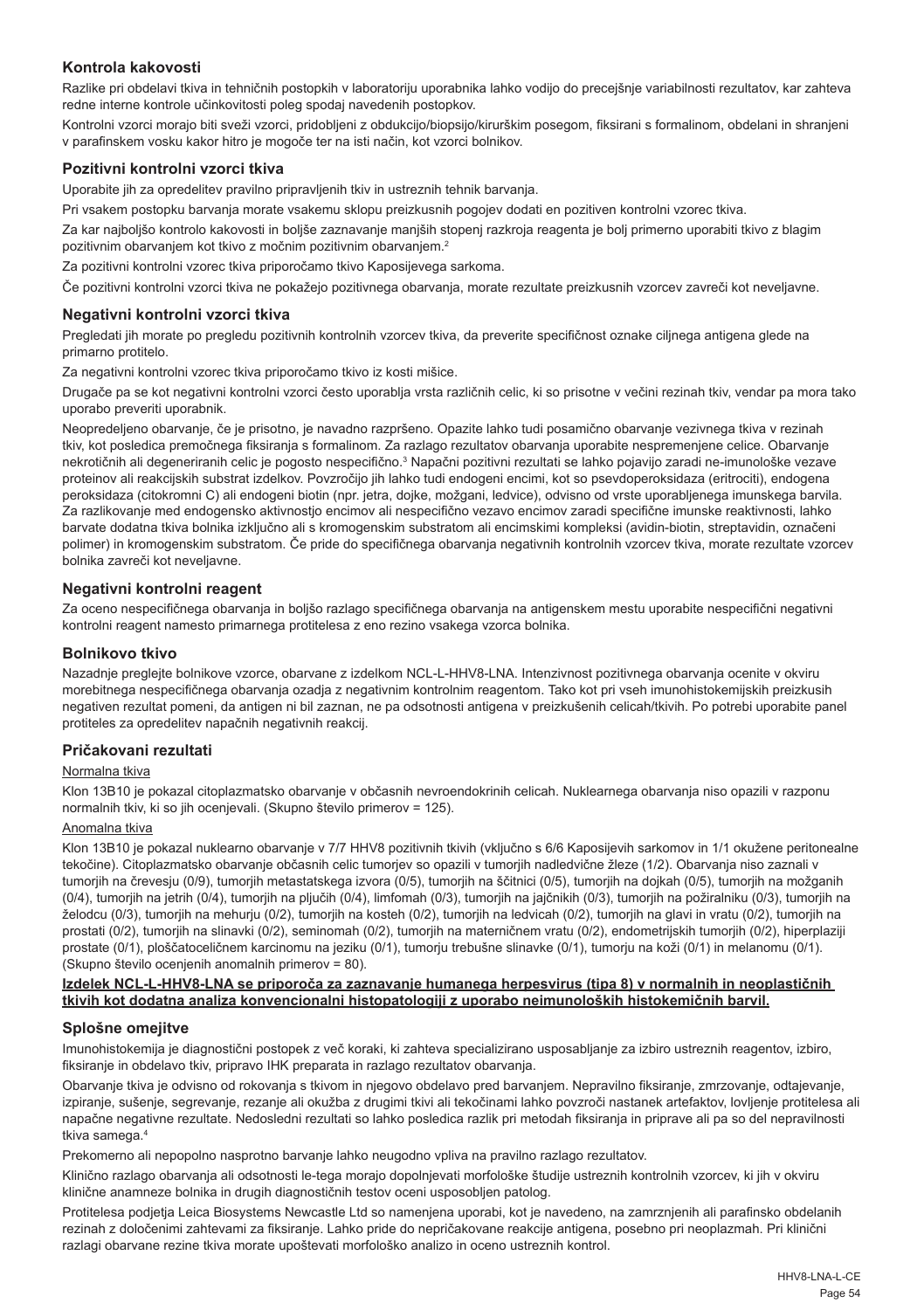## Kontrola kakovosti

Razlike pri obdelavi tkiva in tehničnih postopkih v laboratoriju uporabnika lahko vodijo do precejšnje variabilnosti rezultatov, kar zahteva redne interne kontrole učinkovitosti poleg spodaj navedenih postopkov.

Kontrolni vzorci morajo biti sveži vzorci, pridobljeni z obdukcijo/biopsijo/kirurškim posegom, fiksirani s formalinom, obdelani in shranjeni v parafinskem vosku kakor hitro je mogoče ter na isti način, kot vzorci bolnikov.

### Pozitivni kontrolni vzorci tkiva

Uporabite jih za opredelitev pravilno pripravljenih tkiv in ustreznih tehnik barvanja.

Pri vsakem postopku barvanja morate vsakemu sklopu preizkusnih pogojev dodati en pozitiven kontrolni vzorec tkiva.

Za kar najboljšo kontrolo kakovosti in boljše zaznavanje manjših stopenj razkroja reagenta je bolj primerno uporabiti tkivo z blagim pozitivnim obarvanjem kot tkivo z močnim pozitivnim obarvanjem.[2]

Za pozitivni kontrolni vzorec tkiva priporočamo tkivo Kaposijevega sarkoma.

Če pozitivni kontrolni vzorci tkiva ne pokažejo pozitivnega obarvanja, morate rezultate preizkusnih vzorcev zavreči kot neveljavne.

### Negativni kontrolni vzorci tkiva

Pregledati jih morate po pregledu pozitivnih kontrolnih vzorcev tkiva, da preverite specifičnost oznake ciljnega antigena glede na primarno protitelo.

Za negativni kontrolni vzorec tkiva priporočamo tkivo iz kosti mišice.

Drugače pa se kot negativni kontrolni vzorci pogosto uporablja vrsta različnih celic, ki so prisotne v večini rezinah tkiv, vendar pa mora tako uporabo preveriti uporabnik.

Neopredeljeno obarvanje, če je prisotno, je navadno razpršeno. Opazite lahko tudi posamično obarvanje vezivnega tkiva v rezinah tkiv, kot posledica premočnega fiksiranja s formalinom. Za razlago rezultatov obarvanja uporabite nespremenjene celice. Obarvanje nekrotičnih ali degeneriranih celic je pogosto nespecifično.[3] Napačni pozitivni rezultati se lahko pojavijo zaradi ne-imunološke vezave proteinov ali reakcijskih substrat izdelkov. Povzročijo jih lahko tudi endogeni encimi, kot so psevdoperoksidaza (eritrociti), endogena peroksidaza (citokromni C) ali endogeni biotin (npr. jetra, dojke, možgani, ledvice), odvisno od vrste uporabljenega imunskega barvila. Za razlikovanje med endogensko aktivnostjo encimov ali nespecifično vezavo encimov zaradi specifične imunske reaktivnosti, lahko barvate dodatna tkiva bolnika izključno ali s kromogenskim substratom ali encimskimi kompleksi (avidin-biotin, streptavidin, označeni polimer) in kromogenskim substratom. Če pride do specifičnega obarvanja negativnih kontrolnih vzorcev tkiva, morate rezultate vzorcev bolnika zavreči kot neveljavne.

### Negativni kontrolni reagent

Za oceno nespecifičnega obarvanja in boljšo razlago specifičnega obarvanja na antigenskem mestu uporabite nespecifični negativni kontrolni reagent namesto primarnega protitelesa z eno rezino vsakega vzorca bolnika.

### Bolnikovo tkivo

Nazadnje preglejte bolnikove vzorce, obarvane z izdelkom NCL-L-HHV8-LNA. Intenzivnost pozitivnega obarvanja ocenite v okviru morebitnega nespecifičnega obarvanja ozadja z negativnim kontrolnim reagentom. Tako kot pri vseh imunohistokemijskih preizkusih negativen rezultat pomeni, da antigen ni bil zaznan, ne pa odsotnosti antigena v preizkušenih celicah/tkivih. Po potrebi uporabite panel protiteles za opredelitev napačnih negativnih reakcij.

### Pričakovani rezultati

Normalna tkiva

Klon 13B10 je pokazal citoplazmatsko obarvanje v občasnih nevroendokrinih celicah. Nuklearnega obarvanja niso opazili v razponu normalnih tkiv, ki so jih ocenjevali. (Skupno število primerov = 125).

Anomalna tkiva

Klon 13B10 je pokazal nuklearno obarvanje v 7/7 HHV8 pozitivnih tkivih (vključno s 6/6 Kaposijevih sarkomov in 1/1 okužene peritonealne tekočine). Citoplazmatsko obarvanje občasnih celic tumorjev so opazili v tumorjih nadledvične žleze (1/2). Obarvanja niso zaznali v tumorjih na črevesju (0/9), tumorjih metastatskega izvora (0/5), tumorjih na ščitnici (0/5), tumorjih na dojkah (0/5), tumorjih na možganih (0/4), tumorjih na jetrih (0/4), tumorjih na pljučih (0/4), limfomah (0/3), tumorjih na jajčnikih (0/3), tumorjih na požiralniku (0/3), tumorjih na želodcu (0/3), tumorjih na mehurju (0/2), tumorjih na kosteh (0/2), tumorjih na ledvicah (0/2), tumorjih na glavi in vratu (0/2), tumorjih na prostati (0/2), tumorjih na slinavki (0/2), seminomah (0/2), tumorjih na materničnem vratu (0/2), endometrijskih tumorjih (0/2), hiperplaziji prostate (0/1), ploščatoceličnem karcinomu na jeziku (0/1), tumorju trebušne slinavke (0/1), tumorju na koži (0/1) in melanomu (0/1). (Skupno število ocenjenih anomalnih primerov = 80).

**Izdelek NCL-L-HHV8-LNA se priporoča za zaznavanje humanega herpesvirus (tipa 8) v normalnih in neoplastičnih tkivih kot dodatna analiza konvencionalni histopatologiji z uporabo neimunoloških histokemičnih barvil.**

### Splošne omejitve

Imunohistokemija je diagnostični postopek z več koraki, ki zahteva specializirano usposabljanje za izbiro ustreznih reagentov, izbiro, fiksiranje in obdelavo tkiv, pripravo IHK preparata in razlago rezultatov obarvanja.

Obarvanje tkiva je odvisno od rokovanja s tkivom in njegovo obdelavo pred barvanjem. Nepravilno fiksiranje, zmrzovanje, odtajevanje, izpiranje, sušenje, segrevanje, rezanje ali okužba z drugimi tkivi ali tekočinami lahko povzroči nastanek artefaktov, lovljenje protitelesa ali napačne negativne rezultate. Nedosledni rezultati so lahko posledica razlik pri metodah fiksiranja in priprave ali pa so del nepravilnosti tkiva samega.[4]

Prekomerno ali nepopolno nasprotno barvanje lahko neugodno vpliva na pravilno razlago rezultatov.

Klinično razlago obarvanja ali odsotnosti le-tega morajo dopolnjevati morfološke študije ustreznih kontrolnih vzorcev, ki jih v okviru klinične anamneze bolnika in drugih diagnostičnih testov oceni usposobljen patolog.

Protitelesa podjetja Leica Biosystems Newcastle Ltd so namenjena uporabi, kot je navedeno, na zamrznjenih ali parafinsko obdelanih rezinah z določenimi zahtevami za fiksiranje. Lahko pride do nepričakovane reakcije antigena, posebno pri neoplazmah. Pri klinični razlagi obarvane rezine tkiva morate upoštevati morfološko analizo in oceno ustreznih kontrol.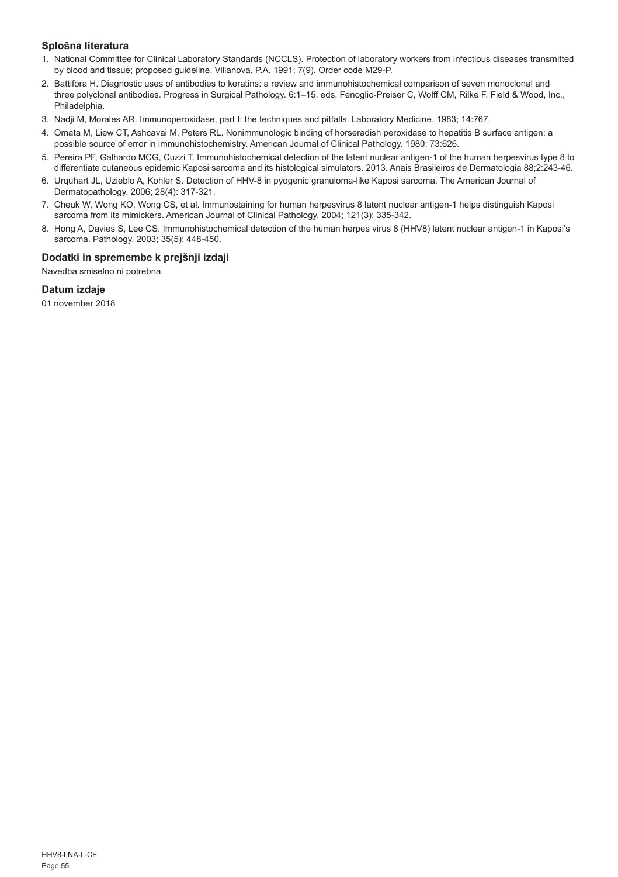## Splošna literatura

1. National Committee for Clinical Laboratory Standards (NCCLS). Protection of laboratory workers from infectious diseases transmitted by blood and tissue; proposed guideline. Villanova, P.A. 1991; 7(9). Order code M29-P.
2. Battifora H. Diagnostic uses of antibodies to keratins: a review and immunohistochemical comparison of seven monoclonal and three polyclonal antibodies. Progress in Surgical Pathology. 6:1–15. eds. Fenoglio-Preiser C, Wolff CM, Rilke F. Field & Wood, Inc., Philadelphia.
3. Nadji M, Morales AR. Immunoperoxidase, part I: the techniques and pitfalls. Laboratory Medicine. 1983; 14:767.
4. Omata M, Liew CT, Ashcavai M, Peters RL. Nonimmunologic binding of horseradish peroxidase to hepatitis B surface antigen: a possible source of error in immunohistochemistry. American Journal of Clinical Pathology. 1980; 73:626.
5. Pereira PF, Galhardo MCG, Cuzzi T. Immunohistochemical detection of the latent nuclear antigen-1 of the human herpesvirus type 8 to differentiate cutaneous epidemic Kaposi sarcoma and its histological simulators. 2013. Anais Brasileiros de Dermatologia 88;2:243-46.
6. Urquhart JL, Uzieblo A, Kohler S. Detection of HHV-8 in pyogenic granuloma-like Kaposi sarcoma. The American Journal of Dermatopathology. 2006; 28(4): 317-321.
7. Cheuk W, Wong KO, Wong CS, et al. Immunostaining for human herpesvirus 8 latent nuclear antigen-1 helps distinguish Kaposi sarcoma from its mimickers. American Journal of Clinical Pathology. 2004; 121(3): 335-342.
8. Hong A, Davies S, Lee CS. Immunohistochemical detection of the human herpes virus 8 (HHV8) latent nuclear antigen-1 in Kaposi's sarcoma. Pathology. 2003; 35(5): 448-450.

## Dodatki in spremembe k prejšnji izdaji

Navedba smiselno ni potrebna.

## Datum izdaje

01 november 2018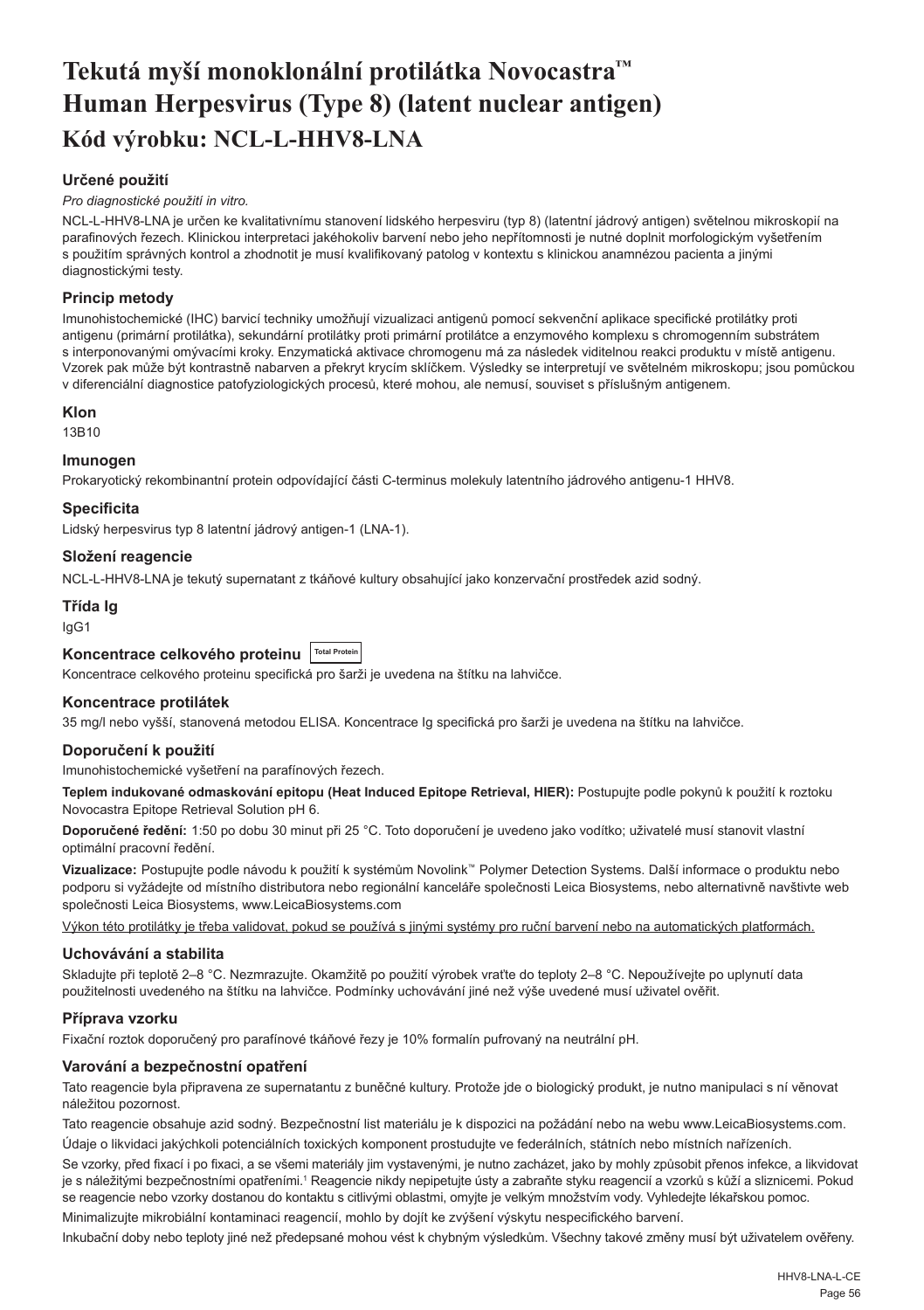# Tekutá myší monoklonální protilátka Novocastra™ Human Herpesvirus (Type 8) (latent nuclear antigen)

## Kód výrobku: NCL-L-HHV8-LNA

### Určené použití

*Pro diagnostické použití in vitro.*

NCL-L-HHV8-LNA je určen ke kvalitativnímu stanovení lidského herpesviru (typ 8) (latentní jádrový antigen) světelnou mikroskopií na parafinových řezech. Klinickou interpretaci jakéhokoliv barvení nebo jeho nepřítomnosti je nutné doplnit morfologickým vyšetřením s použitím správných kontrol a zhodnotit je musí kvalifikovaný patolog v kontextu s klinickou anamnézou pacienta a jinými diagnostickými testy.

### Princip metody

Imunohistochemické (IHC) barvicí techniky umožňují vizualizaci antigenů pomocí sekvenční aplikace specifické protilátky proti antigenu (primární protilátka), sekundární protilátky proti primární protilátce a enzymového komplexu s chromogenním substrátem s interponovanými omývacími kroky. Enzymatická aktivace chromogenu má za následek viditelnou reakci produktu v místě antigenu. Vzorek pak může být kontrastně nabarven a překryt krycím sklíčkem. Výsledky se interpretují ve světelném mikroskopu; jsou pomůckou v diferenciální diagnostice patofyziologických procesů, které mohou, ale nemusí, souviset s příslušným antigenem.

### Klon

13B10

### Imunogen

Prokaryotický rekombinantní protein odpovídající části C-terminus molekuly latentního jádrového antigenu-1 HHV8.

### Specificita

Lidský herpesvirus typ 8 latentní jádrový antigen-1 (LNA-1).

### Složení reagencie

NCL-L-HHV8-LNA je tekutý supernatant z tkáňové kultury obsahující jako konzervační prostředek azid sodný.

### Třída Ig

IgG1

### Koncentrace celkového proteinu Total Protein

Koncentrace celkového proteinu specifická pro šarži je uvedena na štítku na lahvičce.

### Koncentrace protilátek

35 mg/l nebo vyšší, stanovená metodou ELISA. Koncentrace Ig specifická pro šarži je uvedena na štítku na lahvičce.

### Doporučení k použití

Imunohistochemické vyšetření na parafínových řezech.

**Teplem indukované odmaskování epitopu (Heat Induced Epitope Retrieval, HIER):** Postupujte podle pokynů k použití k roztoku Novocastra Epitope Retrieval Solution pH 6.

**Doporučené ředění:** 1:50 po dobu 30 minut při 25 °C. Toto doporučení je uvedeno jako vodítko; uživatelé musí stanovit vlastní optimální pracovní ředění.

**Vizualizace:** Postupujte podle návodu k použití k systémům Novolink™ Polymer Detection Systems. Další informace o produktu nebo podporu si vyžádejte od místního distributora nebo regionální kanceláře společnosti Leica Biosystems, nebo alternativně navštivte web společnosti Leica Biosystems, www.LeicaBiosystems.com

<u>Výkon této protilátky je třeba validovat, pokud se používá s jinými systémy pro ruční barvení nebo na automatických platformách.</u>

### Uchovávání a stabilita

Skladujte při teplotě 2–8 °C. Nezmrazujte. Okamžitě po použití výrobek vraťte do teploty 2–8 °C. Nepoužívejte po uplynutí data použitelnosti uvedeného na štítku na lahvičce. Podmínky uchovávání jiné než výše uvedené musí uživatel ověřit.

### Příprava vzorku

Fixační roztok doporučený pro parafínové tkáňové řezy je 10% formalín pufrovaný na neutrální pH.

### Varování a bezpečnostní opatření

Tato reagencie byla připravena ze supernatantu z buněčné kultury. Protože jde o biologický produkt, je nutno manipulaci s ní věnovat náležitou pozornost.

Tato reagencie obsahuje azid sodný. Bezpečnostní list materiálu je k dispozici na požádání nebo na webu www.LeicaBiosystems.com.

Údaje o likvidaci jakýchkoli potenciálních toxických komponent prostudujte ve federálních, státních nebo místních nařízeních.

Se vzorky, před fixací i po fixaci, a se všemi materiály jim vystavenými, je nutno zacházet, jako by mohly způsobit přenos infekce, a likvidovat je s náležitými bezpečnostními opatřeními.[1] Reagencie nikdy nepipetujte ústy a zabraňte styku reagencií a vzorků s kůží a sliznicemi. Pokud se reagencie nebo vzorky dostanou do kontaktu s citlivými oblastmi, omyjte je velkým množstvím vody. Vyhledejte lékařskou pomoc.

Minimalizujte mikrobiální kontaminaci reagencií, mohlo by dojít ke zvýšení výskytu nespecifického barvení.

Inkubační doby nebo teploty jiné než předepsané mohou vést k chybným výsledkům. Všechny takové změny musí být uživatelem ověřeny.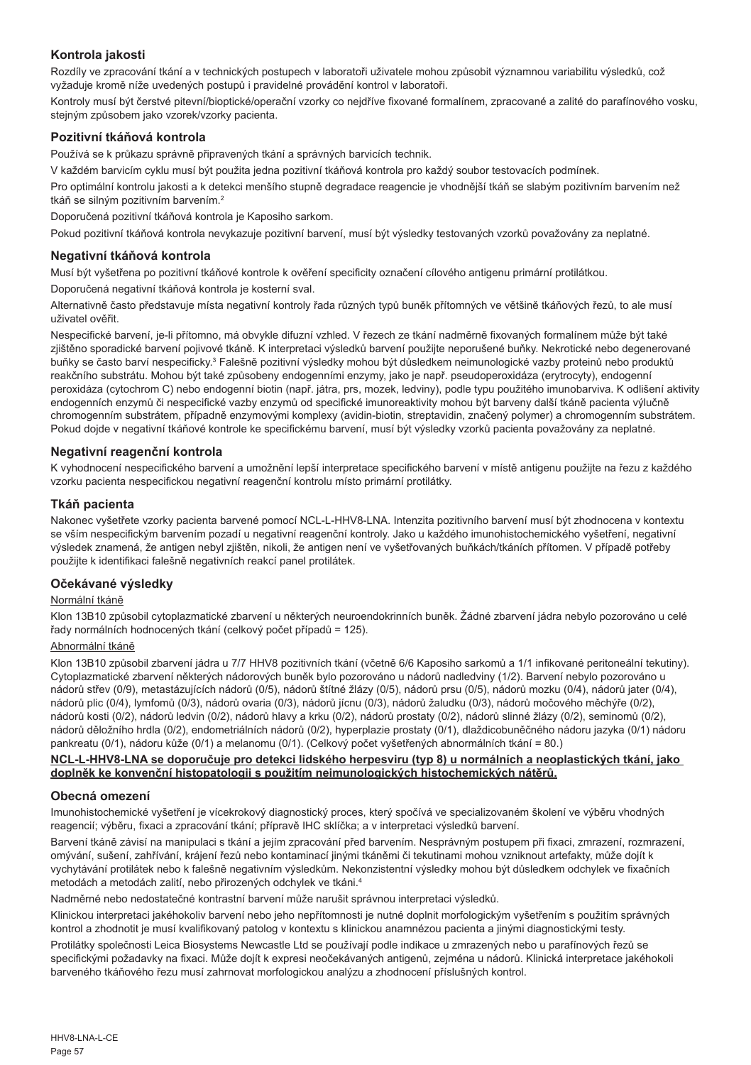## Kontrola jakosti

Rozdíly ve zpracování tkání a v technických postupech v laboratoři uživatele mohou způsobit významnou variabilitu výsledků, což vyžaduje kromě níže uvedených postupů i pravidelné provádění kontrol v laboratoři.

Kontroly musí být čerstvé pitevní/bioptické/operační vzorky co nejdříve fixované formalínem, zpracované a zalité do parafínového vosku, stejným způsobem jako vzorek/vzorky pacienta.

### Pozitivní tkáňová kontrola

Používá se k průkazu správně připravených tkání a správných barvicích technik.

V každém barvicím cyklu musí být použita jedna pozitivní tkáňová kontrola pro každý soubor testovacích podmínek.

Pro optimální kontrolu jakosti a k detekci menšího stupně degradace reagencie je vhodnější tkáň se slabým pozitivním barvením než tkáň se silným pozitivním barvením.[2]

Doporučená pozitivní tkáňová kontrola je Kaposiho sarkom.

Pokud pozitivní tkáňová kontrola nevykazuje pozitivní barvení, musí být výsledky testovaných vzorků považovány za neplatné.

### Negativní tkáňová kontrola

Musí být vyšetřena po pozitivní tkáňové kontrole k ověření specificity označení cílového antigenu primární protilátkou.

Doporučená negativní tkáňová kontrola je kosterní sval.

Alternativně často představuje místa negativní kontroly řada různých typů buněk přítomných ve většině tkáňových řezů, to ale musí uživatel ověřit.

Nespecifické barvení, je-li přítomno, má obvykle difuzní vzhled. V řezech ze tkání nadměrně fixovaných formalínem může být také zjištěno sporadické barvení pojivové tkáně. K interpretaci výsledků barvení použijte neporušené buňky. Nekrotické nebo degenerované buňky se často barví nespecificky.[3] Falešně pozitivní výsledky mohou být důsledkem neimunologické vazby proteinů nebo produktů reakčního substrátu. Mohou být také způsobeny endogenními enzymy, jako je např. pseudoperoxidáza (erytrocyty), endogenní peroxidáza (cytochrom C) nebo endogenní biotin (např. játra, prs, mozek, ledviny), podle typu použitého imunobarviva. K odlišení aktivity endogenních enzymů či nespecifické vazby enzymů od specifické imunoreaktivity mohou být barveny další tkáně pacienta výlučně chromogenním substrátem, případně enzymovými komplexy (avidin-biotin, streptavidin, značený polymer) a chromogenním substrátem. Pokud dojde v negativní tkáňové kontrole ke specifickému barvení, musí být výsledky vzorků pacienta považovány za neplatné.

### Negativní reagenční kontrola

K vyhodnocení nespecifického barvení a umožnění lepší interpretace specifického barvení v místě antigenu použijte na řezu z každého vzorku pacienta nespecifickou negativní reagenční kontrolu místo primární protilátky.

### Tkáň pacienta

Nakonec vyšetřete vzorky pacienta barvené pomocí NCL-L-HHV8-LNA. Intenzita pozitivního barvení musí být zhodnocena v kontextu se vším nespecifickým barvením pozadí u negativní reagenční kontroly. Jako u každého imunohistochemického vyšetření, negativní výsledek znamená, že antigen nebyl zjištěn, nikoli, že antigen není ve vyšetřovaných buňkách/tkáních přítomen. V případě potřeby použijte k identifikaci falešně negativních reakcí panel protilátek.

## Očekávané výsledky

Normální tkáně

Klon 13B10 způsobil cytoplazmatické zbarvení u některých neuroendokrinních buněk. Žádné zbarvení jádra nebylo pozorováno u celé řady normálních hodnocených tkání (celkový počet případů = 125).

Abnormální tkáně

Klon 13B10 způsobil zbarvení jádra u 7/7 HHV8 pozitivních tkání (včetně 6/6 Kaposiho sarkomů a 1/1 infikované peritoneální tekutiny). Cytoplazmatické zbarvení některých nádorových buněk bylo pozorováno u nádorů nadledviny (1/2). Barvení nebylo pozorováno u nádorů střev (0/9), metastázujících nádorů (0/5), nádorů štítné žlázy (0/5), nádorů prsu (0/5), nádorů mozku (0/4), nádorů jater (0/4), nádorů plic (0/4), lymfomů (0/3), nádorů ovaria (0/3), nádorů jícnu (0/3), nádorů žaludku (0/3), nádorů močového měchýře (0/2), nádorů kosti (0/2), nádorů ledvin (0/2), nádorů hlavy a krku (0/2), nádorů prostaty (0/2), nádorů slinné žlázy (0/2), seminomů (0/2), nádorů děložního hrdla (0/2), endometriálních nádorů (0/2), hyperplazie prostaty (0/1), dlaždicobuněčného nádoru jazyka (0/1) nádoru pankreatu (0/1), nádoru kůže (0/1) a melanomu (0/1). (Celkový počet vyšetřených abnormálních tkání = 80.)

**NCL-L-HHV8-LNA se doporučuje pro detekci lidského herpesviru (typ 8) u normálních a neoplastických tkání, jako doplněk ke konvenční histopatologii s použitím neimunologických histochemických nátěrů.**

## Obecná omezení

Imunohistochemické vyšetření je vícekrokový diagnostický proces, který spočívá ve specializovaném školení ve výběru vhodných reagencií; výběru, fixaci a zpracování tkání; přípravě IHC sklíčka; a v interpretaci výsledků barvení.

Barvení tkáně závisí na manipulaci s tkání a jejím zpracování před barvením. Nesprávným postupem při fixaci, zmrazení, rozmrazení, omývání, sušení, zahřívání, krájení řezů nebo kontaminací jinými tkáněmi či tekutinami mohou vzniknout artefakty, může dojít k vychytávání protilátek nebo k falešně negativním výsledkům. Nekonzistentní výsledky mohou být důsledkem odchylek ve fixačních metodách a metodách zalití, nebo přirozených odchylek ve tkáni.[4]

Nadměrné nebo nedostatečné kontrastní barvení může narušit správnou interpretaci výsledků.

Klinickou interpretaci jakéhokoliv barvení nebo jeho nepřítomnosti je nutné doplnit morfologickým vyšetřením s použitím správných kontrol a zhodnotit je musí kvalifikovaný patolog v kontextu s klinickou anamnézou pacienta a jinými diagnostickými testy.

Protilátky společnosti Leica Biosystems Newcastle Ltd se používají podle indikace u zmrazených nebo u parafínových řezů se specifickými požadavky na fixaci. Může dojít k expresi neočekávaných antigenů, zejména u nádorů. Klinická interpretace jakéhokoli barveného tkáňového řezu musí zahrnovat morfologickou analýzu a zhodnocení příslušných kontrol.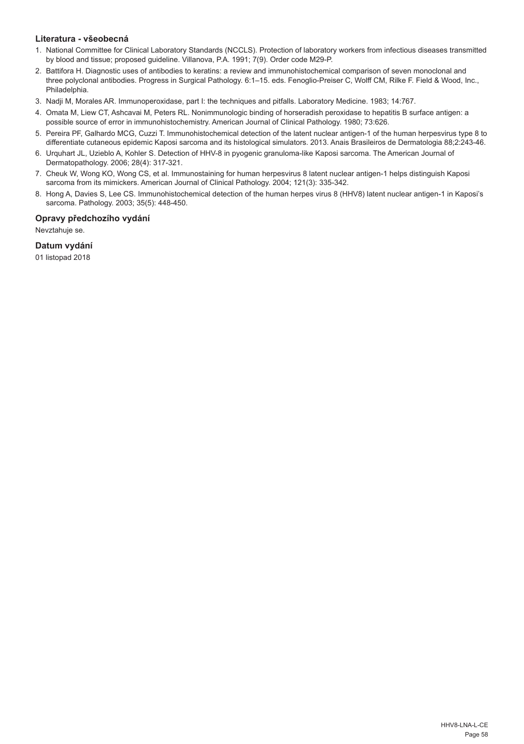### Literatura - všeobecná

1. National Committee for Clinical Laboratory Standards (NCCLS). Protection of laboratory workers from infectious diseases transmitted by blood and tissue; proposed guideline. Villanova, P.A. 1991; 7(9). Order code M29-P.
2. Battifora H. Diagnostic uses of antibodies to keratins: a review and immunohistochemical comparison of seven monoclonal and three polyclonal antibodies. Progress in Surgical Pathology. 6:1–15. eds. Fenoglio-Preiser C, Wolff CM, Rilke F. Field & Wood, Inc., Philadelphia.
3. Nadji M, Morales AR. Immunoperoxidase, part I: the techniques and pitfalls. Laboratory Medicine. 1983; 14:767.
4. Omata M, Liew CT, Ashcavai M, Peters RL. Nonimmunologic binding of horseradish peroxidase to hepatitis B surface antigen: a possible source of error in immunohistochemistry. American Journal of Clinical Pathology. 1980; 73:626.
5. Pereira PF, Galhardo MCG, Cuzzi T. Immunohistochemical detection of the latent nuclear antigen-1 of the human herpesvirus type 8 to differentiate cutaneous epidemic Kaposi sarcoma and its histological simulators. 2013. Anais Brasileiros de Dermatologia 88;2:243-46.
6. Urquhart JL, Uzieblo A, Kohler S. Detection of HHV-8 in pyogenic granuloma-like Kaposi sarcoma. The American Journal of Dermatopathology. 2006; 28(4): 317-321.
7. Cheuk W, Wong KO, Wong CS, et al. Immunostaining for human herpesvirus 8 latent nuclear antigen-1 helps distinguish Kaposi sarcoma from its mimickers. American Journal of Clinical Pathology. 2004; 121(3): 335-342.
8. Hong A, Davies S, Lee CS. Immunohistochemical detection of the human herpes virus 8 (HHV8) latent nuclear antigen-1 in Kaposi's sarcoma. Pathology. 2003; 35(5): 448-450.

### Opravy předchozího vydání

Nevztahuje se.

### Datum vydání

01 listopad 2018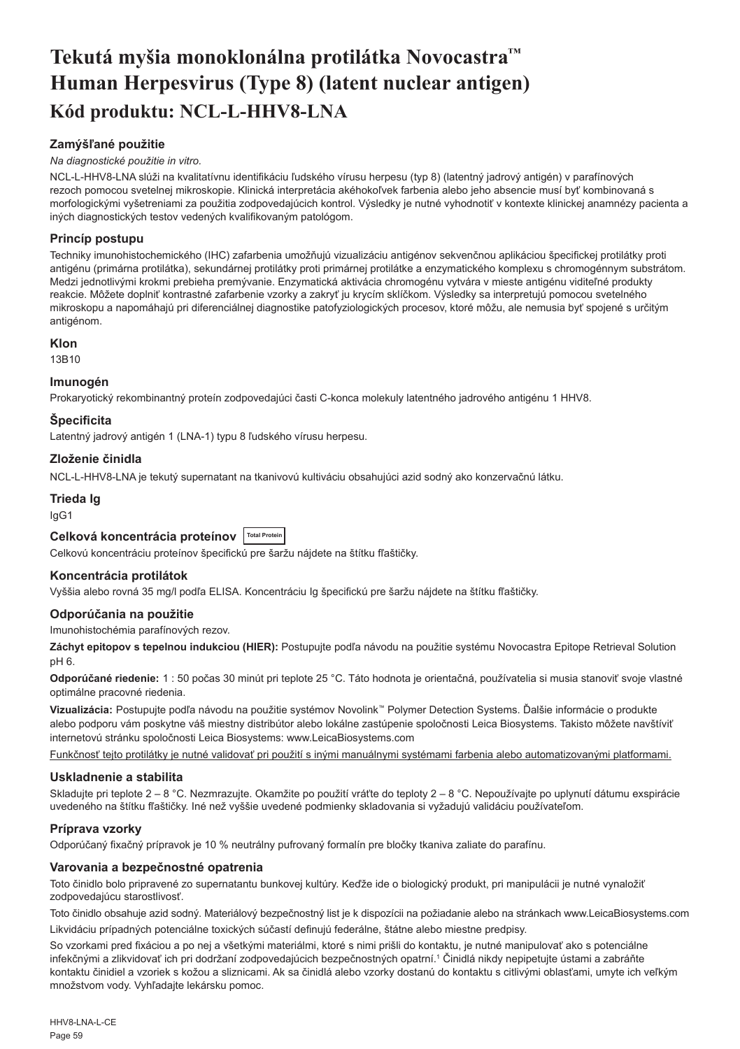# Tekutá myšia monoklonálna protilátka Novocastra™ Human Herpesvirus (Type 8) (latent nuclear antigen)

## Kód produktu: NCL-L-HHV8-LNA

### Zamýšľané použitie

*Na diagnostické použitie in vitro.*

NCL-L-HHV8-LNA slúži na kvalitatívnu identifikáciu ľudského vírusu herpesu (typ 8) (latentný jadrový antigén) v parafínových rezoch pomocou svetelnej mikroskopie. Klinická interpretácia akéhokoľvek farbenia alebo jeho absencie musí byť kombinovaná s morfologickými vyšetreniami za použitia zodpovedajúcich kontrol. Výsledky je nutné vyhodnotiť v kontexte klinickej anamnézy pacienta a iných diagnostických testov vedených kvalifikovaným patológom.

### Princíp postupu

Techniky imunohistochemického (IHC) zafarbenia umožňujú vizualizáciu antigénov sekvenčnou aplikáciou špecifickej protilátky proti antigénu (primárna protilátka), sekundárnej protilátky proti primárnej protilátke a enzymatického komplexu s chromogénnym substrátom. Medzi jednotlivými krokmi prebieha premývanie. Enzymatická aktivácia chromogénu vytvára v mieste antigénu viditeľné produkty reakcie. Môžete doplniť kontrastné zafarbenie vzorky a zakryť ju krycím sklíčkom. Výsledky sa interpretujú pomocou svetelného mikroskopu a napomáhajú pri diferenciálnej diagnostike patofyziologických procesov, ktoré môžu, ale nemusia byť spojené s určitým antigénom.

### Klon

13B10

### Imunogén

Prokaryotický rekombinantný proteín zodpovedajúci časti C-konca molekuly latentného jadrového antigénu 1 HHV8.

### Špecificita

Latentný jadrový antigén 1 (LNA-1) typu 8 ľudského vírusu herpesu.

### Zloženie činidla

NCL-L-HHV8-LNA je tekutý supernatant na tkanivovú kultiváciu obsahujúci azid sodný ako konzervačnú látku.

### Trieda Ig

IgG1

### Celková koncentrácia proteínov Total Protein

Celkovú koncentráciu proteínov špecifickú pre šaržu nájdete na štítku fľaštičky.

### Koncentrácia protilátok

Vyššia alebo rovná 35 mg/l podľa ELISA. Koncentráciu Ig špecifickú pre šaržu nájdete na štítku fľaštičky.

### Odporúčania na použitie

Imunohistochémia parafínových rezov.

**Záchyt epitopov s tepelnou indukciou (HIER):** Postupujte podľa návodu na použitie systému Novocastra Epitope Retrieval Solution pH 6.

**Odporúčané riedenie:** 1 : 50 počas 30 minút pri teplote 25 °C. Táto hodnota je orientačná, používatelia si musia stanoviť svoje vlastné optimálne pracovné riedenia.

**Vizualizácia:** Postupujte podľa návodu na použitie systémov Novolink™ Polymer Detection Systems. Ďalšie informácie o produkte alebo podporu vám poskytne váš miestny distribútor alebo lokálne zastúpenie spoločnosti Leica Biosystems. Takisto môžete navštíviť internetovú stránku spoločnosti Leica Biosystems: www.LeicaBiosystems.com

Funkčnosť tejto protilátky je nutné validovať pri použití s inými manuálnymi systémami farbenia alebo automatizovanými platformami.

### Uskladnenie a stabilita

Skladujte pri teplote 2 – 8 °C. Nezmrazujte. Okamžite po použití vráťte do teploty 2 – 8 °C. Nepoužívajte po uplynutí dátumu exspirácie uvedeného na štítku fľaštičky. Iné než vyššie uvedené podmienky skladovania si vyžadujú validáciu používateľom.

### Príprava vzorky

Odporúčaný fixačný prípravok je 10 % neutrálny pufrovaný formalín pre bločky tkaniva zaliate do parafínu.

### Varovania a bezpečnostné opatrenia

Toto činidlo bolo pripravené zo supernatantu bunkovej kultúry. Keďže ide o biologický produkt, pri manipulácii je nutné vynaložiť zodpovedajúcu starostlivosť.

Toto činidlo obsahuje azid sodný. Materiálový bezpečnostný list je k dispozícii na požiadanie alebo na stránkach www.LeicaBiosystems.com

Likvidáciu prípadných potenciálne toxických súčastí definujú federálne, štátne alebo miestne predpisy.

So vzorkami pred fixáciou a po nej a všetkými materiálmi, ktoré s nimi prišli do kontaktu, je nutné manipulovať ako s potenciálne infekčnými a zlikvidovať ich pri dodržaní zodpovedajúcich bezpečnostných opatrní.[1] Činidlá nikdy nepipetujte ústami a zabráňte kontaktu činidiel a vzoriek s kožou a sliznicami. Ak sa činidlá alebo vzorky dostanú do kontaktu s citlivými oblasťami, umyte ich veľkým množstvom vody. Vyhľadajte lekársku pomoc.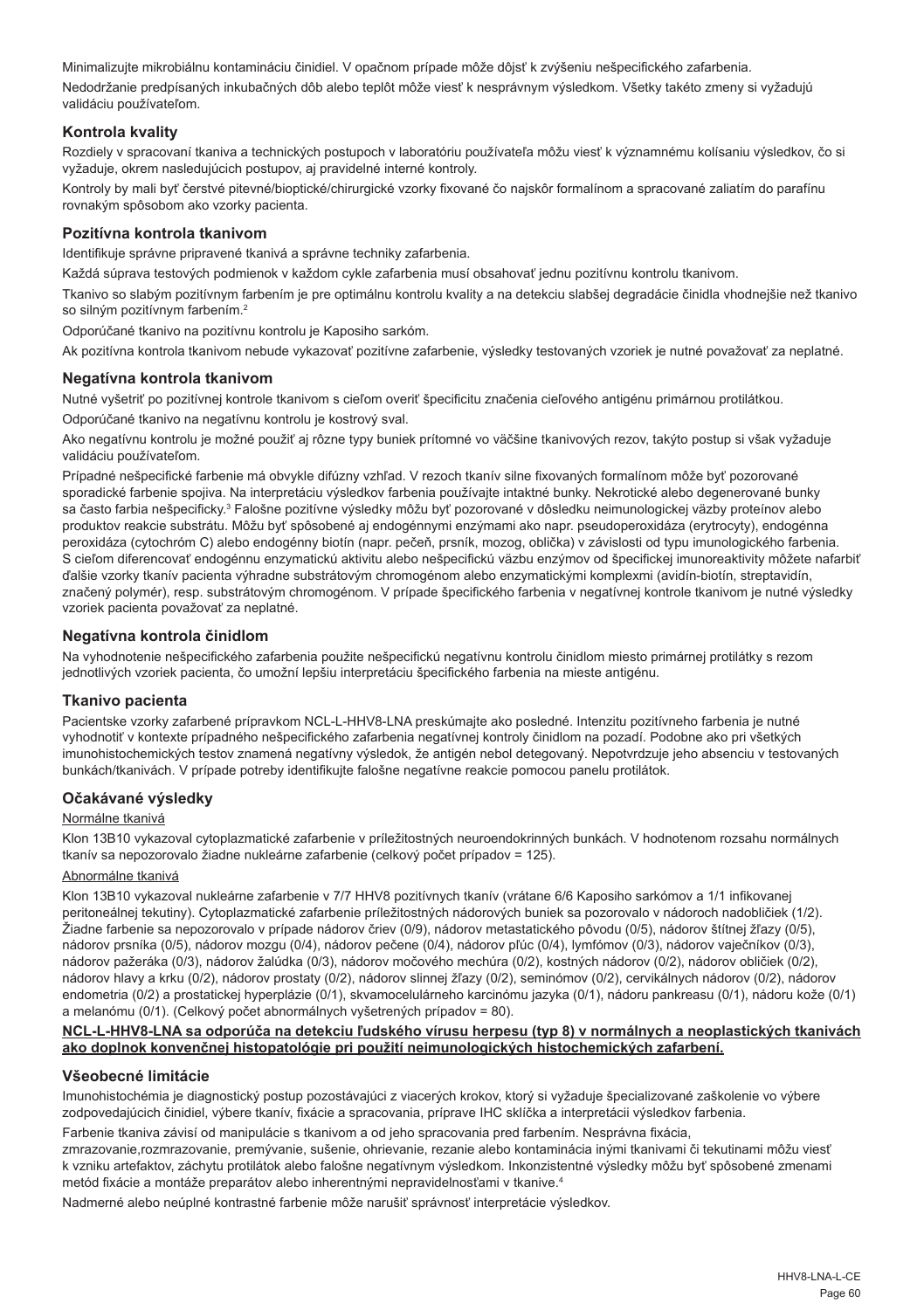Minimalizujte mikrobiálnu kontamináciu činidiel. V opačnom prípade môže dôjsť k zvýšeniu nešpecifického zafarbenia.

Nedodržanie predpísaných inkubačných dôb alebo teplôt môže viesť k nesprávnym výsledkom. Všetky takéto zmeny si vyžadujú validáciu používateľom.

## Kontrola kvality

Rozdiely v spracovaní tkaniva a technických postupoch v laboratóriu používateľa môžu viesť k významnému kolísaniu výsledkov, čo si vyžaduje, okrem nasledujúcich postupov, aj pravidelné interné kontroly.

Kontroly by mali byť čerstvé pitevné/bioptické/chirurgické vzorky fixované čo najskôr formalínom a spracované zaliatím do parafínu rovnakým spôsobom ako vzorky pacienta.

## Pozitívna kontrola tkanivom

Identifikuje správne pripravené tkanivá a správne techniky zafarbenia.

Každá súprava testových podmienok v každom cykle zafarbenia musí obsahovať jednu pozitívnu kontrolu tkanivom.

Tkanivo so slabým pozitívnym farbením je pre optimálnu kontrolu kvality a na detekciu slabšej degradácie činidla vhodnejšie než tkanivo so silným pozitívnym farbením.[2]

Odporúčané tkanivo na pozitívnu kontrolu je Kaposiho sarkóm.

Ak pozitívna kontrola tkanivom nebude vykazovať pozitívne zafarbenie, výsledky testovaných vzoriek je nutné považovať za neplatné.

## Negatívna kontrola tkanivom

Nutné vyšetriť po pozitívnej kontrole tkanivom s cieľom overiť špecificitu značenia cieľového antigénu primárnou protilátkou.

Odporúčané tkanivo na negatívnu kontrolu je kostrový sval.

Ako negatívnu kontrolu je možné použiť aj rôzne typy buniek prítomné vo väčšine tkanivových rezov, takýto postup si však vyžaduje validáciu používateľom.

Prípadné nešpecifické farbenie má obvykle difúzny vzhľad. V rezoch tkanív silne fixovaných formalínom môže byť pozorované sporadické farbenie spojiva. Na interpretáciu výsledkov farbenia používajte intaktné bunky. Nekrotické alebo degenerované bunky sa často farbia nešpecificky.[3] Falošne pozitívne výsledky môžu byť pozorované v dôsledku neimunologickej väzby proteínov alebo produktov reakcie substrátu. Môžu byť spôsobené aj endogénnymi enzýmami ako napr. pseudoperoxidáza (erytrocyty), endogénna peroxidáza (cytochróm C) alebo endogénny biotín (napr. pečeň, prsník, mozog, oblička) v závislosti od typu imunologického farbenia. S cieľom diferencovať endogénnu enzymatickú aktivitu alebo nešpecifickú väzbu enzýmov od špecifickej imunoreaktivity môžete nafarbiť ďalšie vzorky tkanív pacienta výhradne substrátovým chromogénom alebo enzymatickými komplexmi (avidín-biotín, streptavidín, značený polymér), resp. substrátovým chromogénom. V prípade špecifického farbenia v negatívnej kontrole tkanivom je nutné výsledky vzoriek pacienta považovať za neplatné.

## Negatívna kontrola činidlom

Na vyhodnotenie nešpecifického zafarbenia použite nešpecifickú negatívnu kontrolu činidlom miesto primárnej protilátky s rezom jednotlivých vzoriek pacienta, čo umožní lepšiu interpretáciu špecifického farbenia na mieste antigénu.

## Tkanivo pacienta

Pacientske vzorky zafarbené prípravkom NCL-L-HHV8-LNA preskúmajte ako posledné. Intenzitu pozitívneho farbenia je nutné vyhodnotiť v kontexte prípadného nešpecifického farbenia negatívnej kontroly činidlom na pozadí. Podobne ako pri všetkých imunohistochemických testov znamená negatívny výsledok, že antigén nebol detegovaný. Nepotvrdzuje jeho absenciu v testovaných bunkách/tkanivách. V prípade potreby identifikujte falošne negatívne reakcie pomocou panelu protilátok.

## Očakávané výsledky

Normálne tkanivá

Klon 13B10 vykazoval cytoplazmatické zafarbenie v príležitostných neuroendokrinných bunkách. V hodnotenom rozsahu normálnych tkanív sa nepozorovalo žiadne nukleárne zafarbenie (celkový počet prípadov = 125).

Abnormálne tkanivá

Klon 13B10 vykazoval nukleárne zafarbenie v 7/7 HHV8 pozitívnych tkanív (vrátane 6/6 Kaposiho sarkómov a 1/1 infikovanej peritoneálnej tekutiny). Cytoplazmatické zafarbenie príležitostných nádorových buniek sa pozorovalo v nádoroch nadobličiek (1/2). Žiadne farbenie sa nepozorovalo v prípade nádorov čriev (0/9), nádorov metastatického pôvodu (0/5), nádorov štítnej žľazy (0/5), nádorov prsníka (0/5), nádorov mozgu (0/4), nádorov pečene (0/4), nádorov pľúc (0/4), lymfómov (0/3), nádorov vaječníkov (0/3), nádorov pažeráka (0/3), nádorov žalúdka (0/3), nádorov močového mechúra (0/2), kostných nádorov (0/2), nádorov obličiek (0/2), nádorov hlavy a krku (0/2), nádorov prostaty (0/2), nádorov slinnej žľazy (0/2), seminómov (0/2), cervikálnych nádorov (0/2), nádorov endometria (0/2) a prostatickej hyperplázie (0/1), skvamocelulárneho karcinómu jazyka (0/1), nádoru pankreasu (0/1), nádoru kože (0/1) a melanómu (0/1). (Celkový počet abnormálnych vyšetrených prípadov = 80).

**NCL-L-HHV8-LNA sa odporúča na detekciu ľudského vírusu herpesu (typ 8) v normálnych a neoplastických tkanivách ako doplnok konvenčnej histopatológie pri použití neimunologických histochemických zafarbení.**

## Všeobecné limitácie

Imunohistochémia je diagnostický postup pozostávajúci z viacerých krokov, ktorý si vyžaduje špecializované zaškolenie vo výbere zodpovedajúcich činidiel, výbere tkanív, fixácie a spracovania, príprave IHC sklíčka a interpretácii výsledkov farbenia.

Farbenie tkaniva závisí od manipulácie s tkanivom a od jeho spracovania pred farbením. Nesprávna fixácia, zmrazovanie,rozmrazovanie, premývanie, sušenie, ohrievanie, rezanie alebo kontaminácia inými tkanivami či tekutinami môžu viesť k vzniku artefaktov, záchytu protilátok alebo falošne negatívnym výsledkom. Inkonzistentné výsledky môžu byť spôsobené zmenami metód fixácie a montáže preparátov alebo inherentnými nepravidelnosťami v tkanive.[4]

Nadmerné alebo neúplné kontrastné farbenie môže narušiť správnosť interpretácie výsledkov.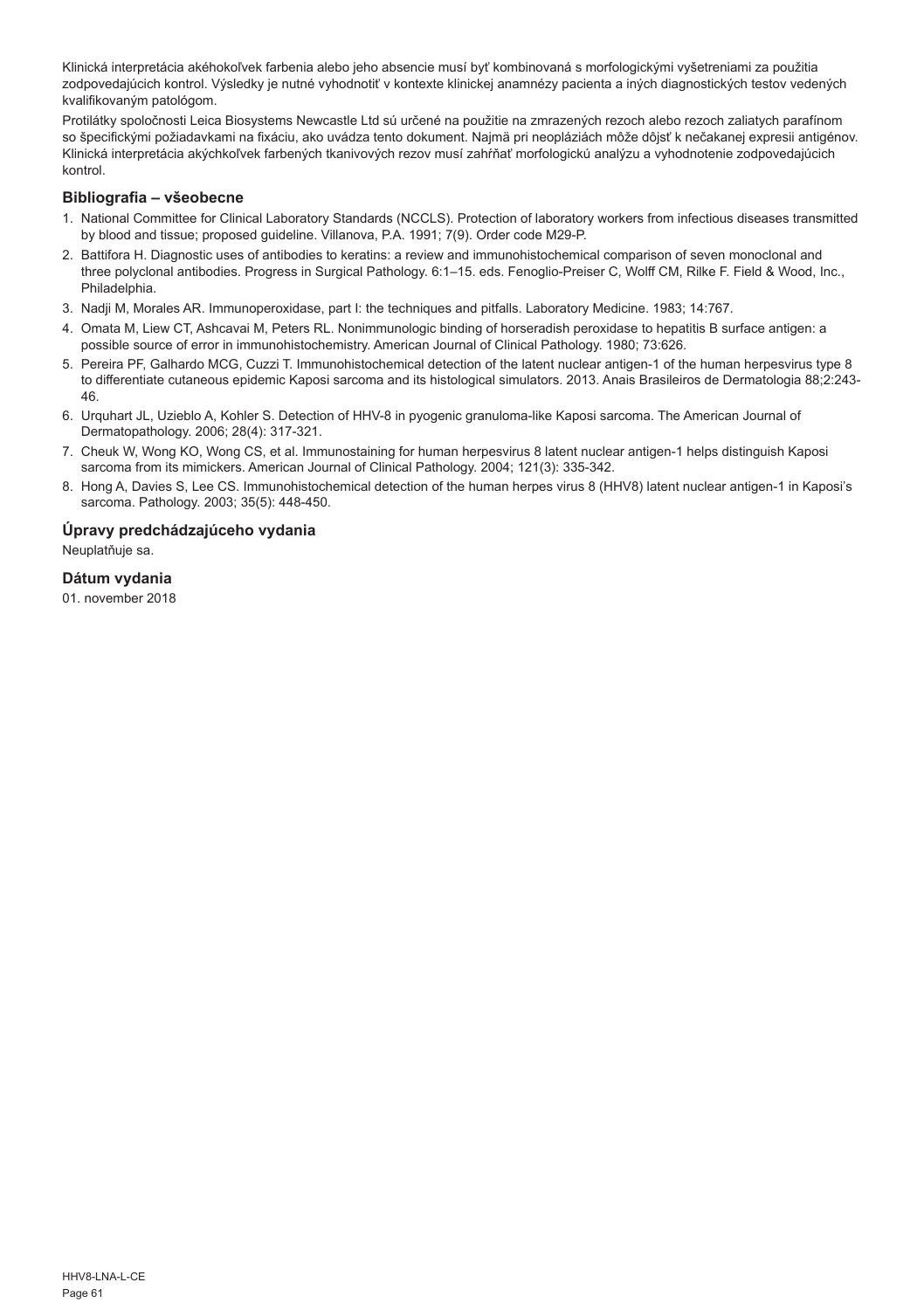Klinická interpretácia akéhokoľvek farbenia alebo jeho absencie musí byť kombinovaná s morfologickými vyšetreniami za použitia zodpovedajúcich kontrol. Výsledky je nutné vyhodnotiť v kontexte klinickej anamnézy pacienta a iných diagnostických testov vedených kvalifikovaným patológom.

Protilátky spoločnosti Leica Biosystems Newcastle Ltd sú určené na použitie na zmrazených rezoch alebo rezoch zaliatych parafínom so špecifickými požiadavkami na fixáciu, ako uvádza tento dokument. Najmä pri neopláziách môže dôjsť k nečakanej expresii antigénov. Klinická interpretácia akýchkoľvek farbených tkanivových rezov musí zahŕňať morfologickú analýzu a vyhodnotenie zodpovedajúcich kontrol.

## Bibliografia – všeobecne

1. National Committee for Clinical Laboratory Standards (NCCLS). Protection of laboratory workers from infectious diseases transmitted by blood and tissue; proposed guideline. Villanova, P.A. 1991; 7(9). Order code M29-P.
2. Battifora H. Diagnostic uses of antibodies to keratins: a review and immunohistochemical comparison of seven monoclonal and three polyclonal antibodies. Progress in Surgical Pathology. 6:1–15. eds. Fenoglio-Preiser C, Wolff CM, Rilke F. Field & Wood, Inc., Philadelphia.
3. Nadji M, Morales AR. Immunoperoxidase, part I: the techniques and pitfalls. Laboratory Medicine. 1983; 14:767.
4. Omata M, Liew CT, Ashcavai M, Peters RL. Nonimmunologic binding of horseradish peroxidase to hepatitis B surface antigen: a possible source of error in immunohistochemistry. American Journal of Clinical Pathology. 1980; 73:626.
5. Pereira PF, Galhardo MCG, Cuzzi T. Immunohistochemical detection of the latent nuclear antigen-1 of the human herpesvirus type 8 to differentiate cutaneous epidemic Kaposi sarcoma and its histological simulators. 2013. Anais Brasileiros de Dermatologia 88;2:243-46.
6. Urquhart JL, Uzieblo A, Kohler S. Detection of HHV-8 in pyogenic granuloma-like Kaposi sarcoma. The American Journal of Dermatopathology. 2006; 28(4): 317-321.
7. Cheuk W, Wong KO, Wong CS, et al. Immunostaining for human herpesvirus 8 latent nuclear antigen-1 helps distinguish Kaposi sarcoma from its mimickers. American Journal of Clinical Pathology. 2004; 121(3): 335-342.
8. Hong A, Davies S, Lee CS. Immunohistochemical detection of the human herpes virus 8 (HHV8) latent nuclear antigen-1 in Kaposi's sarcoma. Pathology. 2003; 35(5): 448-450.

## Úpravy predchádzajúceho vydania

Neuplatňuje sa.

## Dátum vydania

01. november 2018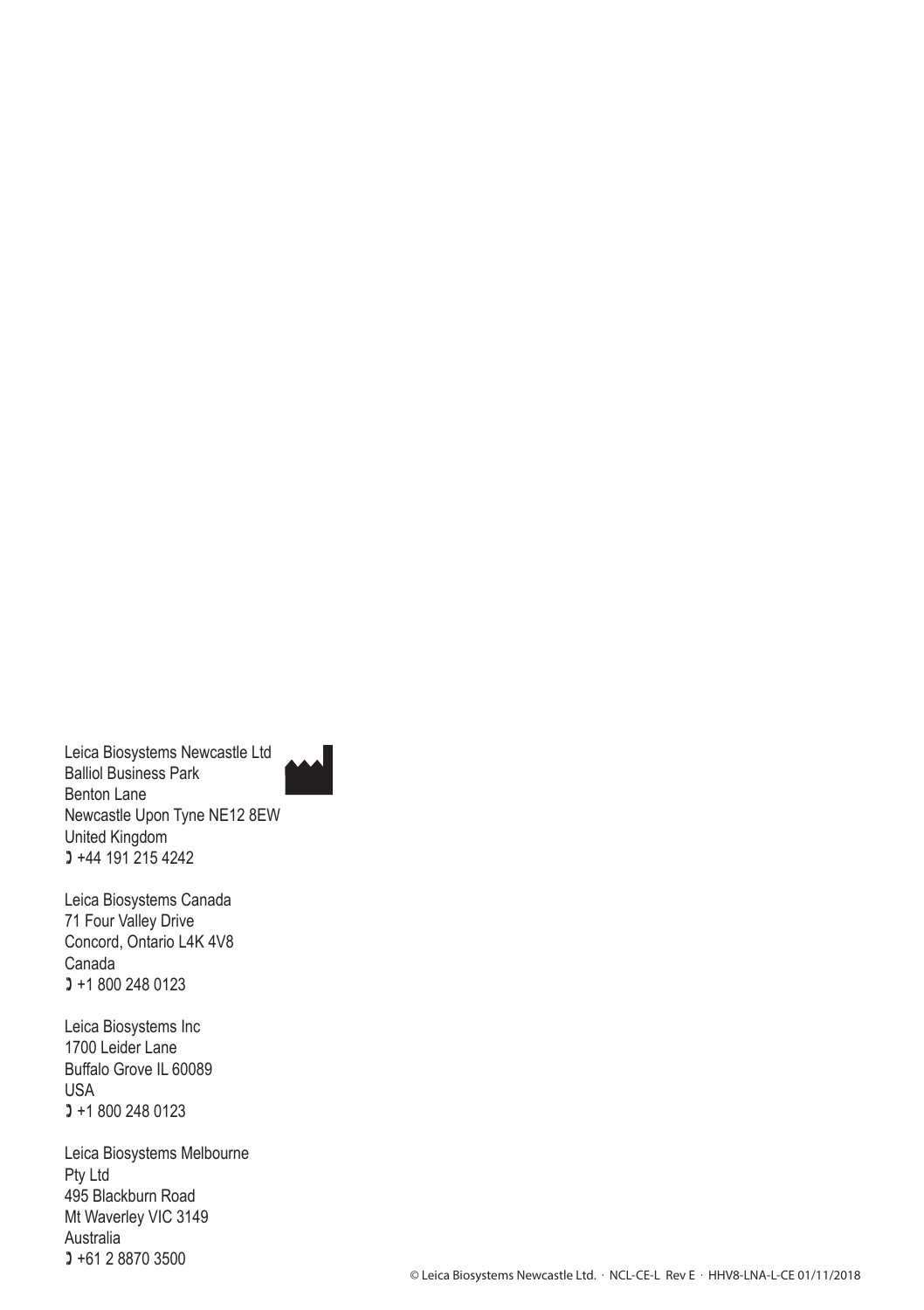Leica Biosystems Newcastle Ltd
Balliol Business Park
Benton Lane
Newcastle Upon Tyne NE12 8EW
United Kingdom
+44 191 215 4242

Leica Biosystems Canada
71 Four Valley Drive
Concord, Ontario L4K 4V8
Canada
+1 800 248 0123

Leica Biosystems Inc
1700 Leider Lane
Buffalo Grove IL 60089
USA
+1 800 248 0123

Leica Biosystems Melbourne
Pty Ltd
495 Blackburn Road
Mt Waverley VIC 3149
Australia
+61 2 8870 3500

© Leica Biosystems Newcastle Ltd. · NCL-CE-L Rev E · HHV8-LNA-L-CE 01/11/2018